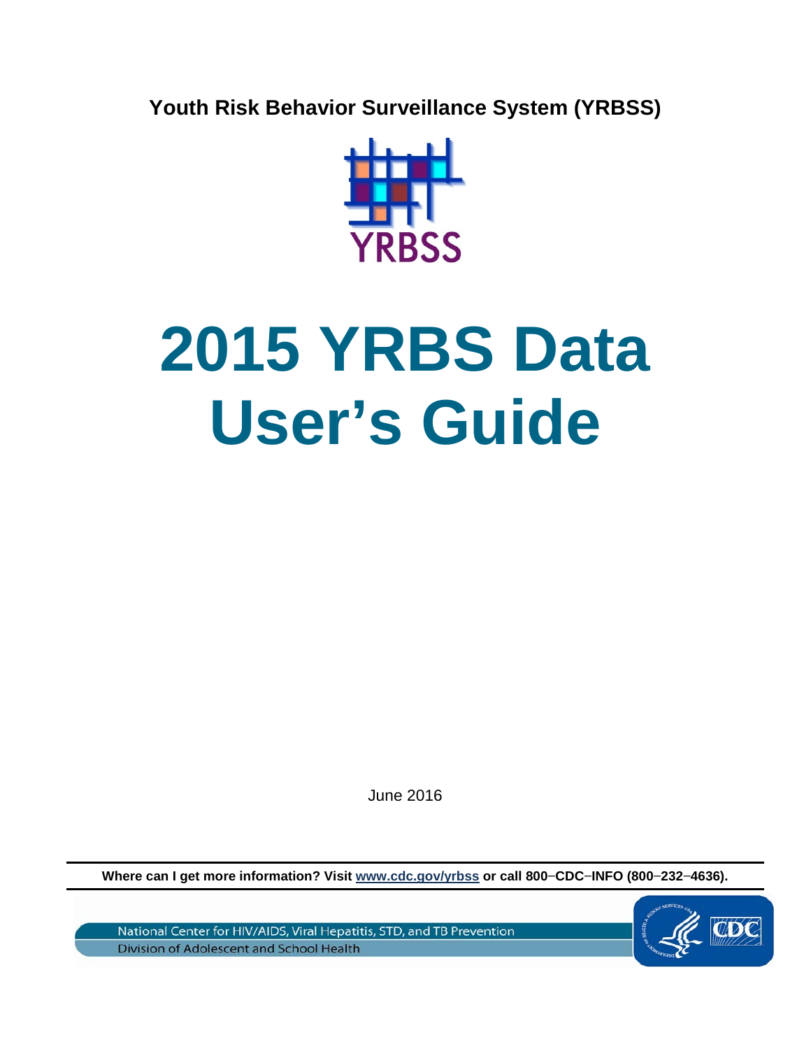**Youth Risk Behavior Surveillance System (YRBSS)**

YRBSS

# 2015 YRBS Data User's Guide

June 2016

**Where can I get more information? Visit [www.cdc.gov/yrbss](http://www.cdc.gov/yrbss) or call 800‒CDC‒INFO (800‒232‒4636).**

National Center for HIV/AIDS, Viral Hepatitis, STD, and TB Prevention

Division of Adolescent and School Health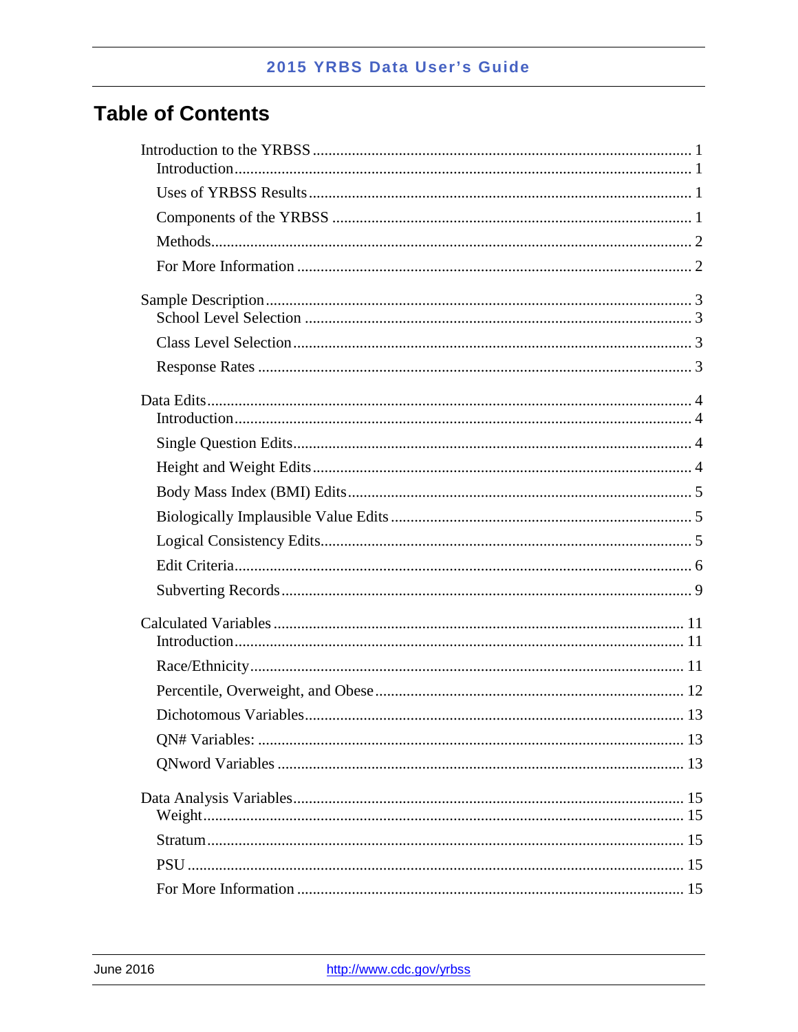# Table of Contents

- Introduction to the YRBSS ... 1
  - Introduction ... 1
  - Uses of YRBSS Results ... 1
  - Components of the YRBSS ... 1
  - Methods ... 2
  - For More Information ... 2
- Sample Description ... 3
  - School Level Selection ... 3
  - Class Level Selection ... 3
  - Response Rates ... 3
- Data Edits ... 4
  - Introduction ... 4
  - Single Question Edits ... 4
  - Height and Weight Edits ... 4
  - Body Mass Index (BMI) Edits ... 5
  - Biologically Implausible Value Edits ... 5
  - Logical Consistency Edits ... 5
  - Edit Criteria ... 6
  - Subverting Records ... 9
- Calculated Variables ... 11
  - Introduction ... 11
  - Race/Ethnicity ... 11
  - Percentile, Overweight, and Obese ... 12
  - Dichotomous Variables ... 13
  - QN# Variables: ... 13
  - QNword Variables ... 13
- Data Analysis Variables ... 15
  - Weight ... 15
  - Stratum ... 15
  - PSU ... 15
  - For More Information ... 15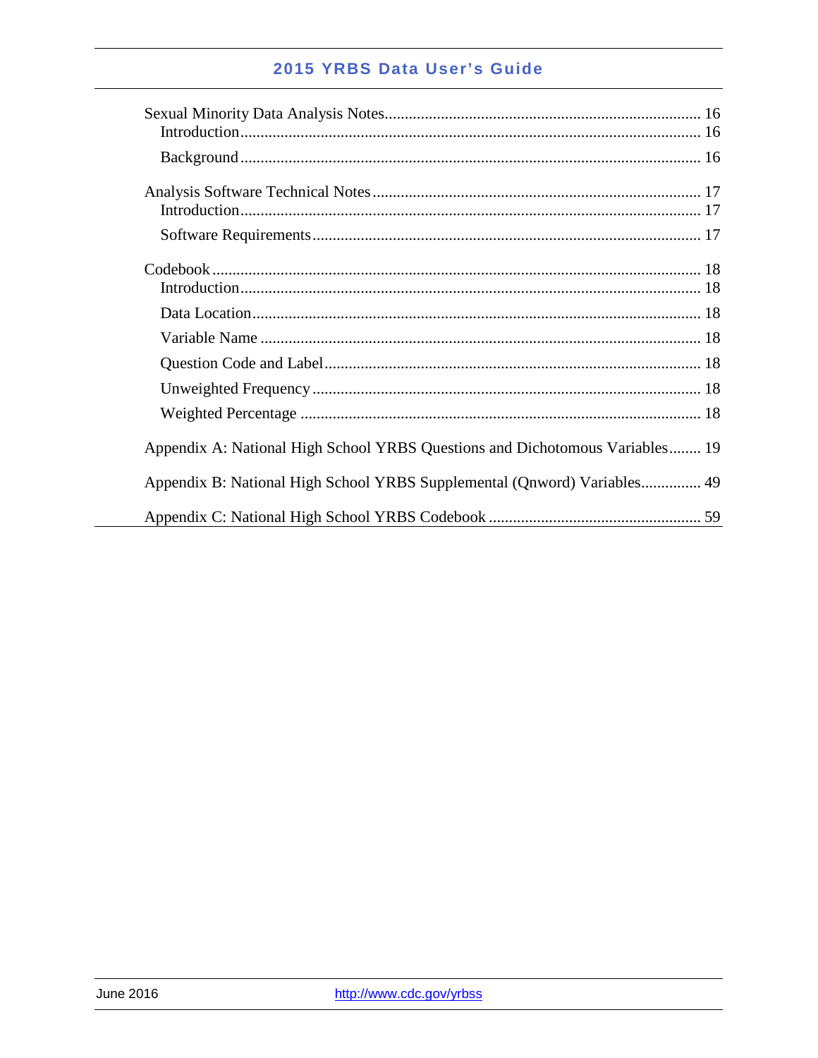Sexual Minority Data Analysis Notes ..... 16
- Introduction ..... 16
- Background ..... 16

Analysis Software Technical Notes ..... 17
- Introduction ..... 17
- Software Requirements ..... 17

Codebook ..... 18
- Introduction ..... 18
- Data Location ..... 18
- Variable Name ..... 18
- Question Code and Label ..... 18
- Unweighted Frequency ..... 18
- Weighted Percentage ..... 18

Appendix A: National High School YRBS Questions and Dichotomous Variables ..... 19

Appendix B: National High School YRBS Supplemental (Qnword) Variables ..... 49

Appendix C: National High School YRBS Codebook ..... 59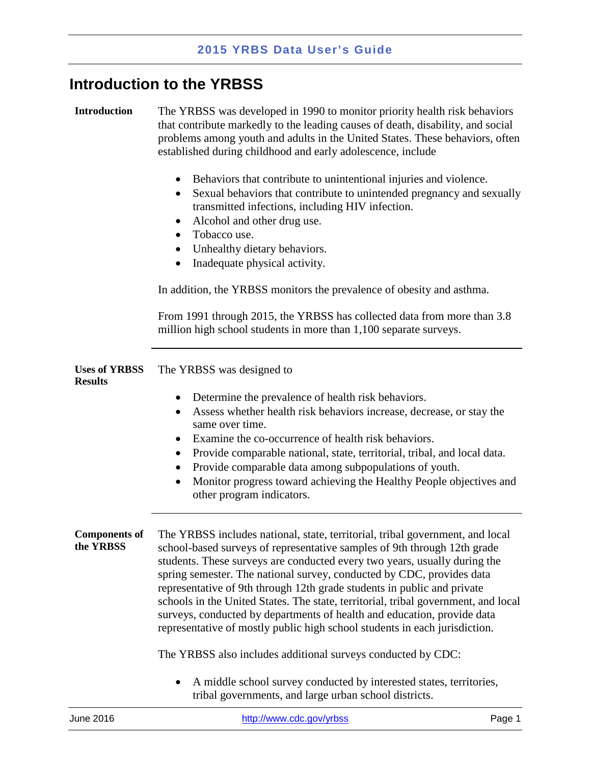# Introduction to the YRBSS

**Introduction**

The YRBSS was developed in 1990 to monitor priority health risk behaviors that contribute markedly to the leading causes of death, disability, and social problems among youth and adults in the United States. These behaviors, often established during childhood and early adolescence, include

- Behaviors that contribute to unintentional injuries and violence.
- Sexual behaviors that contribute to unintended pregnancy and sexually transmitted infections, including HIV infection.
- Alcohol and other drug use.
- Tobacco use.
- Unhealthy dietary behaviors.
- Inadequate physical activity.

In addition, the YRBSS monitors the prevalence of obesity and asthma.

From 1991 through 2015, the YRBSS has collected data from more than 3.8 million high school students in more than 1,100 separate surveys.

**Uses of YRBSS Results**

The YRBSS was designed to

- Determine the prevalence of health risk behaviors.
- Assess whether health risk behaviors increase, decrease, or stay the same over time.
- Examine the co-occurrence of health risk behaviors.
- Provide comparable national, state, territorial, tribal, and local data.
- Provide comparable data among subpopulations of youth.
- Monitor progress toward achieving the Healthy People objectives and other program indicators.

**Components of the YRBSS**

The YRBSS includes national, state, territorial, tribal government, and local school-based surveys of representative samples of 9th through 12th grade students. These surveys are conducted every two years, usually during the spring semester. The national survey, conducted by CDC, provides data representative of 9th through 12th grade students in public and private schools in the United States. The state, territorial, tribal government, and local surveys, conducted by departments of health and education, provide data representative of mostly public high school students in each jurisdiction.

The YRBSS also includes additional surveys conducted by CDC:

- A middle school survey conducted by interested states, territories, tribal governments, and large urban school districts.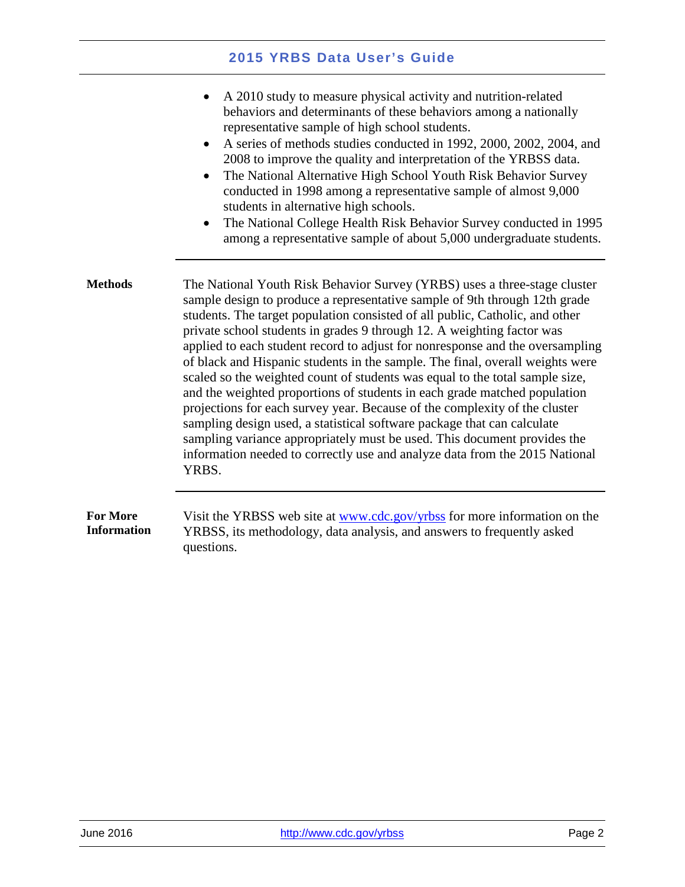- A 2010 study to measure physical activity and nutrition-related behaviors and determinants of these behaviors among a nationally representative sample of high school students.
- A series of methods studies conducted in 1992, 2000, 2002, 2004, and 2008 to improve the quality and interpretation of the YRBSS data.
- The National Alternative High School Youth Risk Behavior Survey conducted in 1998 among a representative sample of almost 9,000 students in alternative high schools.
- The National College Health Risk Behavior Survey conducted in 1995 among a representative sample of about 5,000 undergraduate students.

## Methods

The National Youth Risk Behavior Survey (YRBS) uses a three-stage cluster sample design to produce a representative sample of 9th through 12th grade students. The target population consisted of all public, Catholic, and other private school students in grades 9 through 12. A weighting factor was applied to each student record to adjust for nonresponse and the oversampling of black and Hispanic students in the sample. The final, overall weights were scaled so the weighted count of students was equal to the total sample size, and the weighted proportions of students in each grade matched population projections for each survey year. Because of the complexity of the cluster sampling design used, a statistical software package that can calculate sampling variance appropriately must be used. This document provides the information needed to correctly use and analyze data from the 2015 National YRBS.

## For More Information

Visit the YRBSS web site at [www.cdc.gov/yrbss](http://www.cdc.gov/yrbss) for more information on the YRBSS, its methodology, data analysis, and answers to frequently asked questions.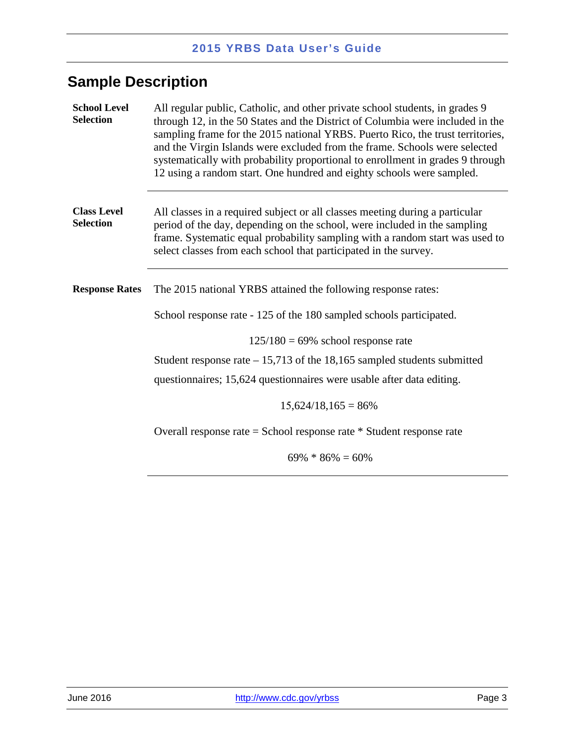## Sample Description

**School Level Selection**

All regular public, Catholic, and other private school students, in grades 9 through 12, in the 50 States and the District of Columbia were included in the sampling frame for the 2015 national YRBS. Puerto Rico, the trust territories, and the Virgin Islands were excluded from the frame. Schools were selected systematically with probability proportional to enrollment in grades 9 through 12 using a random start. One hundred and eighty schools were sampled.

**Class Level Selection**

All classes in a required subject or all classes meeting during a particular period of the day, depending on the school, were included in the sampling frame. Systematic equal probability sampling with a random start was used to select classes from each school that participated in the survey.

**Response Rates**

The 2015 national YRBS attained the following response rates:

School response rate - 125 of the 180 sampled schools participated.

$$125/180 = 69\% \text{ school response rate}$$

Student response rate – 15,713 of the 18,165 sampled students submitted questionnaires; 15,624 questionnaires were usable after data editing.

$$15{,}624/18{,}165 = 86\%$$

Overall response rate = School response rate * Student response rate

$$69\% * 86\% = 60\%$$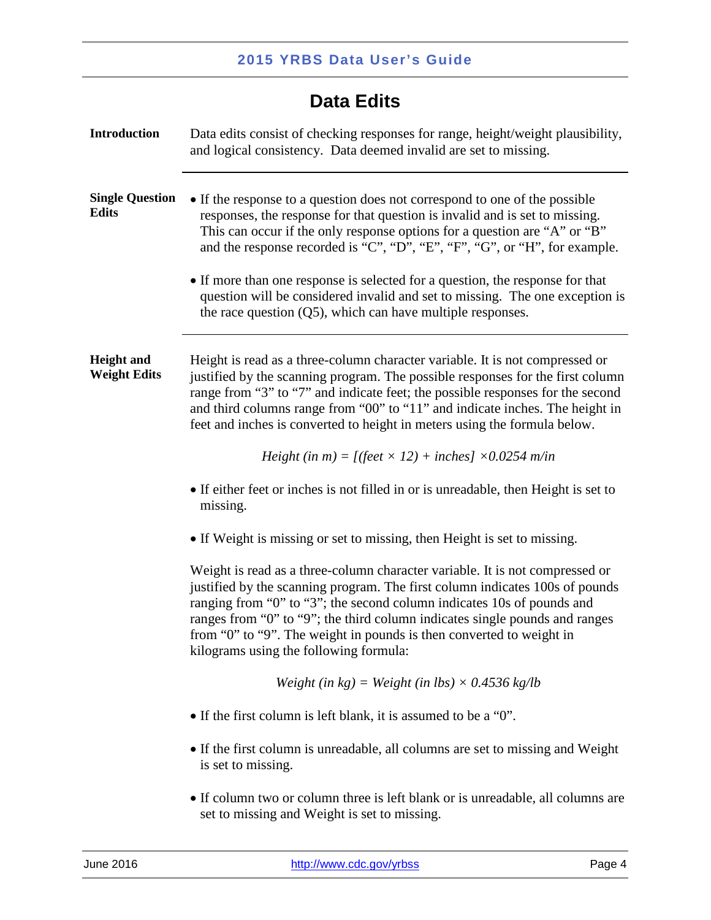## Data Edits

**Introduction**

Data edits consist of checking responses for range, height/weight plausibility, and logical consistency. Data deemed invalid are set to missing.

**Single Question Edits**

- If the response to a question does not correspond to one of the possible responses, the response for that question is invalid and is set to missing. This can occur if the only response options for a question are "A" or "B" and the response recorded is "C", "D", "E", "F", "G", or "H", for example.
- If more than one response is selected for a question, the response for that question will be considered invalid and set to missing. The one exception is the race question (Q5), which can have multiple responses.

**Height and Weight Edits**

Height is read as a three-column character variable. It is not compressed or justified by the scanning program. The possible responses for the first column range from "3" to "7" and indicate feet; the possible responses for the second and third columns range from "00" to "11" and indicate inches. The height in feet and inches is converted to height in meters using the formula below.

$$\text{Height (in m)} = [(\text{feet} \times 12) + \text{inches}] \times 0.0254 \text{ m/in}$$

- If either feet or inches is not filled in or is unreadable, then Height is set to missing.
- If Weight is missing or set to missing, then Height is set to missing.

Weight is read as a three-column character variable. It is not compressed or justified by the scanning program. The first column indicates 100s of pounds ranging from "0" to "3"; the second column indicates 10s of pounds and ranges from "0" to "9"; the third column indicates single pounds and ranges from "0" to "9". The weight in pounds is then converted to weight in kilograms using the following formula:

$$\text{Weight (in kg)} = \text{Weight (in lbs)} \times 0.4536 \text{ kg/lb}$$

- If the first column is left blank, it is assumed to be a "0".
- If the first column is unreadable, all columns are set to missing and Weight is set to missing.
- If column two or column three is left blank or is unreadable, all columns are set to missing and Weight is set to missing.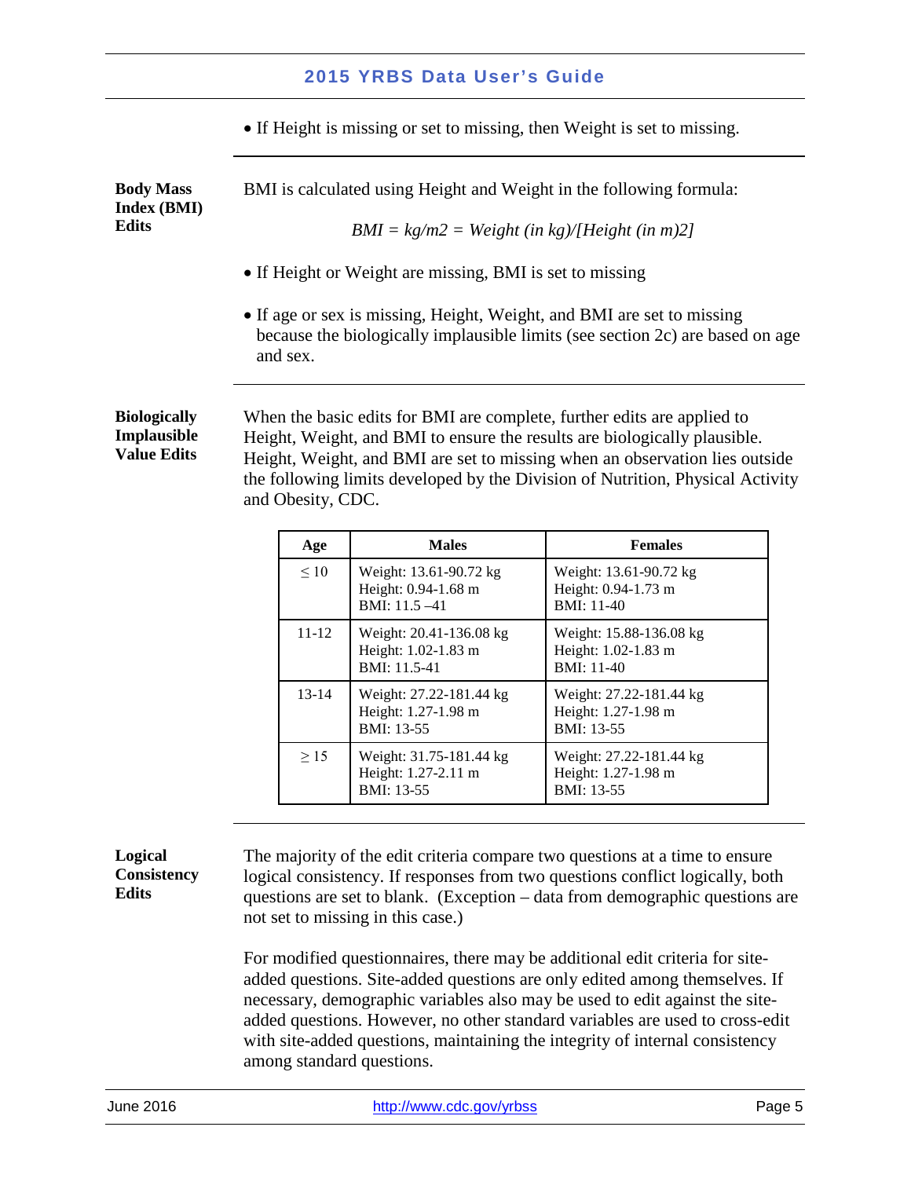- If Height is missing or set to missing, then Weight is set to missing.

**Body Mass Index (BMI) Edits**

BMI is calculated using Height and Weight in the following formula:

$$BMI = kg/m^2 = Weight\ (in\ kg)/[Height\ (in\ m)^2]$$

- If Height or Weight are missing, BMI is set to missing
- If age or sex is missing, Height, Weight, and BMI are set to missing because the biologically implausible limits (see section 2c) are based on age and sex.

**Biologically Implausible Value Edits**

When the basic edits for BMI are complete, further edits are applied to Height, Weight, and BMI to ensure the results are biologically plausible. Height, Weight, and BMI are set to missing when an observation lies outside the following limits developed by the Division of Nutrition, Physical Activity and Obesity, CDC.

| Age | Males | Females |
|---|---|---|
| ≤ 10 | Weight: 13.61-90.72 kg<br>Height: 0.94-1.68 m<br>BMI: 11.5 –41 | Weight: 13.61-90.72 kg<br>Height: 0.94-1.73 m<br>BMI: 11-40 |
| 11-12 | Weight: 20.41-136.08 kg<br>Height: 1.02-1.83 m<br>BMI: 11.5-41 | Weight: 15.88-136.08 kg<br>Height: 1.02-1.83 m<br>BMI: 11-40 |
| 13-14 | Weight: 27.22-181.44 kg<br>Height: 1.27-1.98 m<br>BMI: 13-55 | Weight: 27.22-181.44 kg<br>Height: 1.27-1.98 m<br>BMI: 13-55 |
| ≥ 15 | Weight: 31.75-181.44 kg<br>Height: 1.27-2.11 m<br>BMI: 13-55 | Weight: 27.22-181.44 kg<br>Height: 1.27-1.98 m<br>BMI: 13-55 |

**Logical Consistency Edits**

The majority of the edit criteria compare two questions at a time to ensure logical consistency. If responses from two questions conflict logically, both questions are set to blank. (Exception – data from demographic questions are not set to missing in this case.)

For modified questionnaires, there may be additional edit criteria for site-added questions. Site-added questions are only edited among themselves. If necessary, demographic variables also may be used to edit against the site-added questions. However, no other standard variables are used to cross-edit with site-added questions, maintaining the integrity of internal consistency among standard questions.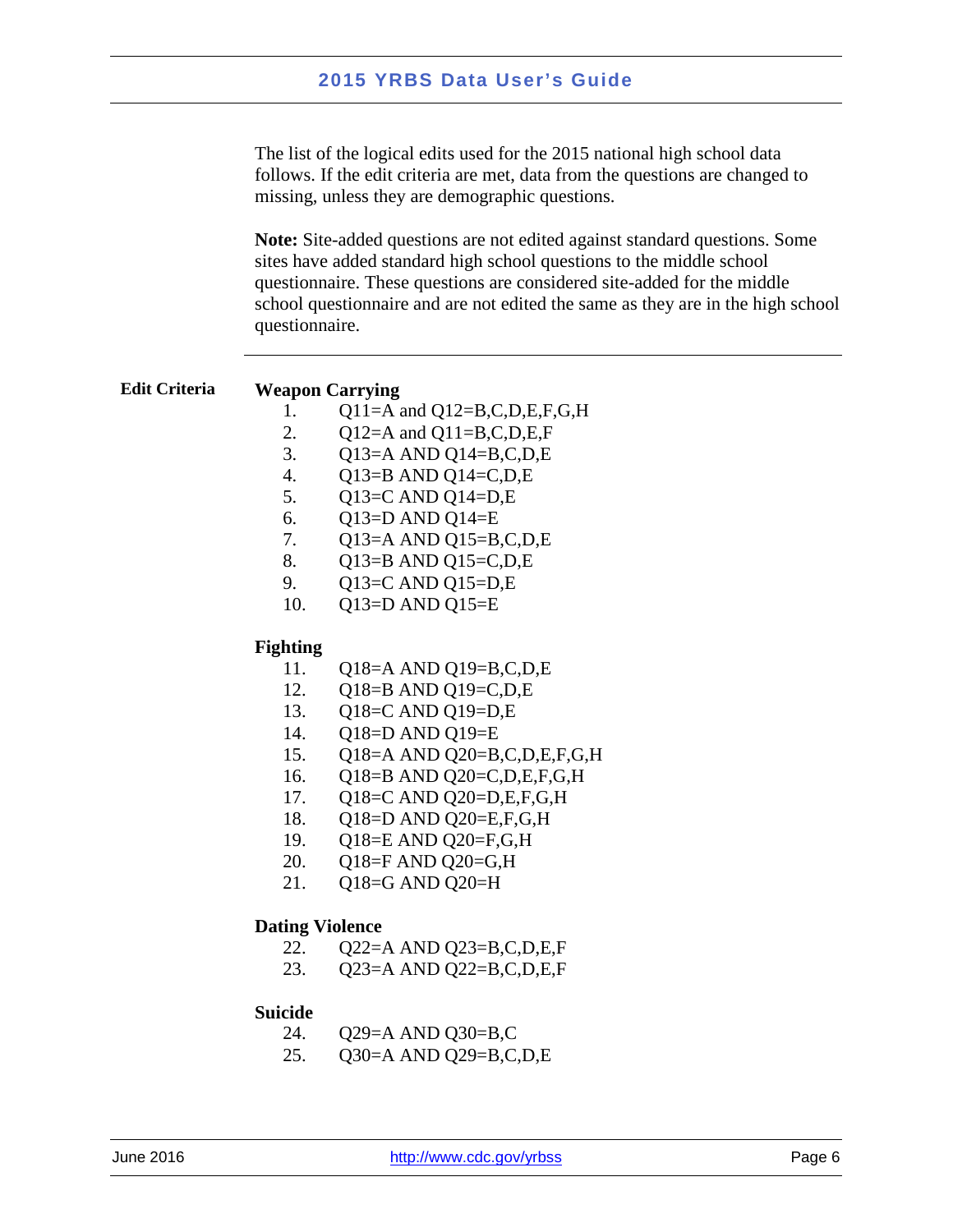The list of the logical edits used for the 2015 national high school data follows. If the edit criteria are met, data from the questions are changed to missing, unless they are demographic questions.

**Note:** Site-added questions are not edited against standard questions. Some sites have added standard high school questions to the middle school questionnaire. These questions are considered site-added for the middle school questionnaire and are not edited the same as they are in the high school questionnaire.

---

**Edit Criteria**

**Weapon Carrying**

1. Q11=A and Q12=B,C,D,E,F,G,H
2. Q12=A and Q11=B,C,D,E,F
3. Q13=A AND Q14=B,C,D,E
4. Q13=B AND Q14=C,D,E
5. Q13=C AND Q14=D,E
6. Q13=D AND Q14=E
7. Q13=A AND Q15=B,C,D,E
8. Q13=B AND Q15=C,D,E
9. Q13=C AND Q15=D,E
10. Q13=D AND Q15=E

**Fighting**

11. Q18=A AND Q19=B,C,D,E
12. Q18=B AND Q19=C,D,E
13. Q18=C AND Q19=D,E
14. Q18=D AND Q19=E
15. Q18=A AND Q20=B,C,D,E,F,G,H
16. Q18=B AND Q20=C,D,E,F,G,H
17. Q18=C AND Q20=D,E,F,G,H
18. Q18=D AND Q20=E,F,G,H
19. Q18=E AND Q20=F,G,H
20. Q18=F AND Q20=G,H
21. Q18=G AND Q20=H

**Dating Violence**

22. Q22=A AND Q23=B,C,D,E,F
23. Q23=A AND Q22=B,C,D,E,F

**Suicide**

24. Q29=A AND Q30=B,C
25. Q30=A AND Q29=B,C,D,E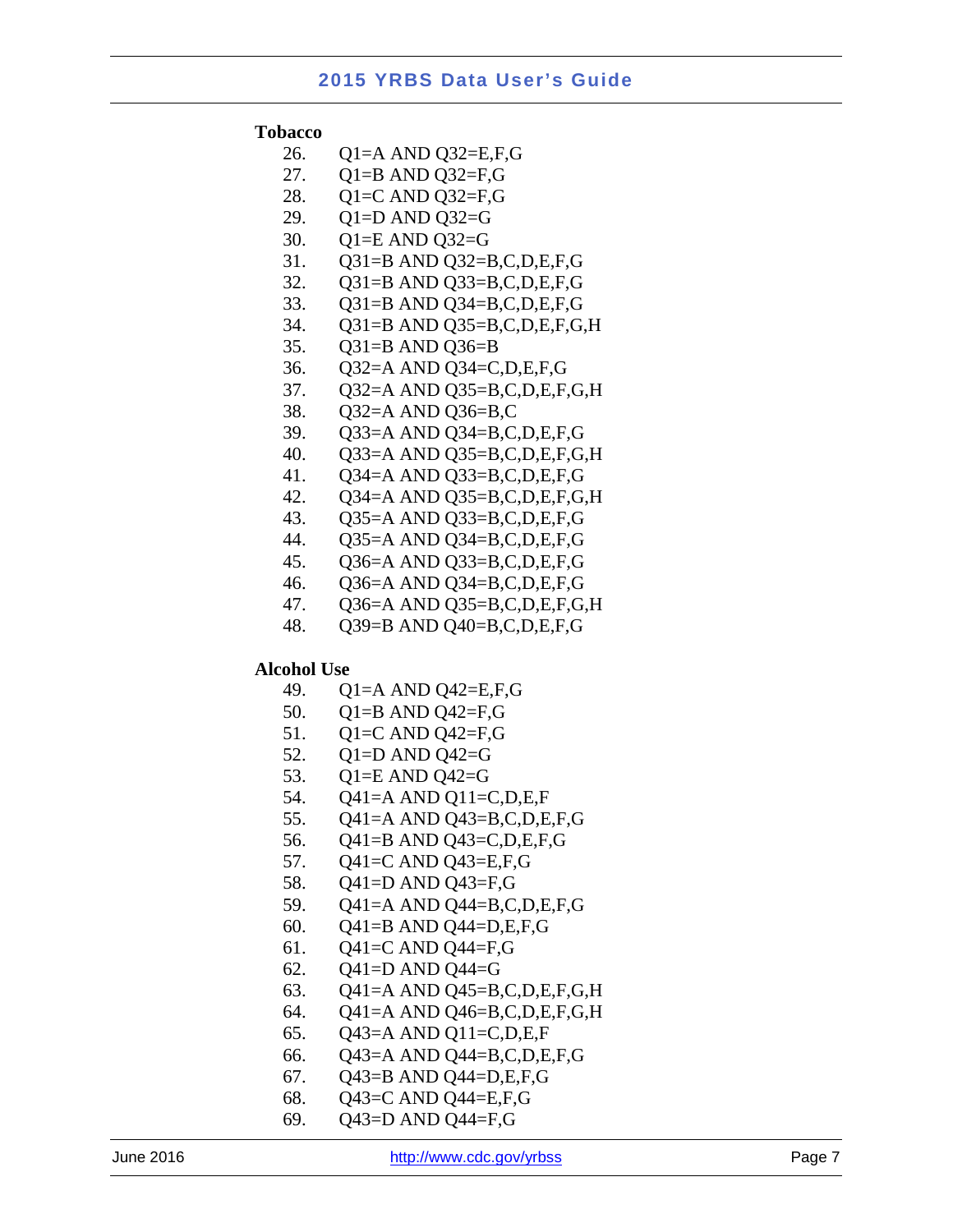**Tobacco**

26. Q1=A AND Q32=E,F,G
27. Q1=B AND Q32=F,G
28. Q1=C AND Q32=F,G
29. Q1=D AND Q32=G
30. Q1=E AND Q32=G
31. Q31=B AND Q32=B,C,D,E,F,G
32. Q31=B AND Q33=B,C,D,E,F,G
33. Q31=B AND Q34=B,C,D,E,F,G
34. Q31=B AND Q35=B,C,D,E,F,G,H
35. Q31=B AND Q36=B
36. Q32=A AND Q34=C,D,E,F,G
37. Q32=A AND Q35=B,C,D,E,F,G,H
38. Q32=A AND Q36=B,C
39. Q33=A AND Q34=B,C,D,E,F,G
40. Q33=A AND Q35=B,C,D,E,F,G,H
41. Q34=A AND Q33=B,C,D,E,F,G
42. Q34=A AND Q35=B,C,D,E,F,G,H
43. Q35=A AND Q33=B,C,D,E,F,G
44. Q35=A AND Q34=B,C,D,E,F,G
45. Q36=A AND Q33=B,C,D,E,F,G
46. Q36=A AND Q34=B,C,D,E,F,G
47. Q36=A AND Q35=B,C,D,E,F,G,H
48. Q39=B AND Q40=B,C,D,E,F,G

**Alcohol Use**

49. Q1=A AND Q42=E,F,G
50. Q1=B AND Q42=F,G
51. Q1=C AND Q42=F,G
52. Q1=D AND Q42=G
53. Q1=E AND Q42=G
54. Q41=A AND Q11=C,D,E,F
55. Q41=A AND Q43=B,C,D,E,F,G
56. Q41=B AND Q43=C,D,E,F,G
57. Q41=C AND Q43=E,F,G
58. Q41=D AND Q43=F,G
59. Q41=A AND Q44=B,C,D,E,F,G
60. Q41=B AND Q44=D,E,F,G
61. Q41=C AND Q44=F,G
62. Q41=D AND Q44=G
63. Q41=A AND Q45=B,C,D,E,F,G,H
64. Q41=A AND Q46=B,C,D,E,F,G,H
65. Q43=A AND Q11=C,D,E,F
66. Q43=A AND Q44=B,C,D,E,F,G
67. Q43=B AND Q44=D,E,F,G
68. Q43=C AND Q44=E,F,G
69. Q43=D AND Q44=F,G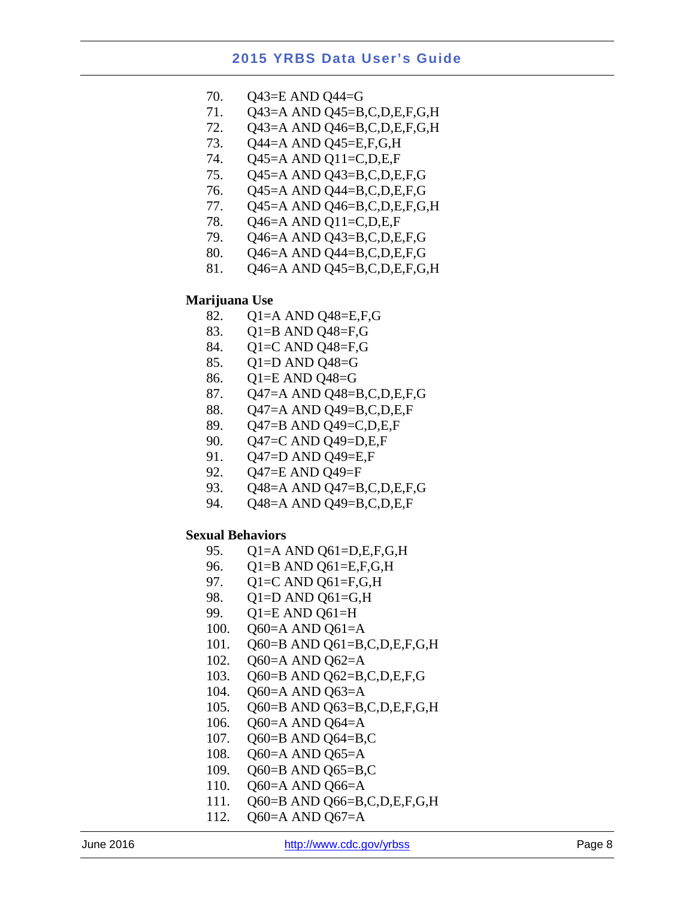70. Q43=E AND Q44=G
71. Q43=A AND Q45=B,C,D,E,F,G,H
72. Q43=A AND Q46=B,C,D,E,F,G,H
73. Q44=A AND Q45=E,F,G,H
74. Q45=A AND Q11=C,D,E,F
75. Q45=A AND Q43=B,C,D,E,F,G
76. Q45=A AND Q44=B,C,D,E,F,G
77. Q45=A AND Q46=B,C,D,E,F,G,H
78. Q46=A AND Q11=C,D,E,F
79. Q46=A AND Q43=B,C,D,E,F,G
80. Q46=A AND Q44=B,C,D,E,F,G
81. Q46=A AND Q45=B,C,D,E,F,G,H

**Marijuana Use**

82. Q1=A AND Q48=E,F,G
83. Q1=B AND Q48=F,G
84. Q1=C AND Q48=F,G
85. Q1=D AND Q48=G
86. Q1=E AND Q48=G
87. Q47=A AND Q48=B,C,D,E,F,G
88. Q47=A AND Q49=B,C,D,E,F
89. Q47=B AND Q49=C,D,E,F
90. Q47=C AND Q49=D,E,F
91. Q47=D AND Q49=E,F
92. Q47=E AND Q49=F
93. Q48=A AND Q47=B,C,D,E,F,G
94. Q48=A AND Q49=B,C,D,E,F

**Sexual Behaviors**

95. Q1=A AND Q61=D,E,F,G,H
96. Q1=B AND Q61=E,F,G,H
97. Q1=C AND Q61=F,G,H
98. Q1=D AND Q61=G,H
99. Q1=E AND Q61=H
100. Q60=A AND Q61=A
101. Q60=B AND Q61=B,C,D,E,F,G,H
102. Q60=A AND Q62=A
103. Q60=B AND Q62=B,C,D,E,F,G
104. Q60=A AND Q63=A
105. Q60=B AND Q63=B,C,D,E,F,G,H
106. Q60=A AND Q64=A
107. Q60=B AND Q64=B,C
108. Q60=A AND Q65=A
109. Q60=B AND Q65=B,C
110. Q60=A AND Q66=A
111. Q60=B AND Q66=B,C,D,E,F,G,H
112. Q60=A AND Q67=A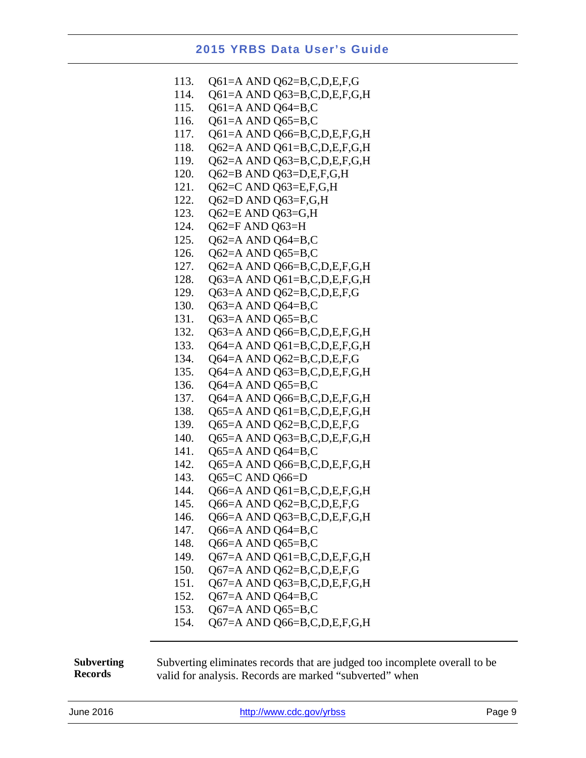113. Q61=A AND Q62=B,C,D,E,F,G
114. Q61=A AND Q63=B,C,D,E,F,G,H
115. Q61=A AND Q64=B,C
116. Q61=A AND Q65=B,C
117. Q61=A AND Q66=B,C,D,E,F,G,H
118. Q62=A AND Q61=B,C,D,E,F,G,H
119. Q62=A AND Q63=B,C,D,E,F,G,H
120. Q62=B AND Q63=D,E,F,G,H
121. Q62=C AND Q63=E,F,G,H
122. Q62=D AND Q63=F,G,H
123. Q62=E AND Q63=G,H
124. Q62=F AND Q63=H
125. Q62=A AND Q64=B,C
126. Q62=A AND Q65=B,C
127. Q62=A AND Q66=B,C,D,E,F,G,H
128. Q63=A AND Q61=B,C,D,E,F,G,H
129. Q63=A AND Q62=B,C,D,E,F,G
130. Q63=A AND Q64=B,C
131. Q63=A AND Q65=B,C
132. Q63=A AND Q66=B,C,D,E,F,G,H
133. Q64=A AND Q61=B,C,D,E,F,G,H
134. Q64=A AND Q62=B,C,D,E,F,G
135. Q64=A AND Q63=B,C,D,E,F,G,H
136. Q64=A AND Q65=B,C
137. Q64=A AND Q66=B,C,D,E,F,G,H
138. Q65=A AND Q61=B,C,D,E,F,G,H
139. Q65=A AND Q62=B,C,D,E,F,G
140. Q65=A AND Q63=B,C,D,E,F,G,H
141. Q65=A AND Q64=B,C
142. Q65=A AND Q66=B,C,D,E,F,G,H
143. Q65=C AND Q66=D
144. Q66=A AND Q61=B,C,D,E,F,G,H
145. Q66=A AND Q62=B,C,D,E,F,G
146. Q66=A AND Q63=B,C,D,E,F,G,H
147. Q66=A AND Q64=B,C
148. Q66=A AND Q65=B,C
149. Q67=A AND Q61=B,C,D,E,F,G,H
150. Q67=A AND Q62=B,C,D,E,F,G
151. Q67=A AND Q63=B,C,D,E,F,G,H
152. Q67=A AND Q64=B,C
153. Q67=A AND Q65=B,C
154. Q67=A AND Q66=B,C,D,E,F,G,H

---

**Subverting Records**

Subverting eliminates records that are judged too incomplete overall to be valid for analysis. Records are marked "subverted" when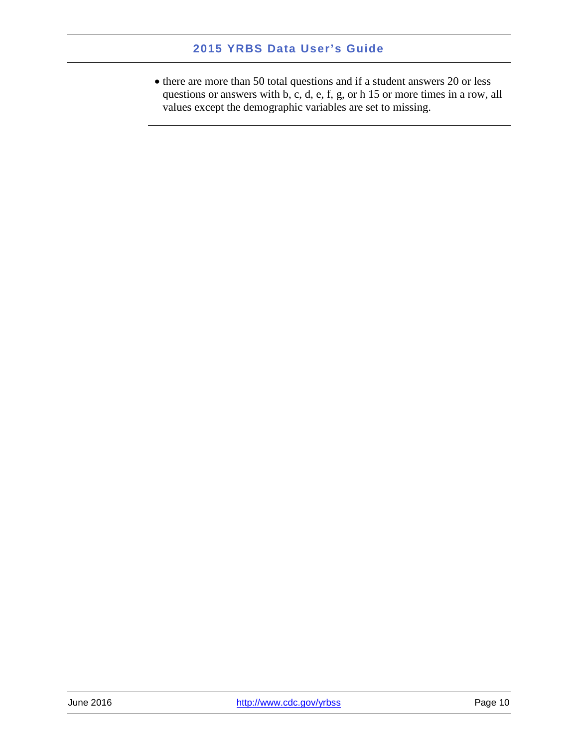- there are more than 50 total questions and if a student answers 20 or less questions or answers with b, c, d, e, f, g, or h 15 or more times in a row, all values except the demographic variables are set to missing.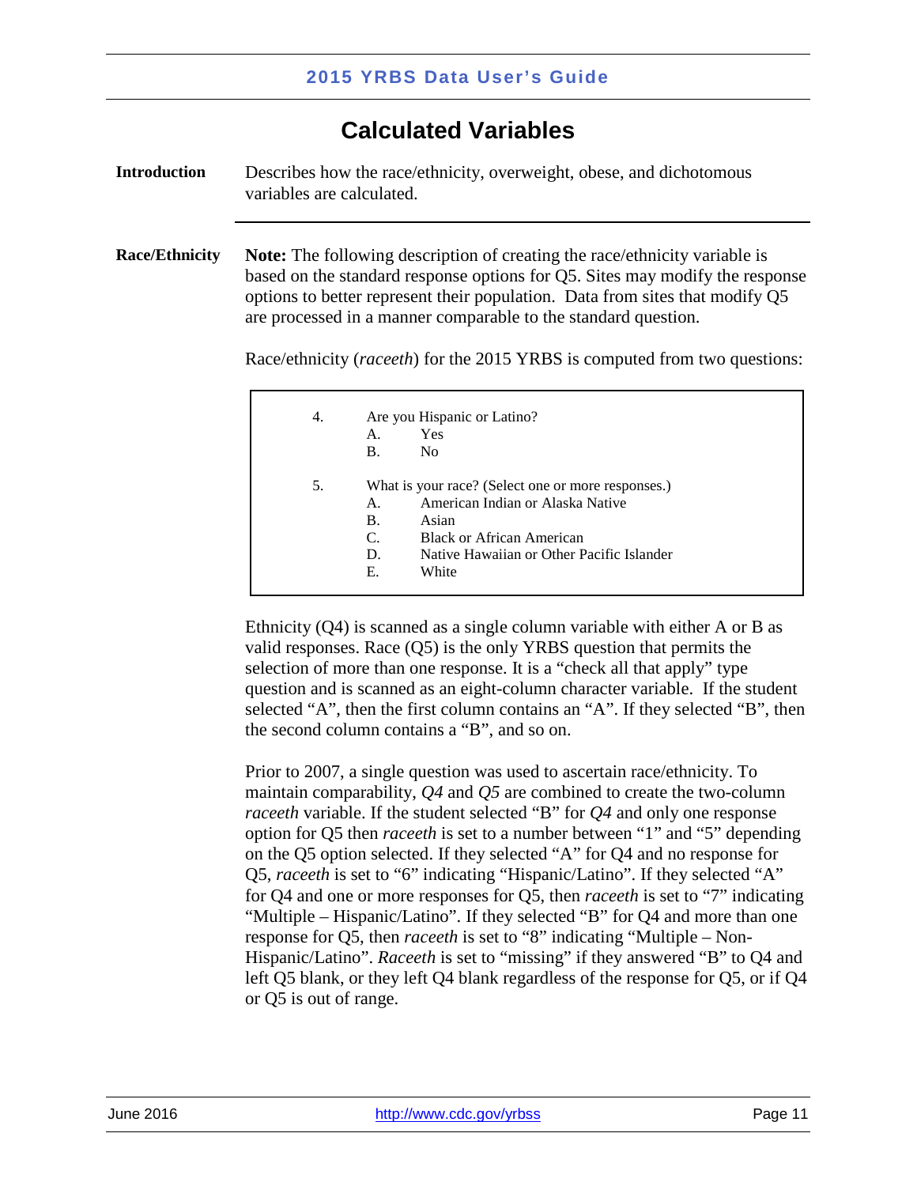# Calculated Variables

**Introduction**

Describes how the race/ethnicity, overweight, obese, and dichotomous variables are calculated.

**Race/Ethnicity**

**Note:** The following description of creating the race/ethnicity variable is based on the standard response options for Q5. Sites may modify the response options to better represent their population. Data from sites that modify Q5 are processed in a manner comparable to the standard question.

Race/ethnicity (*raceeth*) for the 2015 YRBS is computed from two questions:

> 4. Are you Hispanic or Latino?
>    A. Yes
>    B. No
>
> 5. What is your race? (Select one or more responses.)
>    A. American Indian or Alaska Native
>    B. Asian
>    C. Black or African American
>    D. Native Hawaiian or Other Pacific Islander
>    E. White

Ethnicity (Q4) is scanned as a single column variable with either A or B as valid responses. Race (Q5) is the only YRBS question that permits the selection of more than one response. It is a "check all that apply" type question and is scanned as an eight-column character variable. If the student selected "A", then the first column contains an "A". If they selected "B", then the second column contains a "B", and so on.

Prior to 2007, a single question was used to ascertain race/ethnicity. To maintain comparability, *Q4* and *Q5* are combined to create the two-column *raceeth* variable. If the student selected "B" for *Q4* and only one response option for Q5 then *raceeth* is set to a number between "1" and "5" depending on the Q5 option selected. If they selected "A" for Q4 and no response for Q5, *raceeth* is set to "6" indicating "Hispanic/Latino". If they selected "A" for Q4 and one or more responses for Q5, then *raceeth* is set to "7" indicating "Multiple – Hispanic/Latino". If they selected "B" for Q4 and more than one response for Q5, then *raceeth* is set to "8" indicating "Multiple – Non-Hispanic/Latino". *Raceeth* is set to "missing" if they answered "B" to Q4 and left Q5 blank, or they left Q4 blank regardless of the response for Q5, or if Q4 or Q5 is out of range.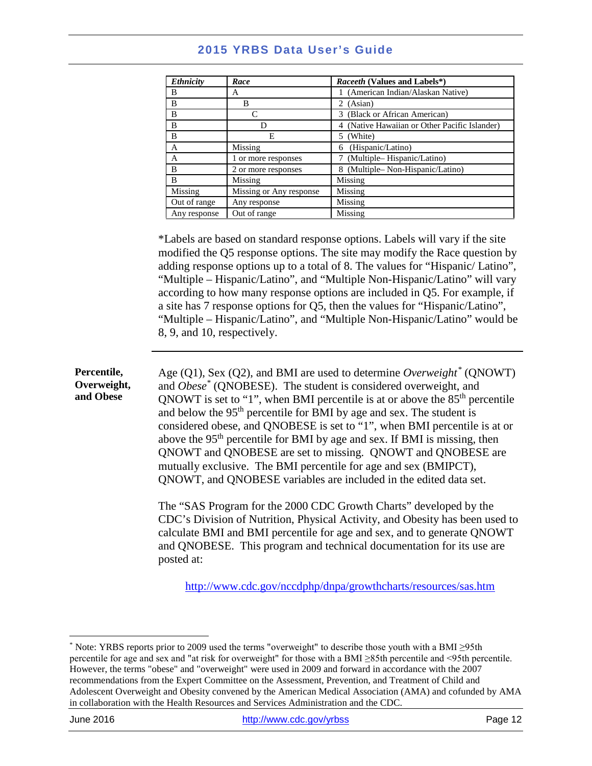| *Ethnicity* | *Race* | ***Raceeth*** **(Values and Labels\*)** |
|---|---|---|
| B | A | 1 (American Indian/Alaskan Native) |
| B | B | 2 (Asian) |
| B | C | 3 (Black or African American) |
| B | D | 4 (Native Hawaiian or Other Pacific Islander) |
| B | E | 5 (White) |
| A | Missing | 6 (Hispanic/Latino) |
| A | 1 or more responses | 7 (Multiple– Hispanic/Latino) |
| B | 2 or more responses | 8 (Multiple– Non-Hispanic/Latino) |
| B | Missing | Missing |
| Missing | Missing or Any response | Missing |
| Out of range | Any response | Missing |
| Any response | Out of range | Missing |

*Labels are based on standard response options. Labels will vary if the site modified the Q5 response options. The site may modify the Race question by adding response options up to a total of 8. The values for "Hispanic/ Latino", "Multiple – Hispanic/Latino", and "Multiple Non-Hispanic/Latino" will vary according to how many response options are included in Q5. For example, if a site has 7 response options for Q5, then the values for "Hispanic/Latino", "Multiple – Hispanic/Latino", and "Multiple Non-Hispanic/Latino" would be 8, 9, and 10, respectively.

---

**Percentile, Overweight, and Obese**

Age (Q1), Sex (Q2), and BMI are used to determine *Overweight*[*] (QNOWT) and *Obese*[*] (QNOBESE). The student is considered overweight, and QNOWT is set to "1", when BMI percentile is at or above the 85th percentile and below the 95th percentile for BMI by age and sex. The student is considered obese, and QNOBESE is set to "1", when BMI percentile is at or above the 95th percentile for BMI by age and sex. If BMI is missing, then QNOWT and QNOBESE are set to missing. QNOWT and QNOBESE are mutually exclusive. The BMI percentile for age and sex (BMIPCT), QNOWT, and QNOBESE variables are included in the edited data set.

The "SAS Program for the 2000 CDC Growth Charts" developed by the CDC's Division of Nutrition, Physical Activity, and Obesity has been used to calculate BMI and BMI percentile for age and sex, and to generate QNOWT and QNOBESE. This program and technical documentation for its use are posted at:

http://www.cdc.gov/nccdphp/dnpa/growthcharts/resources/sas.htm

[*] Note: YRBS reports prior to 2009 used the terms "overweight" to describe those youth with a BMI ≥95th percentile for age and sex and "at risk for overweight" for those with a BMI ≥85th percentile and <95th percentile. However, the terms "obese" and "overweight" were used in 2009 and forward in accordance with the 2007 recommendations from the Expert Committee on the Assessment, Prevention, and Treatment of Child and Adolescent Overweight and Obesity convened by the American Medical Association (AMA) and cofunded by AMA in collaboration with the Health Resources and Services Administration and the CDC.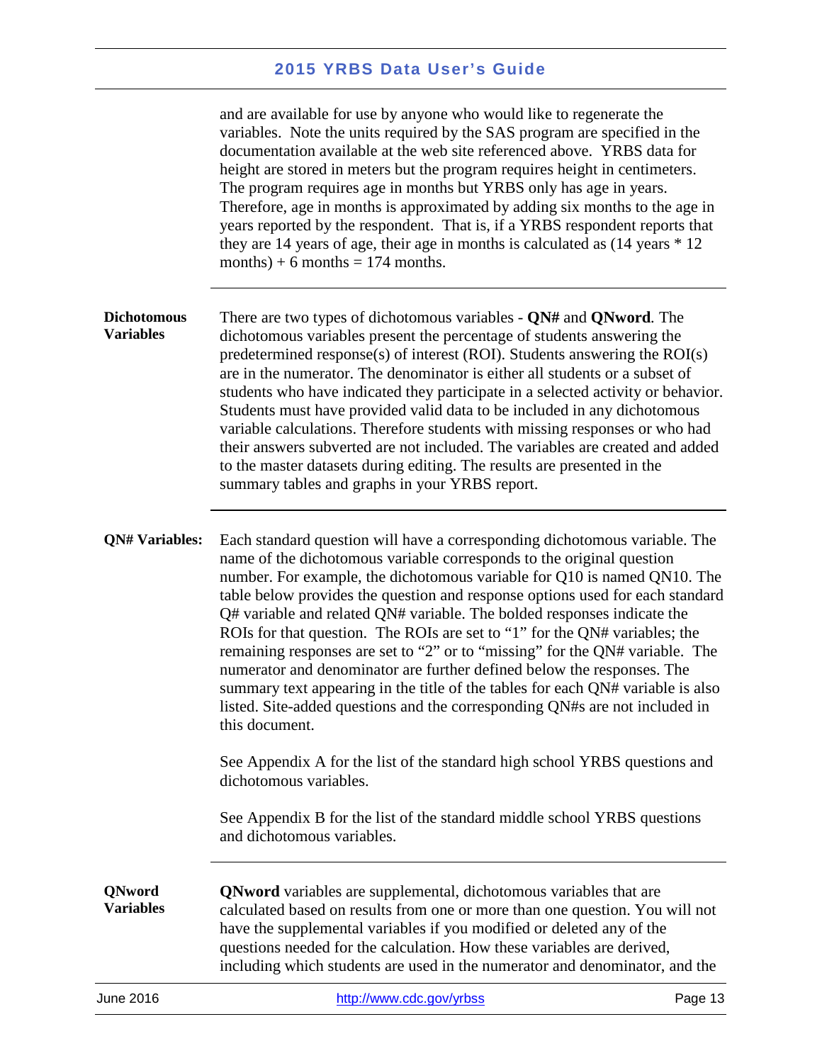and are available for use by anyone who would like to regenerate the variables. Note the units required by the SAS program are specified in the documentation available at the web site referenced above. YRBS data for height are stored in meters but the program requires height in centimeters. The program requires age in months but YRBS only has age in years. Therefore, age in months is approximated by adding six months to the age in years reported by the respondent. That is, if a YRBS respondent reports that they are 14 years of age, their age in months is calculated as (14 years * 12 months) + 6 months = 174 months.

---

**Dichotomous Variables**

There are two types of dichotomous variables - **QN#** and **QNword**. The dichotomous variables present the percentage of students answering the predetermined response(s) of interest (ROI). Students answering the ROI(s) are in the numerator. The denominator is either all students or a subset of students who have indicated they participate in a selected activity or behavior. Students must have provided valid data to be included in any dichotomous variable calculations. Therefore students with missing responses or who had their answers subverted are not included. The variables are created and added to the master datasets during editing. The results are presented in the summary tables and graphs in your YRBS report.

---

**QN# Variables:**

Each standard question will have a corresponding dichotomous variable. The name of the dichotomous variable corresponds to the original question number. For example, the dichotomous variable for Q10 is named QN10. The table below provides the question and response options used for each standard Q# variable and related QN# variable. The bolded responses indicate the ROIs for that question. The ROIs are set to "1" for the QN# variables; the remaining responses are set to "2" or to "missing" for the QN# variable. The numerator and denominator are further defined below the responses. The summary text appearing in the title of the tables for each QN# variable is also listed. Site-added questions and the corresponding QN#s are not included in this document.

See Appendix A for the list of the standard high school YRBS questions and dichotomous variables.

See Appendix B for the list of the standard middle school YRBS questions and dichotomous variables.

---

**QNword Variables**

**QNword** variables are supplemental, dichotomous variables that are calculated based on results from one or more than one question. You will not have the supplemental variables if you modified or deleted any of the questions needed for the calculation. How these variables are derived, including which students are used in the numerator and denominator, and the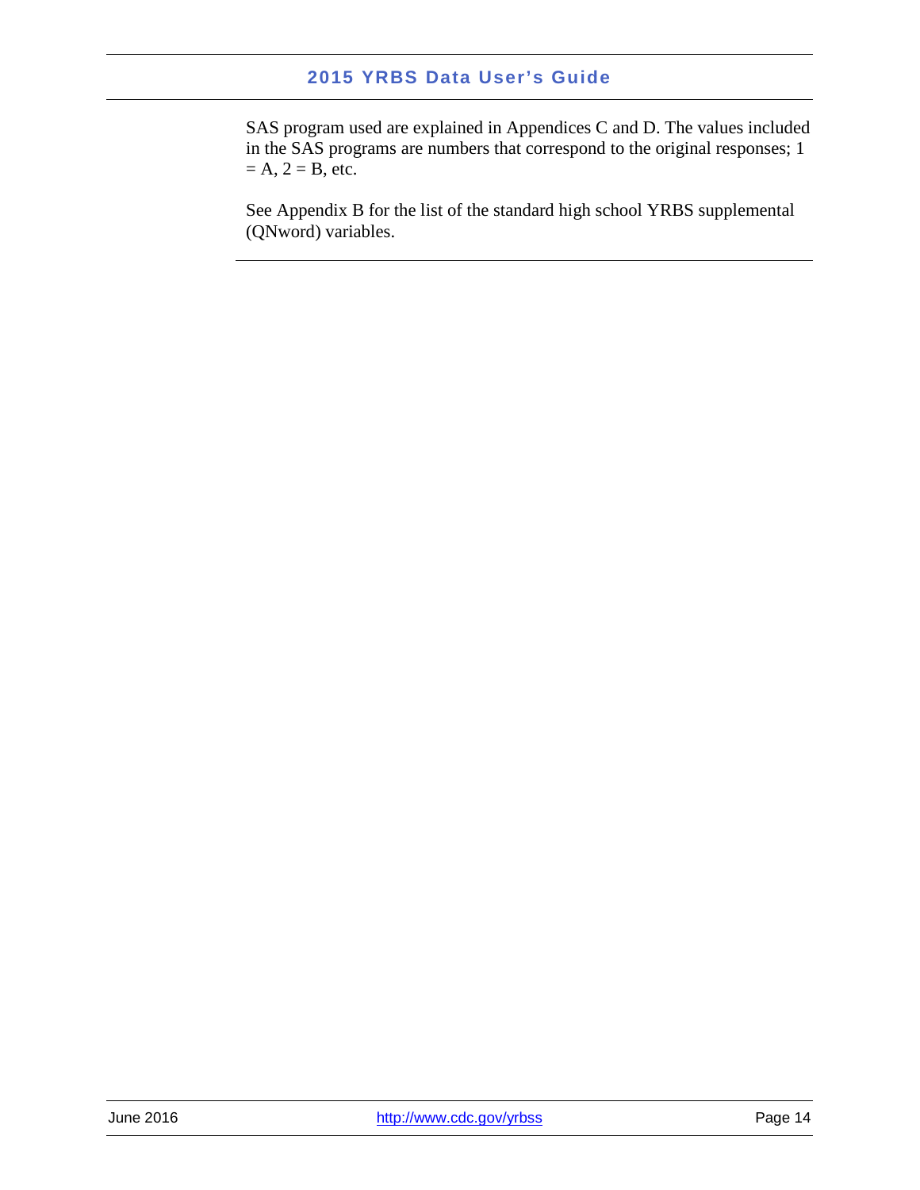SAS program used are explained in Appendices C and D. The values included in the SAS programs are numbers that correspond to the original responses; 1 = A, 2 = B, etc.

See Appendix B for the list of the standard high school YRBS supplemental (QNword) variables.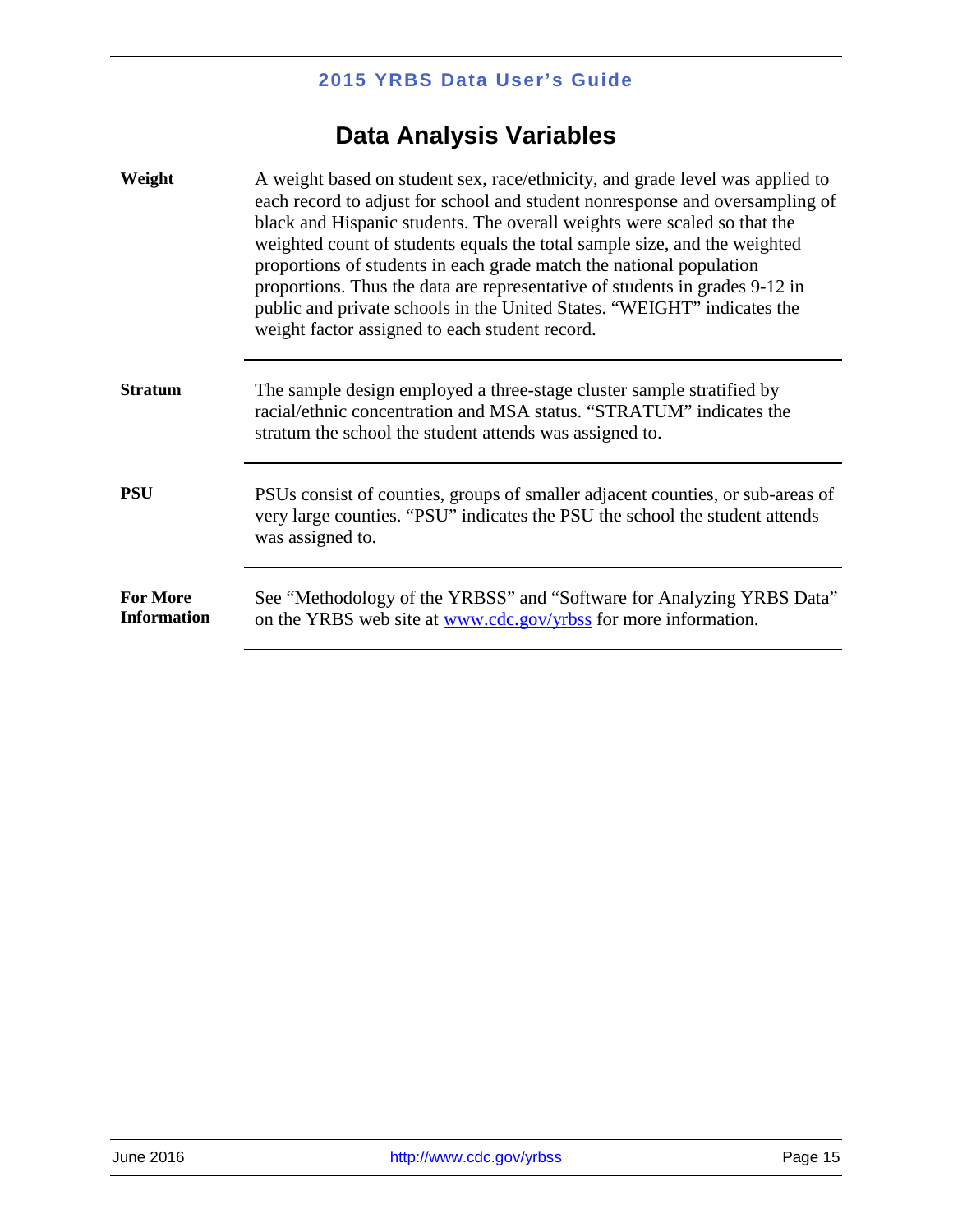## Data Analysis Variables

| | |
|---|---|
| **Weight** | A weight based on student sex, race/ethnicity, and grade level was applied to each record to adjust for school and student nonresponse and oversampling of black and Hispanic students. The overall weights were scaled so that the weighted count of students equals the total sample size, and the weighted proportions of students in each grade match the national population proportions. Thus the data are representative of students in grades 9-12 in public and private schools in the United States. "WEIGHT" indicates the weight factor assigned to each student record. |
| **Stratum** | The sample design employed a three-stage cluster sample stratified by racial/ethnic concentration and MSA status. "STRATUM" indicates the stratum the school the student attends was assigned to. |
| **PSU** | PSUs consist of counties, groups of smaller adjacent counties, or sub-areas of very large counties. "PSU" indicates the PSU the school the student attends was assigned to. |
| **For More Information** | See "Methodology of the YRBSS" and "Software for Analyzing YRBS Data" on the YRBS web site at [www.cdc.gov/yrbss](http://www.cdc.gov/yrbss) for more information. |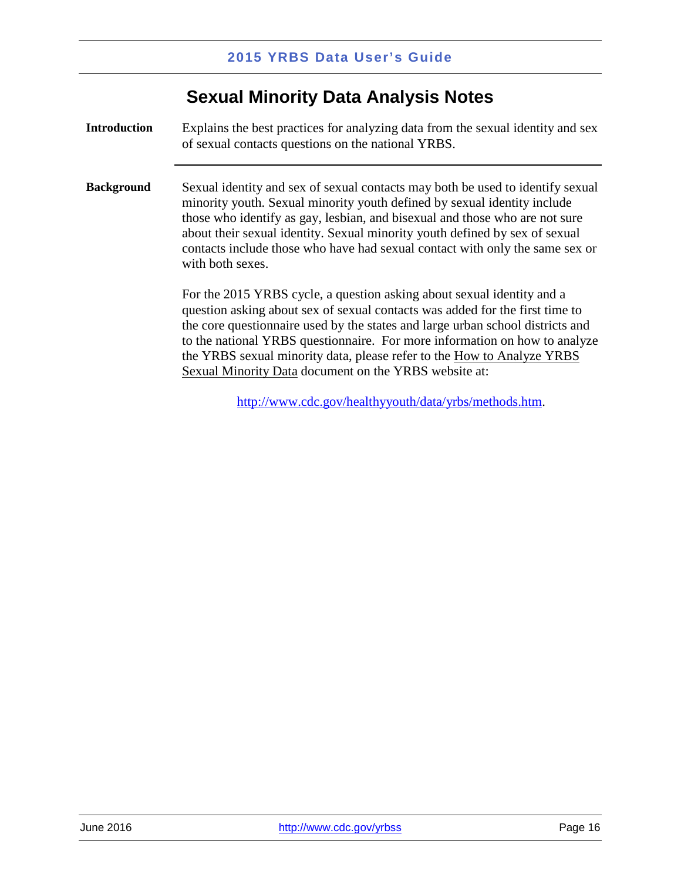## Sexual Minority Data Analysis Notes

**Introduction**

Explains the best practices for analyzing data from the sexual identity and sex of sexual contacts questions on the national YRBS.

**Background**

Sexual identity and sex of sexual contacts may both be used to identify sexual minority youth. Sexual minority youth defined by sexual identity include those who identify as gay, lesbian, and bisexual and those who are not sure about their sexual identity. Sexual minority youth defined by sex of sexual contacts include those who have had sexual contact with only the same sex or with both sexes.

For the 2015 YRBS cycle, a question asking about sexual identity and a question asking about sex of sexual contacts was added for the first time to the core questionnaire used by the states and large urban school districts and to the national YRBS questionnaire. For more information on how to analyze the YRBS sexual minority data, please refer to the How to Analyze YRBS Sexual Minority Data document on the YRBS website at:

http://www.cdc.gov/healthyyouth/data/yrbs/methods.htm.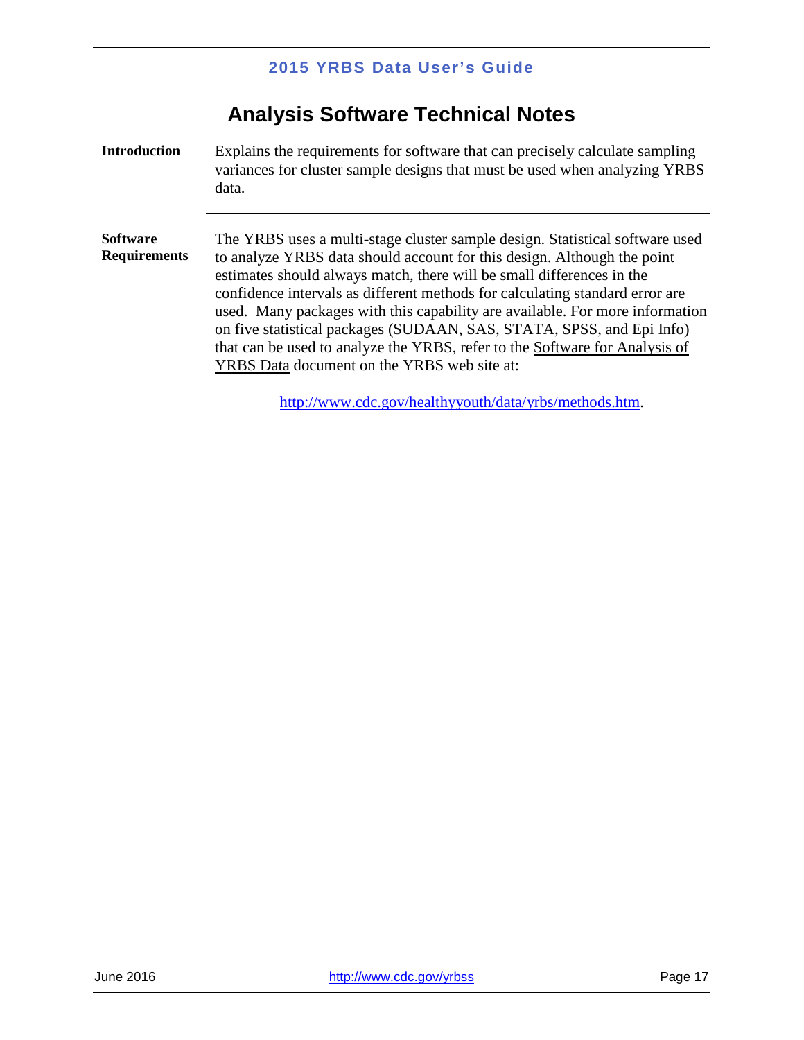# Analysis Software Technical Notes

**Introduction**

Explains the requirements for software that can precisely calculate sampling variances for cluster sample designs that must be used when analyzing YRBS data.

---

**Software Requirements**

The YRBS uses a multi-stage cluster sample design. Statistical software used to analyze YRBS data should account for this design. Although the point estimates should always match, there will be small differences in the confidence intervals as different methods for calculating standard error are used. Many packages with this capability are available. For more information on five statistical packages (SUDAAN, SAS, STATA, SPSS, and Epi Info) that can be used to analyze the YRBS, refer to the Software for Analysis of YRBS Data document on the YRBS web site at:

http://www.cdc.gov/healthyyouth/data/yrbs/methods.htm.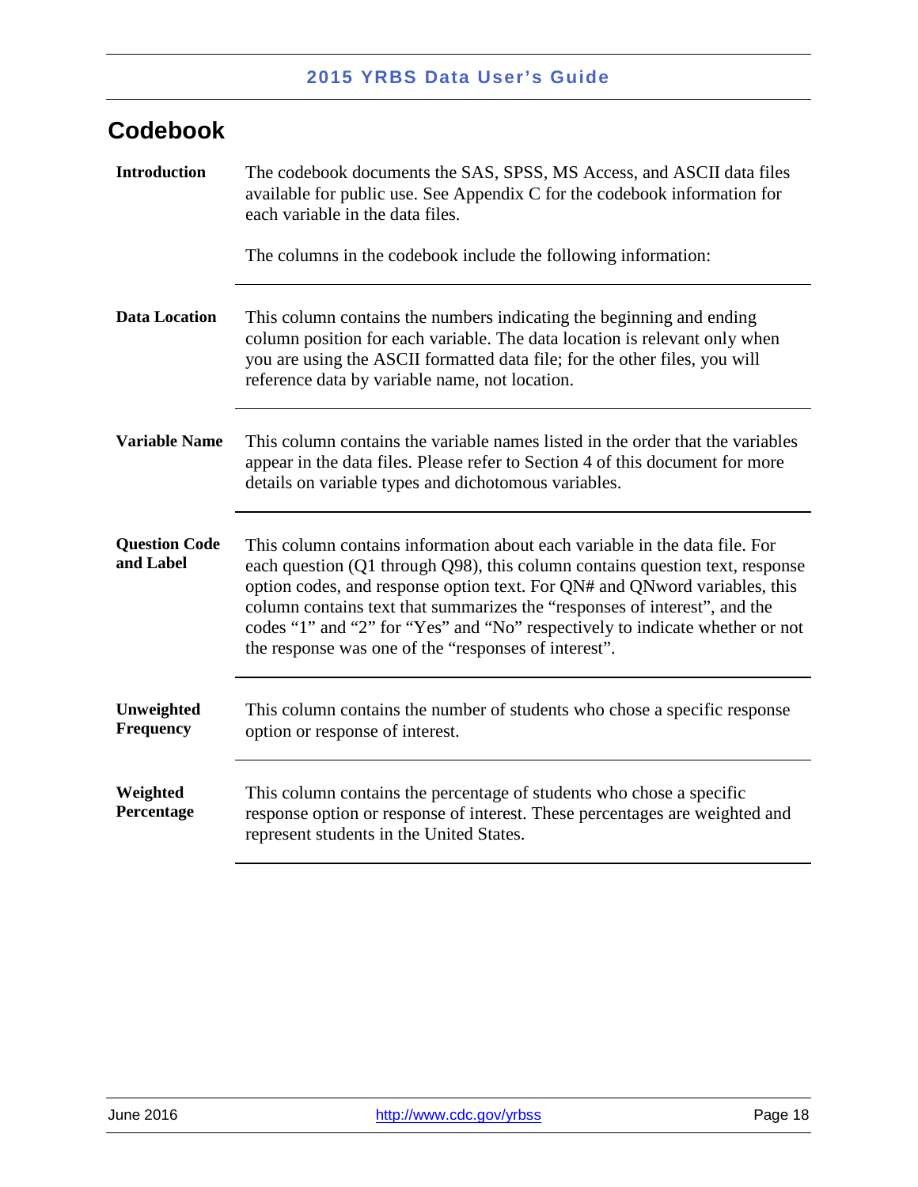## Codebook

**Introduction**

The codebook documents the SAS, SPSS, MS Access, and ASCII data files available for public use. See Appendix C for the codebook information for each variable in the data files.

The columns in the codebook include the following information:

**Data Location**

This column contains the numbers indicating the beginning and ending column position for each variable. The data location is relevant only when you are using the ASCII formatted data file; for the other files, you will reference data by variable name, not location.

**Variable Name**

This column contains the variable names listed in the order that the variables appear in the data files. Please refer to Section 4 of this document for more details on variable types and dichotomous variables.

**Question Code and Label**

This column contains information about each variable in the data file. For each question (Q1 through Q98), this column contains question text, response option codes, and response option text. For QN# and QNword variables, this column contains text that summarizes the "responses of interest", and the codes "1" and "2" for "Yes" and "No" respectively to indicate whether or not the response was one of the "responses of interest".

**Unweighted Frequency**

This column contains the number of students who chose a specific response option or response of interest.

**Weighted Percentage**

This column contains the percentage of students who chose a specific response option or response of interest. These percentages are weighted and represent students in the United States.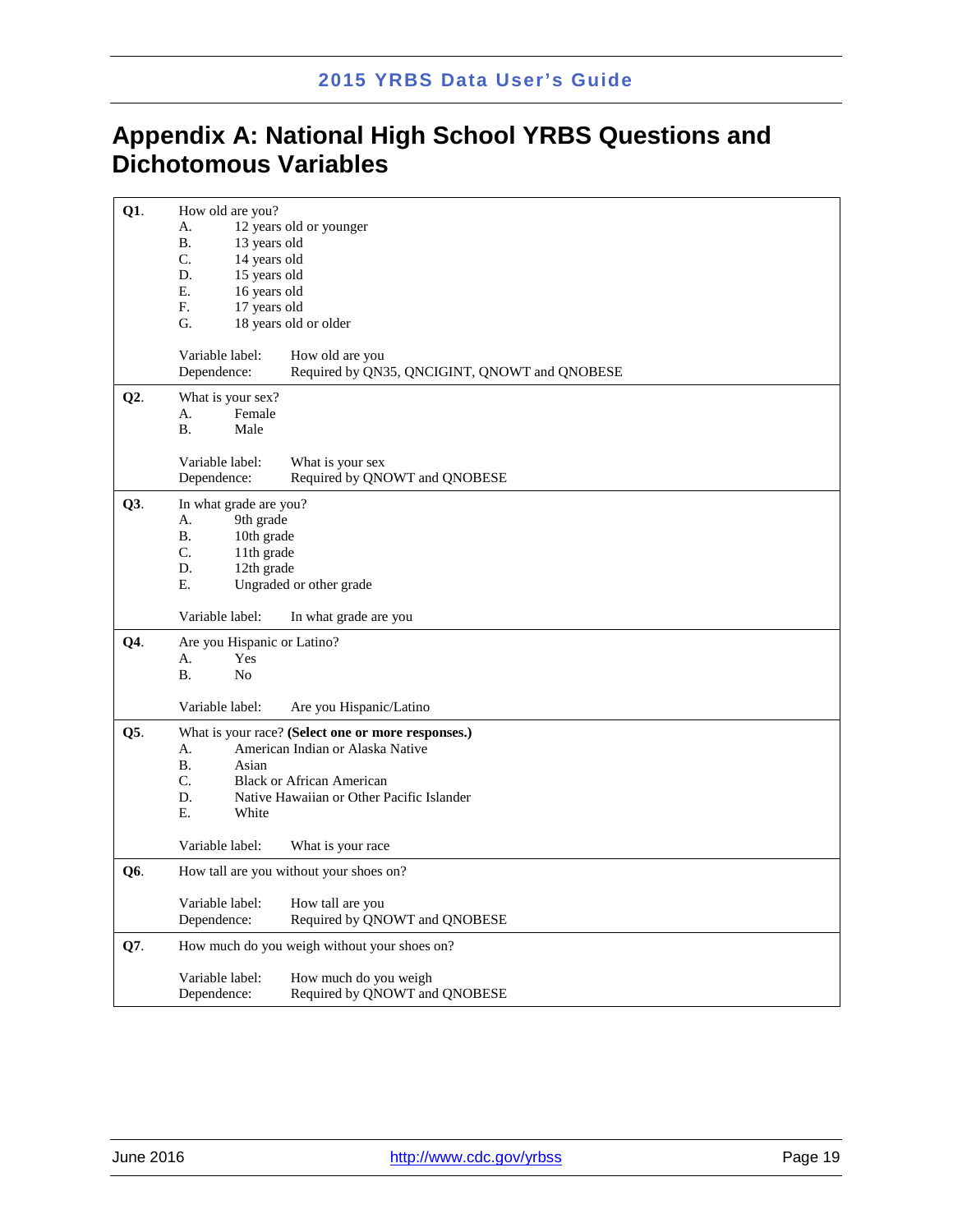# Appendix A: National High School YRBS Questions and Dichotomous Variables

**Q1.** How old are you?

A. 12 years old or younger
B. 13 years old
C. 14 years old
D. 15 years old
E. 16 years old
F. 17 years old
G. 18 years old or older

Variable label: How old are you
Dependence: Required by QN35, QNCIGINT, QNOWT and QNOBESE

---

**Q2.** What is your sex?

A. Female
B. Male

Variable label: What is your sex
Dependence: Required by QNOWT and QNOBESE

---

**Q3.** In what grade are you?

A. 9th grade
B. 10th grade
C. 11th grade
D. 12th grade
E. Ungraded or other grade

Variable label: In what grade are you

---

**Q4.** Are you Hispanic or Latino?

A. Yes
B. No

Variable label: Are you Hispanic/Latino

---

**Q5.** What is your race? **(Select one or more responses.)**

A. American Indian or Alaska Native
B. Asian
C. Black or African American
D. Native Hawaiian or Other Pacific Islander
E. White

Variable label: What is your race

---

**Q6.** How tall are you without your shoes on?

Variable label: How tall are you
Dependence: Required by QNOWT and QNOBESE

---

**Q7.** How much do you weigh without your shoes on?

Variable label: How much do you weigh
Dependence: Required by QNOWT and QNOBESE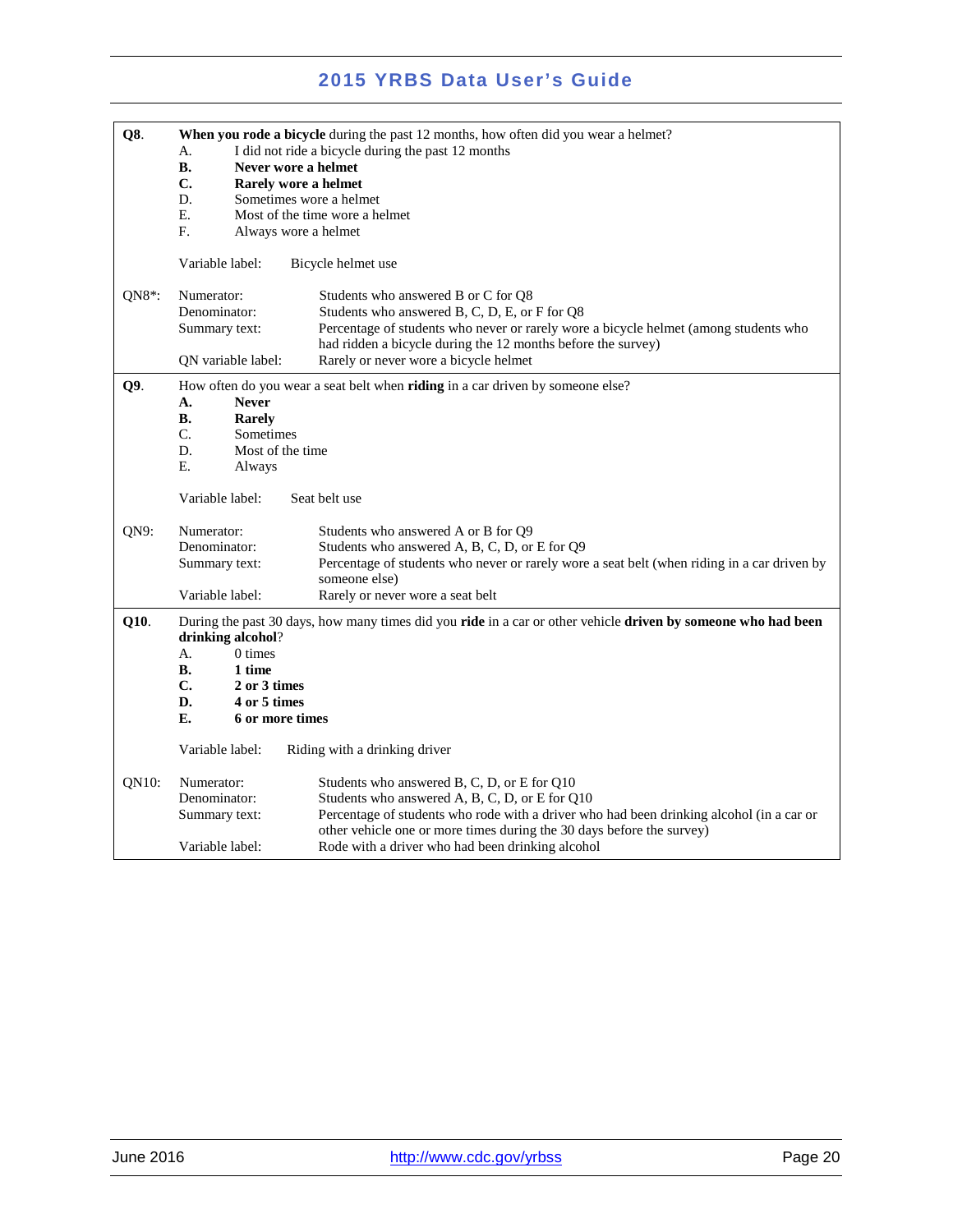**Q8**. **When you rode a bicycle** during the past 12 months, how often did you wear a helmet?

A. I did not ride a bicycle during the past 12 months
**B. Never wore a helmet**
**C. Rarely wore a helmet**
D. Sometimes wore a helmet
E. Most of the time wore a helmet
F. Always wore a helmet

Variable label: Bicycle helmet use

| QN8*: | |
|---|---|
| Numerator: | Students who answered B or C for Q8 |
| Denominator: | Students who answered B, C, D, E, or F for Q8 |
| Summary text: | Percentage of students who never or rarely wore a bicycle helmet (among students who had ridden a bicycle during the 12 months before the survey) |
| QN variable label: | Rarely or never wore a bicycle helmet |

---

**Q9**. How often do you wear a seat belt when **riding** in a car driven by someone else?

**A. Never**
**B. Rarely**
C. Sometimes
D. Most of the time
E. Always

Variable label: Seat belt use

| QN9: | |
|---|---|
| Numerator: | Students who answered A or B for Q9 |
| Denominator: | Students who answered A, B, C, D, or E for Q9 |
| Summary text: | Percentage of students who never or rarely wore a seat belt (when riding in a car driven by someone else) |
| Variable label: | Rarely or never wore a seat belt |

---

**Q10**. During the past 30 days, how many times did you **ride** in a car or other vehicle **driven by someone who had been drinking alcohol**?

A. 0 times
**B. 1 time**
**C. 2 or 3 times**
**D. 4 or 5 times**
**E. 6 or more times**

Variable label: Riding with a drinking driver

| QN10: | |
|---|---|
| Numerator: | Students who answered B, C, D, or E for Q10 |
| Denominator: | Students who answered A, B, C, D, or E for Q10 |
| Summary text: | Percentage of students who rode with a driver who had been drinking alcohol (in a car or other vehicle one or more times during the 30 days before the survey) |
| Variable label: | Rode with a driver who had been drinking alcohol |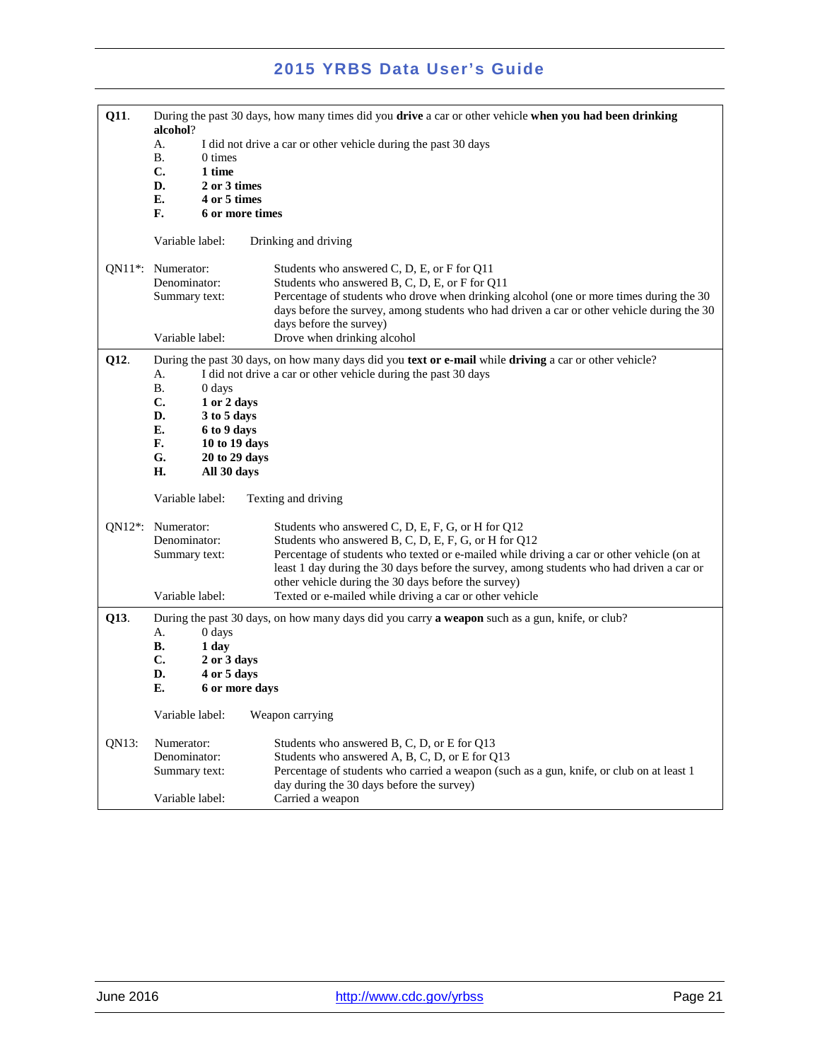**Q11**. During the past 30 days, how many times did you **drive** a car or other vehicle **when you had been drinking alcohol**?

A. I did not drive a car or other vehicle during the past 30 days
B. 0 times
**C. 1 time**
**D. 2 or 3 times**
**E. 4 or 5 times**
**F. 6 or more times**

Variable label: Drinking and driving

QN11*:
- Numerator: Students who answered C, D, E, or F for Q11
- Denominator: Students who answered B, C, D, E, or F for Q11
- Summary text: Percentage of students who drove when drinking alcohol (one or more times during the 30 days before the survey, among students who had driven a car or other vehicle during the 30 days before the survey)
- Variable label: Drove when drinking alcohol

**Q12**. During the past 30 days, on how many days did you **text or e-mail** while **driving** a car or other vehicle?

A. I did not drive a car or other vehicle during the past 30 days
B. 0 days
**C. 1 or 2 days**
**D. 3 to 5 days**
**E. 6 to 9 days**
**F. 10 to 19 days**
**G. 20 to 29 days**
**H. All 30 days**

Variable label: Texting and driving

QN12*:
- Numerator: Students who answered C, D, E, F, G, or H for Q12
- Denominator: Students who answered B, C, D, E, F, G, or H for Q12
- Summary text: Percentage of students who texted or e-mailed while driving a car or other vehicle (on at least 1 day during the 30 days before the survey, among students who had driven a car or other vehicle during the 30 days before the survey)
- Variable label: Texted or e-mailed while driving a car or other vehicle

**Q13**. During the past 30 days, on how many days did you carry **a weapon** such as a gun, knife, or club?

A. 0 days
**B. 1 day**
**C. 2 or 3 days**
**D. 4 or 5 days**
**E. 6 or more days**

Variable label: Weapon carrying

QN13:
- Numerator: Students who answered B, C, D, or E for Q13
- Denominator: Students who answered A, B, C, D, or E for Q13
- Summary text: Percentage of students who carried a weapon (such as a gun, knife, or club on at least 1 day during the 30 days before the survey)
- Variable label: Carried a weapon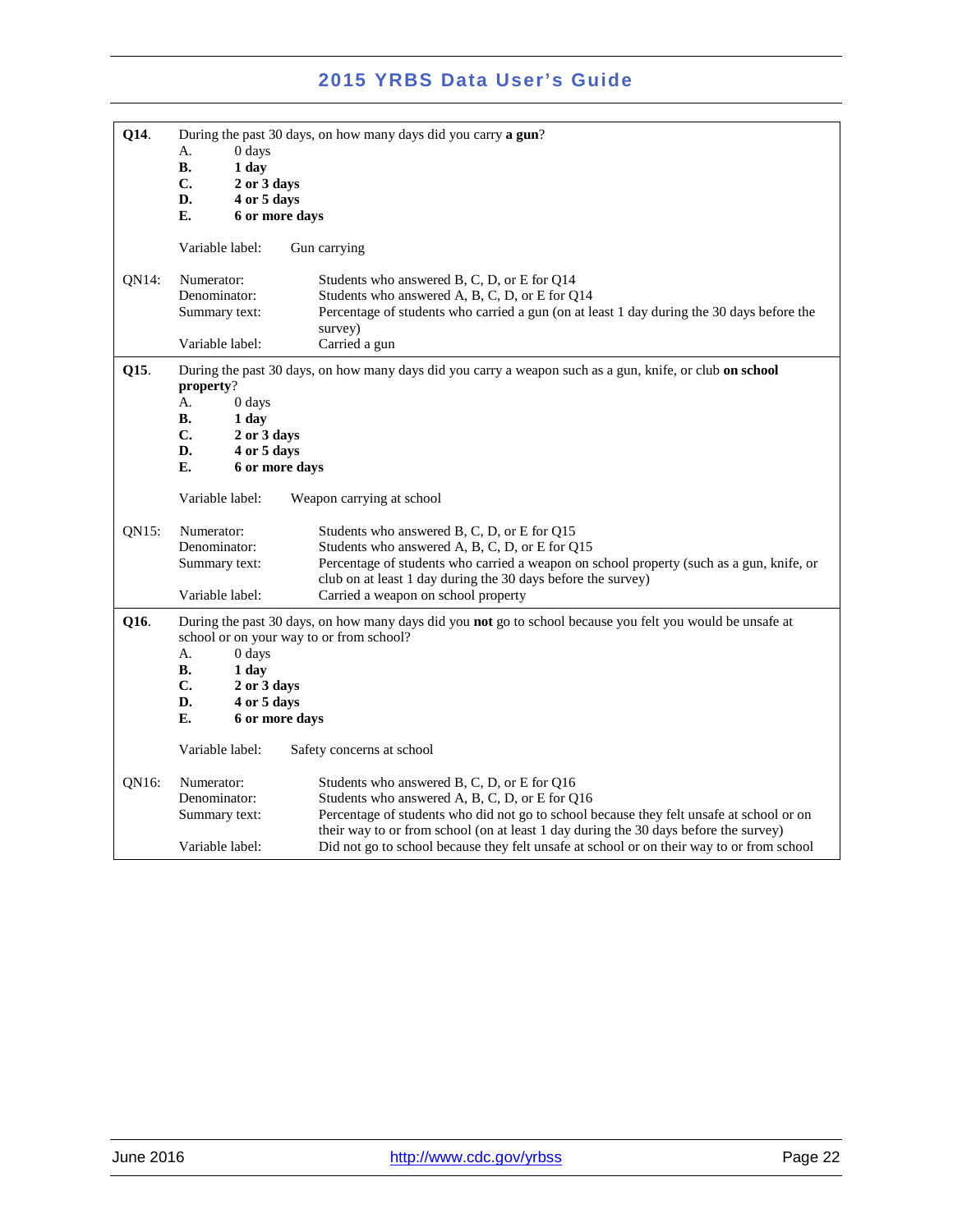**Q14**. During the past 30 days, on how many days did you carry **a gun**?

A. 0 days
**B. 1 day**
**C. 2 or 3 days**
**D. 4 or 5 days**
**E. 6 or more days**

Variable label: Gun carrying

| QN14: | |
|---|---|
| Numerator: | Students who answered B, C, D, or E for Q14 |
| Denominator: | Students who answered A, B, C, D, or E for Q14 |
| Summary text: | Percentage of students who carried a gun (on at least 1 day during the 30 days before the survey) |
| Variable label: | Carried a gun |

**Q15**. During the past 30 days, on how many days did you carry a weapon such as a gun, knife, or club **on school property**?

A. 0 days
**B. 1 day**
**C. 2 or 3 days**
**D. 4 or 5 days**
**E. 6 or more days**

Variable label: Weapon carrying at school

| QN15: | |
|---|---|
| Numerator: | Students who answered B, C, D, or E for Q15 |
| Denominator: | Students who answered A, B, C, D, or E for Q15 |
| Summary text: | Percentage of students who carried a weapon on school property (such as a gun, knife, or club on at least 1 day during the 30 days before the survey) |
| Variable label: | Carried a weapon on school property |

**Q16**. During the past 30 days, on how many days did you **not** go to school because you felt you would be unsafe at school or on your way to or from school?

A. 0 days
**B. 1 day**
**C. 2 or 3 days**
**D. 4 or 5 days**
**E. 6 or more days**

Variable label: Safety concerns at school

| QN16: | |
|---|---|
| Numerator: | Students who answered B, C, D, or E for Q16 |
| Denominator: | Students who answered A, B, C, D, or E for Q16 |
| Summary text: | Percentage of students who did not go to school because they felt unsafe at school or on their way to or from school (on at least 1 day during the 30 days before the survey) |
| Variable label: | Did not go to school because they felt unsafe at school or on their way to or from school |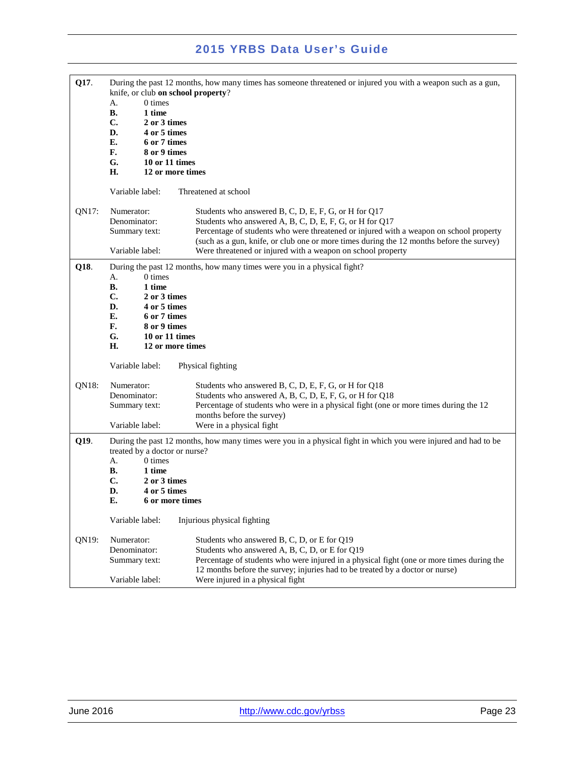**Q17**. During the past 12 months, how many times has someone threatened or injured you with a weapon such as a gun, knife, or club **on school property**?

A. 0 times
**B. 1 time**
**C. 2 or 3 times**
**D. 4 or 5 times**
**E. 6 or 7 times**
**F. 8 or 9 times**
**G. 10 or 11 times**
**H. 12 or more times**

Variable label: Threatened at school

QN17:

Numerator: Students who answered B, C, D, E, F, G, or H for Q17
Denominator: Students who answered A, B, C, D, E, F, G, or H for Q17
Summary text: Percentage of students who were threatened or injured with a weapon on school property (such as a gun, knife, or club one or more times during the 12 months before the survey)
Variable label: Were threatened or injured with a weapon on school property

---

**Q18**. During the past 12 months, how many times were you in a physical fight?

A. 0 times
**B. 1 time**
**C. 2 or 3 times**
**D. 4 or 5 times**
**E. 6 or 7 times**
**F. 8 or 9 times**
**G. 10 or 11 times**
**H. 12 or more times**

Variable label: Physical fighting

QN18:

Numerator: Students who answered B, C, D, E, F, G, or H for Q18
Denominator: Students who answered A, B, C, D, E, F, G, or H for Q18
Summary text: Percentage of students who were in a physical fight (one or more times during the 12 months before the survey)
Variable label: Were in a physical fight

---

**Q19**. During the past 12 months, how many times were you in a physical fight in which you were injured and had to be treated by a doctor or nurse?

A. 0 times
**B. 1 time**
**C. 2 or 3 times**
**D. 4 or 5 times**
**E. 6 or more times**

Variable label: Injurious physical fighting

QN19:

Numerator: Students who answered B, C, D, or E for Q19
Denominator: Students who answered A, B, C, D, or E for Q19
Summary text: Percentage of students who were injured in a physical fight (one or more times during the 12 months before the survey; injuries had to be treated by a doctor or nurse)
Variable label: Were injured in a physical fight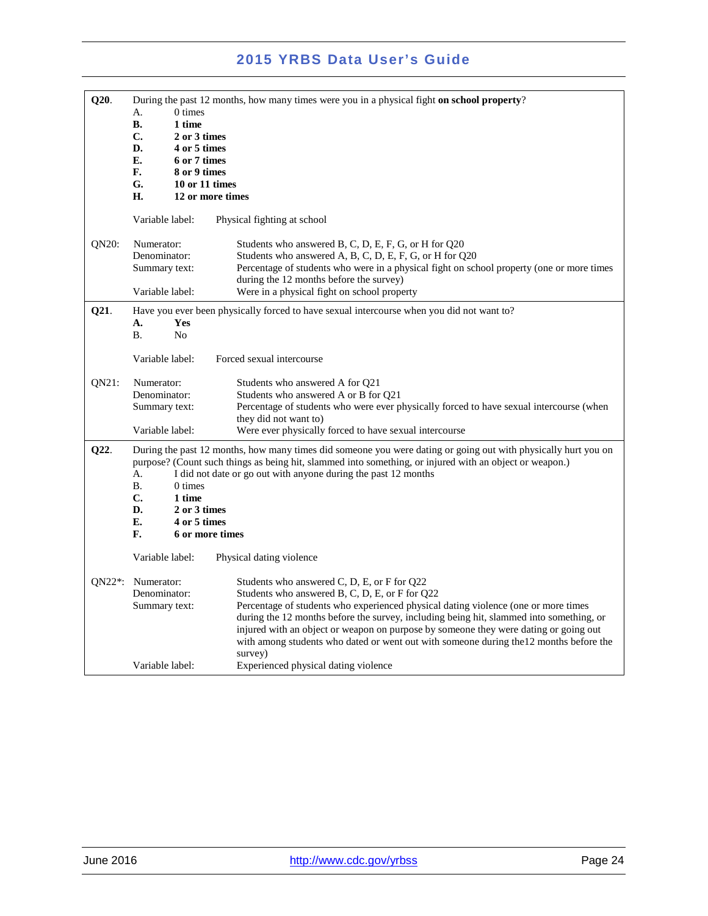**Q20**. During the past 12 months, how many times were you in a physical fight **on school property**?

A. 0 times
**B. 1 time**
**C. 2 or 3 times**
**D. 4 or 5 times**
**E. 6 or 7 times**
**F. 8 or 9 times**
**G. 10 or 11 times**
**H. 12 or more times**

Variable label: Physical fighting at school

QN20:

| | |
|---|---|
| Numerator: | Students who answered B, C, D, E, F, G, or H for Q20 |
| Denominator: | Students who answered A, B, C, D, E, F, G, or H for Q20 |
| Summary text: | Percentage of students who were in a physical fight on school property (one or more times during the 12 months before the survey) |
| Variable label: | Were in a physical fight on school property |

**Q21**. Have you ever been physically forced to have sexual intercourse when you did not want to?

**A. Yes**
B. No

Variable label: Forced sexual intercourse

QN21:

| | |
|---|---|
| Numerator: | Students who answered A for Q21 |
| Denominator: | Students who answered A or B for Q21 |
| Summary text: | Percentage of students who were ever physically forced to have sexual intercourse (when they did not want to) |
| Variable label: | Were ever physically forced to have sexual intercourse |

**Q22**. During the past 12 months, how many times did someone you were dating or going out with physically hurt you on purpose? (Count such things as being hit, slammed into something, or injured with an object or weapon.)

A. I did not date or go out with anyone during the past 12 months
B. 0 times
**C. 1 time**
**D. 2 or 3 times**
**E. 4 or 5 times**
**F. 6 or more times**

Variable label: Physical dating violence

QN22*:

| | |
|---|---|
| Numerator: | Students who answered C, D, E, or F for Q22 |
| Denominator: | Students who answered B, C, D, E, or F for Q22 |
| Summary text: | Percentage of students who experienced physical dating violence (one or more times during the 12 months before the survey, including being hit, slammed into something, or injured with an object or weapon on purpose by someone they were dating or going out with among students who dated or went out with someone during the12 months before the survey) |
| Variable label: | Experienced physical dating violence |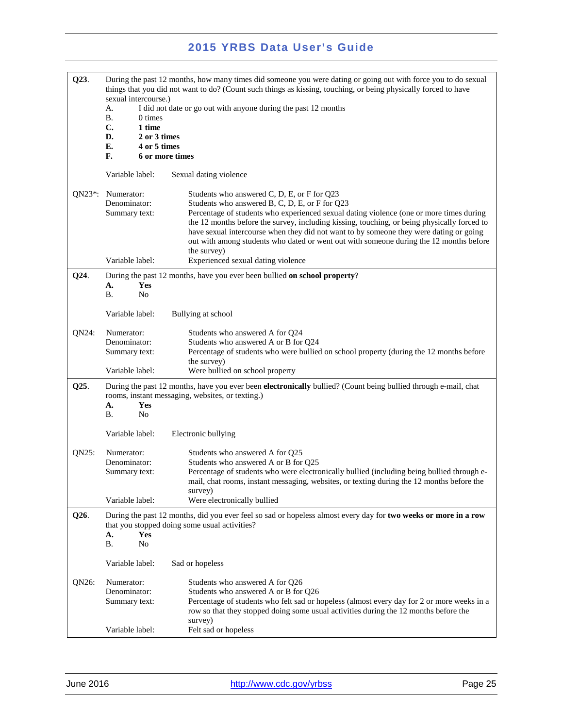**Q23**. During the past 12 months, how many times did someone you were dating or going out with force you to do sexual things that you did not want to do? (Count such things as kissing, touching, or being physically forced to have sexual intercourse.)

A. I did not date or go out with anyone during the past 12 months
B. 0 times
**C. 1 time**
**D. 2 or 3 times**
**E. 4 or 5 times**
**F. 6 or more times**

Variable label: Sexual dating violence

QN23*:
- Numerator: Students who answered C, D, E, or F for Q23
- Denominator: Students who answered B, C, D, E, or F for Q23
- Summary text: Percentage of students who experienced sexual dating violence (one or more times during the 12 months before the survey, including kissing, touching, or being physically forced to have sexual intercourse when they did not want to by someone they were dating or going out with among students who dated or went out with someone during the 12 months before the survey)
- Variable label: Experienced sexual dating violence

---

**Q24**. During the past 12 months, have you ever been bullied **on school property**?

**A. Yes**
B. No

Variable label: Bullying at school

QN24:
- Numerator: Students who answered A for Q24
- Denominator: Students who answered A or B for Q24
- Summary text: Percentage of students who were bullied on school property (during the 12 months before the survey)
- Variable label: Were bullied on school property

---

**Q25**. During the past 12 months, have you ever been **electronically** bullied? (Count being bullied through e-mail, chat rooms, instant messaging, websites, or texting.)

**A. Yes**
B. No

Variable label: Electronic bullying

QN25:
- Numerator: Students who answered A for Q25
- Denominator: Students who answered A or B for Q25
- Summary text: Percentage of students who were electronically bullied (including being bullied through e-mail, chat rooms, instant messaging, websites, or texting during the 12 months before the survey)
- Variable label: Were electronically bullied

---

**Q26**. During the past 12 months, did you ever feel so sad or hopeless almost every day for **two weeks or more in a row** that you stopped doing some usual activities?

**A. Yes**
B. No

Variable label: Sad or hopeless

QN26:
- Numerator: Students who answered A for Q26
- Denominator: Students who answered A or B for Q26
- Summary text: Percentage of students who felt sad or hopeless (almost every day for 2 or more weeks in a row so that they stopped doing some usual activities during the 12 months before the survey)
- Variable label: Felt sad or hopeless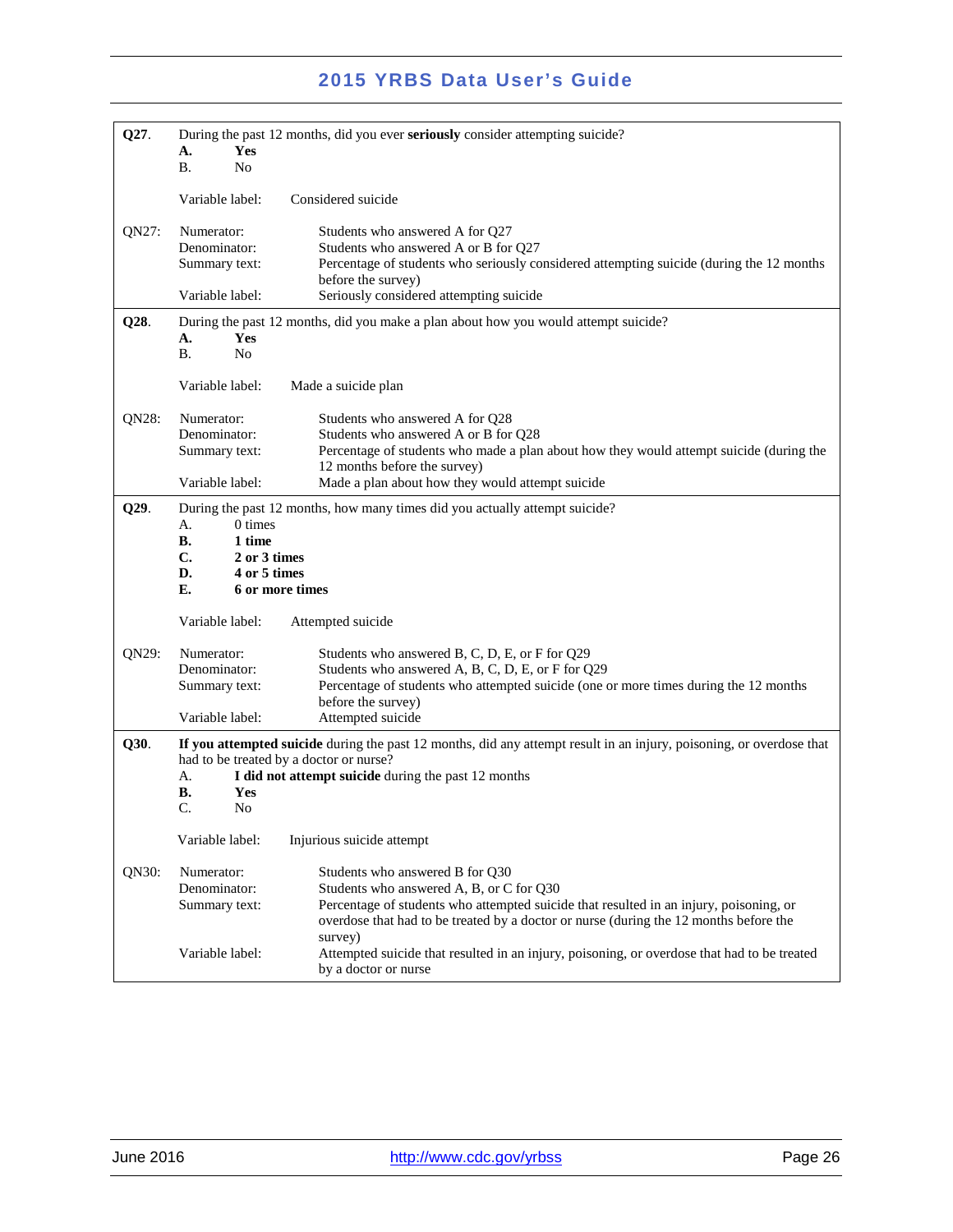**Q27**. During the past 12 months, did you ever **seriously** consider attempting suicide?

**A. Yes**
B. No

Variable label: Considered suicide

QN27:

| | |
|---|---|
| Numerator: | Students who answered A for Q27 |
| Denominator: | Students who answered A or B for Q27 |
| Summary text: | Percentage of students who seriously considered attempting suicide (during the 12 months before the survey) |
| Variable label: | Seriously considered attempting suicide |

**Q28**. During the past 12 months, did you make a plan about how you would attempt suicide?

**A. Yes**
B. No

Variable label: Made a suicide plan

QN28:

| | |
|---|---|
| Numerator: | Students who answered A for Q28 |
| Denominator: | Students who answered A or B for Q28 |
| Summary text: | Percentage of students who made a plan about how they would attempt suicide (during the 12 months before the survey) |
| Variable label: | Made a plan about how they would attempt suicide |

**Q29**. During the past 12 months, how many times did you actually attempt suicide?

A. 0 times
**B. 1 time**
**C. 2 or 3 times**
**D. 4 or 5 times**
**E. 6 or more times**

Variable label: Attempted suicide

QN29:

| | |
|---|---|
| Numerator: | Students who answered B, C, D, E, or F for Q29 |
| Denominator: | Students who answered A, B, C, D, E, or F for Q29 |
| Summary text: | Percentage of students who attempted suicide (one or more times during the 12 months before the survey) |
| Variable label: | Attempted suicide |

**Q30**. **If you attempted suicide** during the past 12 months, did any attempt result in an injury, poisoning, or overdose that had to be treated by a doctor or nurse?

A. **I did not attempt suicide** during the past 12 months
**B. Yes**
C. No

Variable label: Injurious suicide attempt

QN30:

| | |
|---|---|
| Numerator: | Students who answered B for Q30 |
| Denominator: | Students who answered A, B, or C for Q30 |
| Summary text: | Percentage of students who attempted suicide that resulted in an injury, poisoning, or overdose that had to be treated by a doctor or nurse (during the 12 months before the survey) |
| Variable label: | Attempted suicide that resulted in an injury, poisoning, or overdose that had to be treated by a doctor or nurse |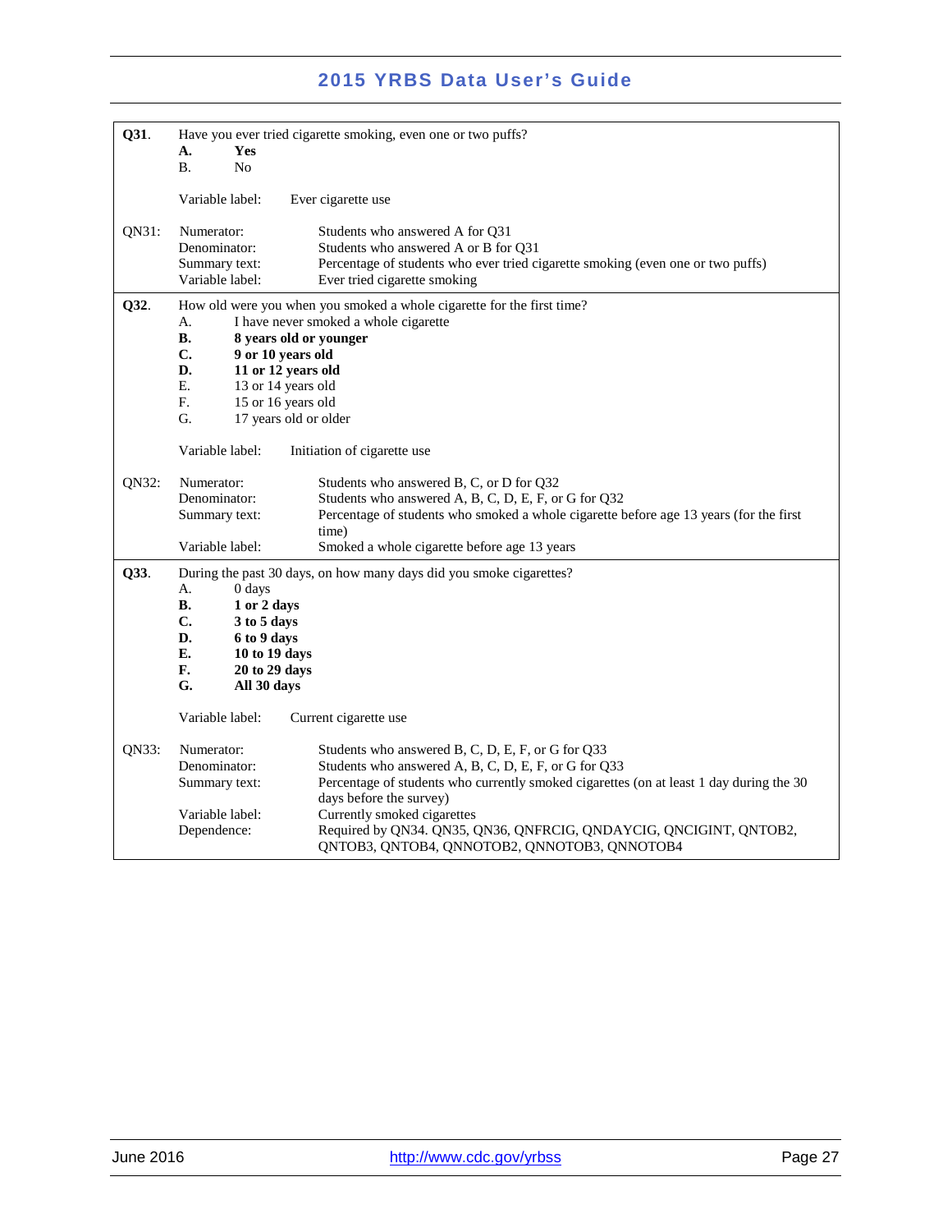**Q31**. Have you ever tried cigarette smoking, even one or two puffs?

- **A. Yes**
- B. No

Variable label: Ever cigarette use

QN31:

| | |
|---|---|
| Numerator: | Students who answered A for Q31 |
| Denominator: | Students who answered A or B for Q31 |
| Summary text: | Percentage of students who ever tried cigarette smoking (even one or two puffs) |
| Variable label: | Ever tried cigarette smoking |

---

**Q32**. How old were you when you smoked a whole cigarette for the first time?

- A. I have never smoked a whole cigarette
- **B. 8 years old or younger**
- **C. 9 or 10 years old**
- **D. 11 or 12 years old**
- E. 13 or 14 years old
- F. 15 or 16 years old
- G. 17 years old or older

Variable label: Initiation of cigarette use

QN32:

| | |
|---|---|
| Numerator: | Students who answered B, C, or D for Q32 |
| Denominator: | Students who answered A, B, C, D, E, F, or G for Q32 |
| Summary text: | Percentage of students who smoked a whole cigarette before age 13 years (for the first time) |
| Variable label: | Smoked a whole cigarette before age 13 years |

---

**Q33**. During the past 30 days, on how many days did you smoke cigarettes?

- A. 0 days
- **B. 1 or 2 days**
- **C. 3 to 5 days**
- **D. 6 to 9 days**
- **E. 10 to 19 days**
- **F. 20 to 29 days**
- **G. All 30 days**

Variable label: Current cigarette use

QN33:

| | |
|---|---|
| Numerator: | Students who answered B, C, D, E, F, or G for Q33 |
| Denominator: | Students who answered A, B, C, D, E, F, or G for Q33 |
| Summary text: | Percentage of students who currently smoked cigarettes (on at least 1 day during the 30 days before the survey) |
| Variable label: | Currently smoked cigarettes |
| Dependence: | Required by QN34. QN35, QN36, QNFRCIG, QNDAYCIG, QNCIGINT, QNTOB2, QNTOB3, QNTOB4, QNNOTOB2, QNNOTOB3, QNNOTOB4 |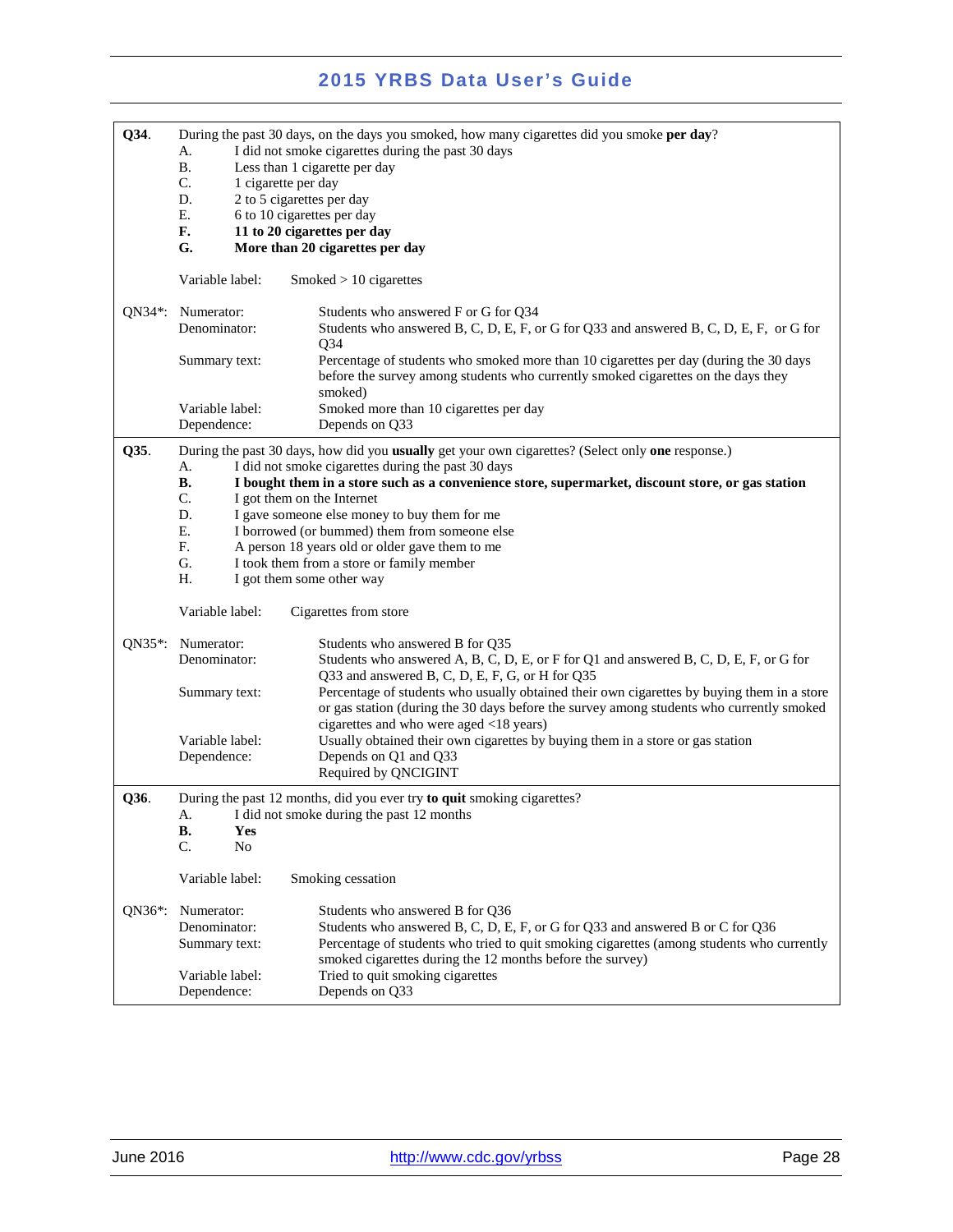**Q34**. During the past 30 days, on the days you smoked, how many cigarettes did you smoke **per day**?

- A. I did not smoke cigarettes during the past 30 days
- B. Less than 1 cigarette per day
- C. 1 cigarette per day
- D. 2 to 5 cigarettes per day
- E. 6 to 10 cigarettes per day
- **F. 11 to 20 cigarettes per day**
- **G. More than 20 cigarettes per day**

Variable label: Smoked > 10 cigarettes

QN34*:

| | |
|---|---|
| Numerator: | Students who answered F or G for Q34 |
| Denominator: | Students who answered B, C, D, E, F, or G for Q33 and answered B, C, D, E, F, or G for Q34 |
| Summary text: | Percentage of students who smoked more than 10 cigarettes per day (during the 30 days before the survey among students who currently smoked cigarettes on the days they smoked) |
| Variable label: | Smoked more than 10 cigarettes per day |
| Dependence: | Depends on Q33 |

**Q35**. During the past 30 days, how did you **usually** get your own cigarettes? (Select only **one** response.)

- A. I did not smoke cigarettes during the past 30 days
- **B. I bought them in a store such as a convenience store, supermarket, discount store, or gas station**
- C. I got them on the Internet
- D. I gave someone else money to buy them for me
- E. I borrowed (or bummed) them from someone else
- F. A person 18 years old or older gave them to me
- G. I took them from a store or family member
- H. I got them some other way

Variable label: Cigarettes from store

QN35*:

| | |
|---|---|
| Numerator: | Students who answered B for Q35 |
| Denominator: | Students who answered A, B, C, D, E, or F for Q1 and answered B, C, D, E, F, or G for Q33 and answered B, C, D, E, F, G, or H for Q35 |
| Summary text: | Percentage of students who usually obtained their own cigarettes by buying them in a store or gas station (during the 30 days before the survey among students who currently smoked cigarettes and who were aged <18 years) |
| Variable label: | Usually obtained their own cigarettes by buying them in a store or gas station |
| Dependence: | Depends on Q1 and Q33<br>Required by QNCIGINT |

**Q36**. During the past 12 months, did you ever try **to quit** smoking cigarettes?

- A. I did not smoke during the past 12 months
- **B. Yes**
- C. No

Variable label: Smoking cessation

QN36*:

| | |
|---|---|
| Numerator: | Students who answered B for Q36 |
| Denominator: | Students who answered B, C, D, E, F, or G for Q33 and answered B or C for Q36 |
| Summary text: | Percentage of students who tried to quit smoking cigarettes (among students who currently smoked cigarettes during the 12 months before the survey) |
| Variable label: | Tried to quit smoking cigarettes |
| Dependence: | Depends on Q33 |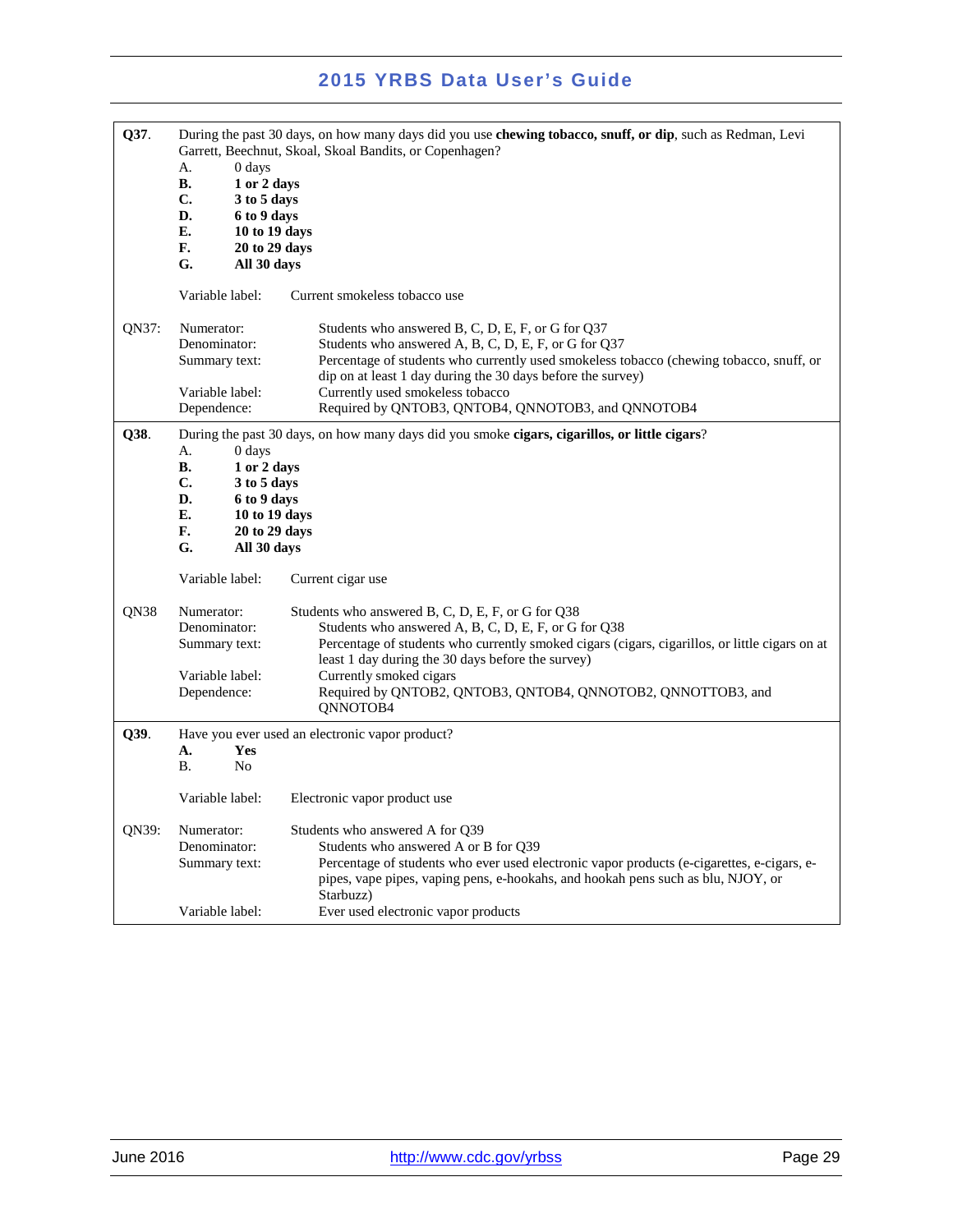**Q37**. During the past 30 days, on how many days did you use **chewing tobacco, snuff, or dip**, such as Redman, Levi Garrett, Beechnut, Skoal, Skoal Bandits, or Copenhagen?

A. 0 days
**B. 1 or 2 days**
**C. 3 to 5 days**
**D. 6 to 9 days**
**E. 10 to 19 days**
**F. 20 to 29 days**
**G. All 30 days**

Variable label: Current smokeless tobacco use

QN37:
- Numerator: Students who answered B, C, D, E, F, or G for Q37
- Denominator: Students who answered A, B, C, D, E, F, or G for Q37
- Summary text: Percentage of students who currently used smokeless tobacco (chewing tobacco, snuff, or dip on at least 1 day during the 30 days before the survey)
- Variable label: Currently used smokeless tobacco
- Dependence: Required by QNTOB3, QNTOB4, QNNOTOB3, and QNNOTOB4

---

**Q38**. During the past 30 days, on how many days did you smoke **cigars, cigarillos, or little cigars**?

A. 0 days
**B. 1 or 2 days**
**C. 3 to 5 days**
**D. 6 to 9 days**
**E. 10 to 19 days**
**F. 20 to 29 days**
**G. All 30 days**

Variable label: Current cigar use

QN38
- Numerator: Students who answered B, C, D, E, F, or G for Q38
- Denominator: Students who answered A, B, C, D, E, F, or G for Q38
- Summary text: Percentage of students who currently smoked cigars (cigars, cigarillos, or little cigars on at least 1 day during the 30 days before the survey)
- Variable label: Currently smoked cigars
- Dependence: Required by QNTOB2, QNTOB3, QNTOB4, QNNOTOB2, QNNOTTOB3, and QNNOTOB4

---

**Q39**. Have you ever used an electronic vapor product?

**A. Yes**
B. No

Variable label: Electronic vapor product use

QN39:
- Numerator: Students who answered A for Q39
- Denominator: Students who answered A or B for Q39
- Summary text: Percentage of students who ever used electronic vapor products (e-cigarettes, e-cigars, e-pipes, vape pipes, vaping pens, e-hookahs, and hookah pens such as blu, NJOY, or Starbuzz)
- Variable label: Ever used electronic vapor products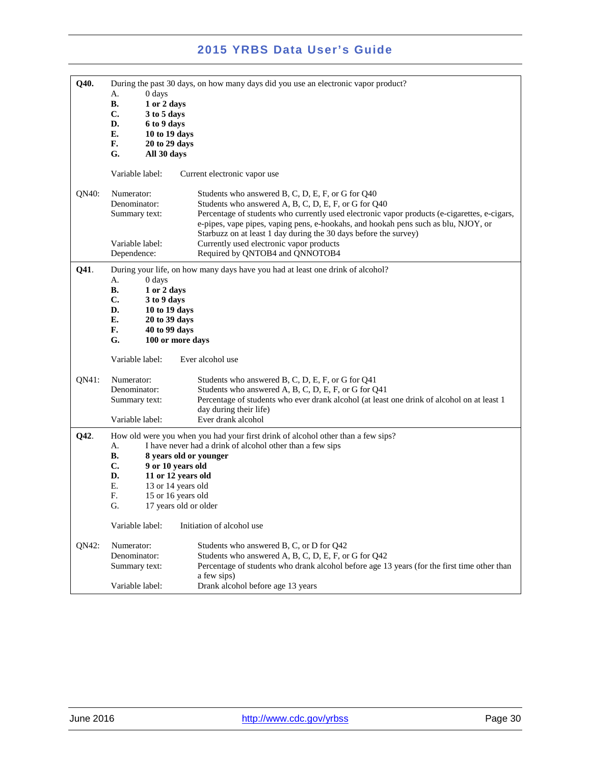| | |
|---|---|
| **Q40.** | During the past 30 days, on how many days did you use an electronic vapor product?<br>A. 0 days<br>**B. 1 or 2 days**<br>**C. 3 to 5 days**<br>**D. 6 to 9 days**<br>**E. 10 to 19 days**<br>**F. 20 to 29 days**<br>**G. All 30 days**<br><br>Variable label: Current electronic vapor use |
| QN40: | Numerator: Students who answered B, C, D, E, F, or G for Q40<br>Denominator: Students who answered A, B, C, D, E, F, or G for Q40<br>Summary text: Percentage of students who currently used electronic vapor products (e-cigarettes, e-cigars, e-pipes, vape pipes, vaping pens, e-hookahs, and hookah pens such as blu, NJOY, or Starbuzz on at least 1 day during the 30 days before the survey)<br>Variable label: Currently used electronic vapor products<br>Dependence: Required by QNTOB4 and QNNOTOB4 |
| **Q41**. | During your life, on how many days have you had at least one drink of alcohol?<br>A. 0 days<br>**B. 1 or 2 days**<br>**C. 3 to 9 days**<br>**D. 10 to 19 days**<br>**E. 20 to 39 days**<br>**F. 40 to 99 days**<br>**G. 100 or more days**<br><br>Variable label: Ever alcohol use |
| QN41: | Numerator: Students who answered B, C, D, E, F, or G for Q41<br>Denominator: Students who answered A, B, C, D, E, F, or G for Q41<br>Summary text: Percentage of students who ever drank alcohol (at least one drink of alcohol on at least 1 day during their life)<br>Variable label: Ever drank alcohol |
| **Q42**. | How old were you when you had your first drink of alcohol other than a few sips?<br>A. I have never had a drink of alcohol other than a few sips<br>**B. 8 years old or younger**<br>**C. 9 or 10 years old**<br>**D. 11 or 12 years old**<br>E. 13 or 14 years old<br>F. 15 or 16 years old<br>G. 17 years old or older<br><br>Variable label: Initiation of alcohol use |
| QN42: | Numerator: Students who answered B, C, or D for Q42<br>Denominator: Students who answered A, B, C, D, E, F, or G for Q42<br>Summary text: Percentage of students who drank alcohol before age 13 years (for the first time other than a few sips)<br>Variable label: Drank alcohol before age 13 years |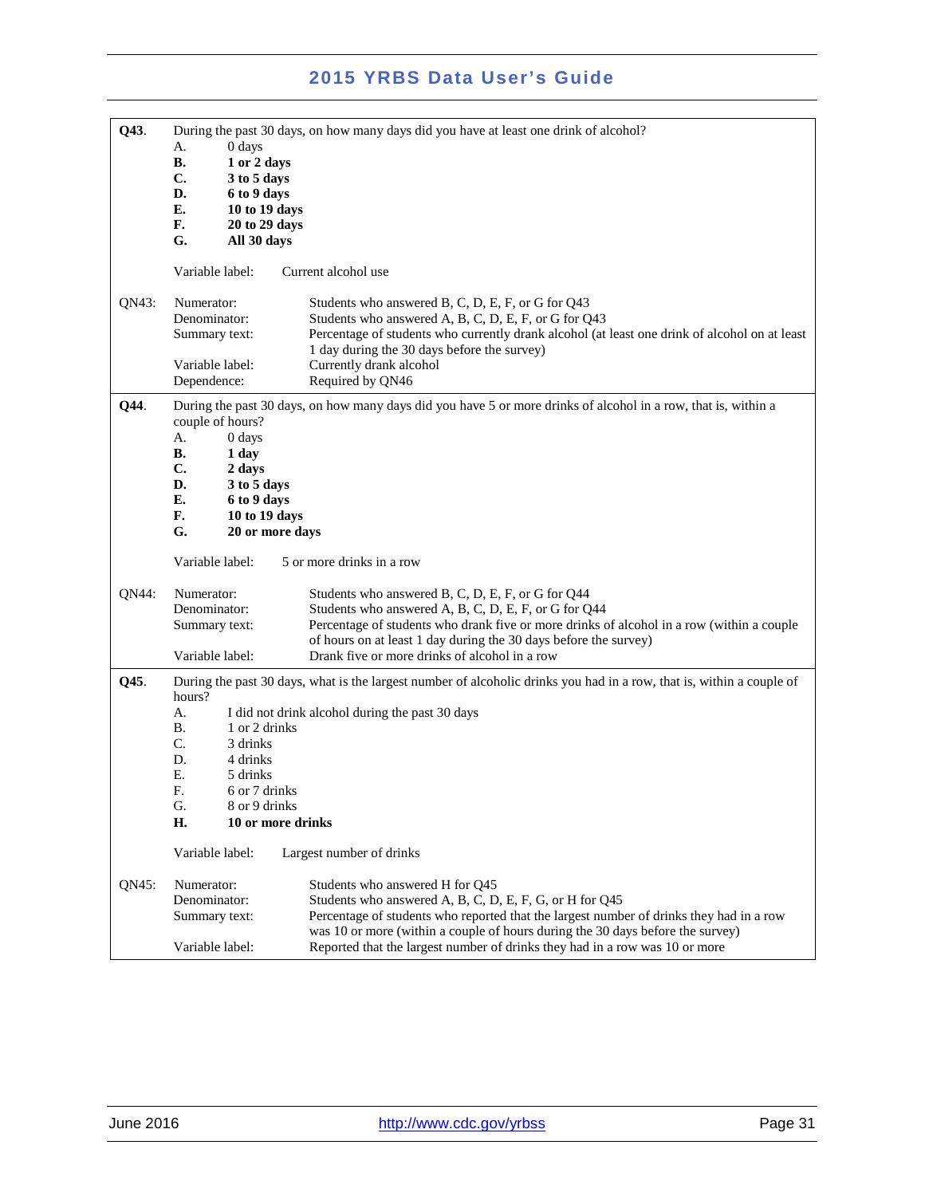**Q43**. During the past 30 days, on how many days did you have at least one drink of alcohol?

A. 0 days
**B. 1 or 2 days**
**C. 3 to 5 days**
**D. 6 to 9 days**
**E. 10 to 19 days**
**F. 20 to 29 days**
**G. All 30 days**

Variable label: Current alcohol use

| QN43: | |
|---|---|
| Numerator: | Students who answered B, C, D, E, F, or G for Q43 |
| Denominator: | Students who answered A, B, C, D, E, F, or G for Q43 |
| Summary text: | Percentage of students who currently drank alcohol (at least one drink of alcohol on at least 1 day during the 30 days before the survey) |
| Variable label: | Currently drank alcohol |
| Dependence: | Required by QN46 |

**Q44**. During the past 30 days, on how many days did you have 5 or more drinks of alcohol in a row, that is, within a couple of hours?

A. 0 days
**B. 1 day**
**C. 2 days**
**D. 3 to 5 days**
**E. 6 to 9 days**
**F. 10 to 19 days**
**G. 20 or more days**

Variable label: 5 or more drinks in a row

| QN44: | |
|---|---|
| Numerator: | Students who answered B, C, D, E, F, or G for Q44 |
| Denominator: | Students who answered A, B, C, D, E, F, or G for Q44 |
| Summary text: | Percentage of students who drank five or more drinks of alcohol in a row (within a couple of hours on at least 1 day during the 30 days before the survey) |
| Variable label: | Drank five or more drinks of alcohol in a row |

**Q45**. During the past 30 days, what is the largest number of alcoholic drinks you had in a row, that is, within a couple of hours?

A. I did not drink alcohol during the past 30 days
B. 1 or 2 drinks
C. 3 drinks
D. 4 drinks
E. 5 drinks
F. 6 or 7 drinks
G. 8 or 9 drinks
**H. 10 or more drinks**

Variable label: Largest number of drinks

| QN45: | |
|---|---|
| Numerator: | Students who answered H for Q45 |
| Denominator: | Students who answered A, B, C, D, E, F, G, or H for Q45 |
| Summary text: | Percentage of students who reported that the largest number of drinks they had in a row was 10 or more (within a couple of hours during the 30 days before the survey) |
| Variable label: | Reported that the largest number of drinks they had in a row was 10 or more |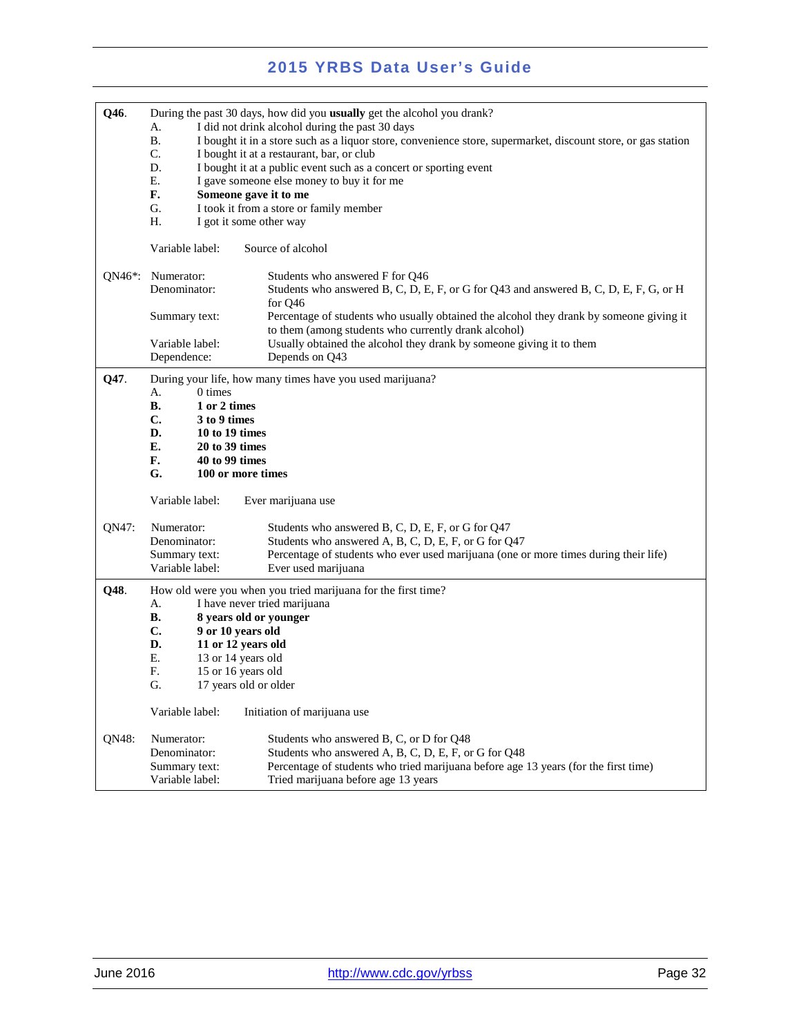**Q46.** During the past 30 days, how did you **usually** get the alcohol you drank?

A. I did not drink alcohol during the past 30 days
B. I bought it in a store such as a liquor store, convenience store, supermarket, discount store, or gas station
C. I bought it at a restaurant, bar, or club
D. I bought it at a public event such as a concert or sporting event
E. I gave someone else money to buy it for me
**F. Someone gave it to me**
G. I took it from a store or family member
H. I got it some other way

Variable label: Source of alcohol

| QN46*: | |
|---|---|
| Numerator: | Students who answered F for Q46 |
| Denominator: | Students who answered B, C, D, E, F, or G for Q43 and answered B, C, D, E, F, G, or H for Q46 |
| Summary text: | Percentage of students who usually obtained the alcohol they drank by someone giving it to them (among students who currently drank alcohol) |
| Variable label: | Usually obtained the alcohol they drank by someone giving it to them |
| Dependence: | Depends on Q43 |

**Q47.** During your life, how many times have you used marijuana?

A. 0 times
**B. 1 or 2 times**
**C. 3 to 9 times**
**D. 10 to 19 times**
**E. 20 to 39 times**
**F. 40 to 99 times**
**G. 100 or more times**

Variable label: Ever marijuana use

| QN47: | |
|---|---|
| Numerator: | Students who answered B, C, D, E, F, or G for Q47 |
| Denominator: | Students who answered A, B, C, D, E, F, or G for Q47 |
| Summary text: | Percentage of students who ever used marijuana (one or more times during their life) |
| Variable label: | Ever used marijuana |

**Q48.** How old were you when you tried marijuana for the first time?

A. I have never tried marijuana
**B. 8 years old or younger**
**C. 9 or 10 years old**
**D. 11 or 12 years old**
E. 13 or 14 years old
F. 15 or 16 years old
G. 17 years old or older

Variable label: Initiation of marijuana use

| QN48: | |
|---|---|
| Numerator: | Students who answered B, C, or D for Q48 |
| Denominator: | Students who answered A, B, C, D, E, F, or G for Q48 |
| Summary text: | Percentage of students who tried marijuana before age 13 years (for the first time) |
| Variable label: | Tried marijuana before age 13 years |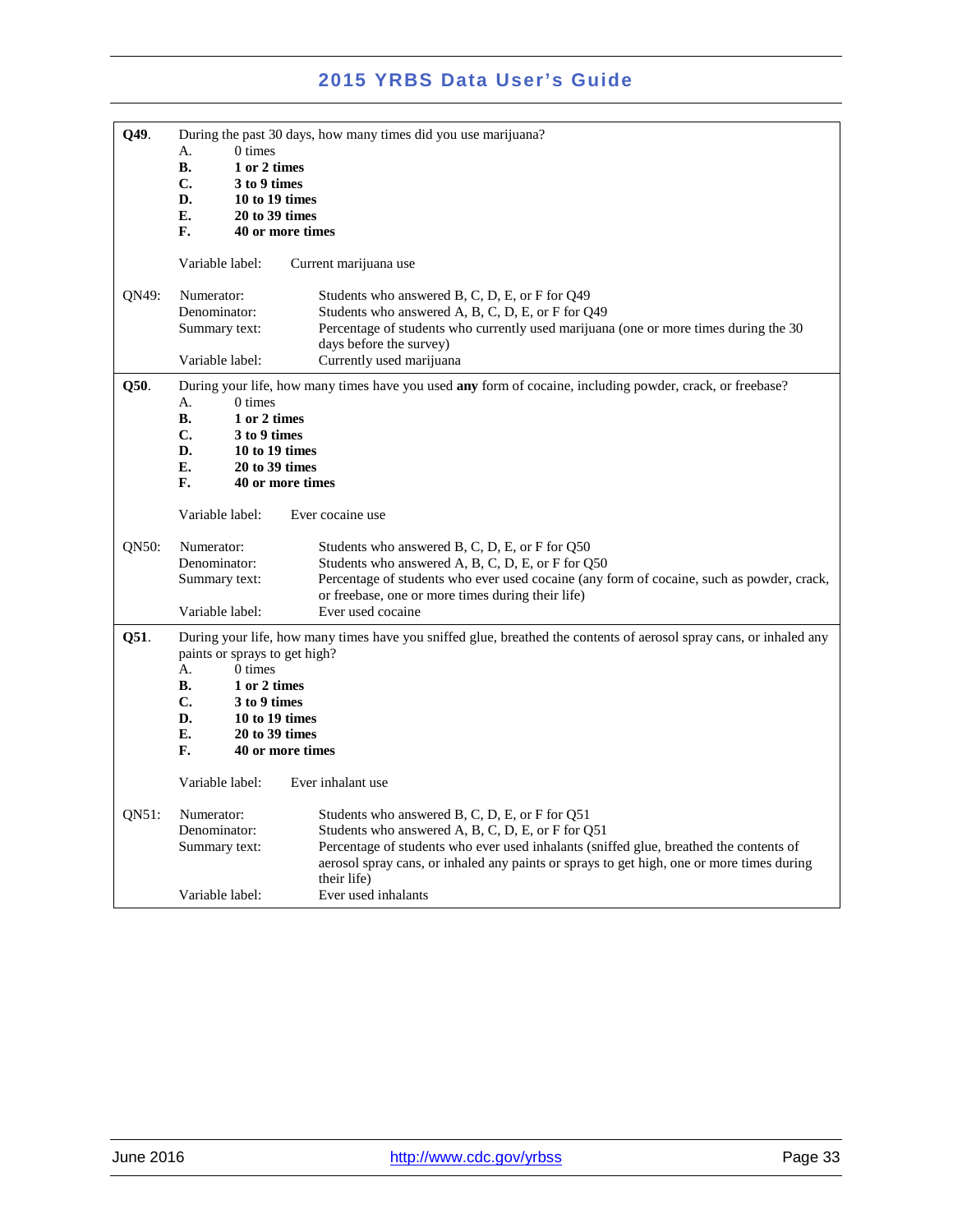**Q49.** During the past 30 days, how many times did you use marijuana?

A. 0 times
**B. 1 or 2 times**
**C. 3 to 9 times**
**D. 10 to 19 times**
**E. 20 to 39 times**
**F. 40 or more times**

Variable label: Current marijuana use

QN49:

| | |
|---|---|
| Numerator: | Students who answered B, C, D, E, or F for Q49 |
| Denominator: | Students who answered A, B, C, D, E, or F for Q49 |
| Summary text: | Percentage of students who currently used marijuana (one or more times during the 30 days before the survey) |
| Variable label: | Currently used marijuana |

---

**Q50.** During your life, how many times have you used **any** form of cocaine, including powder, crack, or freebase?

A. 0 times
**B. 1 or 2 times**
**C. 3 to 9 times**
**D. 10 to 19 times**
**E. 20 to 39 times**
**F. 40 or more times**

Variable label: Ever cocaine use

QN50:

| | |
|---|---|
| Numerator: | Students who answered B, C, D, E, or F for Q50 |
| Denominator: | Students who answered A, B, C, D, E, or F for Q50 |
| Summary text: | Percentage of students who ever used cocaine (any form of cocaine, such as powder, crack, or freebase, one or more times during their life) |
| Variable label: | Ever used cocaine |

---

**Q51.** During your life, how many times have you sniffed glue, breathed the contents of aerosol spray cans, or inhaled any paints or sprays to get high?

A. 0 times
**B. 1 or 2 times**
**C. 3 to 9 times**
**D. 10 to 19 times**
**E. 20 to 39 times**
**F. 40 or more times**

Variable label: Ever inhalant use

QN51:

| | |
|---|---|
| Numerator: | Students who answered B, C, D, E, or F for Q51 |
| Denominator: | Students who answered A, B, C, D, E, or F for Q51 |
| Summary text: | Percentage of students who ever used inhalants (sniffed glue, breathed the contents of aerosol spray cans, or inhaled any paints or sprays to get high, one or more times during their life) |
| Variable label: | Ever used inhalants |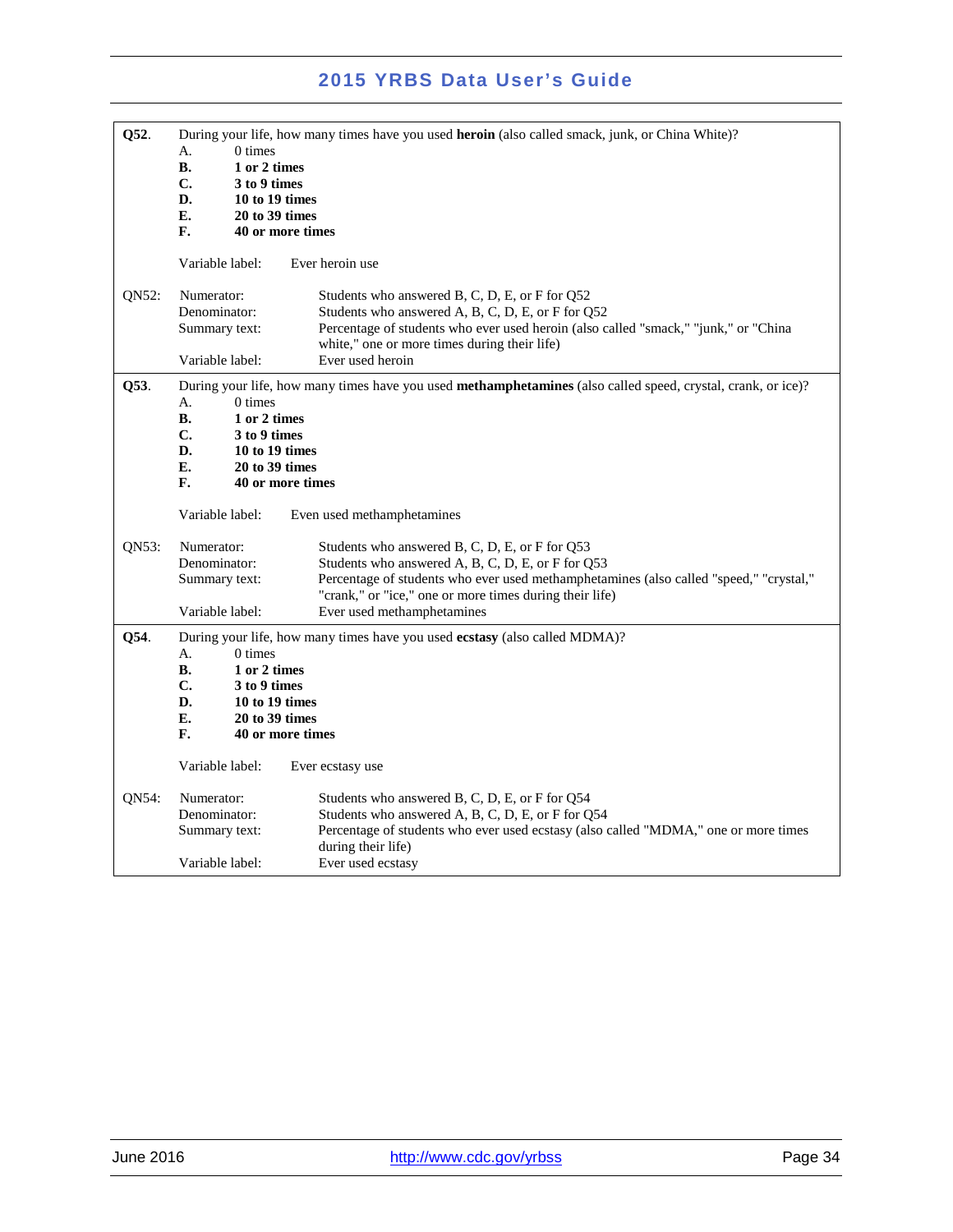**Q52**. During your life, how many times have you used **heroin** (also called smack, junk, or China White)?

A. 0 times
**B. 1 or 2 times**
**C. 3 to 9 times**
**D. 10 to 19 times**
**E. 20 to 39 times**
**F. 40 or more times**

Variable label: Ever heroin use

QN52:
Numerator: Students who answered B, C, D, E, or F for Q52
Denominator: Students who answered A, B, C, D, E, or F for Q52
Summary text: Percentage of students who ever used heroin (also called "smack," "junk," or "China white," one or more times during their life)
Variable label: Ever used heroin

**Q53**. During your life, how many times have you used **methamphetamines** (also called speed, crystal, crank, or ice)?

A. 0 times
**B. 1 or 2 times**
**C. 3 to 9 times**
**D. 10 to 19 times**
**E. 20 to 39 times**
**F. 40 or more times**

Variable label: Even used methamphetamines

QN53:
Numerator: Students who answered B, C, D, E, or F for Q53
Denominator: Students who answered A, B, C, D, E, or F for Q53
Summary text: Percentage of students who ever used methamphetamines (also called "speed," "crystal," "crank," or "ice," one or more times during their life)
Variable label: Ever used methamphetamines

**Q54**. During your life, how many times have you used **ecstasy** (also called MDMA)?

A. 0 times
**B. 1 or 2 times**
**C. 3 to 9 times**
**D. 10 to 19 times**
**E. 20 to 39 times**
**F. 40 or more times**

Variable label: Ever ecstasy use

QN54:
Numerator: Students who answered B, C, D, E, or F for Q54
Denominator: Students who answered A, B, C, D, E, or F for Q54
Summary text: Percentage of students who ever used ecstasy (also called "MDMA," one or more times during their life)
Variable label: Ever used ecstasy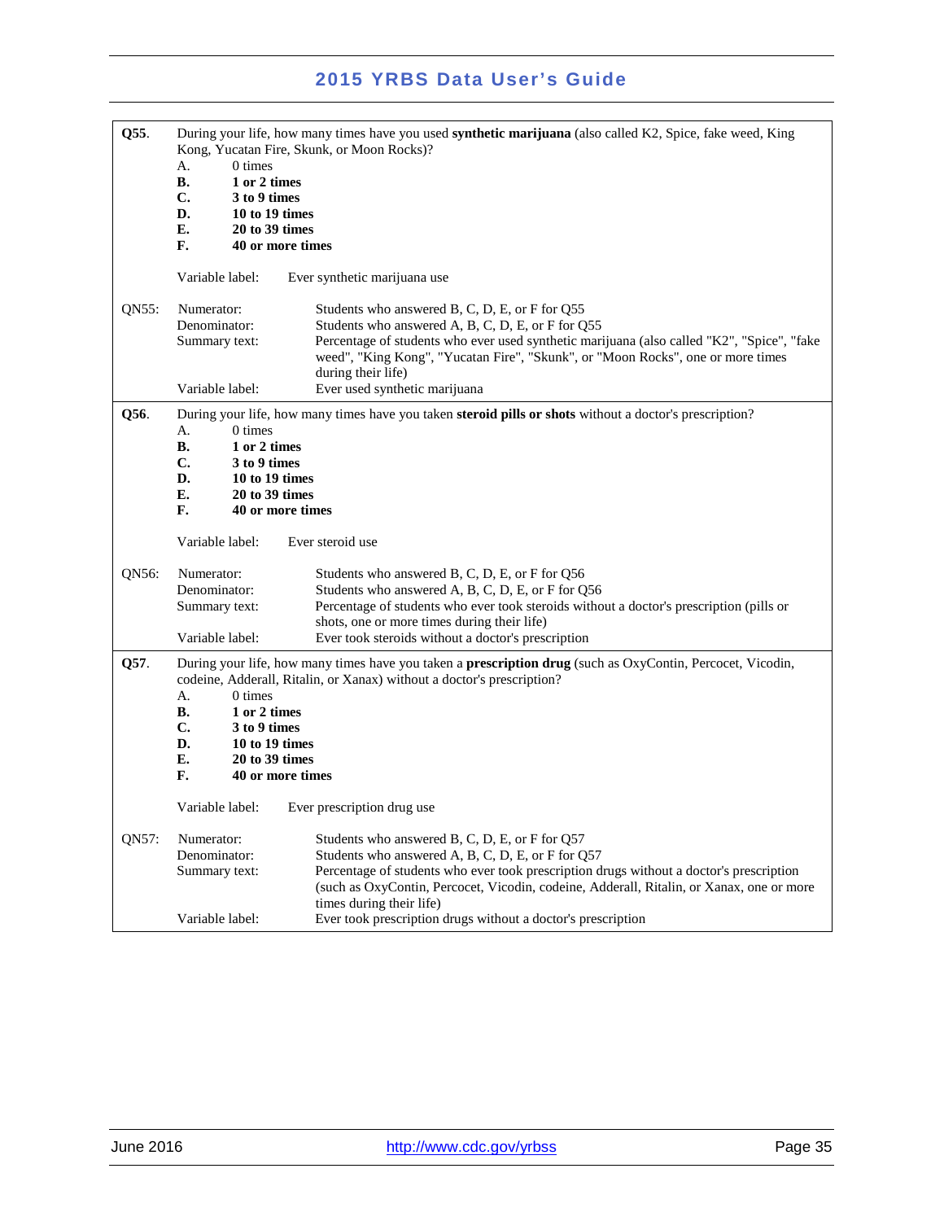**Q55.** During your life, how many times have you used **synthetic marijuana** (also called K2, Spice, fake weed, King Kong, Yucatan Fire, Skunk, or Moon Rocks)?

A. 0 times
**B. 1 or 2 times**
**C. 3 to 9 times**
**D. 10 to 19 times**
**E. 20 to 39 times**
**F. 40 or more times**

Variable label: Ever synthetic marijuana use

QN55:

| | |
|---|---|
| Numerator: | Students who answered B, C, D, E, or F for Q55 |
| Denominator: | Students who answered A, B, C, D, E, or F for Q55 |
| Summary text: | Percentage of students who ever used synthetic marijuana (also called "K2", "Spice", "fake weed", "King Kong", "Yucatan Fire", "Skunk", or "Moon Rocks", one or more times during their life) |
| Variable label: | Ever used synthetic marijuana |

**Q56.** During your life, how many times have you taken **steroid pills or shots** without a doctor's prescription?

A. 0 times
**B. 1 or 2 times**
**C. 3 to 9 times**
**D. 10 to 19 times**
**E. 20 to 39 times**
**F. 40 or more times**

Variable label: Ever steroid use

QN56:

| | |
|---|---|
| Numerator: | Students who answered B, C, D, E, or F for Q56 |
| Denominator: | Students who answered A, B, C, D, E, or F for Q56 |
| Summary text: | Percentage of students who ever took steroids without a doctor's prescription (pills or shots, one or more times during their life) |
| Variable label: | Ever took steroids without a doctor's prescription |

**Q57.** During your life, how many times have you taken a **prescription drug** (such as OxyContin, Percocet, Vicodin, codeine, Adderall, Ritalin, or Xanax) without a doctor's prescription?

A. 0 times
**B. 1 or 2 times**
**C. 3 to 9 times**
**D. 10 to 19 times**
**E. 20 to 39 times**
**F. 40 or more times**

Variable label: Ever prescription drug use

QN57:

| | |
|---|---|
| Numerator: | Students who answered B, C, D, E, or F for Q57 |
| Denominator: | Students who answered A, B, C, D, E, or F for Q57 |
| Summary text: | Percentage of students who ever took prescription drugs without a doctor's prescription (such as OxyContin, Percocet, Vicodin, codeine, Adderall, Ritalin, or Xanax, one or more times during their life) |
| Variable label: | Ever took prescription drugs without a doctor's prescription |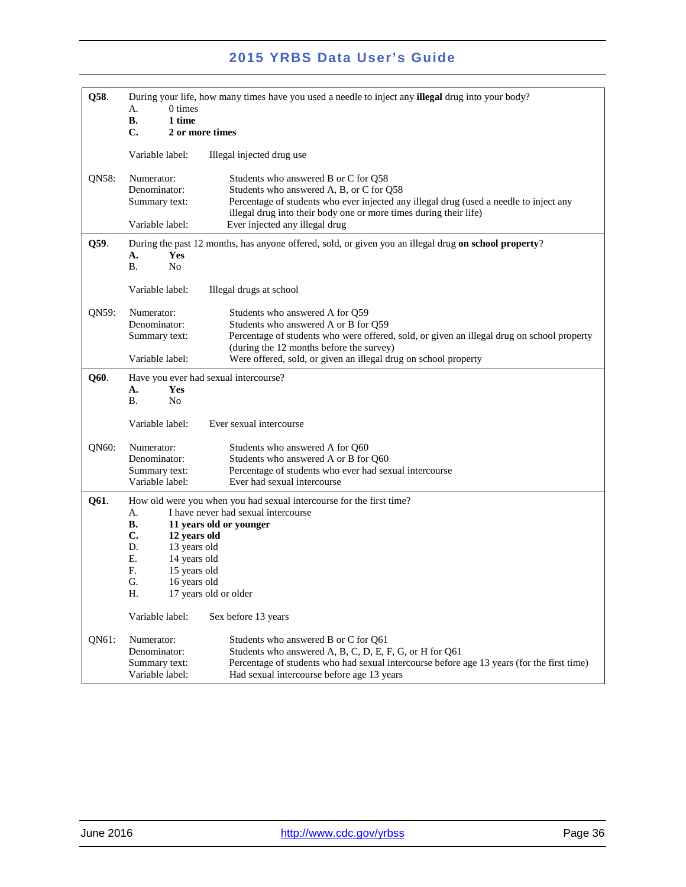| | |
|---|---|
| **Q58**. | During your life, how many times have you used a needle to inject any **illegal** drug into your body?<br>A. 0 times<br>**B. 1 time**<br>**C. 2 or more times**<br><br>Variable label: Illegal injected drug use |
| QN58: | Numerator: Students who answered B or C for Q58<br>Denominator: Students who answered A, B, or C for Q58<br>Summary text: Percentage of students who ever injected any illegal drug (used a needle to inject any illegal drug into their body one or more times during their life)<br>Variable label: Ever injected any illegal drug |
| **Q59**. | During the past 12 months, has anyone offered, sold, or given you an illegal drug **on school property**?<br>**A. Yes**<br>B. No<br><br>Variable label: Illegal drugs at school |
| QN59: | Numerator: Students who answered A for Q59<br>Denominator: Students who answered A or B for Q59<br>Summary text: Percentage of students who were offered, sold, or given an illegal drug on school property (during the 12 months before the survey)<br>Variable label: Were offered, sold, or given an illegal drug on school property |
| **Q60**. | Have you ever had sexual intercourse?<br>**A. Yes**<br>B. No<br><br>Variable label: Ever sexual intercourse |
| QN60: | Numerator: Students who answered A for Q60<br>Denominator: Students who answered A or B for Q60<br>Summary text: Percentage of students who ever had sexual intercourse<br>Variable label: Ever had sexual intercourse |
| **Q61**. | How old were you when you had sexual intercourse for the first time?<br>A. I have never had sexual intercourse<br>**B. 11 years old or younger**<br>**C. 12 years old**<br>D. 13 years old<br>E. 14 years old<br>F. 15 years old<br>G. 16 years old<br>H. 17 years old or older<br><br>Variable label: Sex before 13 years |
| QN61: | Numerator: Students who answered B or C for Q61<br>Denominator: Students who answered A, B, C, D, E, F, G, or H for Q61<br>Summary text: Percentage of students who had sexual intercourse before age 13 years (for the first time)<br>Variable label: Had sexual intercourse before age 13 years |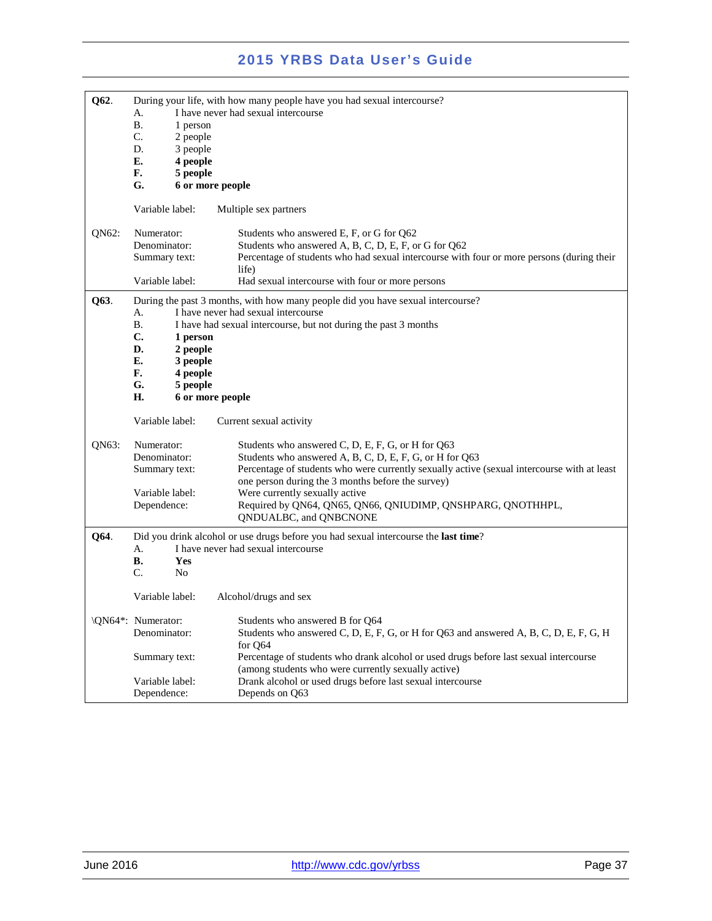**Q62**. During your life, with how many people have you had sexual intercourse?

A. I have never had sexual intercourse
B. 1 person
C. 2 people
D. 3 people
**E. 4 people**
**F. 5 people**
**G. 6 or more people**

Variable label: Multiple sex partners

QN62:

| | |
|---|---|
| Numerator: | Students who answered E, F, or G for Q62 |
| Denominator: | Students who answered A, B, C, D, E, F, or G for Q62 |
| Summary text: | Percentage of students who had sexual intercourse with four or more persons (during their life) |
| Variable label: | Had sexual intercourse with four or more persons |

**Q63**. During the past 3 months, with how many people did you have sexual intercourse?

A. I have never had sexual intercourse
B. I have had sexual intercourse, but not during the past 3 months
**C. 1 person**
**D. 2 people**
**E. 3 people**
**F. 4 people**
**G. 5 people**
**H. 6 or more people**

Variable label: Current sexual activity

QN63:

| | |
|---|---|
| Numerator: | Students who answered C, D, E, F, G, or H for Q63 |
| Denominator: | Students who answered A, B, C, D, E, F, G, or H for Q63 |
| Summary text: | Percentage of students who were currently sexually active (sexual intercourse with at least one person during the 3 months before the survey) |
| Variable label: | Were currently sexually active |
| Dependence: | Required by QN64, QN65, QN66, QNIUDIMP, QNSHPARG, QNOTHHPL, QNDUALBC, and QNBCNONE |

**Q64**. Did you drink alcohol or use drugs before you had sexual intercourse the **last time**?

A. I have never had sexual intercourse
**B. Yes**
C. No

Variable label: Alcohol/drugs and sex

\QN64*:

| | |
|---|---|
| Numerator: | Students who answered B for Q64 |
| Denominator: | Students who answered C, D, E, F, G, or H for Q63 and answered A, B, C, D, E, F, G, H for Q64 |
| Summary text: | Percentage of students who drank alcohol or used drugs before last sexual intercourse (among students who were currently sexually active) |
| Variable label: | Drank alcohol or used drugs before last sexual intercourse |
| Dependence: | Depends on Q63 |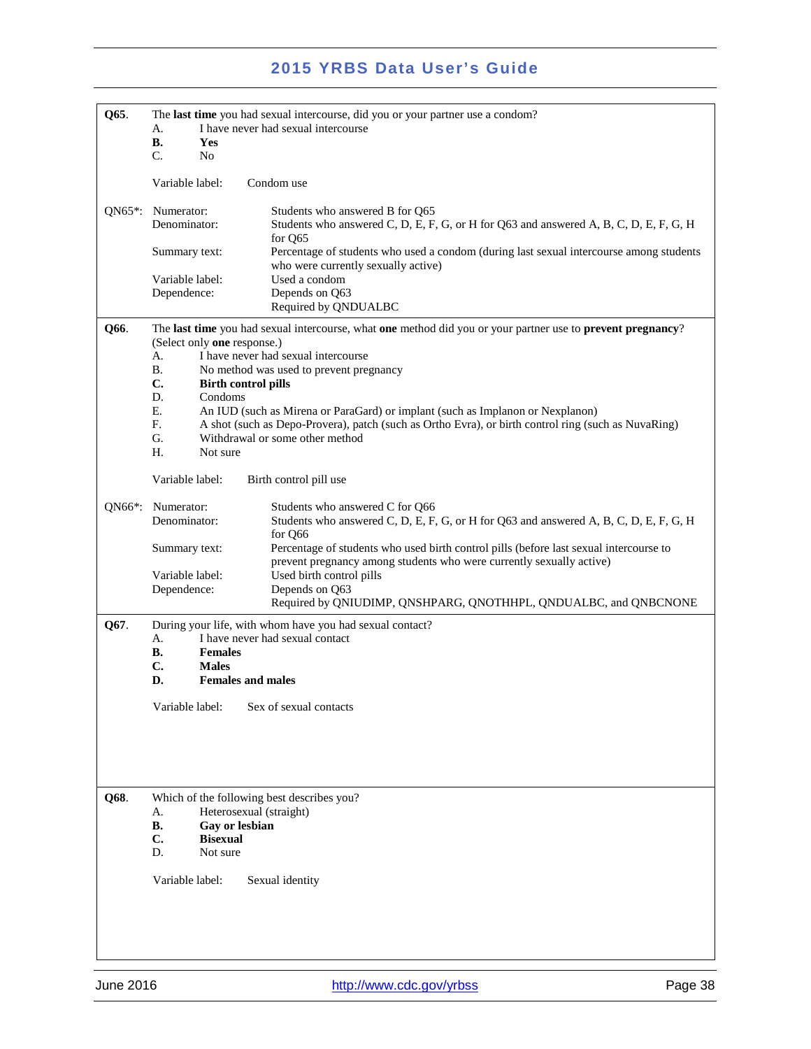**Q65**. The **last time** you had sexual intercourse, did you or your partner use a condom?

A. I have never had sexual intercourse
**B. Yes**
C. No

Variable label: Condom use

QN65*:

| | |
|---|---|
| Numerator: | Students who answered B for Q65 |
| Denominator: | Students who answered C, D, E, F, G, or H for Q63 and answered A, B, C, D, E, F, G, H for Q65 |
| Summary text: | Percentage of students who used a condom (during last sexual intercourse among students who were currently sexually active) |
| Variable label: | Used a condom |
| Dependence: | Depends on Q63<br>Required by QNDUALBC |

**Q66**. The **last time** you had sexual intercourse, what **one** method did you or your partner use to **prevent pregnancy**? (Select only **one** response.)

A. I have never had sexual intercourse
B. No method was used to prevent pregnancy
**C. Birth control pills**
D. Condoms
E. An IUD (such as Mirena or ParaGard) or implant (such as Implanon or Nexplanon)
F. A shot (such as Depo-Provera), patch (such as Ortho Evra), or birth control ring (such as NuvaRing)
G. Withdrawal or some other method
H. Not sure

Variable label: Birth control pill use

QN66*:

| | |
|---|---|
| Numerator: | Students who answered C for Q66 |
| Denominator: | Students who answered C, D, E, F, G, or H for Q63 and answered A, B, C, D, E, F, G, H for Q66 |
| Summary text: | Percentage of students who used birth control pills (before last sexual intercourse to prevent pregnancy among students who were currently sexually active) |
| Variable label: | Used birth control pills |
| Dependence: | Depends on Q63<br>Required by QNIUDIMP, QNSHPARG, QNOTHHPL, QNDUALBC, and QNBCNONE |

**Q67**. During your life, with whom have you had sexual contact?

A. I have never had sexual contact
**B. Females**
**C. Males**
**D. Females and males**

Variable label: Sex of sexual contacts

**Q68**. Which of the following best describes you?

A. Heterosexual (straight)
**B. Gay or lesbian**
**C. Bisexual**
D. Not sure

Variable label: Sexual identity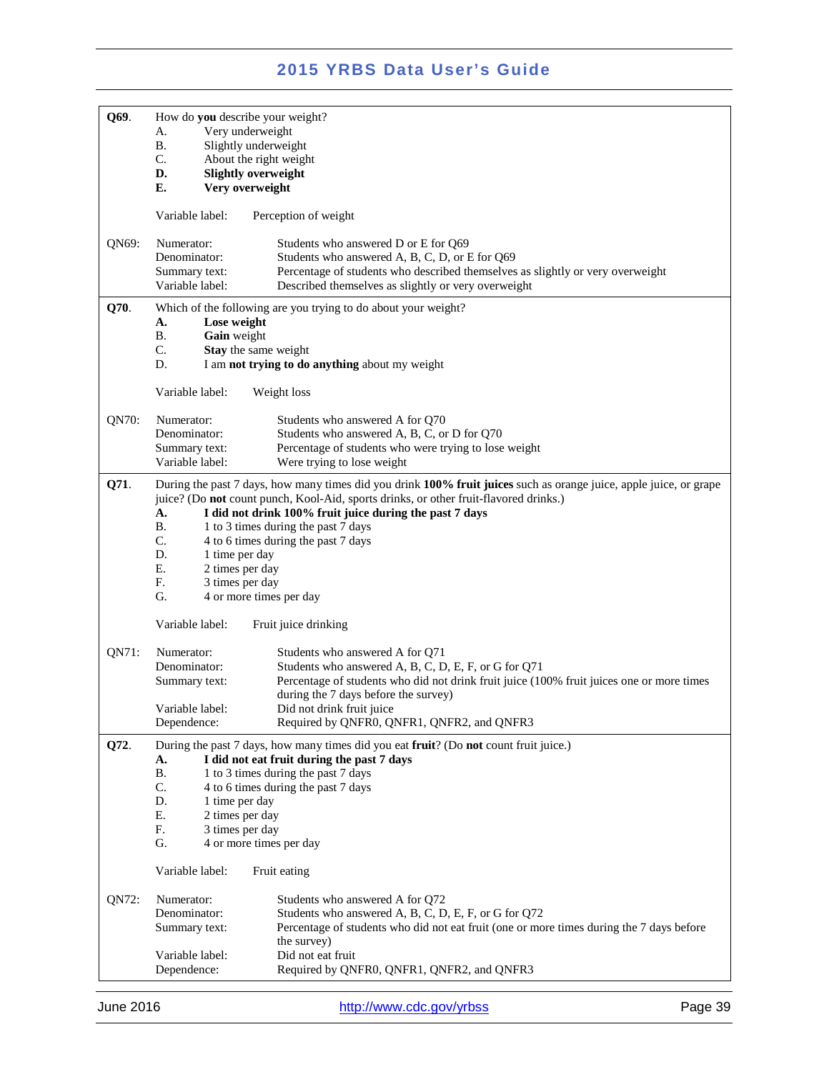**Q69.** How do **you** describe your weight?

A. Very underweight
B. Slightly underweight
C. About the right weight
**D. Slightly overweight**
**E. Very overweight**

Variable label: Perception of weight

QN69:
- Numerator: Students who answered D or E for Q69
- Denominator: Students who answered A, B, C, D, or E for Q69
- Summary text: Percentage of students who described themselves as slightly or very overweight
- Variable label: Described themselves as slightly or very overweight

**Q70.** Which of the following are you trying to do about your weight?

**A. Lose weight**
B. **Gain** weight
C. **Stay** the same weight
D. I am **not trying to do anything** about my weight

Variable label: Weight loss

QN70:
- Numerator: Students who answered A for Q70
- Denominator: Students who answered A, B, C, or D for Q70
- Summary text: Percentage of students who were trying to lose weight
- Variable label: Were trying to lose weight

**Q71.** During the past 7 days, how many times did you drink **100% fruit juices** such as orange juice, apple juice, or grape juice? (Do **not** count punch, Kool-Aid, sports drinks, or other fruit-flavored drinks.)

**A. I did not drink 100% fruit juice during the past 7 days**
B. 1 to 3 times during the past 7 days
C. 4 to 6 times during the past 7 days
D. 1 time per day
E. 2 times per day
F. 3 times per day
G. 4 or more times per day

Variable label: Fruit juice drinking

QN71:
- Numerator: Students who answered A for Q71
- Denominator: Students who answered A, B, C, D, E, F, or G for Q71
- Summary text: Percentage of students who did not drink fruit juice (100% fruit juices one or more times during the 7 days before the survey)
- Variable label: Did not drink fruit juice
- Dependence: Required by QNFR0, QNFR1, QNFR2, and QNFR3

**Q72.** During the past 7 days, how many times did you eat **fruit**? (Do **not** count fruit juice.)

**A. I did not eat fruit during the past 7 days**
B. 1 to 3 times during the past 7 days
C. 4 to 6 times during the past 7 days
D. 1 time per day
E. 2 times per day
F. 3 times per day
G. 4 or more times per day

Variable label: Fruit eating

QN72:
- Numerator: Students who answered A for Q72
- Denominator: Students who answered A, B, C, D, E, F, or G for Q72
- Summary text: Percentage of students who did not eat fruit (one or more times during the 7 days before the survey)
- Variable label: Did not eat fruit
- Dependence: Required by QNFR0, QNFR1, QNFR2, and QNFR3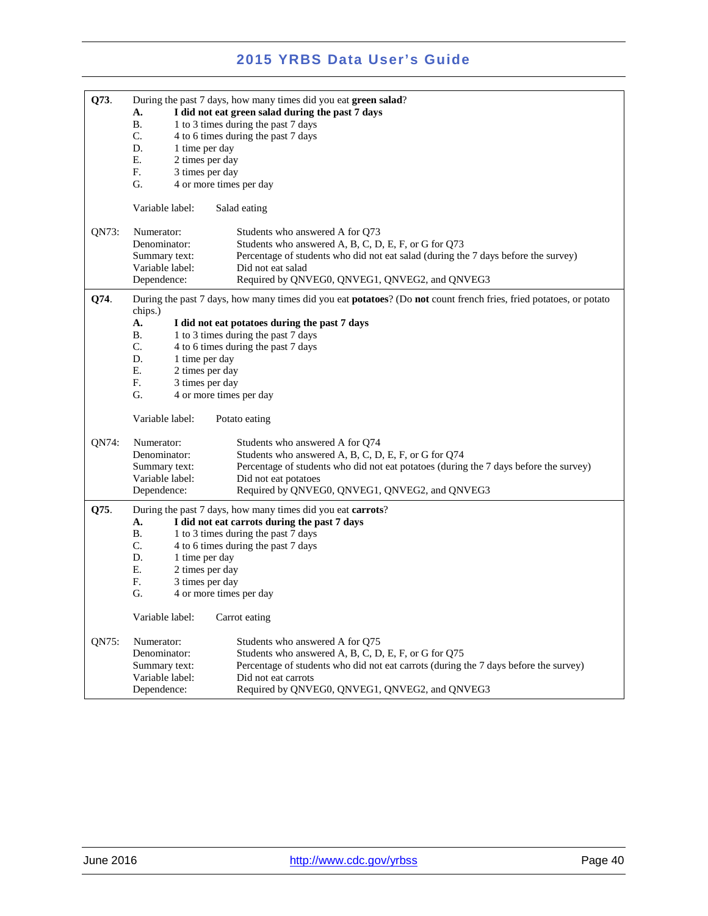**Q73.** During the past 7 days, how many times did you eat **green salad**?

**A. I did not eat green salad during the past 7 days**
B. 1 to 3 times during the past 7 days
C. 4 to 6 times during the past 7 days
D. 1 time per day
E. 2 times per day
F. 3 times per day
G. 4 or more times per day

Variable label: Salad eating

QN73:

| | |
|---|---|
| Numerator: | Students who answered A for Q73 |
| Denominator: | Students who answered A, B, C, D, E, F, or G for Q73 |
| Summary text: | Percentage of students who did not eat salad (during the 7 days before the survey) |
| Variable label: | Did not eat salad |
| Dependence: | Required by QNVEG0, QNVEG1, QNVEG2, and QNVEG3 |

**Q74.** During the past 7 days, how many times did you eat **potatoes**? (Do **not** count french fries, fried potatoes, or potato chips.)

**A. I did not eat potatoes during the past 7 days**
B. 1 to 3 times during the past 7 days
C. 4 to 6 times during the past 7 days
D. 1 time per day
E. 2 times per day
F. 3 times per day
G. 4 or more times per day

Variable label: Potato eating

QN74:

| | |
|---|---|
| Numerator: | Students who answered A for Q74 |
| Denominator: | Students who answered A, B, C, D, E, F, or G for Q74 |
| Summary text: | Percentage of students who did not eat potatoes (during the 7 days before the survey) |
| Variable label: | Did not eat potatoes |
| Dependence: | Required by QNVEG0, QNVEG1, QNVEG2, and QNVEG3 |

**Q75.** During the past 7 days, how many times did you eat **carrots**?

**A. I did not eat carrots during the past 7 days**
B. 1 to 3 times during the past 7 days
C. 4 to 6 times during the past 7 days
D. 1 time per day
E. 2 times per day
F. 3 times per day
G. 4 or more times per day

Variable label: Carrot eating

QN75:

| | |
|---|---|
| Numerator: | Students who answered A for Q75 |
| Denominator: | Students who answered A, B, C, D, E, F, or G for Q75 |
| Summary text: | Percentage of students who did not eat carrots (during the 7 days before the survey) |
| Variable label: | Did not eat carrots |
| Dependence: | Required by QNVEG0, QNVEG1, QNVEG2, and QNVEG3 |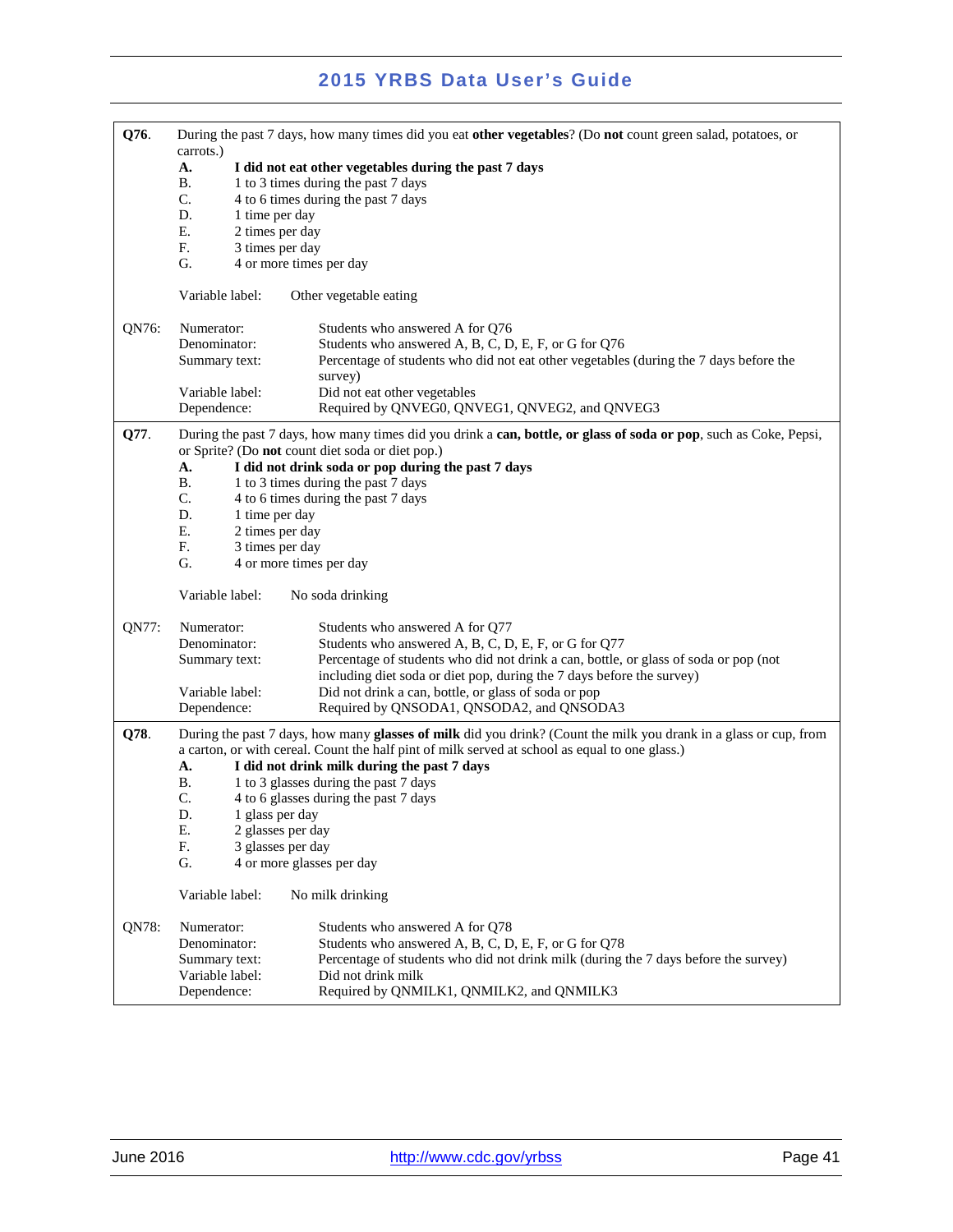**Q76**. During the past 7 days, how many times did you eat **other vegetables**? (Do **not** count green salad, potatoes, or carrots.)

- **A. I did not eat other vegetables during the past 7 days**
- B. 1 to 3 times during the past 7 days
- C. 4 to 6 times during the past 7 days
- D. 1 time per day
- E. 2 times per day
- F. 3 times per day
- G. 4 or more times per day

Variable label: Other vegetable eating

| QN76: | |
|---|---|
| Numerator: | Students who answered A for Q76 |
| Denominator: | Students who answered A, B, C, D, E, F, or G for Q76 |
| Summary text: | Percentage of students who did not eat other vegetables (during the 7 days before the survey) |
| Variable label: | Did not eat other vegetables |
| Dependence: | Required by QNVEG0, QNVEG1, QNVEG2, and QNVEG3 |

**Q77**. During the past 7 days, how many times did you drink a **can, bottle, or glass of soda or pop**, such as Coke, Pepsi, or Sprite? (Do **not** count diet soda or diet pop.)

- **A. I did not drink soda or pop during the past 7 days**
- B. 1 to 3 times during the past 7 days
- C. 4 to 6 times during the past 7 days
- D. 1 time per day
- E. 2 times per day
- F. 3 times per day
- G. 4 or more times per day

Variable label: No soda drinking

| QN77: | |
|---|---|
| Numerator: | Students who answered A for Q77 |
| Denominator: | Students who answered A, B, C, D, E, F, or G for Q77 |
| Summary text: | Percentage of students who did not drink a can, bottle, or glass of soda or pop (not including diet soda or diet pop, during the 7 days before the survey) |
| Variable label: | Did not drink a can, bottle, or glass of soda or pop |
| Dependence: | Required by QNSODA1, QNSODA2, and QNSODA3 |

**Q78**. During the past 7 days, how many **glasses of milk** did you drink? (Count the milk you drank in a glass or cup, from a carton, or with cereal. Count the half pint of milk served at school as equal to one glass.)

- **A. I did not drink milk during the past 7 days**
- B. 1 to 3 glasses during the past 7 days
- C. 4 to 6 glasses during the past 7 days
- D. 1 glass per day
- E. 2 glasses per day
- F. 3 glasses per day
- G. 4 or more glasses per day

Variable label: No milk drinking

| QN78: | |
|---|---|
| Numerator: | Students who answered A for Q78 |
| Denominator: | Students who answered A, B, C, D, E, F, or G for Q78 |
| Summary text: | Percentage of students who did not drink milk (during the 7 days before the survey) |
| Variable label: | Did not drink milk |
| Dependence: | Required by QNMILK1, QNMILK2, and QNMILK3 |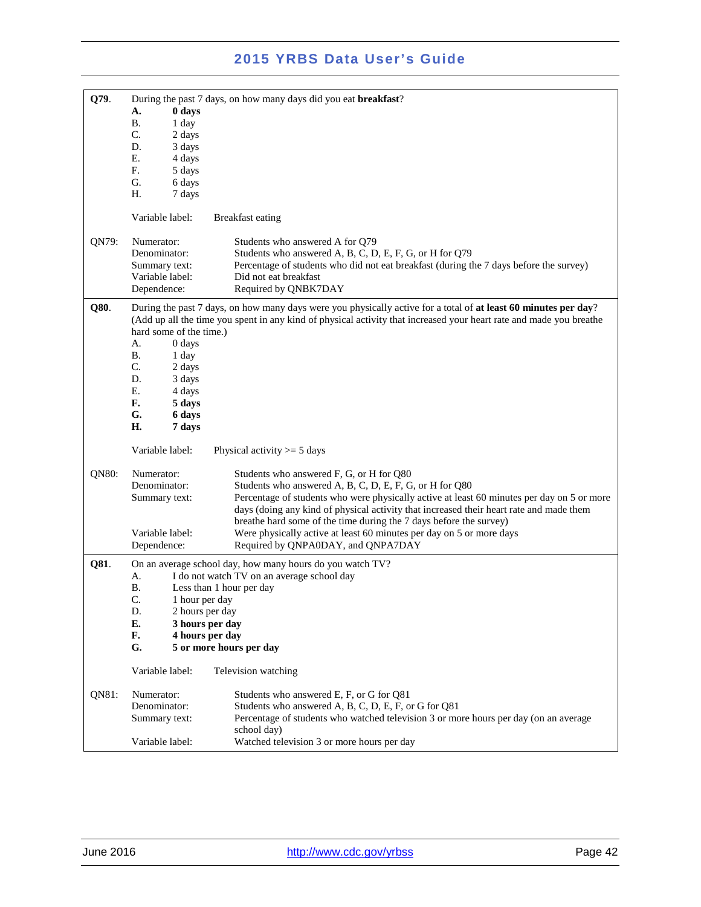**Q79**. During the past 7 days, on how many days did you eat **breakfast**?

**A. 0 days**
B. 1 day
C. 2 days
D. 3 days
E. 4 days
F. 5 days
G. 6 days
H. 7 days

Variable label: Breakfast eating

QN79:

| | |
|---|---|
| Numerator: | Students who answered A for Q79 |
| Denominator: | Students who answered A, B, C, D, E, F, G, or H for Q79 |
| Summary text: | Percentage of students who did not eat breakfast (during the 7 days before the survey) |
| Variable label: | Did not eat breakfast |
| Dependence: | Required by QNBK7DAY |

**Q80**. During the past 7 days, on how many days were you physically active for a total of **at least 60 minutes per day**? (Add up all the time you spent in any kind of physical activity that increased your heart rate and made you breathe hard some of the time.)

A. 0 days
B. 1 day
C. 2 days
D. 3 days
E. 4 days
**F. 5 days**
**G. 6 days**
**H. 7 days**

Variable label: Physical activity >= 5 days

QN80:

| | |
|---|---|
| Numerator: | Students who answered F, G, or H for Q80 |
| Denominator: | Students who answered A, B, C, D, E, F, G, or H for Q80 |
| Summary text: | Percentage of students who were physically active at least 60 minutes per day on 5 or more days (doing any kind of physical activity that increased their heart rate and made them breathe hard some of the time during the 7 days before the survey) |
| Variable label: | Were physically active at least 60 minutes per day on 5 or more days |
| Dependence: | Required by QNPA0DAY, and QNPA7DAY |

**Q81**. On an average school day, how many hours do you watch TV?

A. I do not watch TV on an average school day
B. Less than 1 hour per day
C. 1 hour per day
D. 2 hours per day
**E. 3 hours per day**
**F. 4 hours per day**
**G. 5 or more hours per day**

Variable label: Television watching

QN81:

| | |
|---|---|
| Numerator: | Students who answered E, F, or G for Q81 |
| Denominator: | Students who answered A, B, C, D, E, F, or G for Q81 |
| Summary text: | Percentage of students who watched television 3 or more hours per day (on an average school day) |
| Variable label: | Watched television 3 or more hours per day |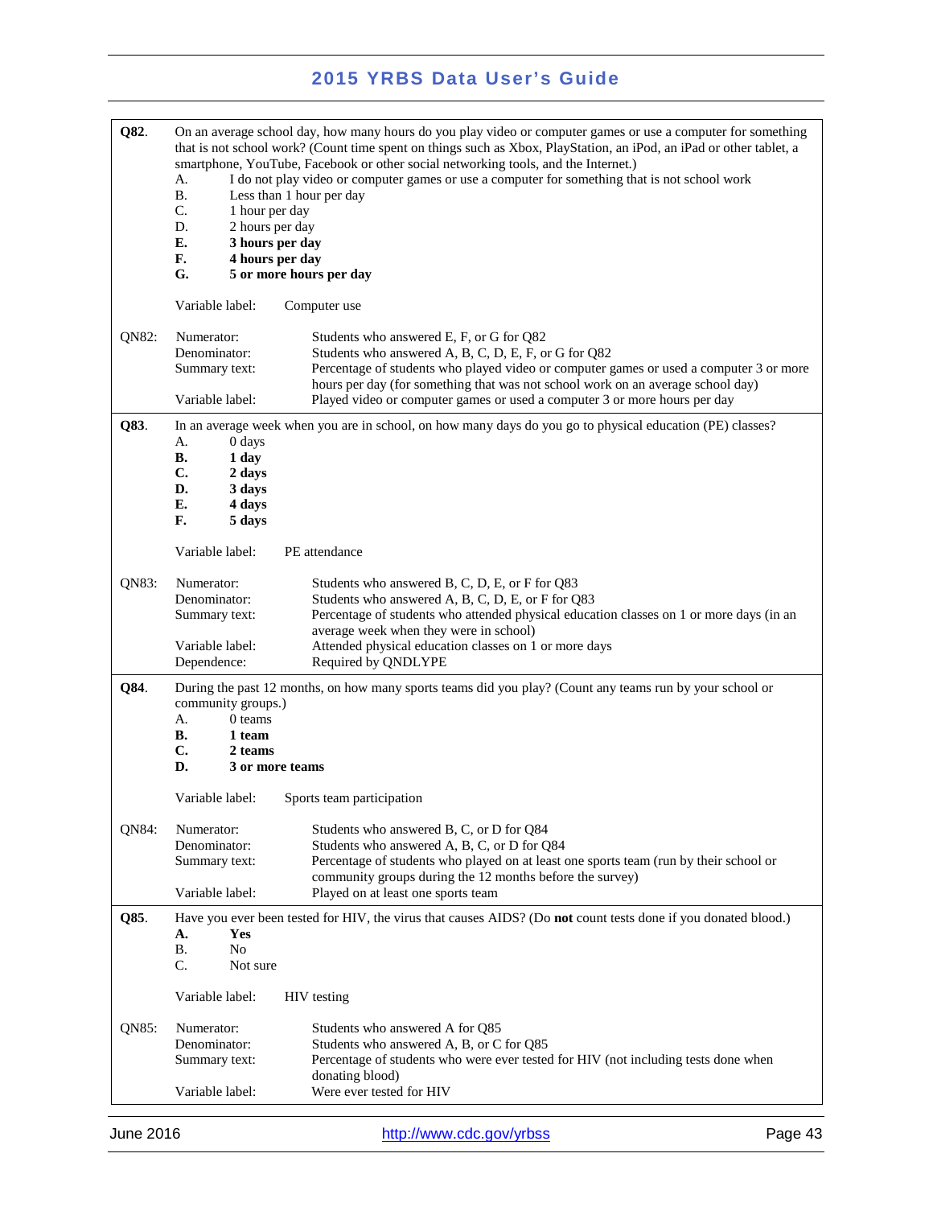**Q82.** On an average school day, how many hours do you play video or computer games or use a computer for something that is not school work? (Count time spent on things such as Xbox, PlayStation, an iPod, an iPad or other tablet, a smartphone, YouTube, Facebook or other social networking tools, and the Internet.)

- A. I do not play video or computer games or use a computer for something that is not school work
- B. Less than 1 hour per day
- C. 1 hour per day
- D. 2 hours per day
- **E. 3 hours per day**
- **F. 4 hours per day**
- **G. 5 or more hours per day**

Variable label: Computer use

**QN82:**

| | |
|---|---|
| Numerator: | Students who answered E, F, or G for Q82 |
| Denominator: | Students who answered A, B, C, D, E, F, or G for Q82 |
| Summary text: | Percentage of students who played video or computer games or used a computer 3 or more hours per day (for something that was not school work on an average school day) |
| Variable label: | Played video or computer games or used a computer 3 or more hours per day |

**Q83.** In an average week when you are in school, on how many days do you go to physical education (PE) classes?

- A. 0 days
- **B. 1 day**
- **C. 2 days**
- **D. 3 days**
- **E. 4 days**
- **F. 5 days**

Variable label: PE attendance

**QN83:**

| | |
|---|---|
| Numerator: | Students who answered B, C, D, E, or F for Q83 |
| Denominator: | Students who answered A, B, C, D, E, or F for Q83 |
| Summary text: | Percentage of students who attended physical education classes on 1 or more days (in an average week when they were in school) |
| Variable label: | Attended physical education classes on 1 or more days |
| Dependence: | Required by QNDLYPE |

**Q84.** During the past 12 months, on how many sports teams did you play? (Count any teams run by your school or community groups.)

- A. 0 teams
- **B. 1 team**
- **C. 2 teams**
- **D. 3 or more teams**

Variable label: Sports team participation

**QN84:**

| | |
|---|---|
| Numerator: | Students who answered B, C, or D for Q84 |
| Denominator: | Students who answered A, B, C, or D for Q84 |
| Summary text: | Percentage of students who played on at least one sports team (run by their school or community groups during the 12 months before the survey) |
| Variable label: | Played on at least one sports team |

**Q85.** Have you ever been tested for HIV, the virus that causes AIDS? (Do **not** count tests done if you donated blood.)

- **A. Yes**
- B. No
- C. Not sure

Variable label: HIV testing

**QN85:**

| | |
|---|---|
| Numerator: | Students who answered A for Q85 |
| Denominator: | Students who answered A, B, or C for Q85 |
| Summary text: | Percentage of students who were ever tested for HIV (not including tests done when donating blood) |
| Variable label: | Were ever tested for HIV |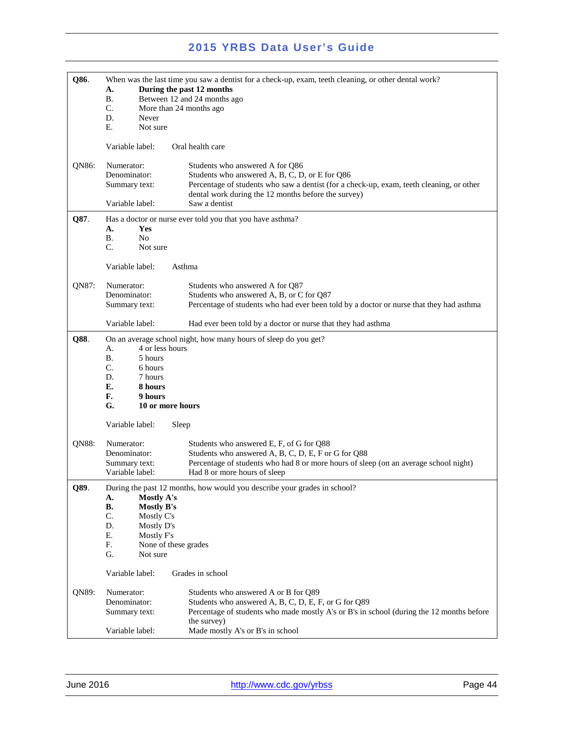| | |
|---|---|
| **Q86**. | When was the last time you saw a dentist for a check-up, exam, teeth cleaning, or other dental work?<br>**A. During the past 12 months**<br>B. Between 12 and 24 months ago<br>C. More than 24 months ago<br>D. Never<br>E. Not sure<br><br>Variable label: Oral health care |
| QN86: | Numerator: Students who answered A for Q86<br>Denominator: Students who answered A, B, C, D, or E for Q86<br>Summary text: Percentage of students who saw a dentist (for a check-up, exam, teeth cleaning, or other dental work during the 12 months before the survey)<br>Variable label: Saw a dentist |
| **Q87**. | Has a doctor or nurse ever told you that you have asthma?<br>**A. Yes**<br>B. No<br>C. Not sure<br><br>Variable label: Asthma |
| QN87: | Numerator: Students who answered A for Q87<br>Denominator: Students who answered A, B, or C for Q87<br>Summary text: Percentage of students who had ever been told by a doctor or nurse that they had asthma<br>Variable label: Had ever been told by a doctor or nurse that they had asthma |
| **Q88**. | On an average school night, how many hours of sleep do you get?<br>A. 4 or less hours<br>B. 5 hours<br>C. 6 hours<br>D. 7 hours<br>**E. 8 hours**<br>**F. 9 hours**<br>**G. 10 or more hours**<br><br>Variable label: Sleep |
| QN88: | Numerator: Students who answered E, F, of G for Q88<br>Denominator: Students who answered A, B, C, D, E, F or G for Q88<br>Summary text: Percentage of students who had 8 or more hours of sleep (on an average school night)<br>Variable label: Had 8 or more hours of sleep |
| **Q89**. | During the past 12 months, how would you describe your grades in school?<br>**A. Mostly A's**<br>**B. Mostly B's**<br>C. Mostly C's<br>D. Mostly D's<br>E. Mostly F's<br>F. None of these grades<br>G. Not sure<br><br>Variable label: Grades in school |
| QN89: | Numerator: Students who answered A or B for Q89<br>Denominator: Students who answered A, B, C, D, E, F, or G for Q89<br>Summary text: Percentage of students who made mostly A's or B's in school (during the 12 months before the survey)<br>Variable label: Made mostly A's or B's in school |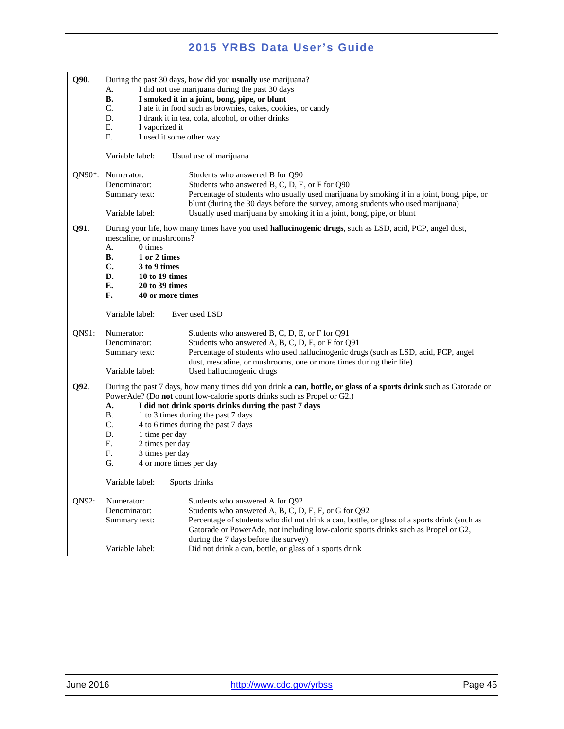**Q90.** During the past 30 days, how did you **usually** use marijuana?

A. I did not use marijuana during the past 30 days
**B. I smoked it in a joint, bong, pipe, or blunt**
C. I ate it in food such as brownies, cakes, cookies, or candy
D. I drank it in tea, cola, alcohol, or other drinks
E. I vaporized it
F. I used it some other way

Variable label: Usual use of marijuana

**QN90*:**

| | |
|---|---|
| Numerator: | Students who answered B for Q90 |
| Denominator: | Students who answered B, C, D, E, or F for Q90 |
| Summary text: | Percentage of students who usually used marijuana by smoking it in a joint, bong, pipe, or blunt (during the 30 days before the survey, among students who used marijuana) |
| Variable label: | Usually used marijuana by smoking it in a joint, bong, pipe, or blunt |

---

**Q91.** During your life, how many times have you used **hallucinogenic drugs**, such as LSD, acid, PCP, angel dust, mescaline, or mushrooms?

A. 0 times
**B. 1 or 2 times**
**C. 3 to 9 times**
**D. 10 to 19 times**
**E. 20 to 39 times**
**F. 40 or more times**

Variable label: Ever used LSD

**QN91:**

| | |
|---|---|
| Numerator: | Students who answered B, C, D, E, or F for Q91 |
| Denominator: | Students who answered A, B, C, D, E, or F for Q91 |
| Summary text: | Percentage of students who used hallucinogenic drugs (such as LSD, acid, PCP, angel dust, mescaline, or mushrooms, one or more times during their life) |
| Variable label: | Used hallucinogenic drugs |

---

**Q92.** During the past 7 days, how many times did you drink **a can, bottle, or glass of a sports drink** such as Gatorade or PowerAde? (Do **not** count low-calorie sports drinks such as Propel or G2.)

**A. I did not drink sports drinks during the past 7 days**
B. 1 to 3 times during the past 7 days
C. 4 to 6 times during the past 7 days
D. 1 time per day
E. 2 times per day
F. 3 times per day
G. 4 or more times per day

Variable label: Sports drinks

**QN92:**

| | |
|---|---|
| Numerator: | Students who answered A for Q92 |
| Denominator: | Students who answered A, B, C, D, E, F, or G for Q92 |
| Summary text: | Percentage of students who did not drink a can, bottle, or glass of a sports drink (such as Gatorade or PowerAde, not including low-calorie sports drinks such as Propel or G2, during the 7 days before the survey) |
| Variable label: | Did not drink a can, bottle, or glass of a sports drink |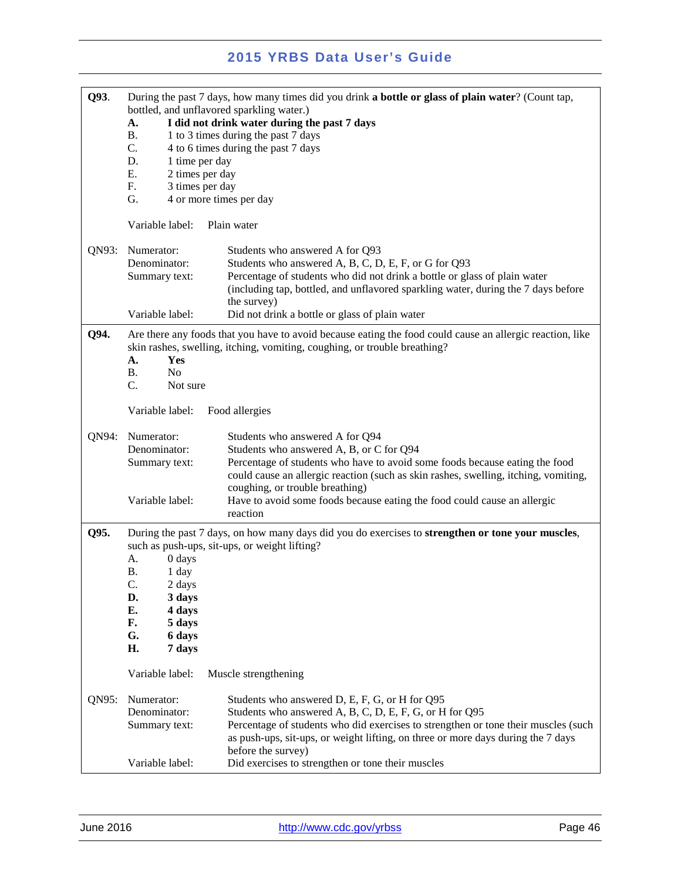**Q93.** During the past 7 days, how many times did you drink **a bottle or glass of plain water**? (Count tap, bottled, and unflavored sparkling water.)

- **A. I did not drink water during the past 7 days**
- B. 1 to 3 times during the past 7 days
- C. 4 to 6 times during the past 7 days
- D. 1 time per day
- E. 2 times per day
- F. 3 times per day
- G. 4 or more times per day

Variable label: Plain water

QN93:

| | |
|---|---|
| Numerator: | Students who answered A for Q93 |
| Denominator: | Students who answered A, B, C, D, E, F, or G for Q93 |
| Summary text: | Percentage of students who did not drink a bottle or glass of plain water (including tap, bottled, and unflavored sparkling water, during the 7 days before the survey) |
| Variable label: | Did not drink a bottle or glass of plain water |

**Q94.** Are there any foods that you have to avoid because eating the food could cause an allergic reaction, like skin rashes, swelling, itching, vomiting, coughing, or trouble breathing?

- **A. Yes**
- B. No
- C. Not sure

Variable label: Food allergies

QN94:

| | |
|---|---|
| Numerator: | Students who answered A for Q94 |
| Denominator: | Students who answered A, B, or C for Q94 |
| Summary text: | Percentage of students who have to avoid some foods because eating the food could cause an allergic reaction (such as skin rashes, swelling, itching, vomiting, coughing, or trouble breathing) |
| Variable label: | Have to avoid some foods because eating the food could cause an allergic reaction |

**Q95.** During the past 7 days, on how many days did you do exercises to **strengthen or tone your muscles**, such as push-ups, sit-ups, or weight lifting?

- A. 0 days
- B. 1 day
- C. 2 days
- **D. 3 days**
- **E. 4 days**
- **F. 5 days**
- **G. 6 days**
- **H. 7 days**

Variable label: Muscle strengthening

QN95:

| | |
|---|---|
| Numerator: | Students who answered D, E, F, G, or H for Q95 |
| Denominator: | Students who answered A, B, C, D, E, F, G, or H for Q95 |
| Summary text: | Percentage of students who did exercises to strengthen or tone their muscles (such as push-ups, sit-ups, or weight lifting, on three or more days during the 7 days before the survey) |
| Variable label: | Did exercises to strengthen or tone their muscles |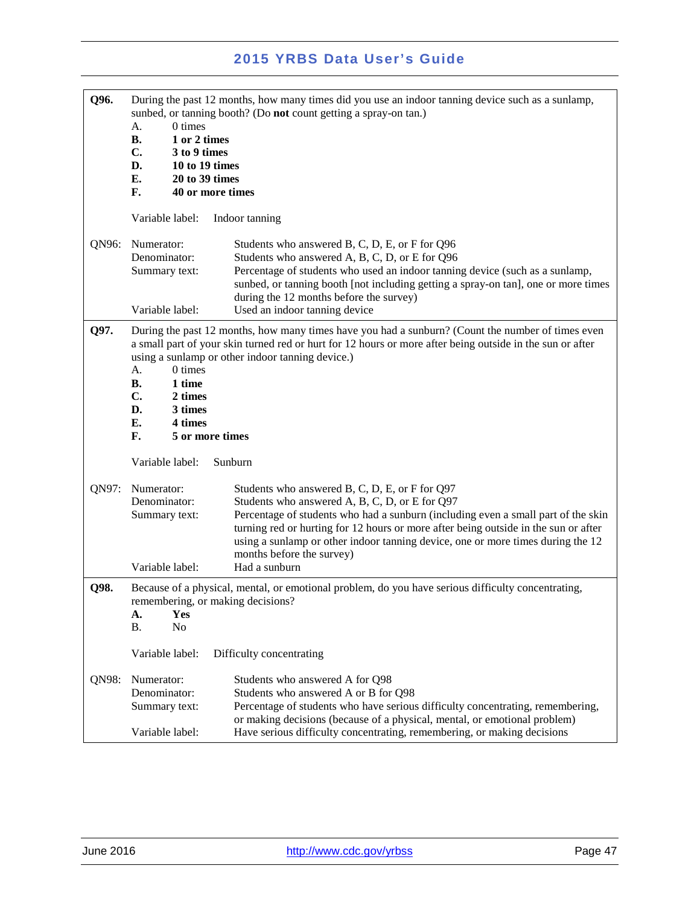**Q96.** During the past 12 months, how many times did you use an indoor tanning device such as a sunlamp, sunbed, or tanning booth? (Do **not** count getting a spray-on tan.)

A. 0 times
**B. 1 or 2 times**
**C. 3 to 9 times**
**D. 10 to 19 times**
**E. 20 to 39 times**
**F. 40 or more times**

Variable label: Indoor tanning

QN96:
- Numerator: Students who answered B, C, D, E, or F for Q96
- Denominator: Students who answered A, B, C, D, or E for Q96
- Summary text: Percentage of students who used an indoor tanning device (such as a sunlamp, sunbed, or tanning booth [not including getting a spray-on tan], one or more times during the 12 months before the survey)
- Variable label: Used an indoor tanning device

---

**Q97.** During the past 12 months, how many times have you had a sunburn? (Count the number of times even a small part of your skin turned red or hurt for 12 hours or more after being outside in the sun or after using a sunlamp or other indoor tanning device.)

A. 0 times
**B. 1 time**
**C. 2 times**
**D. 3 times**
**E. 4 times**
**F. 5 or more times**

Variable label: Sunburn

QN97:
- Numerator: Students who answered B, C, D, E, or F for Q97
- Denominator: Students who answered A, B, C, D, or E for Q97
- Summary text: Percentage of students who had a sunburn (including even a small part of the skin turning red or hurting for 12 hours or more after being outside in the sun or after using a sunlamp or other indoor tanning device, one or more times during the 12 months before the survey)
- Variable label: Had a sunburn

---

**Q98.** Because of a physical, mental, or emotional problem, do you have serious difficulty concentrating, remembering, or making decisions?

**A. Yes**
B. No

Variable label: Difficulty concentrating

QN98:
- Numerator: Students who answered A for Q98
- Denominator: Students who answered A or B for Q98
- Summary text: Percentage of students who have serious difficulty concentrating, remembering, or making decisions (because of a physical, mental, or emotional problem)
- Variable label: Have serious difficulty concentrating, remembering, or making decisions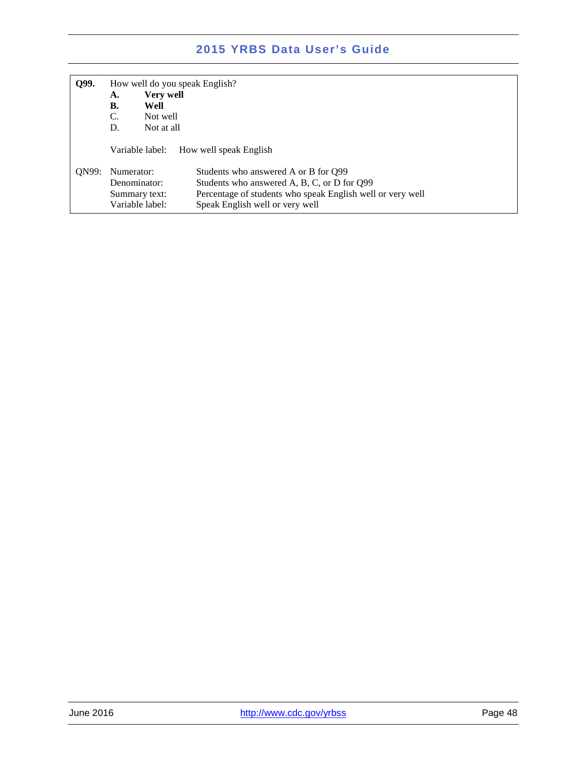| | |
|---|---|
| **Q99.** | How well do you speak English?<br>**A. Very well**<br>**B. Well**<br>C. Not well<br>D. Not at all<br><br>Variable label: How well speak English |
| QN99: | Numerator: Students who answered A or B for Q99<br>Denominator: Students who answered A, B, C, or D for Q99<br>Summary text: Percentage of students who speak English well or very well<br>Variable label: Speak English well or very well |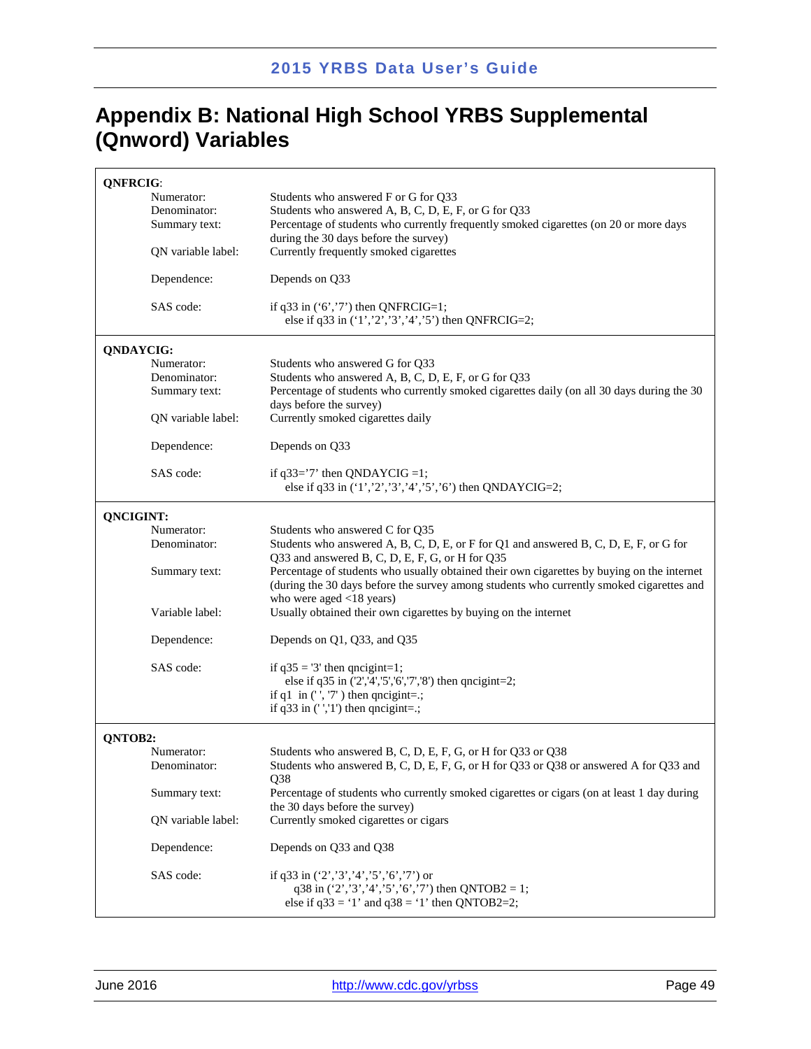# Appendix B: National High School YRBS Supplemental (Qnword) Variables

**QNFRCIG**:

| | |
|---|---|
| Numerator: | Students who answered F or G for Q33 |
| Denominator: | Students who answered A, B, C, D, E, F, or G for Q33 |
| Summary text: | Percentage of students who currently frequently smoked cigarettes (on 20 or more days during the 30 days before the survey) |
| QN variable label: | Currently frequently smoked cigarettes |
| Dependence: | Depends on Q33 |
| SAS code: | if q33 in ('6','7') then QNFRCIG=1;<br>else if q33 in ('1','2','3','4','5') then QNFRCIG=2; |

**QNDAYCIG:**

| | |
|---|---|
| Numerator: | Students who answered G for Q33 |
| Denominator: | Students who answered A, B, C, D, E, F, or G for Q33 |
| Summary text: | Percentage of students who currently smoked cigarettes daily (on all 30 days during the 30 days before the survey) |
| QN variable label: | Currently smoked cigarettes daily |
| Dependence: | Depends on Q33 |
| SAS code: | if q33='7' then QNDAYCIG =1;<br>else if q33 in ('1','2','3','4','5','6') then QNDAYCIG=2; |

**QNCIGINT:**

| | |
|---|---|
| Numerator: | Students who answered C for Q35 |
| Denominator: | Students who answered A, B, C, D, E, or F for Q1 and answered B, C, D, E, F, or G for Q33 and answered B, C, D, E, F, G, or H for Q35 |
| Summary text: | Percentage of students who usually obtained their own cigarettes by buying on the internet (during the 30 days before the survey among students who currently smoked cigarettes and who were aged <18 years) |
| Variable label: | Usually obtained their own cigarettes by buying on the internet |
| Dependence: | Depends on Q1, Q33, and Q35 |
| SAS code: | if q35 = '3' then qncigint=1;<br>else if q35 in ('2','4','5','6','7','8') then qncigint=2;<br>if q1 in (' ', '7' ) then qncigint=.;<br>if q33 in (' ','1') then qncigint=.; |

**QNTOB2:**

| | |
|---|---|
| Numerator: | Students who answered B, C, D, E, F, G, or H for Q33 or Q38 |
| Denominator: | Students who answered B, C, D, E, F, G, or H for Q33 or Q38 or answered A for Q33 and Q38 |
| Summary text: | Percentage of students who currently smoked cigarettes or cigars (on at least 1 day during the 30 days before the survey) |
| QN variable label: | Currently smoked cigarettes or cigars |
| Dependence: | Depends on Q33 and Q38 |
| SAS code: | if q33 in ('2','3','4','5','6','7') or<br>q38 in ('2','3','4','5','6','7') then QNTOB2 = 1;<br>else if q33 = '1' and q38 = '1' then QNTOB2=2; |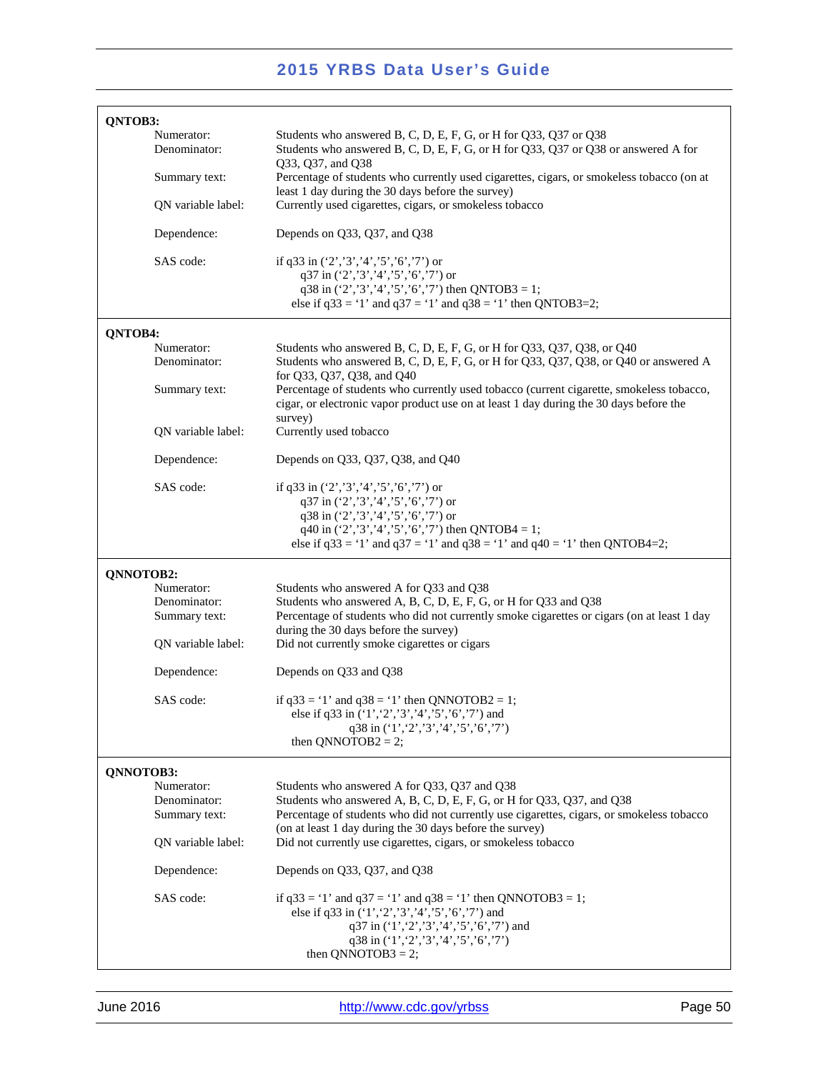**QNTOB3:**

| | |
|---|---|
| Numerator: | Students who answered B, C, D, E, F, G, or H for Q33, Q37 or Q38 |
| Denominator: | Students who answered B, C, D, E, F, G, or H for Q33, Q37 or Q38 or answered A for Q33, Q37, and Q38 |
| Summary text: | Percentage of students who currently used cigarettes, cigars, or smokeless tobacco (on at least 1 day during the 30 days before the survey) |
| QN variable label: | Currently used cigarettes, cigars, or smokeless tobacco |
| Dependence: | Depends on Q33, Q37, and Q38 |

SAS code:

```
if q33 in ('2','3','4','5','6','7') or
     q37 in ('2','3','4','5','6','7') or
     q38 in ('2','3','4','5','6','7') then QNTOB3 = 1;
   else if q33 = '1' and q37 = '1' and q38 = '1' then QNTOB3=2;
```

**QNTOB4:**

| | |
|---|---|
| Numerator: | Students who answered B, C, D, E, F, G, or H for Q33, Q37, Q38, or Q40 |
| Denominator: | Students who answered B, C, D, E, F, G, or H for Q33, Q37, Q38, or Q40 or answered A for Q33, Q37, Q38, and Q40 |
| Summary text: | Percentage of students who currently used tobacco (current cigarette, smokeless tobacco, cigar, or electronic vapor product use on at least 1 day during the 30 days before the survey) |
| QN variable label: | Currently used tobacco |
| Dependence: | Depends on Q33, Q37, Q38, and Q40 |

SAS code:

```
if q33 in ('2','3','4','5','6','7') or
     q37 in ('2','3','4','5','6','7') or
     q38 in ('2','3','4','5','6','7') or
     q40 in ('2','3','4','5','6','7') then QNTOB4 = 1;
   else if q33 = '1' and q37 = '1' and q38 = '1' and q40 = '1' then QNTOB4=2;
```

**QNNOTOB2:**

| | |
|---|---|
| Numerator: | Students who answered A for Q33 and Q38 |
| Denominator: | Students who answered A, B, C, D, E, F, G, or H for Q33 and Q38 |
| Summary text: | Percentage of students who did not currently smoke cigarettes or cigars (on at least 1 day during the 30 days before the survey) |
| QN variable label: | Did not currently smoke cigarettes or cigars |
| Dependence: | Depends on Q33 and Q38 |

SAS code:

```
if q33 = '1' and q38 = '1' then QNNOTOB2 = 1;
   else if q33 in ('1','2','3','4','5','6','7') and
              q38 in ('1','2','3','4','5','6','7')
   then QNNOTOB2 = 2;
```

**QNNOTOB3:**

| | |
|---|---|
| Numerator: | Students who answered A for Q33, Q37 and Q38 |
| Denominator: | Students who answered A, B, C, D, E, F, G, or H for Q33, Q37, and Q38 |
| Summary text: | Percentage of students who did not currently use cigarettes, cigars, or smokeless tobacco (on at least 1 day during the 30 days before the survey) |
| QN variable label: | Did not currently use cigarettes, cigars, or smokeless tobacco |
| Dependence: | Depends on Q33, Q37, and Q38 |

SAS code:

```
if q33 = '1' and q37 = '1' and q38 = '1' then QNNOTOB3 = 1;
   else if q33 in ('1','2','3','4','5','6','7') and
              q37 in ('1','2','3','4','5','6','7') and
              q38 in ('1','2','3','4','5','6','7')
     then QNNOTOB3 = 2;
```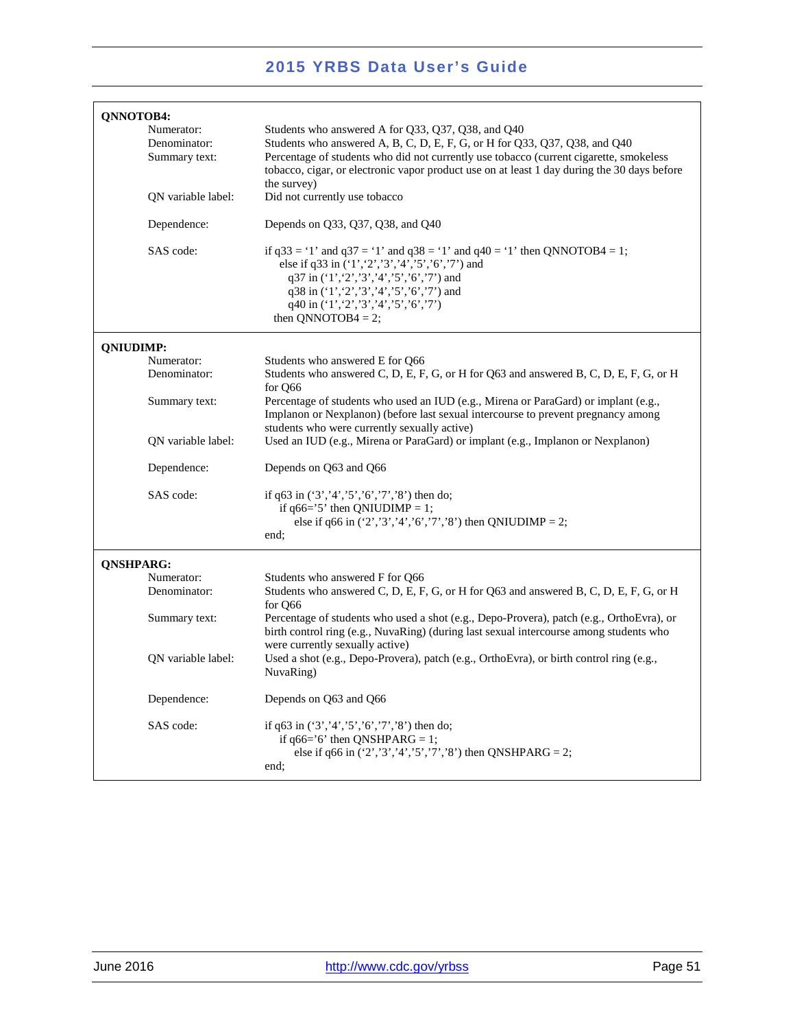**QNNOTOB4:**

| | |
|---|---|
| Numerator: | Students who answered A for Q33, Q37, Q38, and Q40 |
| Denominator: | Students who answered A, B, C, D, E, F, G, or H for Q33, Q37, Q38, and Q40 |
| Summary text: | Percentage of students who did not currently use tobacco (current cigarette, smokeless tobacco, cigar, or electronic vapor product use on at least 1 day during the 30 days before the survey) |
| QN variable label: | Did not currently use tobacco |
| Dependence: | Depends on Q33, Q37, Q38, and Q40 |

SAS code:

```
if q33 = '1' and q37 = '1' and q38 = '1' and q40 = '1' then QNNOTOB4 = 1;
   else if q33 in ('1','2','3','4','5','6','7') and
      q37 in ('1','2','3','4','5','6','7') and
      q38 in ('1','2','3','4','5','6','7') and
      q40 in ('1','2','3','4','5','6','7')
  then QNNOTOB4 = 2;
```

**QNIUDIMP:**

| | |
|---|---|
| Numerator: | Students who answered E for Q66 |
| Denominator: | Students who answered C, D, E, F, G, or H for Q63 and answered B, C, D, E, F, G, or H for Q66 |
| Summary text: | Percentage of students who used an IUD (e.g., Mirena or ParaGard) or implant (e.g., Implanon or Nexplanon) (before last sexual intercourse to prevent pregnancy among students who were currently sexually active) |
| QN variable label: | Used an IUD (e.g., Mirena or ParaGard) or implant (e.g., Implanon or Nexplanon) |
| Dependence: | Depends on Q63 and Q66 |

SAS code:

```
if q63 in ('3','4','5','6','7','8') then do;
   if q66='5' then QNIUDIMP = 1;
      else if q66 in ('2','3','4','6','7','8') then QNIUDIMP = 2;
end;
```

**QNSHPARG:**

| | |
|---|---|
| Numerator: | Students who answered F for Q66 |
| Denominator: | Students who answered C, D, E, F, G, or H for Q63 and answered B, C, D, E, F, G, or H for Q66 |
| Summary text: | Percentage of students who used a shot (e.g., Depo-Provera), patch (e.g., OrthoEvra), or birth control ring (e.g., NuvaRing) (during last sexual intercourse among students who were currently sexually active) |
| QN variable label: | Used a shot (e.g., Depo-Provera), patch (e.g., OrthoEvra), or birth control ring (e.g., NuvaRing) |
| Dependence: | Depends on Q63 and Q66 |

SAS code:

```
if q63 in ('3','4','5','6','7','8') then do;
   if q66='6' then QNSHPARG = 1;
      else if q66 in ('2','3','4','5','7','8') then QNSHPARG = 2;
end;
```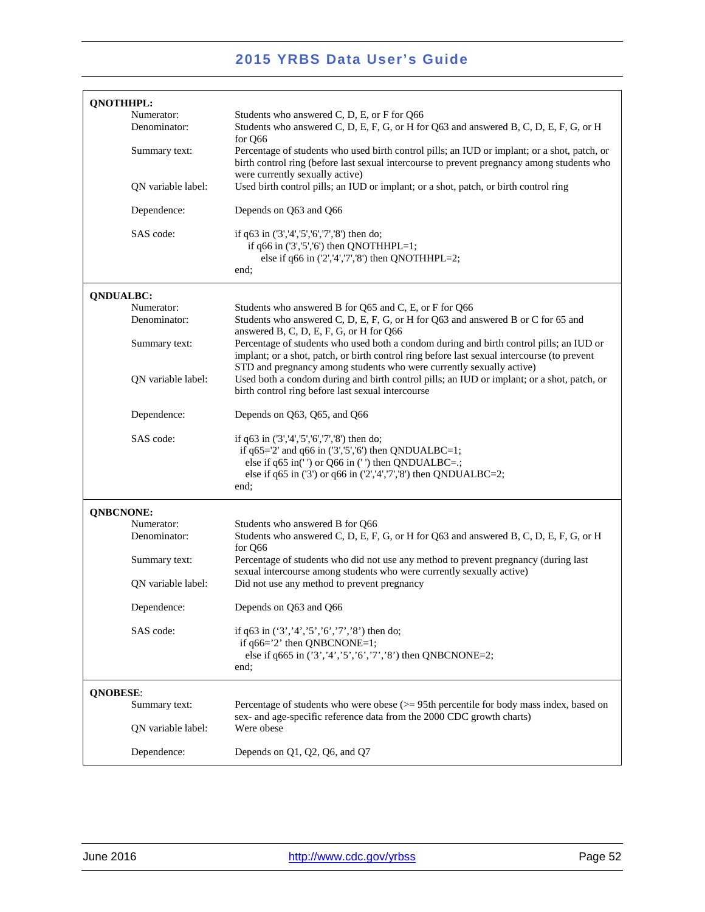**QNOTHHPL:**

Numerator: Students who answered C, D, E, or F for Q66

Denominator: Students who answered C, D, E, F, G, or H for Q63 and answered B, C, D, E, F, G, or H for Q66

Summary text: Percentage of students who used birth control pills; an IUD or implant; or a shot, patch, or birth control ring (before last sexual intercourse to prevent pregnancy among students who were currently sexually active)

QN variable label: Used birth control pills; an IUD or implant; or a shot, patch, or birth control ring

Dependence: Depends on Q63 and Q66

SAS code:

```
if q63 in ('3','4','5','6','7','8') then do;
    if q66 in ('3','5','6') then QNOTHHPL=1;
        else if q66 in ('2','4','7','8') then QNOTHHPL=2;
end;
```

**QNDUALBC:**

Numerator: Students who answered B for Q65 and C, E, or F for Q66

Denominator: Students who answered C, D, E, F, G, or H for Q63 and answered B or C for 65 and answered B, C, D, E, F, G, or H for Q66

Summary text: Percentage of students who used both a condom during and birth control pills; an IUD or implant; or a shot, patch, or birth control ring before last sexual intercourse (to prevent STD and pregnancy among students who were currently sexually active)

QN variable label: Used both a condom during and birth control pills; an IUD or implant; or a shot, patch, or birth control ring before last sexual intercourse

Dependence: Depends on Q63, Q65, and Q66

SAS code:

```
if q63 in ('3','4','5','6','7','8') then do;
  if q65='2' and q66 in ('3','5','6') then QNDUALBC=1;
    else if q65 in(' ') or Q66 in (' ') then QNDUALBC=.;
    else if q65 in ('3') or q66 in ('2','4','7','8') then QNDUALBC=2;
end;
```

**QNBCNONE:**

Numerator: Students who answered B for Q66

Denominator: Students who answered C, D, E, F, G, or H for Q63 and answered B, C, D, E, F, G, or H for Q66

Summary text: Percentage of students who did not use any method to prevent pregnancy (during last sexual intercourse among students who were currently sexually active)

QN variable label: Did not use any method to prevent pregnancy

Dependence: Depends on Q63 and Q66

SAS code:

```
if q63 in ('3','4','5','6','7','8') then do;
  if q66='2' then QNBCNONE=1;
    else if q665 in ('3','4','5','6','7','8') then QNBCNONE=2;
end;
```

**QNOBESE:**

Summary text: Percentage of students who were obese (>= 95th percentile for body mass index, based on sex- and age-specific reference data from the 2000 CDC growth charts)

QN variable label: Were obese

Dependence: Depends on Q1, Q2, Q6, and Q7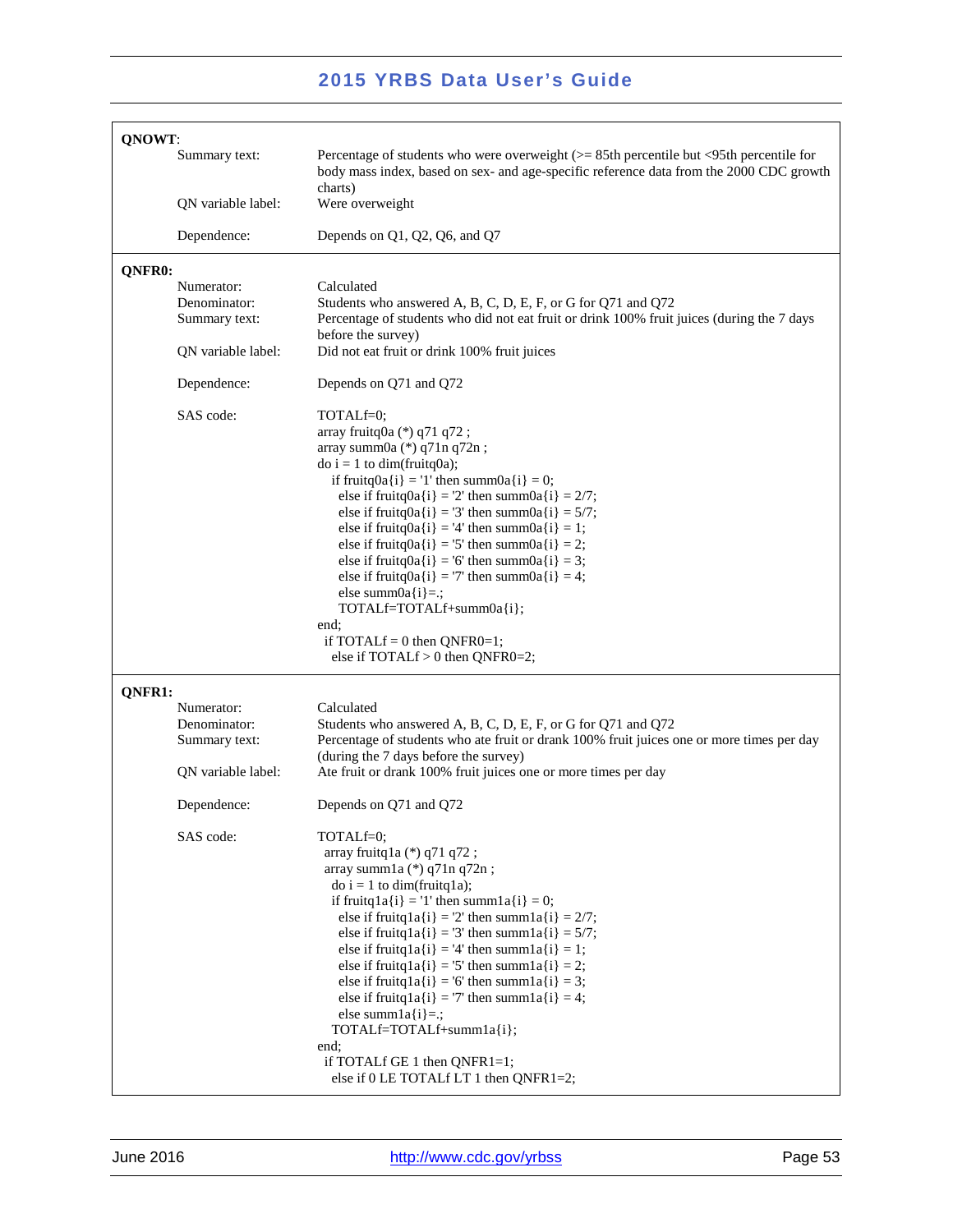**QNOWT**:

| | |
|---|---|
| Summary text: | Percentage of students who were overweight (>= 85th percentile but <95th percentile for body mass index, based on sex- and age-specific reference data from the 2000 CDC growth charts) |
| QN variable label: | Were overweight |
| Dependence: | Depends on Q1, Q2, Q6, and Q7 |

**QNFR0:**

| | |
|---|---|
| Numerator: | Calculated |
| Denominator: | Students who answered A, B, C, D, E, F, or G for Q71 and Q72 |
| Summary text: | Percentage of students who did not eat fruit or drink 100% fruit juices (during the 7 days before the survey) |
| QN variable label: | Did not eat fruit or drink 100% fruit juices |
| Dependence: | Depends on Q71 and Q72 |

SAS code:

```
TOTALf=0;
array fruitq0a (*) q71 q72 ;
array summ0a (*) q71n q72n ;
do i = 1 to dim(fruitq0a);
   if fruitq0a{i} = '1' then summ0a{i} = 0;
     else if fruitq0a{i} = '2' then summ0a{i} = 2/7;
     else if fruitq0a{i} = '3' then summ0a{i} = 5/7;
     else if fruitq0a{i} = '4' then summ0a{i} = 1;
     else if fruitq0a{i} = '5' then summ0a{i} = 2;
     else if fruitq0a{i} = '6' then summ0a{i} = 3;
     else if fruitq0a{i} = '7' then summ0a{i} = 4;
     else summ0a{i}=.;
     TOTALf=TOTALf+summ0a{i};
end;
  if TOTALf = 0 then QNFR0=1;
    else if TOTALf > 0 then QNFR0=2;
```

**QNFR1:**

| | |
|---|---|
| Numerator: | Calculated |
| Denominator: | Students who answered A, B, C, D, E, F, or G for Q71 and Q72 |
| Summary text: | Percentage of students who ate fruit or drank 100% fruit juices one or more times per day (during the 7 days before the survey) |
| QN variable label: | Ate fruit or drank 100% fruit juices one or more times per day |
| Dependence: | Depends on Q71 and Q72 |

SAS code:

```
TOTALf=0;
  array fruitq1a (*) q71 q72 ;
  array summ1a (*) q71n q72n ;
    do i = 1 to dim(fruitq1a);
    if fruitq1a{i} = '1' then summ1a{i} = 0;
      else if fruitq1a{i} = '2' then summ1a{i} = 2/7;
      else if fruitq1a{i} = '3' then summ1a{i} = 5/7;
      else if fruitq1a{i} = '4' then summ1a{i} = 1;
      else if fruitq1a{i} = '5' then summ1a{i} = 2;
      else if fruitq1a{i} = '6' then summ1a{i} = 3;
      else if fruitq1a{i} = '7' then summ1a{i} = 4;
      else summ1a{i}=.;
    TOTALf=TOTALf+summ1a{i};
end;
  if TOTALf GE 1 then QNFR1=1;
    else if 0 LE TOTALf LT 1 then QNFR1=2;
```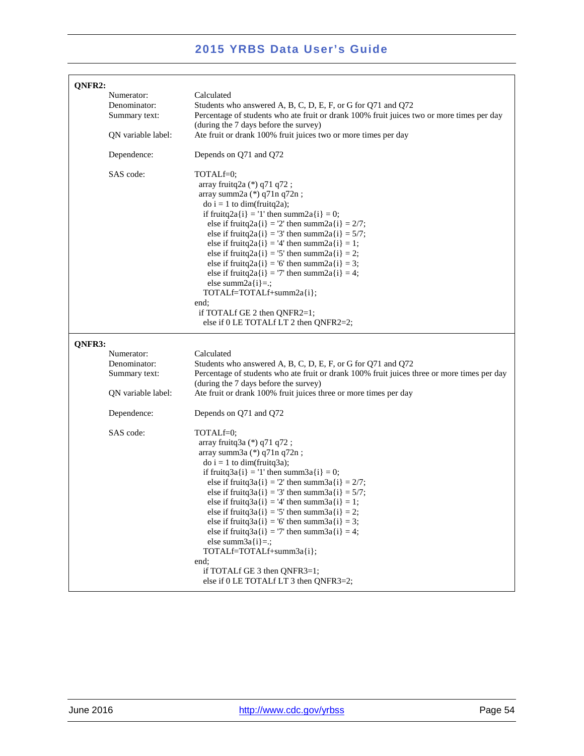**QNFR2:**

Numerator: Calculated

Denominator: Students who answered A, B, C, D, E, F, or G for Q71 and Q72

Summary text: Percentage of students who ate fruit or drank 100% fruit juices two or more times per day (during the 7 days before the survey)

QN variable label: Ate fruit or drank 100% fruit juices two or more times per day

Dependence: Depends on Q71 and Q72

SAS code:

```
TOTALf=0;
  array fruitq2a (*) q71 q72 ;
  array summ2a (*) q71n q72n ;
    do i = 1 to dim(fruitq2a);
    if fruitq2a{i} = '1' then summ2a{i} = 0;
      else if fruitq2a{i} = '2' then summ2a{i} = 2/7;
      else if fruitq2a{i} = '3' then summ2a{i} = 5/7;
      else if fruitq2a{i} = '4' then summ2a{i} = 1;
      else if fruitq2a{i} = '5' then summ2a{i} = 2;
      else if fruitq2a{i} = '6' then summ2a{i} = 3;
      else if fruitq2a{i} = '7' then summ2a{i} = 4;
      else summ2a{i}=.;
    TOTALf=TOTALf+summ2a{i};
end;
  if TOTALf GE 2 then QNFR2=1;
    else if 0 LE TOTALf LT 2 then QNFR2=2;
```

**QNFR3:**

Numerator: Calculated

Denominator: Students who answered A, B, C, D, E, F, or G for Q71 and Q72

Summary text: Percentage of students who ate fruit or drank 100% fruit juices three or more times per day (during the 7 days before the survey)

QN variable label: Ate fruit or drank 100% fruit juices three or more times per day

Dependence: Depends on Q71 and Q72

SAS code:

```
TOTALf=0;
  array fruitq3a (*) q71 q72 ;
  array summ3a (*) q71n q72n ;
    do i = 1 to dim(fruitq3a);
    if fruitq3a{i} = '1' then summ3a{i} = 0;
      else if fruitq3a{i} = '2' then summ3a{i} = 2/7;
      else if fruitq3a{i} = '3' then summ3a{i} = 5/7;
      else if fruitq3a{i} = '4' then summ3a{i} = 1;
      else if fruitq3a{i} = '5' then summ3a{i} = 2;
      else if fruitq3a{i} = '6' then summ3a{i} = 3;
      else if fruitq3a{i} = '7' then summ3a{i} = 4;
      else summ3a{i}=.;
    TOTALf=TOTALf+summ3a{i};
end;
    if TOTALf GE 3 then QNFR3=1;
    else if 0 LE TOTALf LT 3 then QNFR3=2;
```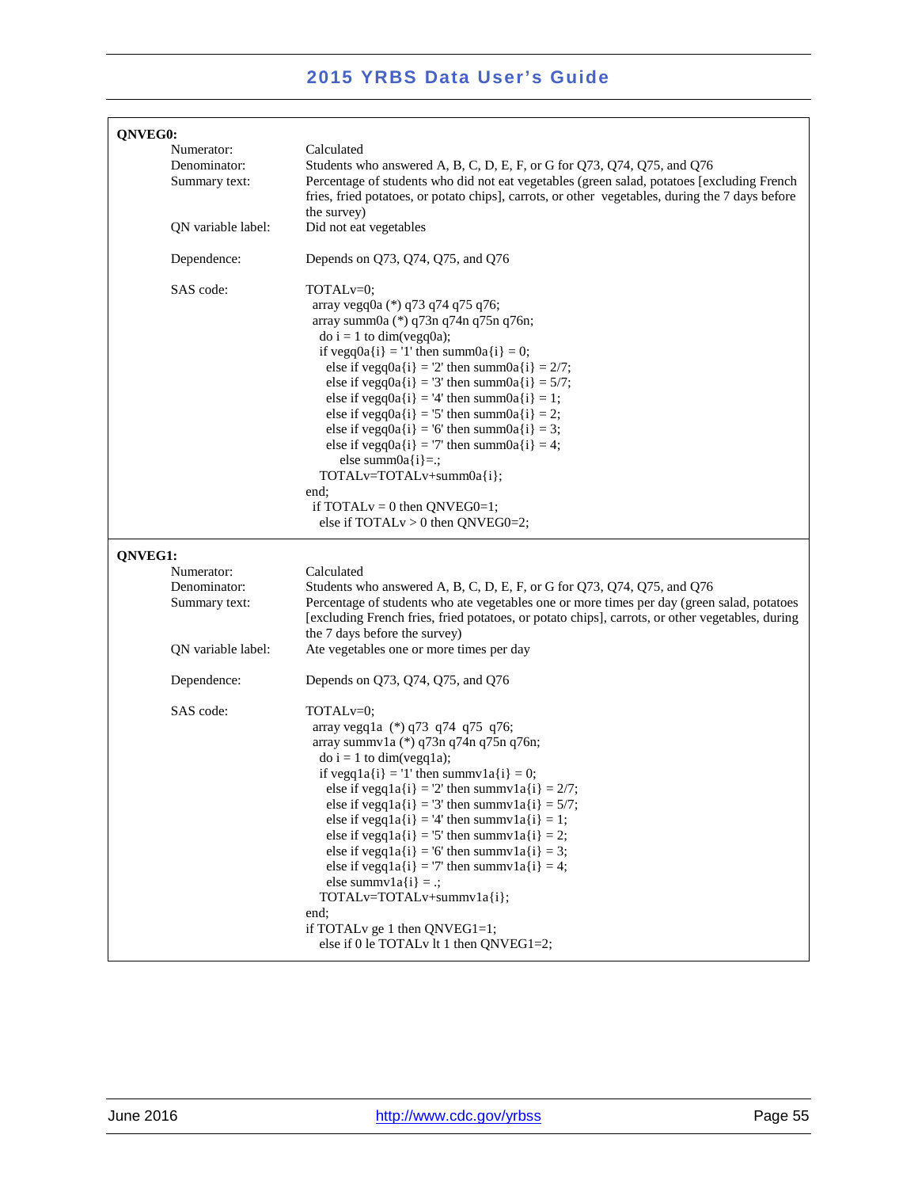**QNVEG0:**

| | |
|---|---|
| Numerator: | Calculated |
| Denominator: | Students who answered A, B, C, D, E, F, or G for Q73, Q74, Q75, and Q76 |
| Summary text: | Percentage of students who did not eat vegetables (green salad, potatoes [excluding French fries, fried potatoes, or potato chips], carrots, or other vegetables, during the 7 days before the survey) |
| QN variable label: | Did not eat vegetables |
| Dependence: | Depends on Q73, Q74, Q75, and Q76 |

SAS code:

```
TOTALv=0;
  array vegq0a (*) q73 q74 q75 q76;
  array summ0a (*) q73n q74n q75n q76n;
    do i = 1 to dim(vegq0a);
    if vegq0a{i} = '1' then summ0a{i} = 0;
      else if vegq0a{i} = '2' then summ0a{i} = 2/7;
      else if vegq0a{i} = '3' then summ0a{i} = 5/7;
      else if vegq0a{i} = '4' then summ0a{i} = 1;
      else if vegq0a{i} = '5' then summ0a{i} = 2;
      else if vegq0a{i} = '6' then summ0a{i} = 3;
      else if vegq0a{i} = '7' then summ0a{i} = 4;
          else summ0a{i}=.;
    TOTALv=TOTALv+summ0a{i};
end;
  if TOTALv = 0 then QNVEG0=1;
    else if TOTALv > 0 then QNVEG0=2;
```

**QNVEG1:**

| | |
|---|---|
| Numerator: | Calculated |
| Denominator: | Students who answered A, B, C, D, E, F, or G for Q73, Q74, Q75, and Q76 |
| Summary text: | Percentage of students who ate vegetables one or more times per day (green salad, potatoes [excluding French fries, fried potatoes, or potato chips], carrots, or other vegetables, during the 7 days before the survey) |
| QN variable label: | Ate vegetables one or more times per day |
| Dependence: | Depends on Q73, Q74, Q75, and Q76 |

SAS code:

```
TOTALv=0;
  array vegq1a  (*) q73  q74  q75  q76;
  array summv1a (*) q73n q74n q75n q76n;
    do i = 1 to dim(vegq1a);
    if vegq1a{i} = '1' then summv1a{i} = 0;
      else if vegq1a{i} = '2' then summv1a{i} = 2/7;
      else if vegq1a{i} = '3' then summv1a{i} = 5/7;
      else if vegq1a{i} = '4' then summv1a{i} = 1;
      else if vegq1a{i} = '5' then summv1a{i} = 2;
      else if vegq1a{i} = '6' then summv1a{i} = 3;
      else if vegq1a{i} = '7' then summv1a{i} = 4;
      else summv1a{i} = .;
    TOTALv=TOTALv+summv1a{i};
end;
if TOTALv ge 1 then QNVEG1=1;
    else if 0 le TOTALv lt 1 then QNVEG1=2;
```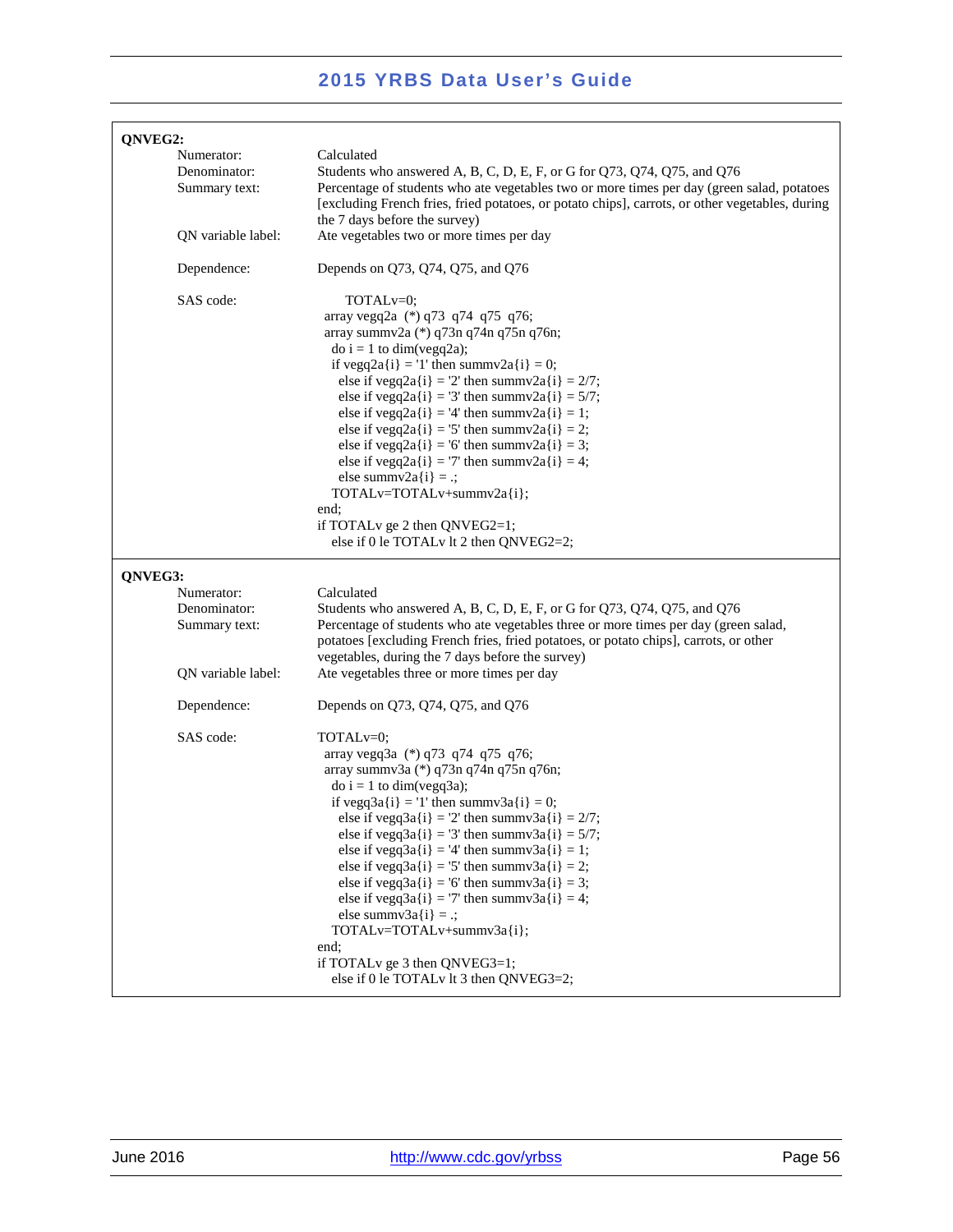**QNVEG2:**

| | |
|---|---|
| Numerator: | Calculated |
| Denominator: | Students who answered A, B, C, D, E, F, or G for Q73, Q74, Q75, and Q76 |
| Summary text: | Percentage of students who ate vegetables two or more times per day (green salad, potatoes [excluding French fries, fried potatoes, or potato chips], carrots, or other vegetables, during the 7 days before the survey) |
| QN variable label: | Ate vegetables two or more times per day |
| Dependence: | Depends on Q73, Q74, Q75, and Q76 |

SAS code:

```
    TOTALv=0;
 array vegq2a  (*) q73  q74  q75  q76;
 array summv2a (*) q73n q74n q75n q76n;
  do i = 1 to dim(vegq2a);
  if vegq2a{i} = '1' then summv2a{i} = 0;
    else if vegq2a{i} = '2' then summv2a{i} = 2/7;
    else if vegq2a{i} = '3' then summv2a{i} = 5/7;
    else if vegq2a{i} = '4' then summv2a{i} = 1;
    else if vegq2a{i} = '5' then summv2a{i} = 2;
    else if vegq2a{i} = '6' then summv2a{i} = 3;
    else if vegq2a{i} = '7' then summv2a{i} = 4;
    else summv2a{i} = .;
  TOTALv=TOTALv+summv2a{i};
end;
if TOTALv ge 2 then QNVEG2=1;
  else if 0 le TOTALv lt 2 then QNVEG2=2;
```

**QNVEG3:**

| | |
|---|---|
| Numerator: | Calculated |
| Denominator: | Students who answered A, B, C, D, E, F, or G for Q73, Q74, Q75, and Q76 |
| Summary text: | Percentage of students who ate vegetables three or more times per day (green salad, potatoes [excluding French fries, fried potatoes, or potato chips], carrots, or other vegetables, during the 7 days before the survey) |
| QN variable label: | Ate vegetables three or more times per day |
| Dependence: | Depends on Q73, Q74, Q75, and Q76 |

SAS code:

```
TOTALv=0;
 array vegq3a  (*) q73  q74  q75  q76;
 array summv3a (*) q73n q74n q75n q76n;
  do i = 1 to dim(vegq3a);
  if vegq3a{i} = '1' then summv3a{i} = 0;
    else if vegq3a{i} = '2' then summv3a{i} = 2/7;
    else if vegq3a{i} = '3' then summv3a{i} = 5/7;
    else if vegq3a{i} = '4' then summv3a{i} = 1;
    else if vegq3a{i} = '5' then summv3a{i} = 2;
    else if vegq3a{i} = '6' then summv3a{i} = 3;
    else if vegq3a{i} = '7' then summv3a{i} = 4;
    else summv3a{i} = .;
  TOTALv=TOTALv+summv3a{i};
end;
if TOTALv ge 3 then QNVEG3=1;
  else if 0 le TOTALv lt 3 then QNVEG3=2;
```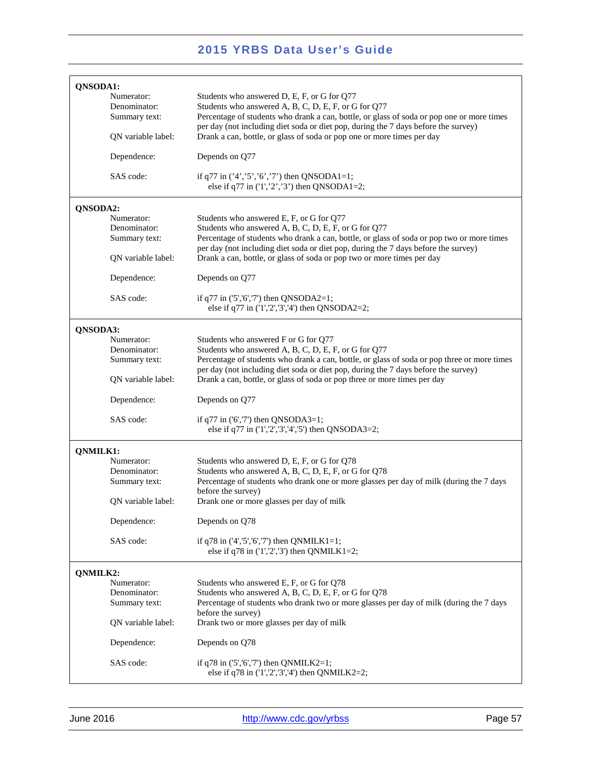**QNSODA1:**

| | |
|---|---|
| Numerator: | Students who answered D, E, F, or G for Q77 |
| Denominator: | Students who answered A, B, C, D, E, F, or G for Q77 |
| Summary text: | Percentage of students who drank a can, bottle, or glass of soda or pop one or more times per day (not including diet soda or diet pop, during the 7 days before the survey) |
| QN variable label: | Drank a can, bottle, or glass of soda or pop one or more times per day |
| Dependence: | Depends on Q77 |
| SAS code: | if q77 in ('4','5','6','7') then QNSODA1=1; else if q77 in ('1','2','3') then QNSODA1=2; |

```
if q77 in ('4','5','6','7') then QNSODA1=1;
   else if q77 in ('1','2','3') then QNSODA1=2;
```

**QNSODA2:**

| | |
|---|---|
| Numerator: | Students who answered E, F, or G for Q77 |
| Denominator: | Students who answered A, B, C, D, E, F, or G for Q77 |
| Summary text: | Percentage of students who drank a can, bottle, or glass of soda or pop two or more times per day (not including diet soda or diet pop, during the 7 days before the survey) |
| QN variable label: | Drank a can, bottle, or glass of soda or pop two or more times per day |
| Dependence: | Depends on Q77 |
| SAS code: | see below |

```
if q77 in ('5','6','7') then QNSODA2=1;
   else if q77 in ('1','2','3','4') then QNSODA2=2;
```

**QNSODA3:**

| | |
|---|---|
| Numerator: | Students who answered F or G for Q77 |
| Denominator: | Students who answered A, B, C, D, E, F, or G for Q77 |
| Summary text: | Percentage of students who drank a can, bottle, or glass of soda or pop three or more times per day (not including diet soda or diet pop, during the 7 days before the survey) |
| QN variable label: | Drank a can, bottle, or glass of soda or pop three or more times per day |
| Dependence: | Depends on Q77 |
| SAS code: | see below |

```
if q77 in ('6','7') then QNSODA3=1;
   else if q77 in ('1','2','3','4','5') then QNSODA3=2;
```

**QNMILK1:**

| | |
|---|---|
| Numerator: | Students who answered D, E, F, or G for Q78 |
| Denominator: | Students who answered A, B, C, D, E, F, or G for Q78 |
| Summary text: | Percentage of students who drank one or more glasses per day of milk (during the 7 days before the survey) |
| QN variable label: | Drank one or more glasses per day of milk |
| Dependence: | Depends on Q78 |
| SAS code: | see below |

```
if q78 in ('4','5','6','7') then QNMILK1=1;
   else if q78 in ('1','2','3') then QNMILK1=2;
```

**QNMILK2:**

| | |
|---|---|
| Numerator: | Students who answered E, F, or G for Q78 |
| Denominator: | Students who answered A, B, C, D, E, F, or G for Q78 |
| Summary text: | Percentage of students who drank two or more glasses per day of milk (during the 7 days before the survey) |
| QN variable label: | Drank two or more glasses per day of milk |
| Dependence: | Depends on Q78 |
| SAS code: | see below |

```
if q78 in ('5','6','7') then QNMILK2=1;
   else if q78 in ('1','2','3','4') then QNMILK2=2;
```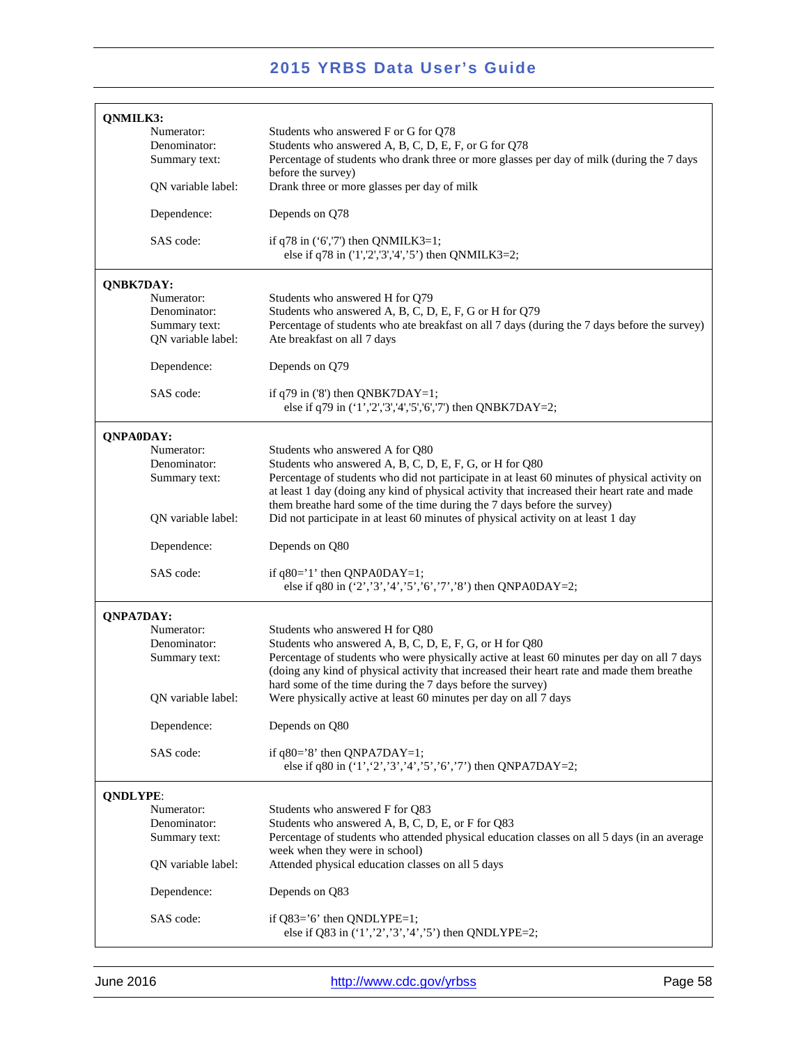**QNMILK3:**

Numerator: Students who answered F or G for Q78
Denominator: Students who answered A, B, C, D, E, F, or G for Q78
Summary text: Percentage of students who drank three or more glasses per day of milk (during the 7 days before the survey)
QN variable label: Drank three or more glasses per day of milk

Dependence: Depends on Q78

SAS code:

```
if q78 in ('6','7') then QNMILK3=1;
   else if q78 in ('1','2','3','4','5') then QNMILK3=2;
```

**QNBK7DAY:**

Numerator: Students who answered H for Q79
Denominator: Students who answered A, B, C, D, E, F, G or H for Q79
Summary text: Percentage of students who ate breakfast on all 7 days (during the 7 days before the survey)
QN variable label: Ate breakfast on all 7 days

Dependence: Depends on Q79

SAS code:

```
if q79 in ('8') then QNBK7DAY=1;
   else if q79 in ('1','2','3','4','5','6','7') then QNBK7DAY=2;
```

**QNPA0DAY:**

Numerator: Students who answered A for Q80
Denominator: Students who answered A, B, C, D, E, F, G, or H for Q80
Summary text: Percentage of students who did not participate in at least 60 minutes of physical activity on at least 1 day (doing any kind of physical activity that increased their heart rate and made them breathe hard some of the time during the 7 days before the survey)
QN variable label: Did not participate in at least 60 minutes of physical activity on at least 1 day

Dependence: Depends on Q80

SAS code:

```
if q80='1' then QNPA0DAY=1;
   else if q80 in ('2','3','4','5','6','7','8') then QNPA0DAY=2;
```

**QNPA7DAY:**

Numerator: Students who answered H for Q80
Denominator: Students who answered A, B, C, D, E, F, G, or H for Q80
Summary text: Percentage of students who were physically active at least 60 minutes per day on all 7 days (doing any kind of physical activity that increased their heart rate and made them breathe hard some of the time during the 7 days before the survey)
QN variable label: Were physically active at least 60 minutes per day on all 7 days

Dependence: Depends on Q80

SAS code:

```
if q80='8' then QNPA7DAY=1;
   else if q80 in ('1','2','3','4','5','6','7') then QNPA7DAY=2;
```

**QNDLYPE:**

Numerator: Students who answered F for Q83
Denominator: Students who answered A, B, C, D, E, or F for Q83
Summary text: Percentage of students who attended physical education classes on all 5 days (in an average week when they were in school)
QN variable label: Attended physical education classes on all 5 days

Dependence: Depends on Q83

SAS code:

```
if Q83='6' then QNDLYPE=1;
   else if Q83 in ('1','2','3','4','5') then QNDLYPE=2;
```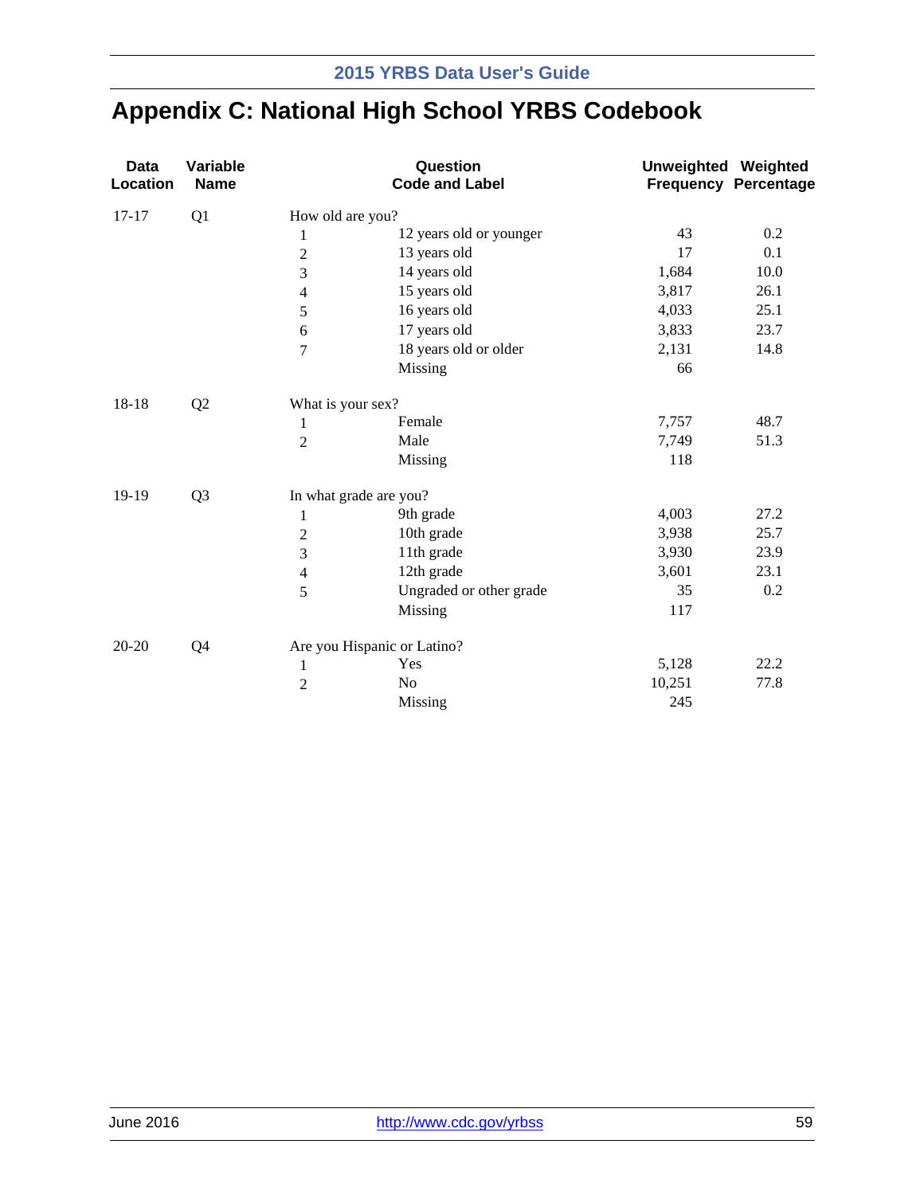# Appendix C: National High School YRBS Codebook

| Data Location | Variable Name | Question Code and Label | | Unweighted Frequency | Weighted Percentage |
|---|---|---|---|---|---|
| 17-17 | Q1 | How old are you? | | | |
| | | 1 | 12 years old or younger | 43 | 0.2 |
| | | 2 | 13 years old | 17 | 0.1 |
| | | 3 | 14 years old | 1,684 | 10.0 |
| | | 4 | 15 years old | 3,817 | 26.1 |
| | | 5 | 16 years old | 4,033 | 25.1 |
| | | 6 | 17 years old | 3,833 | 23.7 |
| | | 7 | 18 years old or older | 2,131 | 14.8 |
| | | | Missing | 66 | |
| 18-18 | Q2 | What is your sex? | | | |
| | | 1 | Female | 7,757 | 48.7 |
| | | 2 | Male | 7,749 | 51.3 |
| | | | Missing | 118 | |
| 19-19 | Q3 | In what grade are you? | | | |
| | | 1 | 9th grade | 4,003 | 27.2 |
| | | 2 | 10th grade | 3,938 | 25.7 |
| | | 3 | 11th grade | 3,930 | 23.9 |
| | | 4 | 12th grade | 3,601 | 23.1 |
| | | 5 | Ungraded or other grade | 35 | 0.2 |
| | | | Missing | 117 | |
| 20-20 | Q4 | Are you Hispanic or Latino? | | | |
| | | 1 | Yes | 5,128 | 22.2 |
| | | 2 | No | 10,251 | 77.8 |
| | | | Missing | 245 | |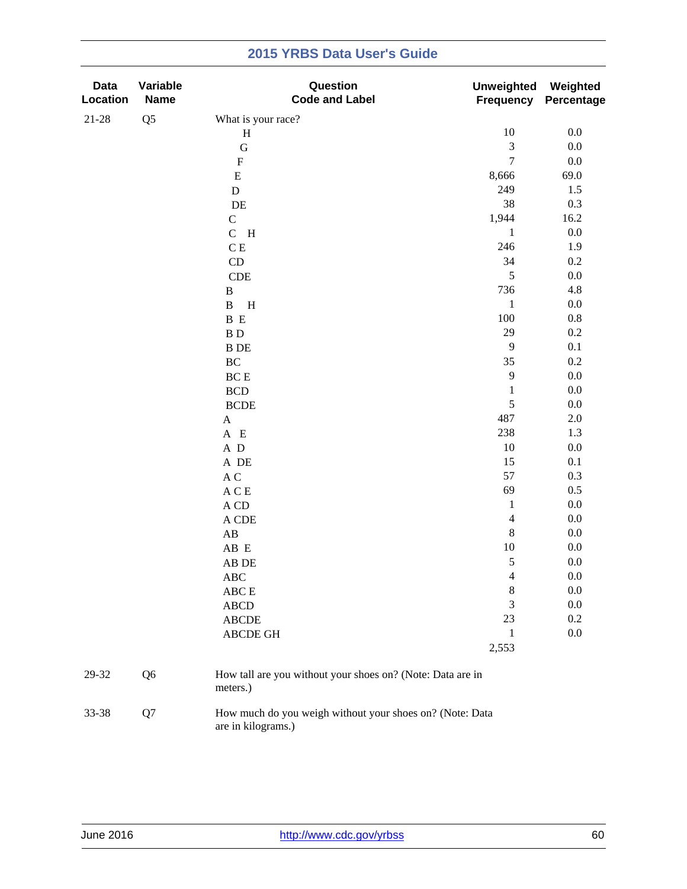| Data Location | Variable Name | Question Code and Label | Unweighted Frequency | Weighted Percentage |
|---|---|---|---|---|
| 21-28 | Q5 | What is your race? | | |
| | | H | 10 | 0.0 |
| | | G | 3 | 0.0 |
| | | F | 7 | 0.0 |
| | | E | 8,666 | 69.0 |
| | | D | 249 | 1.5 |
| | | DE | 38 | 0.3 |
| | | C | 1,944 | 16.2 |
| | | C H | 1 | 0.0 |
| | | C E | 246 | 1.9 |
| | | CD | 34 | 0.2 |
| | | CDE | 5 | 0.0 |
| | | B | 736 | 4.8 |
| | | B H | 1 | 0.0 |
| | | B E | 100 | 0.8 |
| | | B D | 29 | 0.2 |
| | | B DE | 9 | 0.1 |
| | | BC | 35 | 0.2 |
| | | BC E | 9 | 0.0 |
| | | BCD | 1 | 0.0 |
| | | BCDE | 5 | 0.0 |
| | | A | 487 | 2.0 |
| | | A E | 238 | 1.3 |
| | | A D | 10 | 0.0 |
| | | A DE | 15 | 0.1 |
| | | A C | 57 | 0.3 |
| | | A C E | 69 | 0.5 |
| | | A CD | 1 | 0.0 |
| | | A CDE | 4 | 0.0 |
| | | AB | 8 | 0.0 |
| | | AB E | 10 | 0.0 |
| | | AB DE | 5 | 0.0 |
| | | ABC | 4 | 0.0 |
| | | ABC E | 8 | 0.0 |
| | | ABCD | 3 | 0.0 |
| | | ABCDE | 23 | 0.2 |
| | | ABCDE GH | 1 | 0.0 |
| | | | 2,553 | |
| 29-32 | Q6 | How tall are you without your shoes on? (Note: Data are in meters.) | | |
| 33-38 | Q7 | How much do you weigh without your shoes on? (Note: Data are in kilograms.) | | |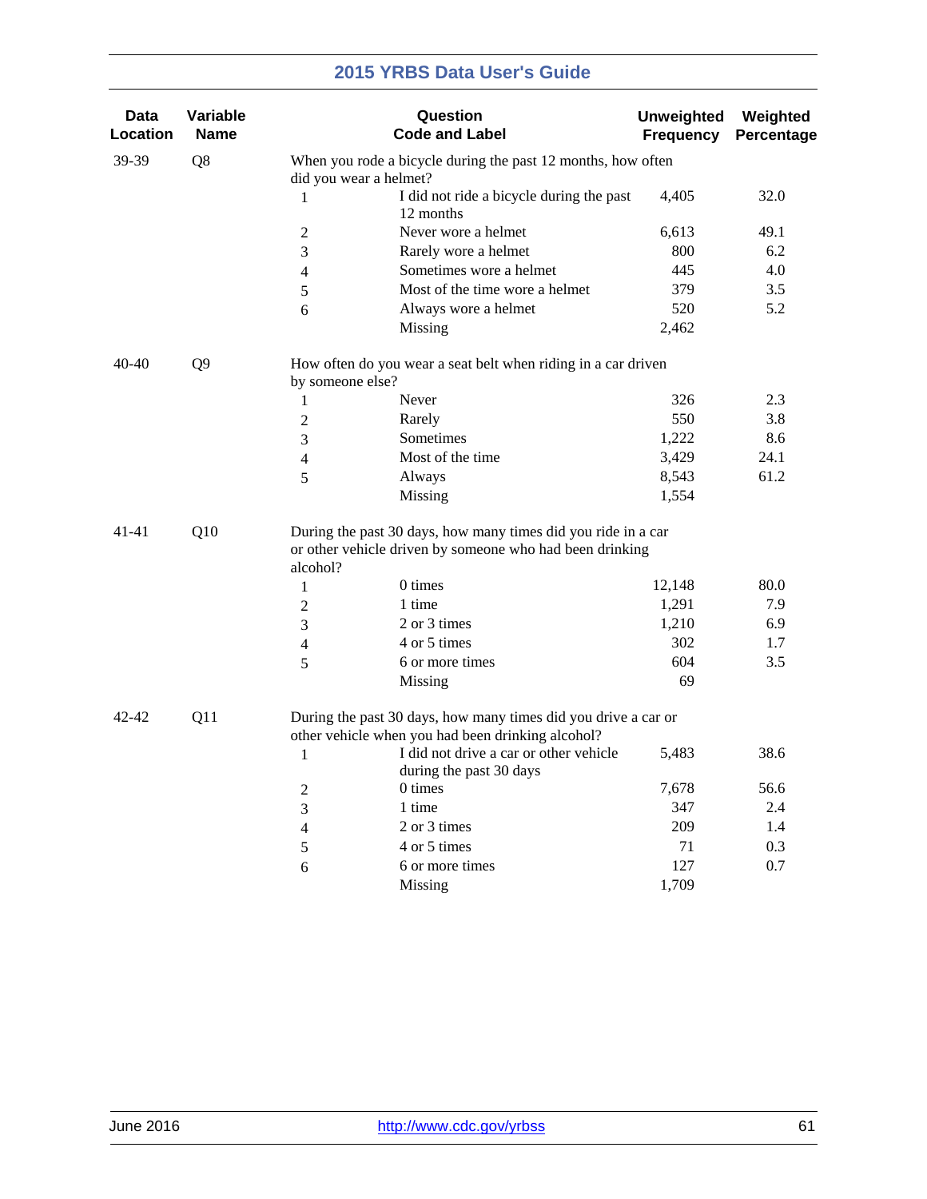| Data Location | Variable Name | Question Code and Label | | Unweighted Frequency | Weighted Percentage |
|---|---|---|---|---|---|
| 39-39 | Q8 | When you rode a bicycle during the past 12 months, how often did you wear a helmet? | | | |
| | | 1 | I did not ride a bicycle during the past 12 months | 4,405 | 32.0 |
| | | 2 | Never wore a helmet | 6,613 | 49.1 |
| | | 3 | Rarely wore a helmet | 800 | 6.2 |
| | | 4 | Sometimes wore a helmet | 445 | 4.0 |
| | | 5 | Most of the time wore a helmet | 379 | 3.5 |
| | | 6 | Always wore a helmet | 520 | 5.2 |
| | | | Missing | 2,462 | |
| 40-40 | Q9 | How often do you wear a seat belt when riding in a car driven by someone else? | | | |
| | | 1 | Never | 326 | 2.3 |
| | | 2 | Rarely | 550 | 3.8 |
| | | 3 | Sometimes | 1,222 | 8.6 |
| | | 4 | Most of the time | 3,429 | 24.1 |
| | | 5 | Always | 8,543 | 61.2 |
| | | | Missing | 1,554 | |
| 41-41 | Q10 | During the past 30 days, how many times did you ride in a car or other vehicle driven by someone who had been drinking alcohol? | | | |
| | | 1 | 0 times | 12,148 | 80.0 |
| | | 2 | 1 time | 1,291 | 7.9 |
| | | 3 | 2 or 3 times | 1,210 | 6.9 |
| | | 4 | 4 or 5 times | 302 | 1.7 |
| | | 5 | 6 or more times | 604 | 3.5 |
| | | | Missing | 69 | |
| 42-42 | Q11 | During the past 30 days, how many times did you drive a car or other vehicle when you had been drinking alcohol? | | | |
| | | 1 | I did not drive a car or other vehicle during the past 30 days | 5,483 | 38.6 |
| | | 2 | 0 times | 7,678 | 56.6 |
| | | 3 | 1 time | 347 | 2.4 |
| | | 4 | 2 or 3 times | 209 | 1.4 |
| | | 5 | 4 or 5 times | 71 | 0.3 |
| | | 6 | 6 or more times | 127 | 0.7 |
| | | | Missing | 1,709 | |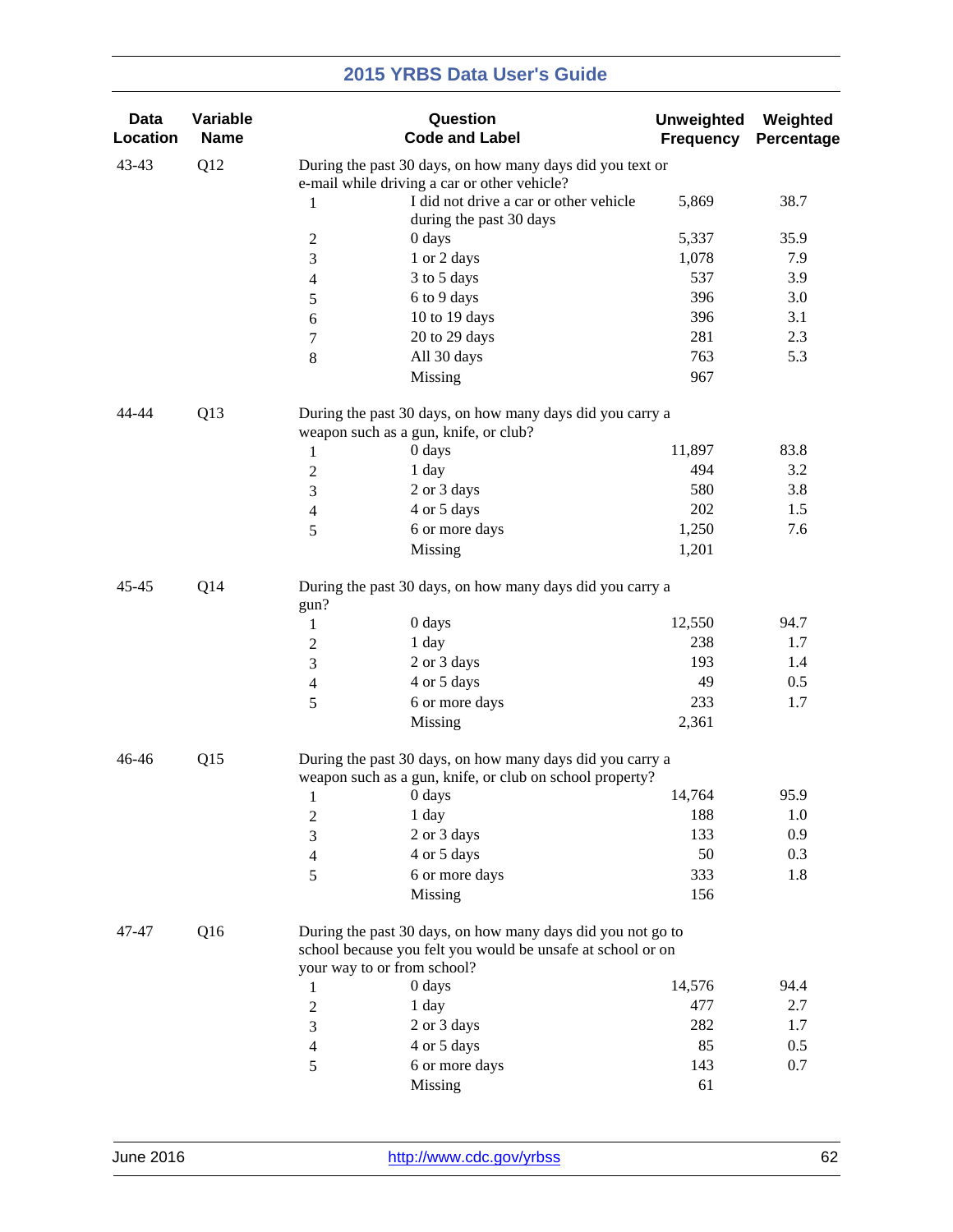| Data Location | Variable Name | Question Code and Label | | Unweighted Frequency | Weighted Percentage |
|---|---|---|---|---|---|
| 43-43 | Q12 | During the past 30 days, on how many days did you text or e-mail while driving a car or other vehicle? | | | |
| | | 1 | I did not drive a car or other vehicle during the past 30 days | 5,869 | 38.7 |
| | | 2 | 0 days | 5,337 | 35.9 |
| | | 3 | 1 or 2 days | 1,078 | 7.9 |
| | | 4 | 3 to 5 days | 537 | 3.9 |
| | | 5 | 6 to 9 days | 396 | 3.0 |
| | | 6 | 10 to 19 days | 396 | 3.1 |
| | | 7 | 20 to 29 days | 281 | 2.3 |
| | | 8 | All 30 days | 763 | 5.3 |
| | | | Missing | 967 | |
| 44-44 | Q13 | During the past 30 days, on how many days did you carry a weapon such as a gun, knife, or club? | | | |
| | | 1 | 0 days | 11,897 | 83.8 |
| | | 2 | 1 day | 494 | 3.2 |
| | | 3 | 2 or 3 days | 580 | 3.8 |
| | | 4 | 4 or 5 days | 202 | 1.5 |
| | | 5 | 6 or more days | 1,250 | 7.6 |
| | | | Missing | 1,201 | |
| 45-45 | Q14 | During the past 30 days, on how many days did you carry a gun? | | | |
| | | 1 | 0 days | 12,550 | 94.7 |
| | | 2 | 1 day | 238 | 1.7 |
| | | 3 | 2 or 3 days | 193 | 1.4 |
| | | 4 | 4 or 5 days | 49 | 0.5 |
| | | 5 | 6 or more days | 233 | 1.7 |
| | | | Missing | 2,361 | |
| 46-46 | Q15 | During the past 30 days, on how many days did you carry a weapon such as a gun, knife, or club on school property? | | | |
| | | 1 | 0 days | 14,764 | 95.9 |
| | | 2 | 1 day | 188 | 1.0 |
| | | 3 | 2 or 3 days | 133 | 0.9 |
| | | 4 | 4 or 5 days | 50 | 0.3 |
| | | 5 | 6 or more days | 333 | 1.8 |
| | | | Missing | 156 | |
| 47-47 | Q16 | During the past 30 days, on how many days did you not go to school because you felt you would be unsafe at school or on your way to or from school? | | | |
| | | 1 | 0 days | 14,576 | 94.4 |
| | | 2 | 1 day | 477 | 2.7 |
| | | 3 | 2 or 3 days | 282 | 1.7 |
| | | 4 | 4 or 5 days | 85 | 0.5 |
| | | 5 | 6 or more days | 143 | 0.7 |
| | | | Missing | 61 | |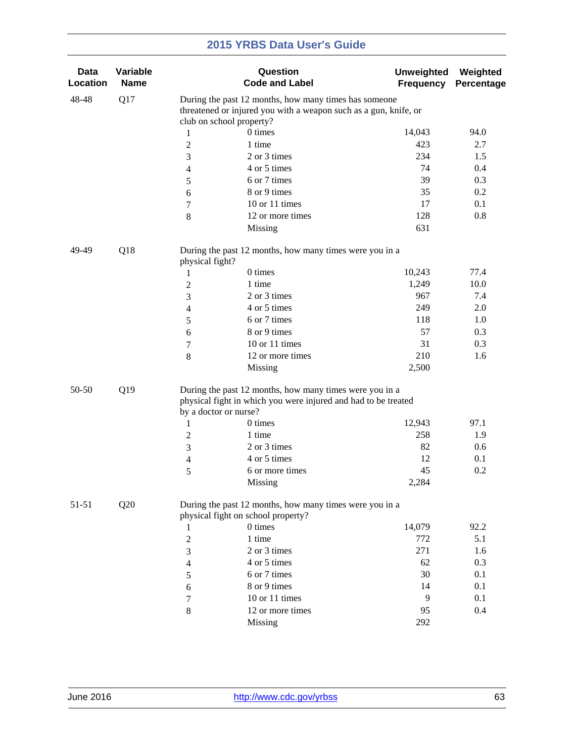| Data Location | Variable Name | Question Code and Label | | Unweighted Frequency | Weighted Percentage |
|---|---|---|---|---|---|
| 48-48 | Q17 | During the past 12 months, how many times has someone threatened or injured you with a weapon such as a gun, knife, or club on school property? | | | |
| | | 1 | 0 times | 14,043 | 94.0 |
| | | 2 | 1 time | 423 | 2.7 |
| | | 3 | 2 or 3 times | 234 | 1.5 |
| | | 4 | 4 or 5 times | 74 | 0.4 |
| | | 5 | 6 or 7 times | 39 | 0.3 |
| | | 6 | 8 or 9 times | 35 | 0.2 |
| | | 7 | 10 or 11 times | 17 | 0.1 |
| | | 8 | 12 or more times | 128 | 0.8 |
| | | | Missing | 631 | |
| 49-49 | Q18 | During the past 12 months, how many times were you in a physical fight? | | | |
| | | 1 | 0 times | 10,243 | 77.4 |
| | | 2 | 1 time | 1,249 | 10.0 |
| | | 3 | 2 or 3 times | 967 | 7.4 |
| | | 4 | 4 or 5 times | 249 | 2.0 |
| | | 5 | 6 or 7 times | 118 | 1.0 |
| | | 6 | 8 or 9 times | 57 | 0.3 |
| | | 7 | 10 or 11 times | 31 | 0.3 |
| | | 8 | 12 or more times | 210 | 1.6 |
| | | | Missing | 2,500 | |
| 50-50 | Q19 | During the past 12 months, how many times were you in a physical fight in which you were injured and had to be treated by a doctor or nurse? | | | |
| | | 1 | 0 times | 12,943 | 97.1 |
| | | 2 | 1 time | 258 | 1.9 |
| | | 3 | 2 or 3 times | 82 | 0.6 |
| | | 4 | 4 or 5 times | 12 | 0.1 |
| | | 5 | 6 or more times | 45 | 0.2 |
| | | | Missing | 2,284 | |
| 51-51 | Q20 | During the past 12 months, how many times were you in a physical fight on school property? | | | |
| | | 1 | 0 times | 14,079 | 92.2 |
| | | 2 | 1 time | 772 | 5.1 |
| | | 3 | 2 or 3 times | 271 | 1.6 |
| | | 4 | 4 or 5 times | 62 | 0.3 |
| | | 5 | 6 or 7 times | 30 | 0.1 |
| | | 6 | 8 or 9 times | 14 | 0.1 |
| | | 7 | 10 or 11 times | 9 | 0.1 |
| | | 8 | 12 or more times | 95 | 0.4 |
| | | | Missing | 292 | |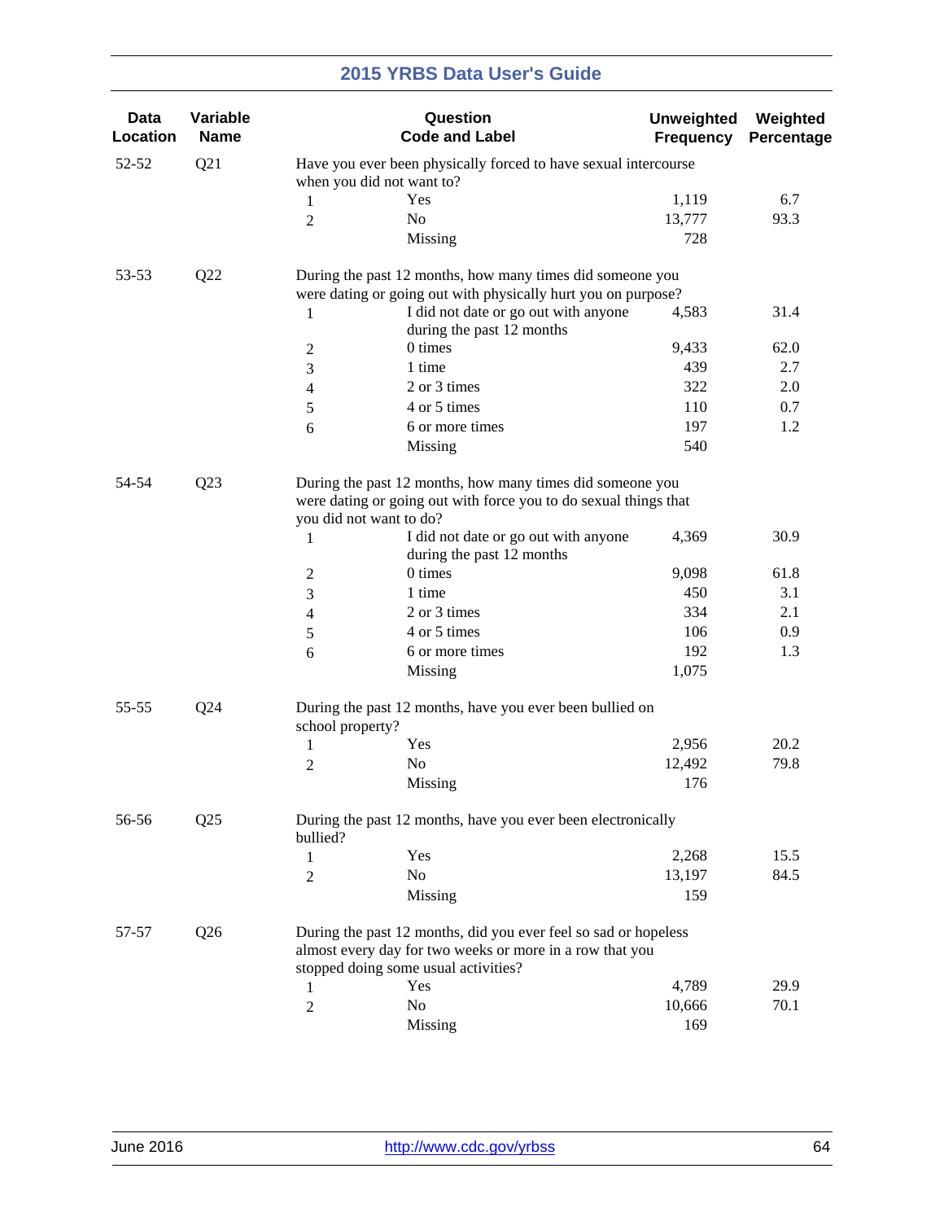| Data Location | Variable Name | Question Code and Label | | Unweighted Frequency | Weighted Percentage |
|---|---|---|---|---|---|
| 52-52 | Q21 | Have you ever been physically forced to have sexual intercourse when you did not want to? | | | |
| | | 1 | Yes | 1,119 | 6.7 |
| | | 2 | No | 13,777 | 93.3 |
| | | | Missing | 728 | |
| 53-53 | Q22 | During the past 12 months, how many times did someone you were dating or going out with physically hurt you on purpose? | | | |
| | | 1 | I did not date or go out with anyone during the past 12 months | 4,583 | 31.4 |
| | | 2 | 0 times | 9,433 | 62.0 |
| | | 3 | 1 time | 439 | 2.7 |
| | | 4 | 2 or 3 times | 322 | 2.0 |
| | | 5 | 4 or 5 times | 110 | 0.7 |
| | | 6 | 6 or more times | 197 | 1.2 |
| | | | Missing | 540 | |
| 54-54 | Q23 | During the past 12 months, how many times did someone you were dating or going out with force you to do sexual things that you did not want to do? | | | |
| | | 1 | I did not date or go out with anyone during the past 12 months | 4,369 | 30.9 |
| | | 2 | 0 times | 9,098 | 61.8 |
| | | 3 | 1 time | 450 | 3.1 |
| | | 4 | 2 or 3 times | 334 | 2.1 |
| | | 5 | 4 or 5 times | 106 | 0.9 |
| | | 6 | 6 or more times | 192 | 1.3 |
| | | | Missing | 1,075 | |
| 55-55 | Q24 | During the past 12 months, have you ever been bullied on school property? | | | |
| | | 1 | Yes | 2,956 | 20.2 |
| | | 2 | No | 12,492 | 79.8 |
| | | | Missing | 176 | |
| 56-56 | Q25 | During the past 12 months, have you ever been electronically bullied? | | | |
| | | 1 | Yes | 2,268 | 15.5 |
| | | 2 | No | 13,197 | 84.5 |
| | | | Missing | 159 | |
| 57-57 | Q26 | During the past 12 months, did you ever feel so sad or hopeless almost every day for two weeks or more in a row that you stopped doing some usual activities? | | | |
| | | 1 | Yes | 4,789 | 29.9 |
| | | 2 | No | 10,666 | 70.1 |
| | | | Missing | 169 | |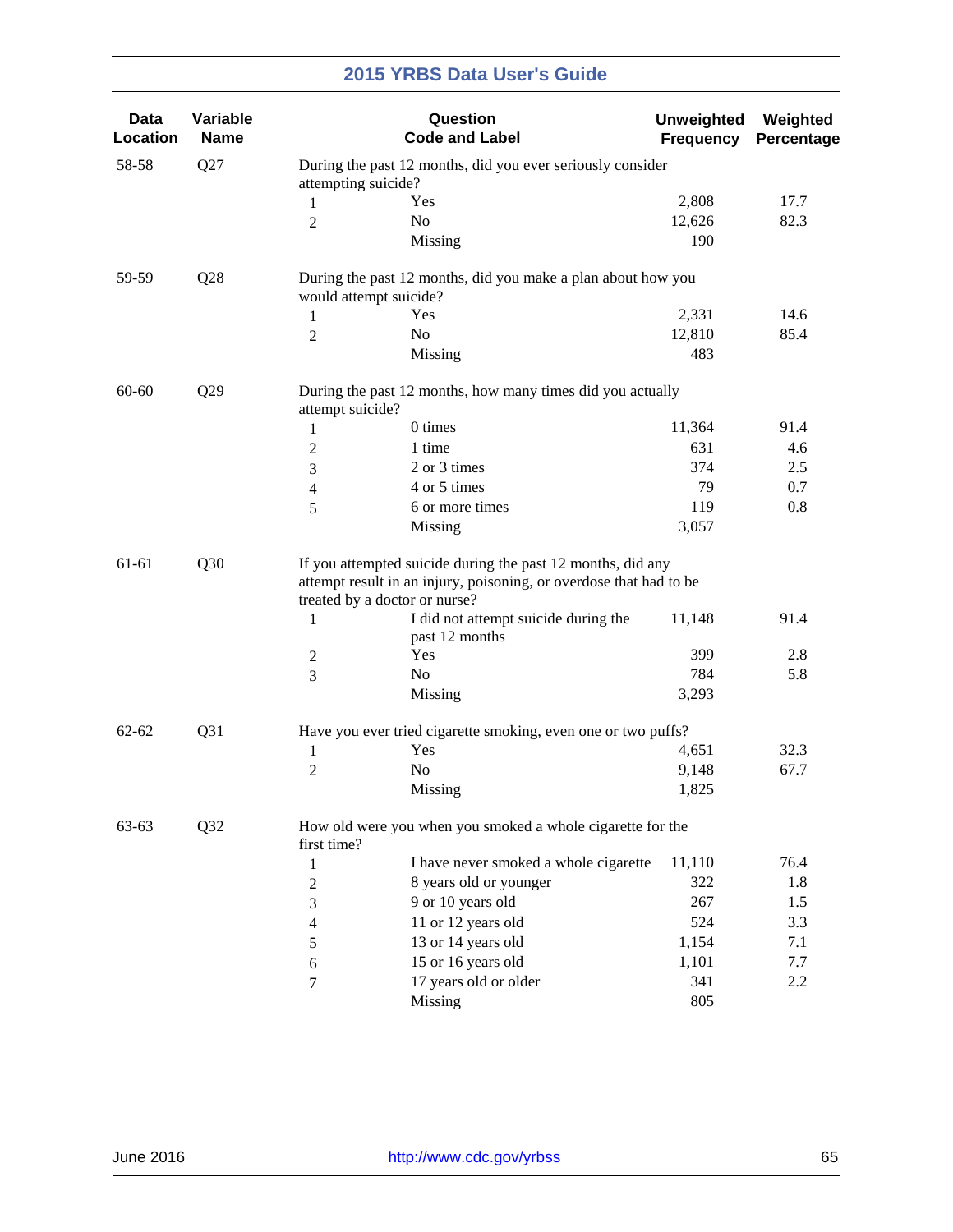| Data Location | Variable Name | Question Code and Label | | Unweighted Frequency | Weighted Percentage |
|---|---|---|---|---|---|
| 58-58 | Q27 | During the past 12 months, did you ever seriously consider attempting suicide? | | | |
| | | 1 | Yes | 2,808 | 17.7 |
| | | 2 | No | 12,626 | 82.3 |
| | | | Missing | 190 | |
| 59-59 | Q28 | During the past 12 months, did you make a plan about how you would attempt suicide? | | | |
| | | 1 | Yes | 2,331 | 14.6 |
| | | 2 | No | 12,810 | 85.4 |
| | | | Missing | 483 | |
| 60-60 | Q29 | During the past 12 months, how many times did you actually attempt suicide? | | | |
| | | 1 | 0 times | 11,364 | 91.4 |
| | | 2 | 1 time | 631 | 4.6 |
| | | 3 | 2 or 3 times | 374 | 2.5 |
| | | 4 | 4 or 5 times | 79 | 0.7 |
| | | 5 | 6 or more times | 119 | 0.8 |
| | | | Missing | 3,057 | |
| 61-61 | Q30 | If you attempted suicide during the past 12 months, did any attempt result in an injury, poisoning, or overdose that had to be treated by a doctor or nurse? | | | |
| | | 1 | I did not attempt suicide during the past 12 months | 11,148 | 91.4 |
| | | 2 | Yes | 399 | 2.8 |
| | | 3 | No | 784 | 5.8 |
| | | | Missing | 3,293 | |
| 62-62 | Q31 | Have you ever tried cigarette smoking, even one or two puffs? | | | |
| | | 1 | Yes | 4,651 | 32.3 |
| | | 2 | No | 9,148 | 67.7 |
| | | | Missing | 1,825 | |
| 63-63 | Q32 | How old were you when you smoked a whole cigarette for the first time? | | | |
| | | 1 | I have never smoked a whole cigarette | 11,110 | 76.4 |
| | | 2 | 8 years old or younger | 322 | 1.8 |
| | | 3 | 9 or 10 years old | 267 | 1.5 |
| | | 4 | 11 or 12 years old | 524 | 3.3 |
| | | 5 | 13 or 14 years old | 1,154 | 7.1 |
| | | 6 | 15 or 16 years old | 1,101 | 7.7 |
| | | 7 | 17 years old or older | 341 | 2.2 |
| | | | Missing | 805 | |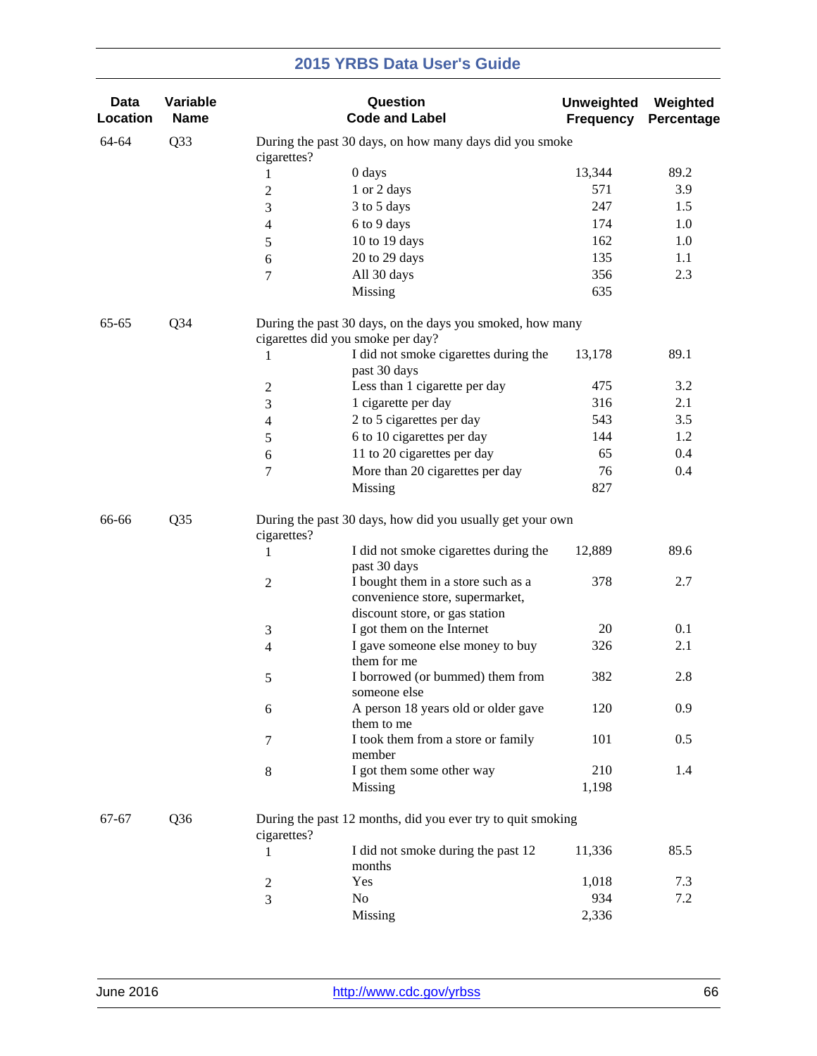| Data Location | Variable Name | Question Code and Label | | Unweighted Frequency | Weighted Percentage |
|---|---|---|---|---|---|
| 64-64 | Q33 | During the past 30 days, on how many days did you smoke cigarettes? | | | |
| | | 1 | 0 days | 13,344 | 89.2 |
| | | 2 | 1 or 2 days | 571 | 3.9 |
| | | 3 | 3 to 5 days | 247 | 1.5 |
| | | 4 | 6 to 9 days | 174 | 1.0 |
| | | 5 | 10 to 19 days | 162 | 1.0 |
| | | 6 | 20 to 29 days | 135 | 1.1 |
| | | 7 | All 30 days | 356 | 2.3 |
| | | | Missing | 635 | |
| 65-65 | Q34 | During the past 30 days, on the days you smoked, how many cigarettes did you smoke per day? | | | |
| | | 1 | I did not smoke cigarettes during the past 30 days | 13,178 | 89.1 |
| | | 2 | Less than 1 cigarette per day | 475 | 3.2 |
| | | 3 | 1 cigarette per day | 316 | 2.1 |
| | | 4 | 2 to 5 cigarettes per day | 543 | 3.5 |
| | | 5 | 6 to 10 cigarettes per day | 144 | 1.2 |
| | | 6 | 11 to 20 cigarettes per day | 65 | 0.4 |
| | | 7 | More than 20 cigarettes per day | 76 | 0.4 |
| | | | Missing | 827 | |
| 66-66 | Q35 | During the past 30 days, how did you usually get your own cigarettes? | | | |
| | | 1 | I did not smoke cigarettes during the past 30 days | 12,889 | 89.6 |
| | | 2 | I bought them in a store such as a convenience store, supermarket, discount store, or gas station | 378 | 2.7 |
| | | 3 | I got them on the Internet | 20 | 0.1 |
| | | 4 | I gave someone else money to buy them for me | 326 | 2.1 |
| | | 5 | I borrowed (or bummed) them from someone else | 382 | 2.8 |
| | | 6 | A person 18 years old or older gave them to me | 120 | 0.9 |
| | | 7 | I took them from a store or family member | 101 | 0.5 |
| | | 8 | I got them some other way | 210 | 1.4 |
| | | | Missing | 1,198 | |
| 67-67 | Q36 | During the past 12 months, did you ever try to quit smoking cigarettes? | | | |
| | | 1 | I did not smoke during the past 12 months | 11,336 | 85.5 |
| | | 2 | Yes | 1,018 | 7.3 |
| | | 3 | No | 934 | 7.2 |
| | | | Missing | 2,336 | |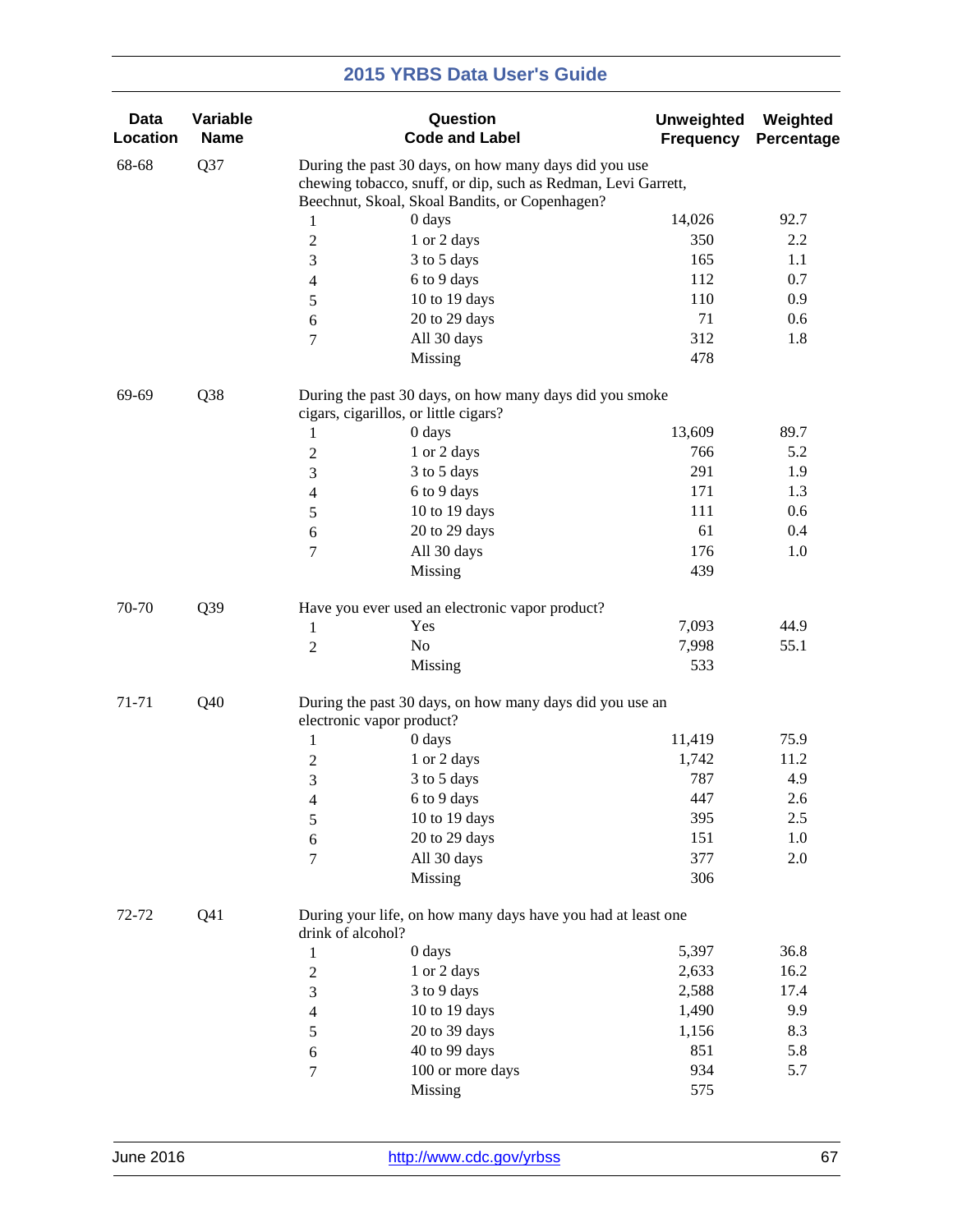| Data Location | Variable Name | Question Code and Label | | Unweighted Frequency | Weighted Percentage |
|---|---|---|---|---|---|
| 68-68 | Q37 | During the past 30 days, on how many days did you use chewing tobacco, snuff, or dip, such as Redman, Levi Garrett, Beechnut, Skoal, Skoal Bandits, or Copenhagen? | | | |
| | | 1 | 0 days | 14,026 | 92.7 |
| | | 2 | 1 or 2 days | 350 | 2.2 |
| | | 3 | 3 to 5 days | 165 | 1.1 |
| | | 4 | 6 to 9 days | 112 | 0.7 |
| | | 5 | 10 to 19 days | 110 | 0.9 |
| | | 6 | 20 to 29 days | 71 | 0.6 |
| | | 7 | All 30 days | 312 | 1.8 |
| | | | Missing | 478 | |
| 69-69 | Q38 | During the past 30 days, on how many days did you smoke cigars, cigarillos, or little cigars? | | | |
| | | 1 | 0 days | 13,609 | 89.7 |
| | | 2 | 1 or 2 days | 766 | 5.2 |
| | | 3 | 3 to 5 days | 291 | 1.9 |
| | | 4 | 6 to 9 days | 171 | 1.3 |
| | | 5 | 10 to 19 days | 111 | 0.6 |
| | | 6 | 20 to 29 days | 61 | 0.4 |
| | | 7 | All 30 days | 176 | 1.0 |
| | | | Missing | 439 | |
| 70-70 | Q39 | Have you ever used an electronic vapor product? | | | |
| | | 1 | Yes | 7,093 | 44.9 |
| | | 2 | No | 7,998 | 55.1 |
| | | | Missing | 533 | |
| 71-71 | Q40 | During the past 30 days, on how many days did you use an electronic vapor product? | | | |
| | | 1 | 0 days | 11,419 | 75.9 |
| | | 2 | 1 or 2 days | 1,742 | 11.2 |
| | | 3 | 3 to 5 days | 787 | 4.9 |
| | | 4 | 6 to 9 days | 447 | 2.6 |
| | | 5 | 10 to 19 days | 395 | 2.5 |
| | | 6 | 20 to 29 days | 151 | 1.0 |
| | | 7 | All 30 days | 377 | 2.0 |
| | | | Missing | 306 | |
| 72-72 | Q41 | During your life, on how many days have you had at least one drink of alcohol? | | | |
| | | 1 | 0 days | 5,397 | 36.8 |
| | | 2 | 1 or 2 days | 2,633 | 16.2 |
| | | 3 | 3 to 9 days | 2,588 | 17.4 |
| | | 4 | 10 to 19 days | 1,490 | 9.9 |
| | | 5 | 20 to 39 days | 1,156 | 8.3 |
| | | 6 | 40 to 99 days | 851 | 5.8 |
| | | 7 | 100 or more days | 934 | 5.7 |
| | | | Missing | 575 | |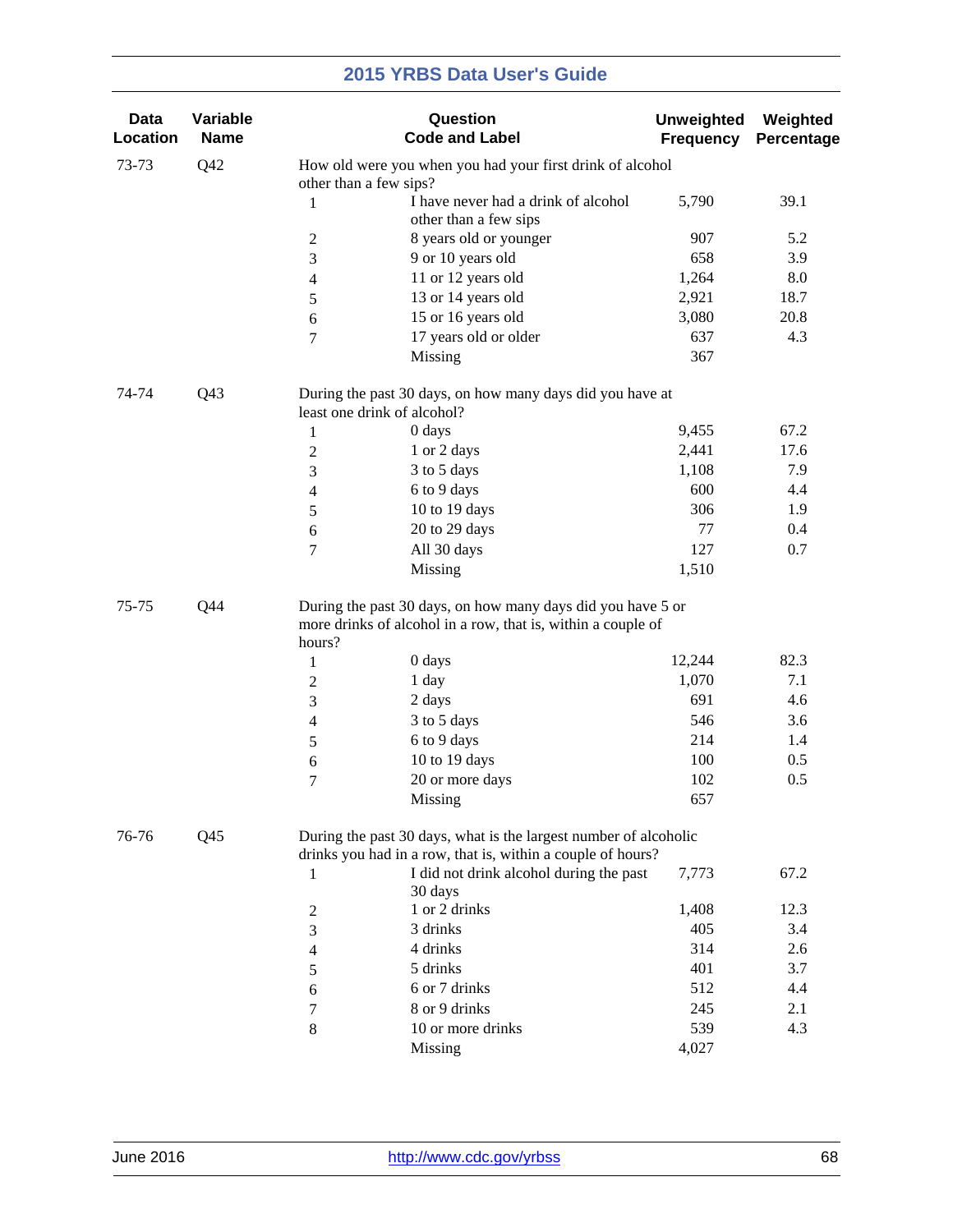| Data Location | Variable Name | Question Code | Question Label | Unweighted Frequency | Weighted Percentage |
|---|---|---|---|---|---|
| 73-73 | Q42 | | How old were you when you had your first drink of alcohol other than a few sips? | | |
| | | 1 | I have never had a drink of alcohol other than a few sips | 5,790 | 39.1 |
| | | 2 | 8 years old or younger | 907 | 5.2 |
| | | 3 | 9 or 10 years old | 658 | 3.9 |
| | | 4 | 11 or 12 years old | 1,264 | 8.0 |
| | | 5 | 13 or 14 years old | 2,921 | 18.7 |
| | | 6 | 15 or 16 years old | 3,080 | 20.8 |
| | | 7 | 17 years old or older | 637 | 4.3 |
| | | | Missing | 367 | |
| 74-74 | Q43 | | During the past 30 days, on how many days did you have at least one drink of alcohol? | | |
| | | 1 | 0 days | 9,455 | 67.2 |
| | | 2 | 1 or 2 days | 2,441 | 17.6 |
| | | 3 | 3 to 5 days | 1,108 | 7.9 |
| | | 4 | 6 to 9 days | 600 | 4.4 |
| | | 5 | 10 to 19 days | 306 | 1.9 |
| | | 6 | 20 to 29 days | 77 | 0.4 |
| | | 7 | All 30 days | 127 | 0.7 |
| | | | Missing | 1,510 | |
| 75-75 | Q44 | | During the past 30 days, on how many days did you have 5 or more drinks of alcohol in a row, that is, within a couple of hours? | | |
| | | 1 | 0 days | 12,244 | 82.3 |
| | | 2 | 1 day | 1,070 | 7.1 |
| | | 3 | 2 days | 691 | 4.6 |
| | | 4 | 3 to 5 days | 546 | 3.6 |
| | | 5 | 6 to 9 days | 214 | 1.4 |
| | | 6 | 10 to 19 days | 100 | 0.5 |
| | | 7 | 20 or more days | 102 | 0.5 |
| | | | Missing | 657 | |
| 76-76 | Q45 | | During the past 30 days, what is the largest number of alcoholic drinks you had in a row, that is, within a couple of hours? | | |
| | | 1 | I did not drink alcohol during the past 30 days | 7,773 | 67.2 |
| | | 2 | 1 or 2 drinks | 1,408 | 12.3 |
| | | 3 | 3 drinks | 405 | 3.4 |
| | | 4 | 4 drinks | 314 | 2.6 |
| | | 5 | 5 drinks | 401 | 3.7 |
| | | 6 | 6 or 7 drinks | 512 | 4.4 |
| | | 7 | 8 or 9 drinks | 245 | 2.1 |
| | | 8 | 10 or more drinks | 539 | 4.3 |
| | | | Missing | 4,027 | |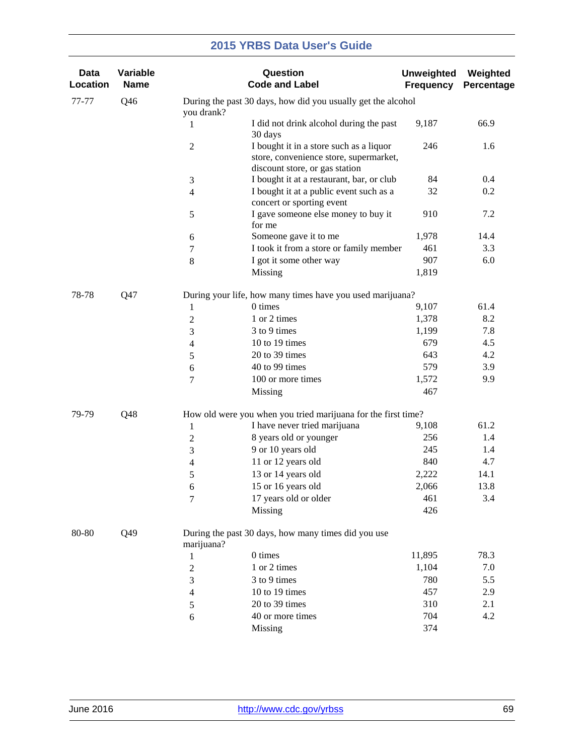| Data Location | Variable Name | Question Code | Label | Unweighted Frequency | Weighted Percentage |
|---|---|---|---|---|---|
| 77-77 | Q46 | During the past 30 days, how did you usually get the alcohol you drank? | | | |
| | | 1 | I did not drink alcohol during the past 30 days | 9,187 | 66.9 |
| | | 2 | I bought it in a store such as a liquor store, convenience store, supermarket, discount store, or gas station | 246 | 1.6 |
| | | 3 | I bought it at a restaurant, bar, or club | 84 | 0.4 |
| | | 4 | I bought it at a public event such as a concert or sporting event | 32 | 0.2 |
| | | 5 | I gave someone else money to buy it for me | 910 | 7.2 |
| | | 6 | Someone gave it to me | 1,978 | 14.4 |
| | | 7 | I took it from a store or family member | 461 | 3.3 |
| | | 8 | I got it some other way | 907 | 6.0 |
| | | | Missing | 1,819 | |
| 78-78 | Q47 | During your life, how many times have you used marijuana? | | | |
| | | 1 | 0 times | 9,107 | 61.4 |
| | | 2 | 1 or 2 times | 1,378 | 8.2 |
| | | 3 | 3 to 9 times | 1,199 | 7.8 |
| | | 4 | 10 to 19 times | 679 | 4.5 |
| | | 5 | 20 to 39 times | 643 | 4.2 |
| | | 6 | 40 to 99 times | 579 | 3.9 |
| | | 7 | 100 or more times | 1,572 | 9.9 |
| | | | Missing | 467 | |
| 79-79 | Q48 | How old were you when you tried marijuana for the first time? | | | |
| | | 1 | I have never tried marijuana | 9,108 | 61.2 |
| | | 2 | 8 years old or younger | 256 | 1.4 |
| | | 3 | 9 or 10 years old | 245 | 1.4 |
| | | 4 | 11 or 12 years old | 840 | 4.7 |
| | | 5 | 13 or 14 years old | 2,222 | 14.1 |
| | | 6 | 15 or 16 years old | 2,066 | 13.8 |
| | | 7 | 17 years old or older | 461 | 3.4 |
| | | | Missing | 426 | |
| 80-80 | Q49 | During the past 30 days, how many times did you use marijuana? | | | |
| | | 1 | 0 times | 11,895 | 78.3 |
| | | 2 | 1 or 2 times | 1,104 | 7.0 |
| | | 3 | 3 to 9 times | 780 | 5.5 |
| | | 4 | 10 to 19 times | 457 | 2.9 |
| | | 5 | 20 to 39 times | 310 | 2.1 |
| | | 6 | 40 or more times | 704 | 4.2 |
| | | | Missing | 374 | |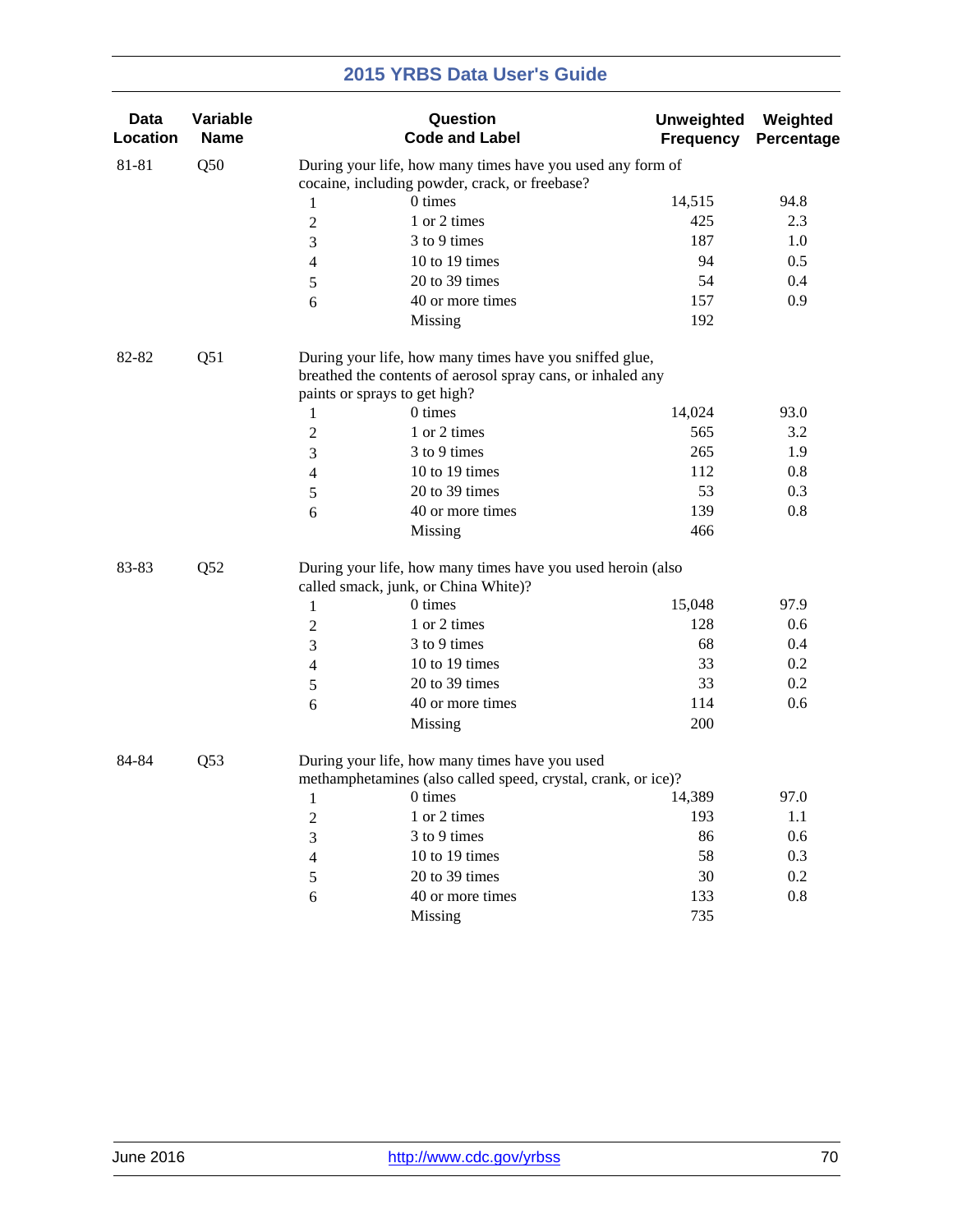| Data Location | Variable Name | Question Code and Label | | Unweighted Frequency | Weighted Percentage |
|---|---|---|---|---|---|
| 81-81 | Q50 | During your life, how many times have you used any form of cocaine, including powder, crack, or freebase? | | | |
| | | 1 | 0 times | 14,515 | 94.8 |
| | | 2 | 1 or 2 times | 425 | 2.3 |
| | | 3 | 3 to 9 times | 187 | 1.0 |
| | | 4 | 10 to 19 times | 94 | 0.5 |
| | | 5 | 20 to 39 times | 54 | 0.4 |
| | | 6 | 40 or more times | 157 | 0.9 |
| | | | Missing | 192 | |
| 82-82 | Q51 | During your life, how many times have you sniffed glue, breathed the contents of aerosol spray cans, or inhaled any paints or sprays to get high? | | | |
| | | 1 | 0 times | 14,024 | 93.0 |
| | | 2 | 1 or 2 times | 565 | 3.2 |
| | | 3 | 3 to 9 times | 265 | 1.9 |
| | | 4 | 10 to 19 times | 112 | 0.8 |
| | | 5 | 20 to 39 times | 53 | 0.3 |
| | | 6 | 40 or more times | 139 | 0.8 |
| | | | Missing | 466 | |
| 83-83 | Q52 | During your life, how many times have you used heroin (also called smack, junk, or China White)? | | | |
| | | 1 | 0 times | 15,048 | 97.9 |
| | | 2 | 1 or 2 times | 128 | 0.6 |
| | | 3 | 3 to 9 times | 68 | 0.4 |
| | | 4 | 10 to 19 times | 33 | 0.2 |
| | | 5 | 20 to 39 times | 33 | 0.2 |
| | | 6 | 40 or more times | 114 | 0.6 |
| | | | Missing | 200 | |
| 84-84 | Q53 | During your life, how many times have you used methamphetamines (also called speed, crystal, crank, or ice)? | | | |
| | | 1 | 0 times | 14,389 | 97.0 |
| | | 2 | 1 or 2 times | 193 | 1.1 |
| | | 3 | 3 to 9 times | 86 | 0.6 |
| | | 4 | 10 to 19 times | 58 | 0.3 |
| | | 5 | 20 to 39 times | 30 | 0.2 |
| | | 6 | 40 or more times | 133 | 0.8 |
| | | | Missing | 735 | |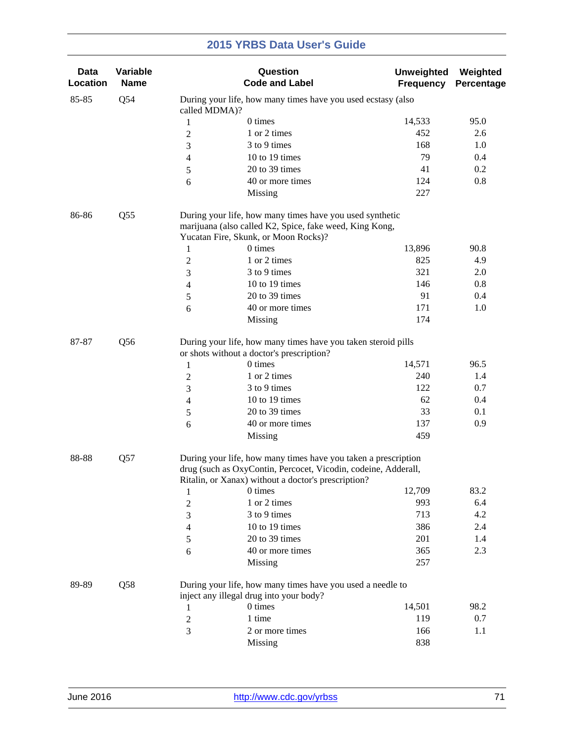| Data Location | Variable Name | Question Code and Label | | Unweighted Frequency | Weighted Percentage |
|---|---|---|---|---|---|
| 85-85 | Q54 | During your life, how many times have you used ecstasy (also called MDMA)? | | | |
| | | 1 | 0 times | 14,533 | 95.0 |
| | | 2 | 1 or 2 times | 452 | 2.6 |
| | | 3 | 3 to 9 times | 168 | 1.0 |
| | | 4 | 10 to 19 times | 79 | 0.4 |
| | | 5 | 20 to 39 times | 41 | 0.2 |
| | | 6 | 40 or more times | 124 | 0.8 |
| | | | Missing | 227 | |
| 86-86 | Q55 | During your life, how many times have you used synthetic marijuana (also called K2, Spice, fake weed, King Kong, Yucatan Fire, Skunk, or Moon Rocks)? | | | |
| | | 1 | 0 times | 13,896 | 90.8 |
| | | 2 | 1 or 2 times | 825 | 4.9 |
| | | 3 | 3 to 9 times | 321 | 2.0 |
| | | 4 | 10 to 19 times | 146 | 0.8 |
| | | 5 | 20 to 39 times | 91 | 0.4 |
| | | 6 | 40 or more times | 171 | 1.0 |
| | | | Missing | 174 | |
| 87-87 | Q56 | During your life, how many times have you taken steroid pills or shots without a doctor's prescription? | | | |
| | | 1 | 0 times | 14,571 | 96.5 |
| | | 2 | 1 or 2 times | 240 | 1.4 |
| | | 3 | 3 to 9 times | 122 | 0.7 |
| | | 4 | 10 to 19 times | 62 | 0.4 |
| | | 5 | 20 to 39 times | 33 | 0.1 |
| | | 6 | 40 or more times | 137 | 0.9 |
| | | | Missing | 459 | |
| 88-88 | Q57 | During your life, how many times have you taken a prescription drug (such as OxyContin, Percocet, Vicodin, codeine, Adderall, Ritalin, or Xanax) without a doctor's prescription? | | | |
| | | 1 | 0 times | 12,709 | 83.2 |
| | | 2 | 1 or 2 times | 993 | 6.4 |
| | | 3 | 3 to 9 times | 713 | 4.2 |
| | | 4 | 10 to 19 times | 386 | 2.4 |
| | | 5 | 20 to 39 times | 201 | 1.4 |
| | | 6 | 40 or more times | 365 | 2.3 |
| | | | Missing | 257 | |
| 89-89 | Q58 | During your life, how many times have you used a needle to inject any illegal drug into your body? | | | |
| | | 1 | 0 times | 14,501 | 98.2 |
| | | 2 | 1 time | 119 | 0.7 |
| | | 3 | 2 or more times | 166 | 1.1 |
| | | | Missing | 838 | |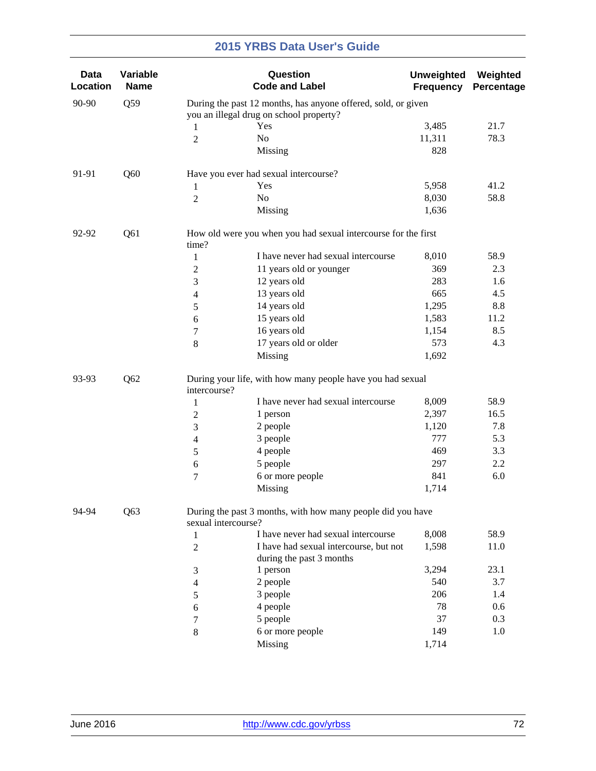| Data Location | Variable Name | Question Code and Label | | Unweighted Frequency | Weighted Percentage |
|---|---|---|---|---|---|
| 90-90 | Q59 | During the past 12 months, has anyone offered, sold, or given you an illegal drug on school property? | | | |
| | | 1 | Yes | 3,485 | 21.7 |
| | | 2 | No | 11,311 | 78.3 |
| | | | Missing | 828 | |
| 91-91 | Q60 | Have you ever had sexual intercourse? | | | |
| | | 1 | Yes | 5,958 | 41.2 |
| | | 2 | No | 8,030 | 58.8 |
| | | | Missing | 1,636 | |
| 92-92 | Q61 | How old were you when you had sexual intercourse for the first time? | | | |
| | | 1 | I have never had sexual intercourse | 8,010 | 58.9 |
| | | 2 | 11 years old or younger | 369 | 2.3 |
| | | 3 | 12 years old | 283 | 1.6 |
| | | 4 | 13 years old | 665 | 4.5 |
| | | 5 | 14 years old | 1,295 | 8.8 |
| | | 6 | 15 years old | 1,583 | 11.2 |
| | | 7 | 16 years old | 1,154 | 8.5 |
| | | 8 | 17 years old or older | 573 | 4.3 |
| | | | Missing | 1,692 | |
| 93-93 | Q62 | During your life, with how many people have you had sexual intercourse? | | | |
| | | 1 | I have never had sexual intercourse | 8,009 | 58.9 |
| | | 2 | 1 person | 2,397 | 16.5 |
| | | 3 | 2 people | 1,120 | 7.8 |
| | | 4 | 3 people | 777 | 5.3 |
| | | 5 | 4 people | 469 | 3.3 |
| | | 6 | 5 people | 297 | 2.2 |
| | | 7 | 6 or more people | 841 | 6.0 |
| | | | Missing | 1,714 | |
| 94-94 | Q63 | During the past 3 months, with how many people did you have sexual intercourse? | | | |
| | | 1 | I have never had sexual intercourse | 8,008 | 58.9 |
| | | 2 | I have had sexual intercourse, but not during the past 3 months | 1,598 | 11.0 |
| | | 3 | 1 person | 3,294 | 23.1 |
| | | 4 | 2 people | 540 | 3.7 |
| | | 5 | 3 people | 206 | 1.4 |
| | | 6 | 4 people | 78 | 0.6 |
| | | 7 | 5 people | 37 | 0.3 |
| | | 8 | 6 or more people | 149 | 1.0 |
| | | | Missing | 1,714 | |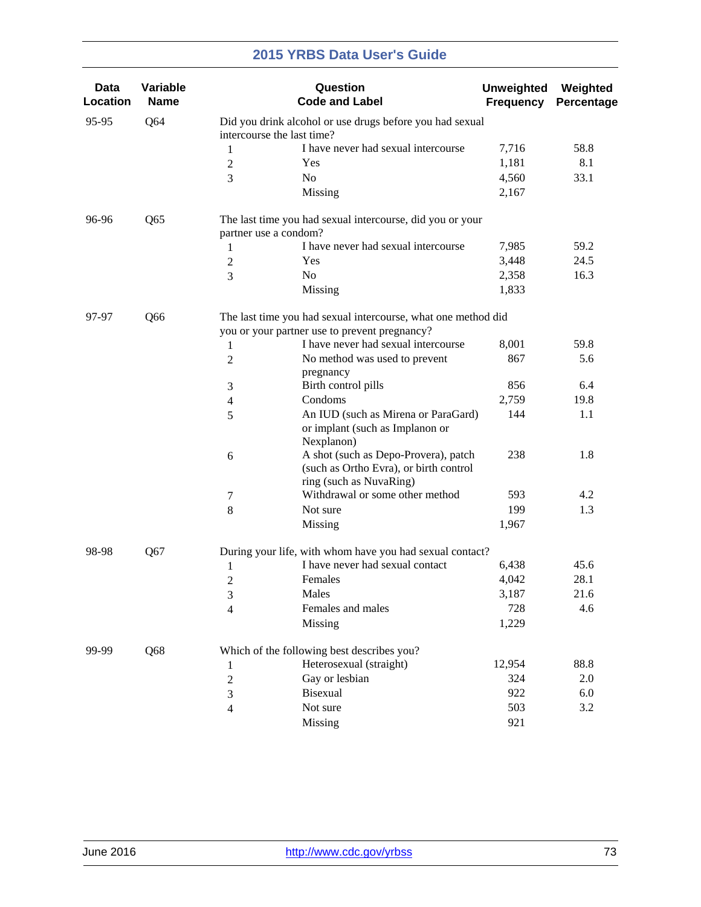| Data Location | Variable Name | Question Code and Label | | Unweighted Frequency | Weighted Percentage |
|---|---|---|---|---|---|
| 95-95 | Q64 | Did you drink alcohol or use drugs before you had sexual intercourse the last time? | | | |
| | | 1 | I have never had sexual intercourse | 7,716 | 58.8 |
| | | 2 | Yes | 1,181 | 8.1 |
| | | 3 | No | 4,560 | 33.1 |
| | | | Missing | 2,167 | |
| 96-96 | Q65 | The last time you had sexual intercourse, did you or your partner use a condom? | | | |
| | | 1 | I have never had sexual intercourse | 7,985 | 59.2 |
| | | 2 | Yes | 3,448 | 24.5 |
| | | 3 | No | 2,358 | 16.3 |
| | | | Missing | 1,833 | |
| 97-97 | Q66 | The last time you had sexual intercourse, what one method did you or your partner use to prevent pregnancy? | | | |
| | | 1 | I have never had sexual intercourse | 8,001 | 59.8 |
| | | 2 | No method was used to prevent pregnancy | 867 | 5.6 |
| | | 3 | Birth control pills | 856 | 6.4 |
| | | 4 | Condoms | 2,759 | 19.8 |
| | | 5 | An IUD (such as Mirena or ParaGard) or implant (such as Implanon or Nexplanon) | 144 | 1.1 |
| | | 6 | A shot (such as Depo-Provera), patch (such as Ortho Evra), or birth control ring (such as NuvaRing) | 238 | 1.8 |
| | | 7 | Withdrawal or some other method | 593 | 4.2 |
| | | 8 | Not sure | 199 | 1.3 |
| | | | Missing | 1,967 | |
| 98-98 | Q67 | During your life, with whom have you had sexual contact? | | | |
| | | 1 | I have never had sexual contact | 6,438 | 45.6 |
| | | 2 | Females | 4,042 | 28.1 |
| | | 3 | Males | 3,187 | 21.6 |
| | | 4 | Females and males | 728 | 4.6 |
| | | | Missing | 1,229 | |
| 99-99 | Q68 | Which of the following best describes you? | | | |
| | | 1 | Heterosexual (straight) | 12,954 | 88.8 |
| | | 2 | Gay or lesbian | 324 | 2.0 |
| | | 3 | Bisexual | 922 | 6.0 |
| | | 4 | Not sure | 503 | 3.2 |
| | | | Missing | 921 | |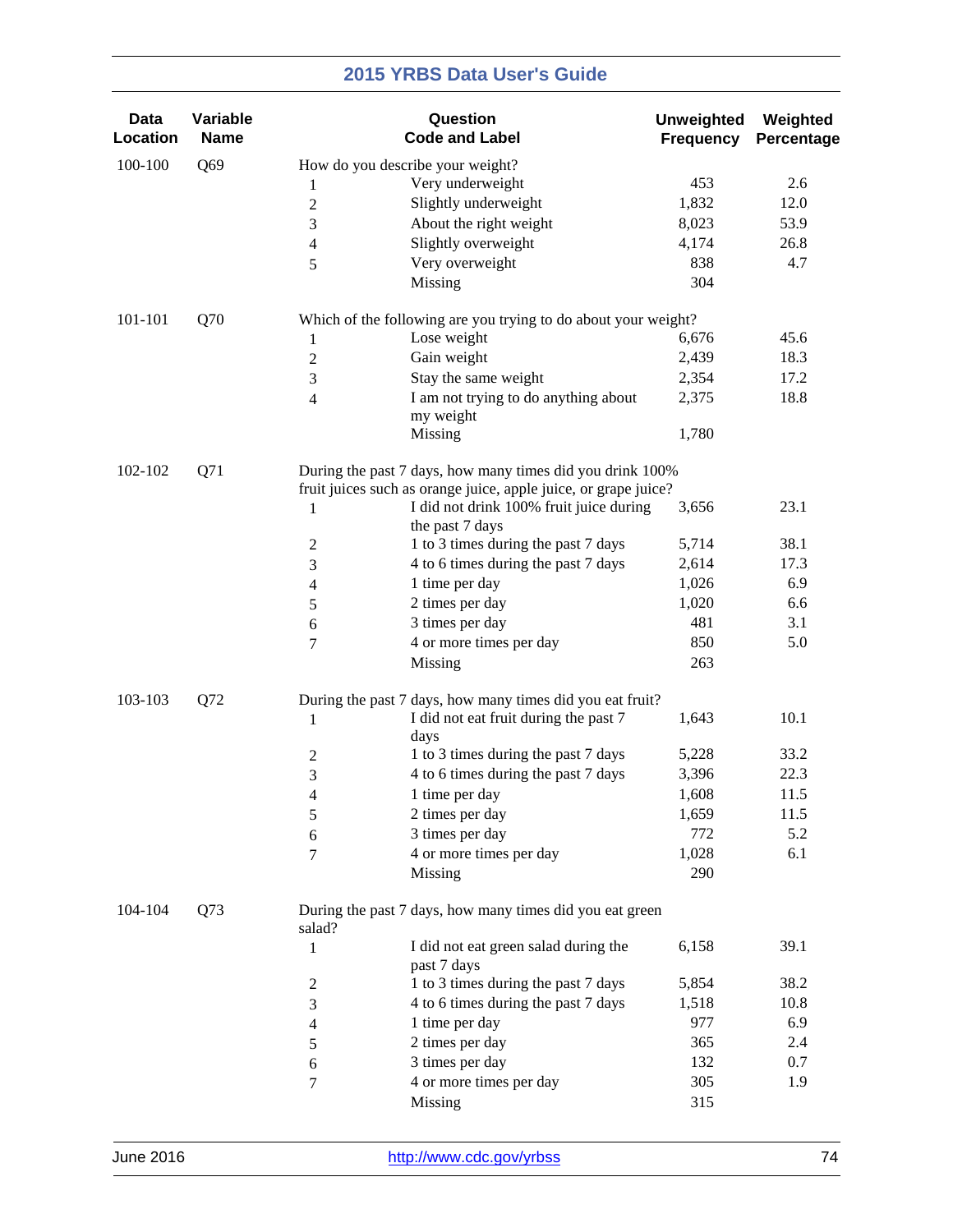| Data Location | Variable Name | Question Code and Label | | Unweighted Frequency | Weighted Percentage |
|---|---|---|---|---|---|
| 100-100 | Q69 | How do you describe your weight? | | | |
| | | 1 | Very underweight | 453 | 2.6 |
| | | 2 | Slightly underweight | 1,832 | 12.0 |
| | | 3 | About the right weight | 8,023 | 53.9 |
| | | 4 | Slightly overweight | 4,174 | 26.8 |
| | | 5 | Very overweight | 838 | 4.7 |
| | | | Missing | 304 | |
| 101-101 | Q70 | Which of the following are you trying to do about your weight? | | | |
| | | 1 | Lose weight | 6,676 | 45.6 |
| | | 2 | Gain weight | 2,439 | 18.3 |
| | | 3 | Stay the same weight | 2,354 | 17.2 |
| | | 4 | I am not trying to do anything about my weight | 2,375 | 18.8 |
| | | | Missing | 1,780 | |
| 102-102 | Q71 | During the past 7 days, how many times did you drink 100% fruit juices such as orange juice, apple juice, or grape juice? | | | |
| | | 1 | I did not drink 100% fruit juice during the past 7 days | 3,656 | 23.1 |
| | | 2 | 1 to 3 times during the past 7 days | 5,714 | 38.1 |
| | | 3 | 4 to 6 times during the past 7 days | 2,614 | 17.3 |
| | | 4 | 1 time per day | 1,026 | 6.9 |
| | | 5 | 2 times per day | 1,020 | 6.6 |
| | | 6 | 3 times per day | 481 | 3.1 |
| | | 7 | 4 or more times per day | 850 | 5.0 |
| | | | Missing | 263 | |
| 103-103 | Q72 | During the past 7 days, how many times did you eat fruit? | | | |
| | | 1 | I did not eat fruit during the past 7 days | 1,643 | 10.1 |
| | | 2 | 1 to 3 times during the past 7 days | 5,228 | 33.2 |
| | | 3 | 4 to 6 times during the past 7 days | 3,396 | 22.3 |
| | | 4 | 1 time per day | 1,608 | 11.5 |
| | | 5 | 2 times per day | 1,659 | 11.5 |
| | | 6 | 3 times per day | 772 | 5.2 |
| | | 7 | 4 or more times per day | 1,028 | 6.1 |
| | | | Missing | 290 | |
| 104-104 | Q73 | During the past 7 days, how many times did you eat green salad? | | | |
| | | 1 | I did not eat green salad during the past 7 days | 6,158 | 39.1 |
| | | 2 | 1 to 3 times during the past 7 days | 5,854 | 38.2 |
| | | 3 | 4 to 6 times during the past 7 days | 1,518 | 10.8 |
| | | 4 | 1 time per day | 977 | 6.9 |
| | | 5 | 2 times per day | 365 | 2.4 |
| | | 6 | 3 times per day | 132 | 0.7 |
| | | 7 | 4 or more times per day | 305 | 1.9 |
| | | | Missing | 315 | |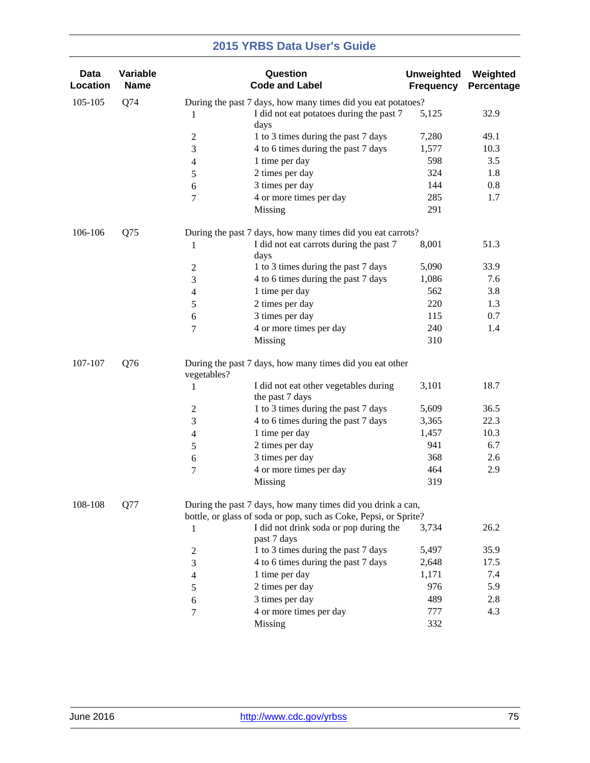| Data Location | Variable Name | Question Code | Label | Unweighted Frequency | Weighted Percentage |
|---|---|---|---|---|---|
| 105-105 | Q74 | During the past 7 days, how many times did you eat potatoes? | | | |
| | | 1 | I did not eat potatoes during the past 7 days | 5,125 | 32.9 |
| | | 2 | 1 to 3 times during the past 7 days | 7,280 | 49.1 |
| | | 3 | 4 to 6 times during the past 7 days | 1,577 | 10.3 |
| | | 4 | 1 time per day | 598 | 3.5 |
| | | 5 | 2 times per day | 324 | 1.8 |
| | | 6 | 3 times per day | 144 | 0.8 |
| | | 7 | 4 or more times per day | 285 | 1.7 |
| | | | Missing | 291 | |
| 106-106 | Q75 | During the past 7 days, how many times did you eat carrots? | | | |
| | | 1 | I did not eat carrots during the past 7 days | 8,001 | 51.3 |
| | | 2 | 1 to 3 times during the past 7 days | 5,090 | 33.9 |
| | | 3 | 4 to 6 times during the past 7 days | 1,086 | 7.6 |
| | | 4 | 1 time per day | 562 | 3.8 |
| | | 5 | 2 times per day | 220 | 1.3 |
| | | 6 | 3 times per day | 115 | 0.7 |
| | | 7 | 4 or more times per day | 240 | 1.4 |
| | | | Missing | 310 | |
| 107-107 | Q76 | During the past 7 days, how many times did you eat other vegetables? | | | |
| | | 1 | I did not eat other vegetables during the past 7 days | 3,101 | 18.7 |
| | | 2 | 1 to 3 times during the past 7 days | 5,609 | 36.5 |
| | | 3 | 4 to 6 times during the past 7 days | 3,365 | 22.3 |
| | | 4 | 1 time per day | 1,457 | 10.3 |
| | | 5 | 2 times per day | 941 | 6.7 |
| | | 6 | 3 times per day | 368 | 2.6 |
| | | 7 | 4 or more times per day | 464 | 2.9 |
| | | | Missing | 319 | |
| 108-108 | Q77 | During the past 7 days, how many times did you drink a can, bottle, or glass of soda or pop, such as Coke, Pepsi, or Sprite? | | | |
| | | 1 | I did not drink soda or pop during the past 7 days | 3,734 | 26.2 |
| | | 2 | 1 to 3 times during the past 7 days | 5,497 | 35.9 |
| | | 3 | 4 to 6 times during the past 7 days | 2,648 | 17.5 |
| | | 4 | 1 time per day | 1,171 | 7.4 |
| | | 5 | 2 times per day | 976 | 5.9 |
| | | 6 | 3 times per day | 489 | 2.8 |
| | | 7 | 4 or more times per day | 777 | 4.3 |
| | | | Missing | 332 | |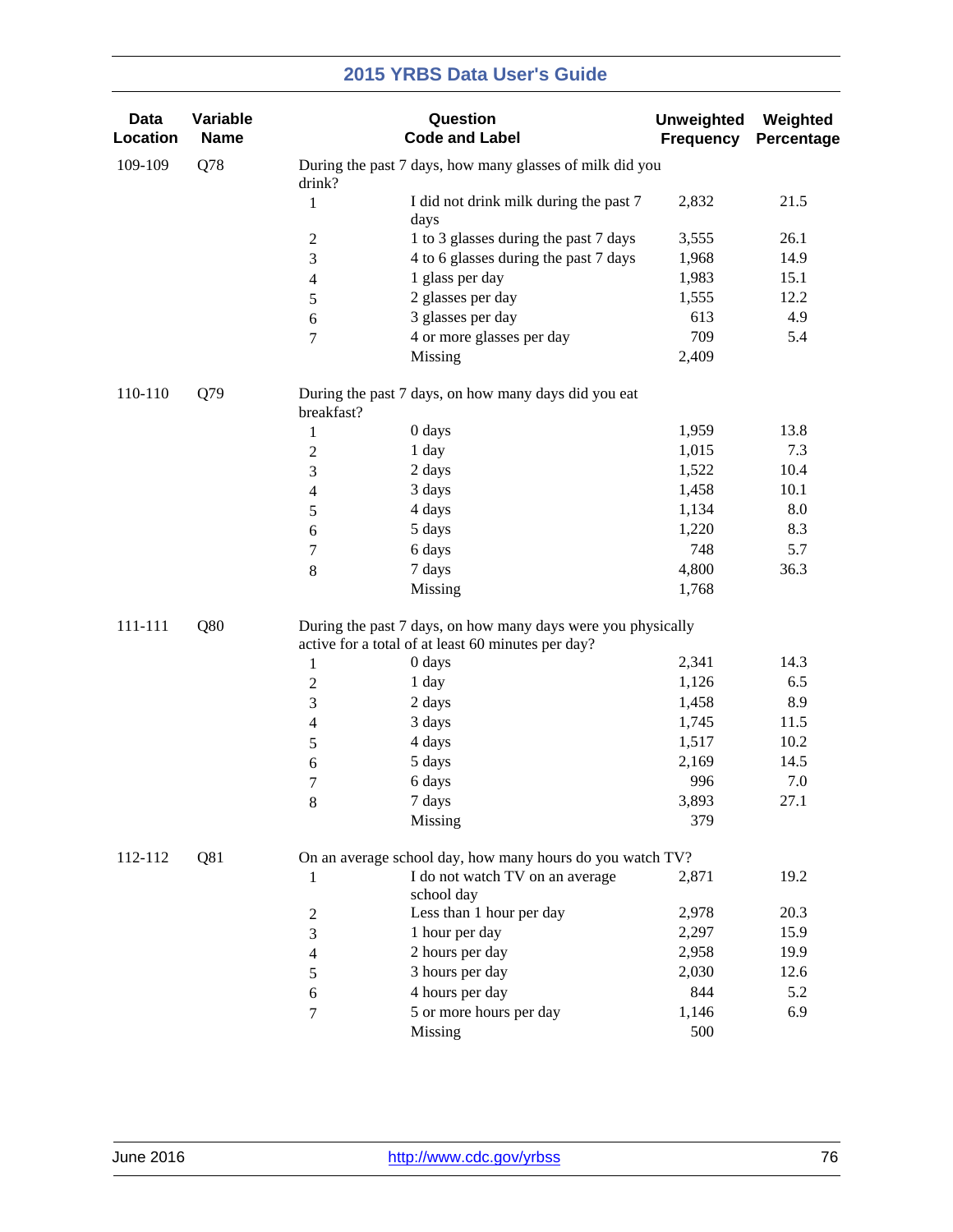| Data Location | Variable Name | Question Code and Label | | Unweighted Frequency | Weighted Percentage |
|---|---|---|---|---|---|
| 109-109 | Q78 | During the past 7 days, how many glasses of milk did you drink? | | | |
| | | 1 | I did not drink milk during the past 7 days | 2,832 | 21.5 |
| | | 2 | 1 to 3 glasses during the past 7 days | 3,555 | 26.1 |
| | | 3 | 4 to 6 glasses during the past 7 days | 1,968 | 14.9 |
| | | 4 | 1 glass per day | 1,983 | 15.1 |
| | | 5 | 2 glasses per day | 1,555 | 12.2 |
| | | 6 | 3 glasses per day | 613 | 4.9 |
| | | 7 | 4 or more glasses per day | 709 | 5.4 |
| | | | Missing | 2,409 | |
| 110-110 | Q79 | During the past 7 days, on how many days did you eat breakfast? | | | |
| | | 1 | 0 days | 1,959 | 13.8 |
| | | 2 | 1 day | 1,015 | 7.3 |
| | | 3 | 2 days | 1,522 | 10.4 |
| | | 4 | 3 days | 1,458 | 10.1 |
| | | 5 | 4 days | 1,134 | 8.0 |
| | | 6 | 5 days | 1,220 | 8.3 |
| | | 7 | 6 days | 748 | 5.7 |
| | | 8 | 7 days | 4,800 | 36.3 |
| | | | Missing | 1,768 | |
| 111-111 | Q80 | During the past 7 days, on how many days were you physically active for a total of at least 60 minutes per day? | | | |
| | | 1 | 0 days | 2,341 | 14.3 |
| | | 2 | 1 day | 1,126 | 6.5 |
| | | 3 | 2 days | 1,458 | 8.9 |
| | | 4 | 3 days | 1,745 | 11.5 |
| | | 5 | 4 days | 1,517 | 10.2 |
| | | 6 | 5 days | 2,169 | 14.5 |
| | | 7 | 6 days | 996 | 7.0 |
| | | 8 | 7 days | 3,893 | 27.1 |
| | | | Missing | 379 | |
| 112-112 | Q81 | On an average school day, how many hours do you watch TV? | | | |
| | | 1 | I do not watch TV on an average school day | 2,871 | 19.2 |
| | | 2 | Less than 1 hour per day | 2,978 | 20.3 |
| | | 3 | 1 hour per day | 2,297 | 15.9 |
| | | 4 | 2 hours per day | 2,958 | 19.9 |
| | | 5 | 3 hours per day | 2,030 | 12.6 |
| | | 6 | 4 hours per day | 844 | 5.2 |
| | | 7 | 5 or more hours per day | 1,146 | 6.9 |
| | | | Missing | 500 | |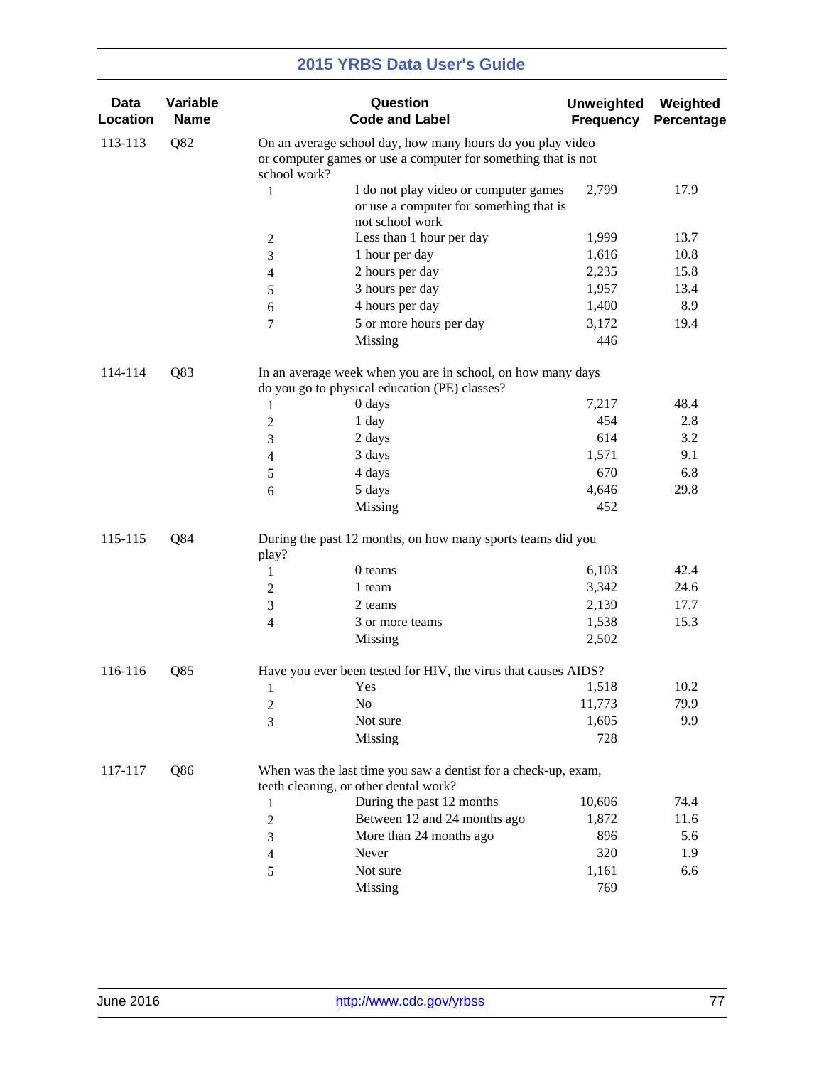| Data Location | Variable Name | Question Code and Label | | Unweighted Frequency | Weighted Percentage |
|---|---|---|---|---|---|
| 113-113 | Q82 | On an average school day, how many hours do you play video or computer games or use a computer for something that is not school work? | | | |
| | | 1 | I do not play video or computer games or use a computer for something that is not school work | 2,799 | 17.9 |
| | | 2 | Less than 1 hour per day | 1,999 | 13.7 |
| | | 3 | 1 hour per day | 1,616 | 10.8 |
| | | 4 | 2 hours per day | 2,235 | 15.8 |
| | | 5 | 3 hours per day | 1,957 | 13.4 |
| | | 6 | 4 hours per day | 1,400 | 8.9 |
| | | 7 | 5 or more hours per day | 3,172 | 19.4 |
| | | | Missing | 446 | |
| 114-114 | Q83 | In an average week when you are in school, on how many days do you go to physical education (PE) classes? | | | |
| | | 1 | 0 days | 7,217 | 48.4 |
| | | 2 | 1 day | 454 | 2.8 |
| | | 3 | 2 days | 614 | 3.2 |
| | | 4 | 3 days | 1,571 | 9.1 |
| | | 5 | 4 days | 670 | 6.8 |
| | | 6 | 5 days | 4,646 | 29.8 |
| | | | Missing | 452 | |
| 115-115 | Q84 | During the past 12 months, on how many sports teams did you play? | | | |
| | | 1 | 0 teams | 6,103 | 42.4 |
| | | 2 | 1 team | 3,342 | 24.6 |
| | | 3 | 2 teams | 2,139 | 17.7 |
| | | 4 | 3 or more teams | 1,538 | 15.3 |
| | | | Missing | 2,502 | |
| 116-116 | Q85 | Have you ever been tested for HIV, the virus that causes AIDS? | | | |
| | | 1 | Yes | 1,518 | 10.2 |
| | | 2 | No | 11,773 | 79.9 |
| | | 3 | Not sure | 1,605 | 9.9 |
| | | | Missing | 728 | |
| 117-117 | Q86 | When was the last time you saw a dentist for a check-up, exam, teeth cleaning, or other dental work? | | | |
| | | 1 | During the past 12 months | 10,606 | 74.4 |
| | | 2 | Between 12 and 24 months ago | 1,872 | 11.6 |
| | | 3 | More than 24 months ago | 896 | 5.6 |
| | | 4 | Never | 320 | 1.9 |
| | | 5 | Not sure | 1,161 | 6.6 |
| | | | Missing | 769 | |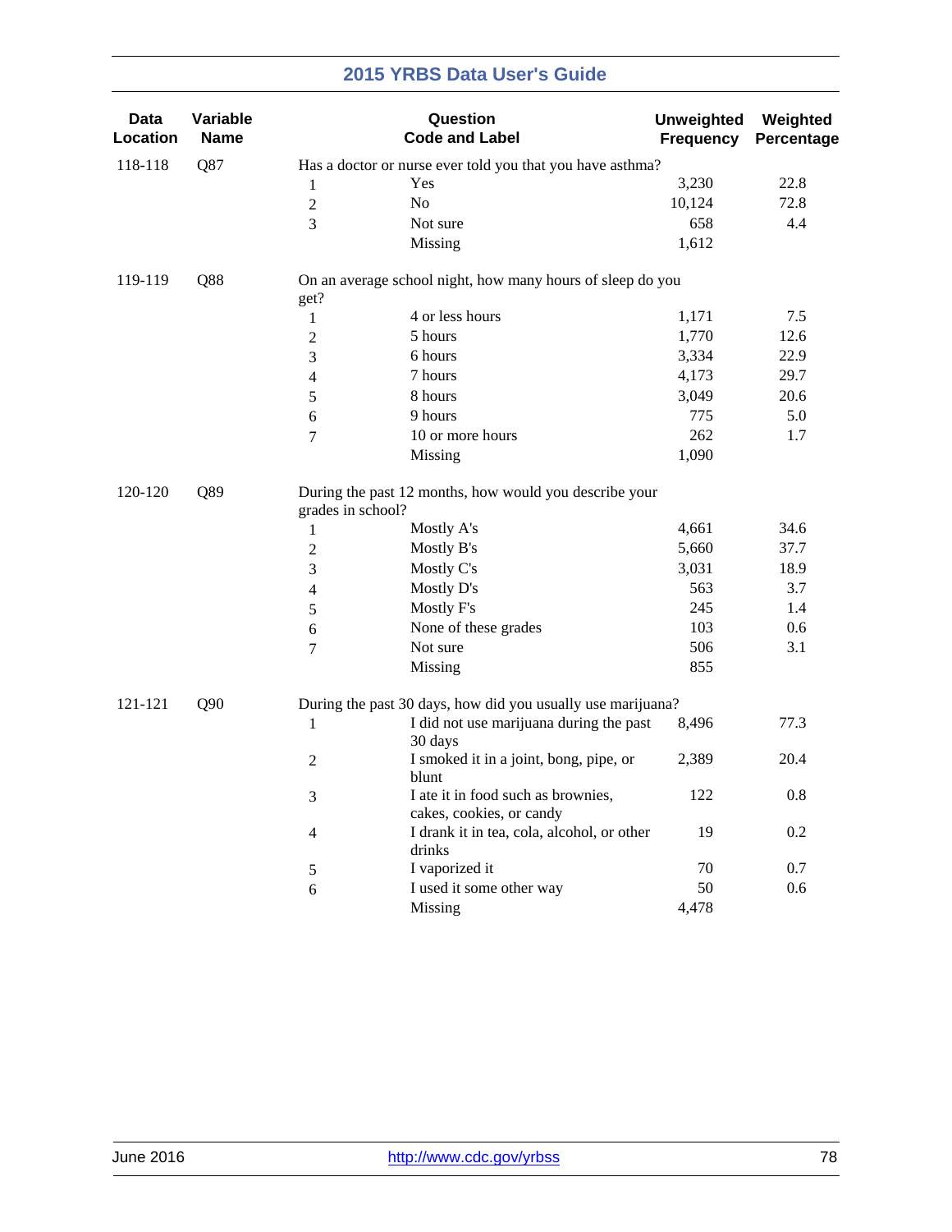| Data Location | Variable Name | Question Code and Label | | Unweighted Frequency | Weighted Percentage |
|---|---|---|---|---|---|
| 118-118 | Q87 | Has a doctor or nurse ever told you that you have asthma? | | | |
| | | 1 | Yes | 3,230 | 22.8 |
| | | 2 | No | 10,124 | 72.8 |
| | | 3 | Not sure | 658 | 4.4 |
| | | | Missing | 1,612 | |
| 119-119 | Q88 | On an average school night, how many hours of sleep do you get? | | | |
| | | 1 | 4 or less hours | 1,171 | 7.5 |
| | | 2 | 5 hours | 1,770 | 12.6 |
| | | 3 | 6 hours | 3,334 | 22.9 |
| | | 4 | 7 hours | 4,173 | 29.7 |
| | | 5 | 8 hours | 3,049 | 20.6 |
| | | 6 | 9 hours | 775 | 5.0 |
| | | 7 | 10 or more hours | 262 | 1.7 |
| | | | Missing | 1,090 | |
| 120-120 | Q89 | During the past 12 months, how would you describe your grades in school? | | | |
| | | 1 | Mostly A's | 4,661 | 34.6 |
| | | 2 | Mostly B's | 5,660 | 37.7 |
| | | 3 | Mostly C's | 3,031 | 18.9 |
| | | 4 | Mostly D's | 563 | 3.7 |
| | | 5 | Mostly F's | 245 | 1.4 |
| | | 6 | None of these grades | 103 | 0.6 |
| | | 7 | Not sure | 506 | 3.1 |
| | | | Missing | 855 | |
| 121-121 | Q90 | During the past 30 days, how did you usually use marijuana? | | | |
| | | 1 | I did not use marijuana during the past 30 days | 8,496 | 77.3 |
| | | 2 | I smoked it in a joint, bong, pipe, or blunt | 2,389 | 20.4 |
| | | 3 | I ate it in food such as brownies, cakes, cookies, or candy | 122 | 0.8 |
| | | 4 | I drank it in tea, cola, alcohol, or other drinks | 19 | 0.2 |
| | | 5 | I vaporized it | 70 | 0.7 |
| | | 6 | I used it some other way | 50 | 0.6 |
| | | | Missing | 4,478 | |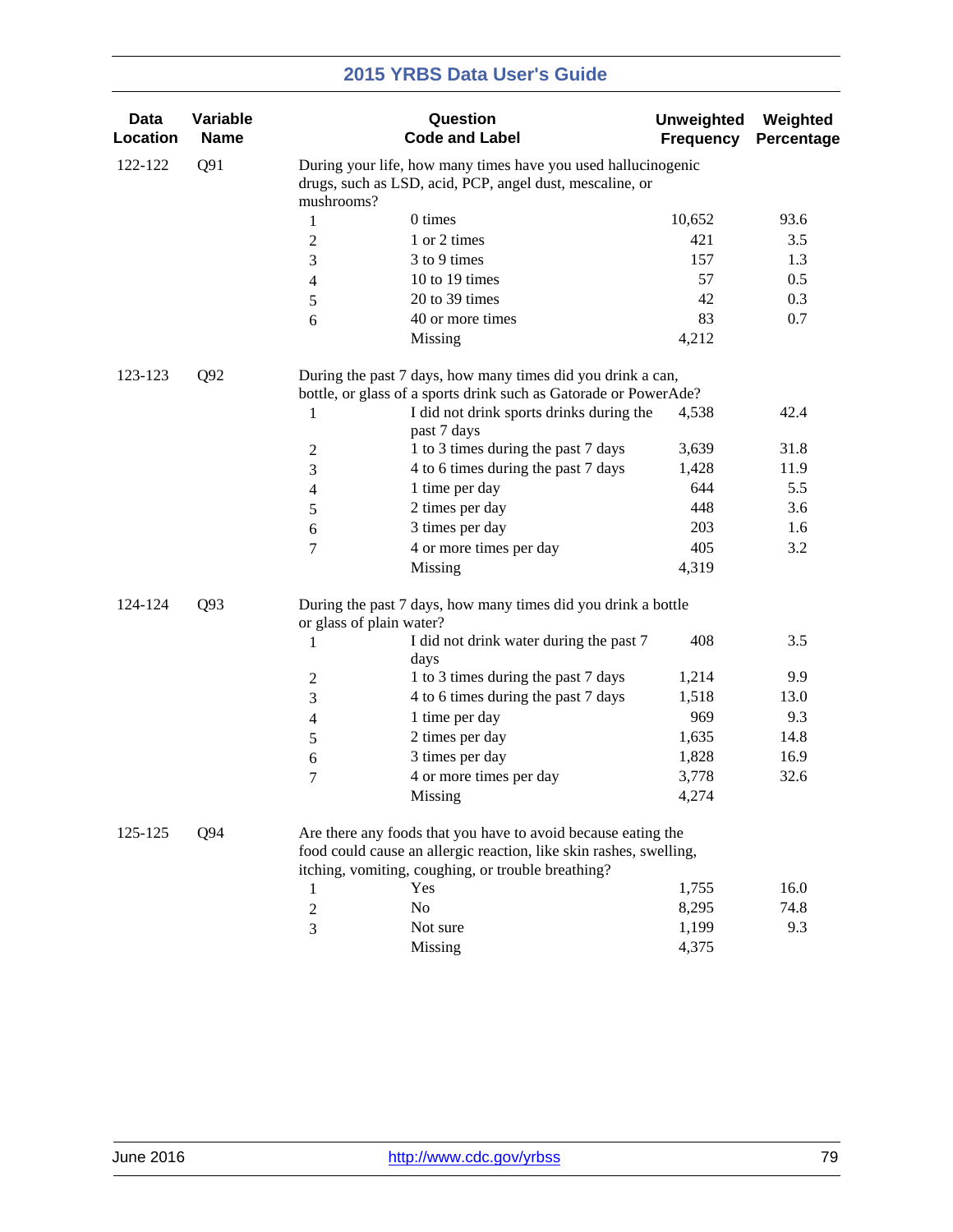| Data Location | Variable Name | Question Code and Label | | Unweighted Frequency | Weighted Percentage |
|---|---|---|---|---|---|
| 122-122 | Q91 | During your life, how many times have you used hallucinogenic drugs, such as LSD, acid, PCP, angel dust, mescaline, or mushrooms? | | | |
| | | 1 | 0 times | 10,652 | 93.6 |
| | | 2 | 1 or 2 times | 421 | 3.5 |
| | | 3 | 3 to 9 times | 157 | 1.3 |
| | | 4 | 10 to 19 times | 57 | 0.5 |
| | | 5 | 20 to 39 times | 42 | 0.3 |
| | | 6 | 40 or more times | 83 | 0.7 |
| | | | Missing | 4,212 | |
| 123-123 | Q92 | During the past 7 days, how many times did you drink a can, bottle, or glass of a sports drink such as Gatorade or PowerAde? | | | |
| | | 1 | I did not drink sports drinks during the past 7 days | 4,538 | 42.4 |
| | | 2 | 1 to 3 times during the past 7 days | 3,639 | 31.8 |
| | | 3 | 4 to 6 times during the past 7 days | 1,428 | 11.9 |
| | | 4 | 1 time per day | 644 | 5.5 |
| | | 5 | 2 times per day | 448 | 3.6 |
| | | 6 | 3 times per day | 203 | 1.6 |
| | | 7 | 4 or more times per day | 405 | 3.2 |
| | | | Missing | 4,319 | |
| 124-124 | Q93 | During the past 7 days, how many times did you drink a bottle or glass of plain water? | | | |
| | | 1 | I did not drink water during the past 7 days | 408 | 3.5 |
| | | 2 | 1 to 3 times during the past 7 days | 1,214 | 9.9 |
| | | 3 | 4 to 6 times during the past 7 days | 1,518 | 13.0 |
| | | 4 | 1 time per day | 969 | 9.3 |
| | | 5 | 2 times per day | 1,635 | 14.8 |
| | | 6 | 3 times per day | 1,828 | 16.9 |
| | | 7 | 4 or more times per day | 3,778 | 32.6 |
| | | | Missing | 4,274 | |
| 125-125 | Q94 | Are there any foods that you have to avoid because eating the food could cause an allergic reaction, like skin rashes, swelling, itching, vomiting, coughing, or trouble breathing? | | | |
| | | 1 | Yes | 1,755 | 16.0 |
| | | 2 | No | 8,295 | 74.8 |
| | | 3 | Not sure | 1,199 | 9.3 |
| | | | Missing | 4,375 | |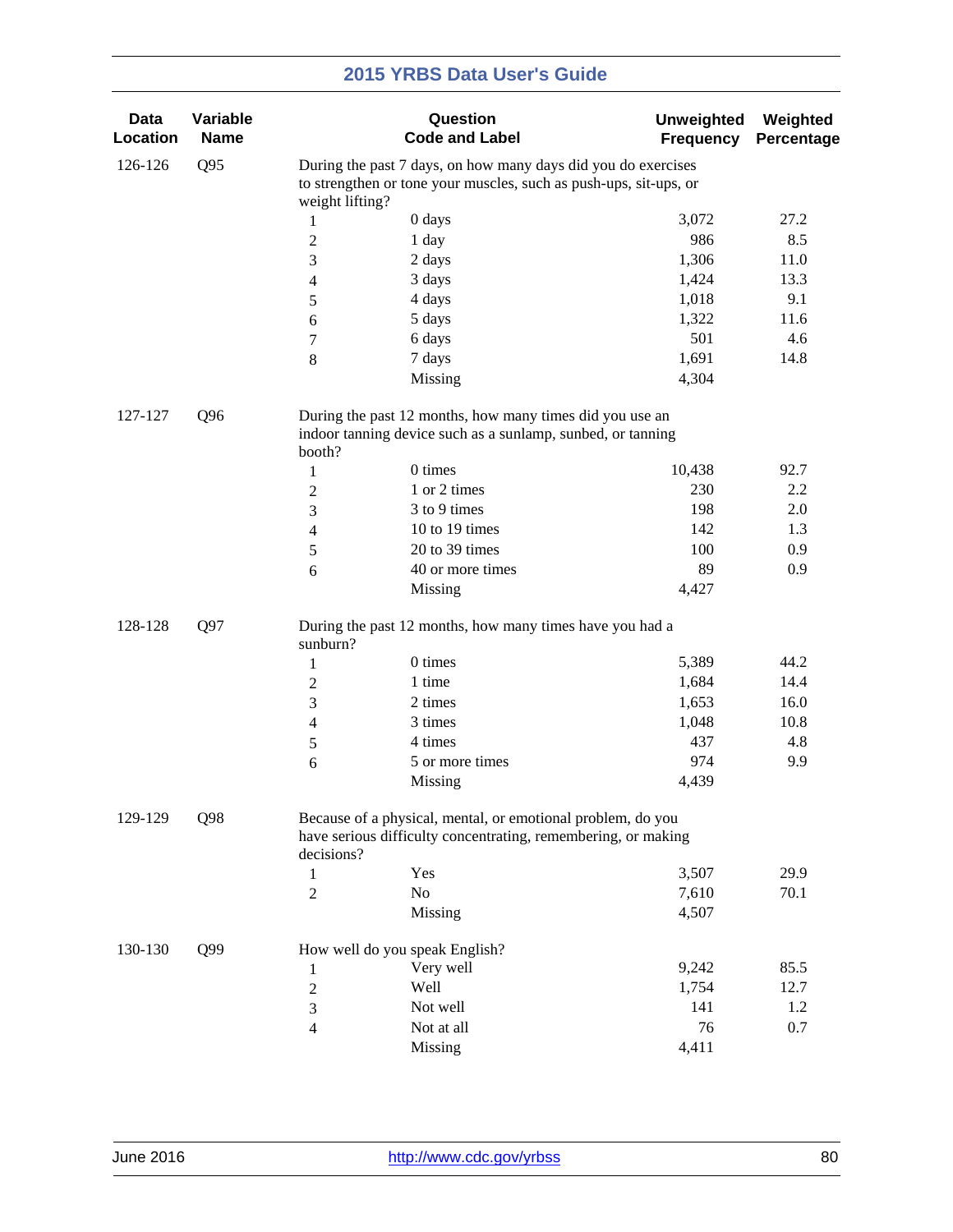| Data Location | Variable Name | Question Code and Label | | Unweighted Frequency | Weighted Percentage |
|---|---|---|---|---|---|
| 126-126 | Q95 | During the past 7 days, on how many days did you do exercises to strengthen or tone your muscles, such as push-ups, sit-ups, or weight lifting? | | | |
| | | 1 | 0 days | 3,072 | 27.2 |
| | | 2 | 1 day | 986 | 8.5 |
| | | 3 | 2 days | 1,306 | 11.0 |
| | | 4 | 3 days | 1,424 | 13.3 |
| | | 5 | 4 days | 1,018 | 9.1 |
| | | 6 | 5 days | 1,322 | 11.6 |
| | | 7 | 6 days | 501 | 4.6 |
| | | 8 | 7 days | 1,691 | 14.8 |
| | | | Missing | 4,304 | |
| 127-127 | Q96 | During the past 12 months, how many times did you use an indoor tanning device such as a sunlamp, sunbed, or tanning booth? | | | |
| | | 1 | 0 times | 10,438 | 92.7 |
| | | 2 | 1 or 2 times | 230 | 2.2 |
| | | 3 | 3 to 9 times | 198 | 2.0 |
| | | 4 | 10 to 19 times | 142 | 1.3 |
| | | 5 | 20 to 39 times | 100 | 0.9 |
| | | 6 | 40 or more times | 89 | 0.9 |
| | | | Missing | 4,427 | |
| 128-128 | Q97 | During the past 12 months, how many times have you had a sunburn? | | | |
| | | 1 | 0 times | 5,389 | 44.2 |
| | | 2 | 1 time | 1,684 | 14.4 |
| | | 3 | 2 times | 1,653 | 16.0 |
| | | 4 | 3 times | 1,048 | 10.8 |
| | | 5 | 4 times | 437 | 4.8 |
| | | 6 | 5 or more times | 974 | 9.9 |
| | | | Missing | 4,439 | |
| 129-129 | Q98 | Because of a physical, mental, or emotional problem, do you have serious difficulty concentrating, remembering, or making decisions? | | | |
| | | 1 | Yes | 3,507 | 29.9 |
| | | 2 | No | 7,610 | 70.1 |
| | | | Missing | 4,507 | |
| 130-130 | Q99 | How well do you speak English? | | | |
| | | 1 | Very well | 9,242 | 85.5 |
| | | 2 | Well | 1,754 | 12.7 |
| | | 3 | Not well | 141 | 1.2 |
| | | 4 | Not at all | 76 | 0.7 |
| | | | Missing | 4,411 | |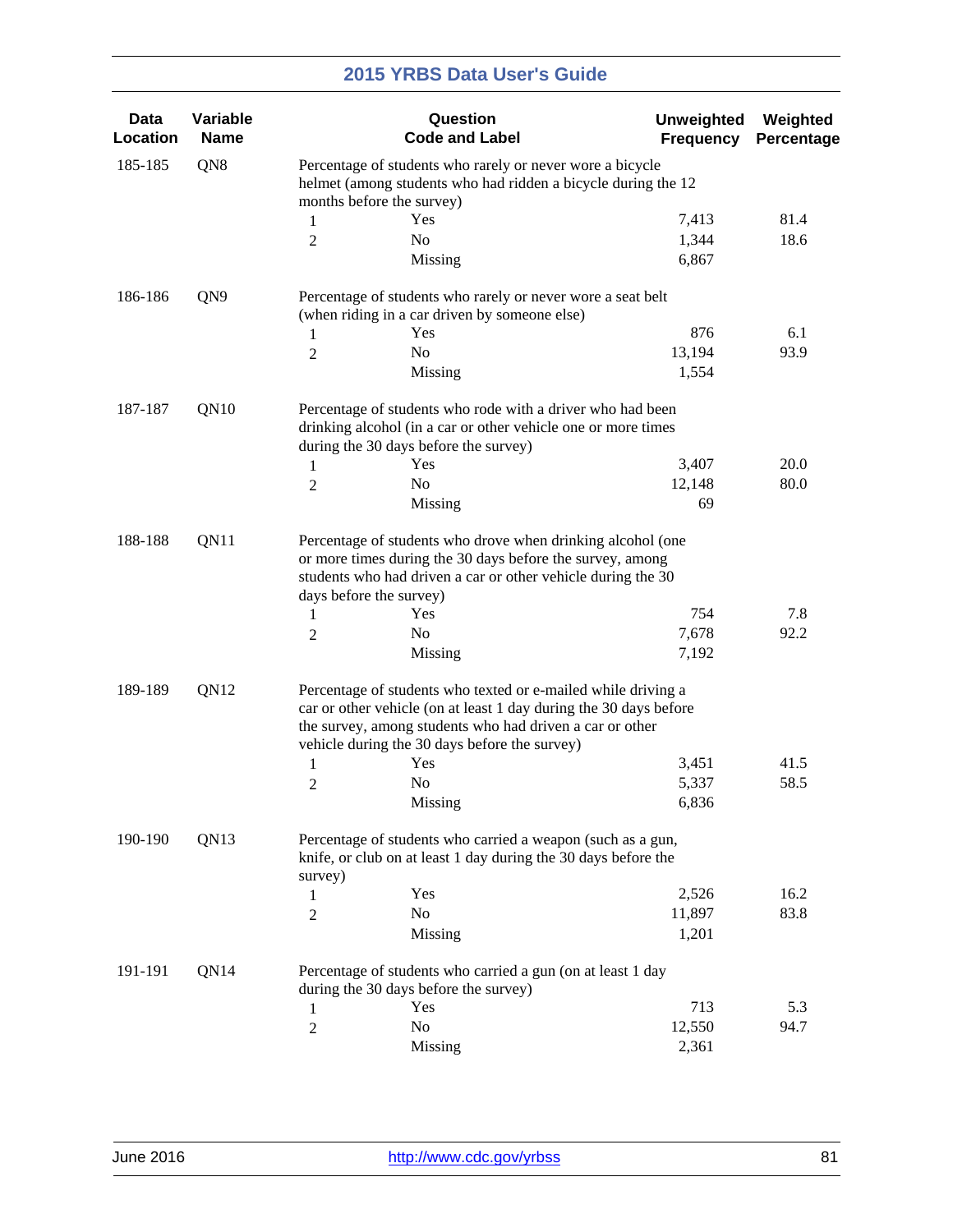| Data Location | Variable Name | Question Code and Label | | Unweighted Frequency | Weighted Percentage |
|---|---|---|---|---|---|
| 185-185 | QN8 | Percentage of students who rarely or never wore a bicycle helmet (among students who had ridden a bicycle during the 12 months before the survey) | | | |
| | | 1 | Yes | 7,413 | 81.4 |
| | | 2 | No | 1,344 | 18.6 |
| | | | Missing | 6,867 | |
| 186-186 | QN9 | Percentage of students who rarely or never wore a seat belt (when riding in a car driven by someone else) | | | |
| | | 1 | Yes | 876 | 6.1 |
| | | 2 | No | 13,194 | 93.9 |
| | | | Missing | 1,554 | |
| 187-187 | QN10 | Percentage of students who rode with a driver who had been drinking alcohol (in a car or other vehicle one or more times during the 30 days before the survey) | | | |
| | | 1 | Yes | 3,407 | 20.0 |
| | | 2 | No | 12,148 | 80.0 |
| | | | Missing | 69 | |
| 188-188 | QN11 | Percentage of students who drove when drinking alcohol (one or more times during the 30 days before the survey, among students who had driven a car or other vehicle during the 30 days before the survey) | | | |
| | | 1 | Yes | 754 | 7.8 |
| | | 2 | No | 7,678 | 92.2 |
| | | | Missing | 7,192 | |
| 189-189 | QN12 | Percentage of students who texted or e-mailed while driving a car or other vehicle (on at least 1 day during the 30 days before the survey, among students who had driven a car or other vehicle during the 30 days before the survey) | | | |
| | | 1 | Yes | 3,451 | 41.5 |
| | | 2 | No | 5,337 | 58.5 |
| | | | Missing | 6,836 | |
| 190-190 | QN13 | Percentage of students who carried a weapon (such as a gun, knife, or club on at least 1 day during the 30 days before the survey) | | | |
| | | 1 | Yes | 2,526 | 16.2 |
| | | 2 | No | 11,897 | 83.8 |
| | | | Missing | 1,201 | |
| 191-191 | QN14 | Percentage of students who carried a gun (on at least 1 day during the 30 days before the survey) | | | |
| | | 1 | Yes | 713 | 5.3 |
| | | 2 | No | 12,550 | 94.7 |
| | | | Missing | 2,361 | |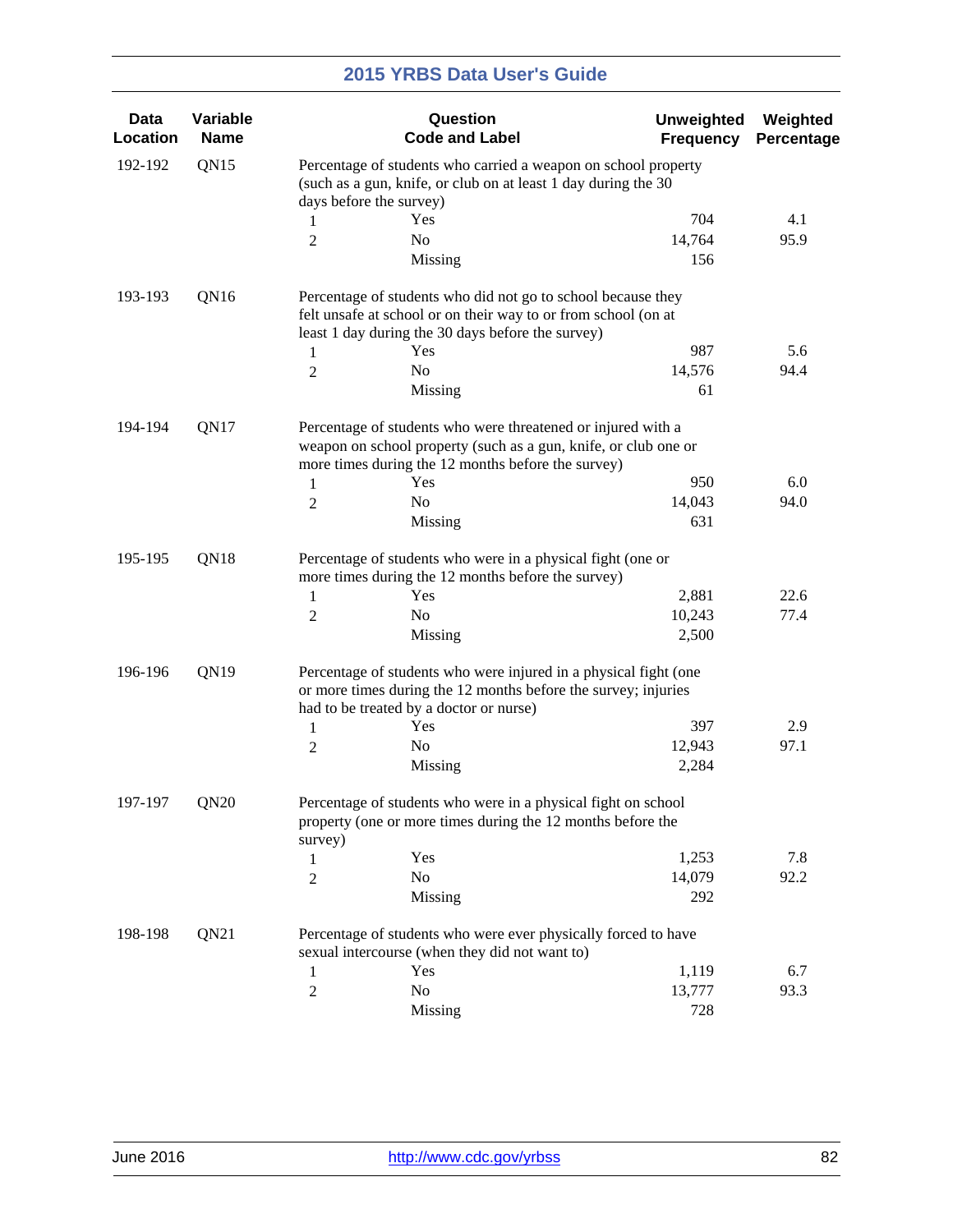| Data Location | Variable Name | Question Code and Label | | Unweighted Frequency | Weighted Percentage |
|---|---|---|---|---|---|
| 192-192 | QN15 | Percentage of students who carried a weapon on school property (such as a gun, knife, or club on at least 1 day during the 30 days before the survey) | | | |
| | | 1 | Yes | 704 | 4.1 |
| | | 2 | No | 14,764 | 95.9 |
| | | | Missing | 156 | |
| 193-193 | QN16 | Percentage of students who did not go to school because they felt unsafe at school or on their way to or from school (on at least 1 day during the 30 days before the survey) | | | |
| | | 1 | Yes | 987 | 5.6 |
| | | 2 | No | 14,576 | 94.4 |
| | | | Missing | 61 | |
| 194-194 | QN17 | Percentage of students who were threatened or injured with a weapon on school property (such as a gun, knife, or club one or more times during the 12 months before the survey) | | | |
| | | 1 | Yes | 950 | 6.0 |
| | | 2 | No | 14,043 | 94.0 |
| | | | Missing | 631 | |
| 195-195 | QN18 | Percentage of students who were in a physical fight (one or more times during the 12 months before the survey) | | | |
| | | 1 | Yes | 2,881 | 22.6 |
| | | 2 | No | 10,243 | 77.4 |
| | | | Missing | 2,500 | |
| 196-196 | QN19 | Percentage of students who were injured in a physical fight (one or more times during the 12 months before the survey; injuries had to be treated by a doctor or nurse) | | | |
| | | 1 | Yes | 397 | 2.9 |
| | | 2 | No | 12,943 | 97.1 |
| | | | Missing | 2,284 | |
| 197-197 | QN20 | Percentage of students who were in a physical fight on school property (one or more times during the 12 months before the survey) | | | |
| | | 1 | Yes | 1,253 | 7.8 |
| | | 2 | No | 14,079 | 92.2 |
| | | | Missing | 292 | |
| 198-198 | QN21 | Percentage of students who were ever physically forced to have sexual intercourse (when they did not want to) | | | |
| | | 1 | Yes | 1,119 | 6.7 |
| | | 2 | No | 13,777 | 93.3 |
| | | | Missing | 728 | |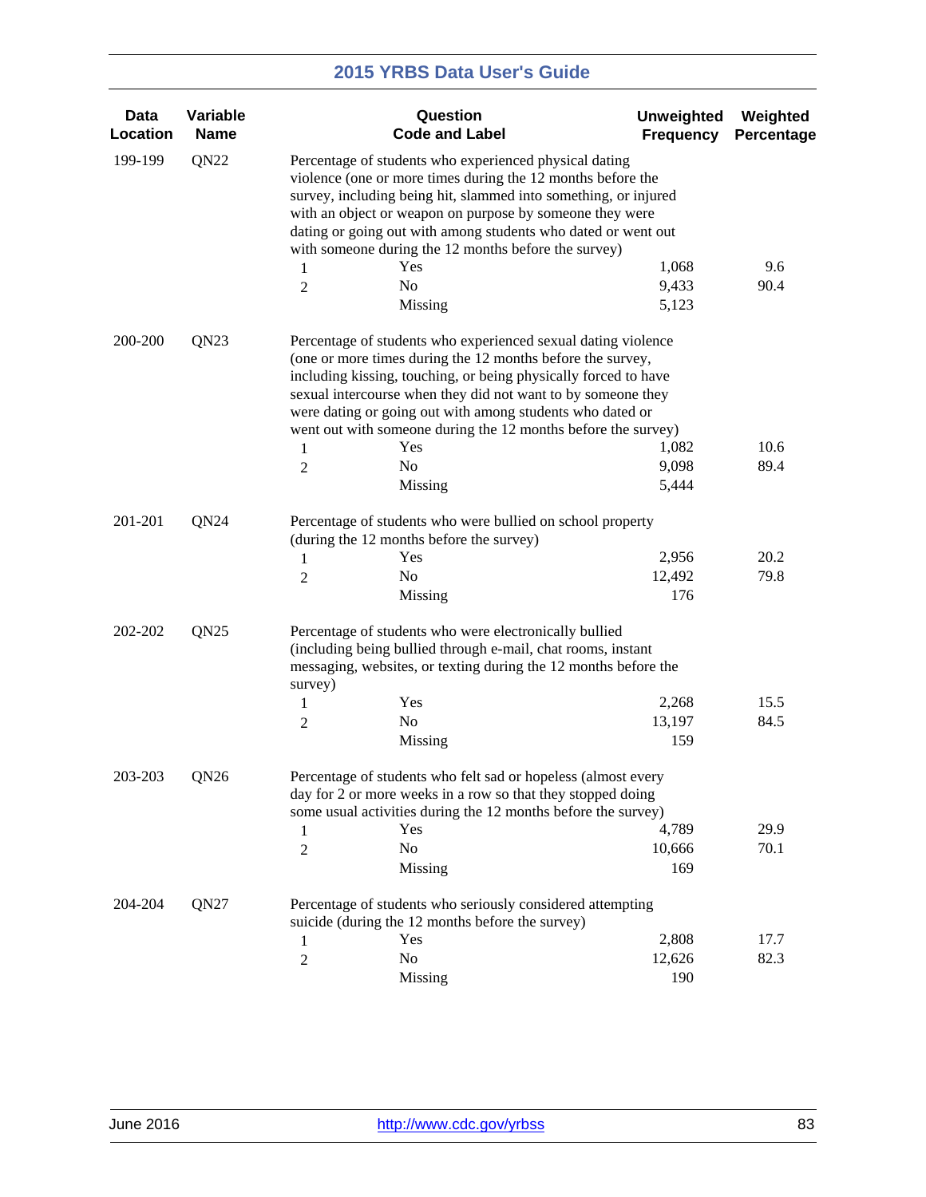| Data Location | Variable Name | Question Code and Label | | Unweighted Frequency | Weighted Percentage |
|---|---|---|---|---|---|
| 199-199 | QN22 | Percentage of students who experienced physical dating violence (one or more times during the 12 months before the survey, including being hit, slammed into something, or injured with an object or weapon on purpose by someone they were dating or going out with among students who dated or went out with someone during the 12 months before the survey) | | | |
| | | 1 | Yes | 1,068 | 9.6 |
| | | 2 | No | 9,433 | 90.4 |
| | | | Missing | 5,123 | |
| 200-200 | QN23 | Percentage of students who experienced sexual dating violence (one or more times during the 12 months before the survey, including kissing, touching, or being physically forced to have sexual intercourse when they did not want to by someone they were dating or going out with among students who dated or went out with someone during the 12 months before the survey) | | | |
| | | 1 | Yes | 1,082 | 10.6 |
| | | 2 | No | 9,098 | 89.4 |
| | | | Missing | 5,444 | |
| 201-201 | QN24 | Percentage of students who were bullied on school property (during the 12 months before the survey) | | | |
| | | 1 | Yes | 2,956 | 20.2 |
| | | 2 | No | 12,492 | 79.8 |
| | | | Missing | 176 | |
| 202-202 | QN25 | Percentage of students who were electronically bullied (including being bullied through e-mail, chat rooms, instant messaging, websites, or texting during the 12 months before the survey) | | | |
| | | 1 | Yes | 2,268 | 15.5 |
| | | 2 | No | 13,197 | 84.5 |
| | | | Missing | 159 | |
| 203-203 | QN26 | Percentage of students who felt sad or hopeless (almost every day for 2 or more weeks in a row so that they stopped doing some usual activities during the 12 months before the survey) | | | |
| | | 1 | Yes | 4,789 | 29.9 |
| | | 2 | No | 10,666 | 70.1 |
| | | | Missing | 169 | |
| 204-204 | QN27 | Percentage of students who seriously considered attempting suicide (during the 12 months before the survey) | | | |
| | | 1 | Yes | 2,808 | 17.7 |
| | | 2 | No | 12,626 | 82.3 |
| | | | Missing | 190 | |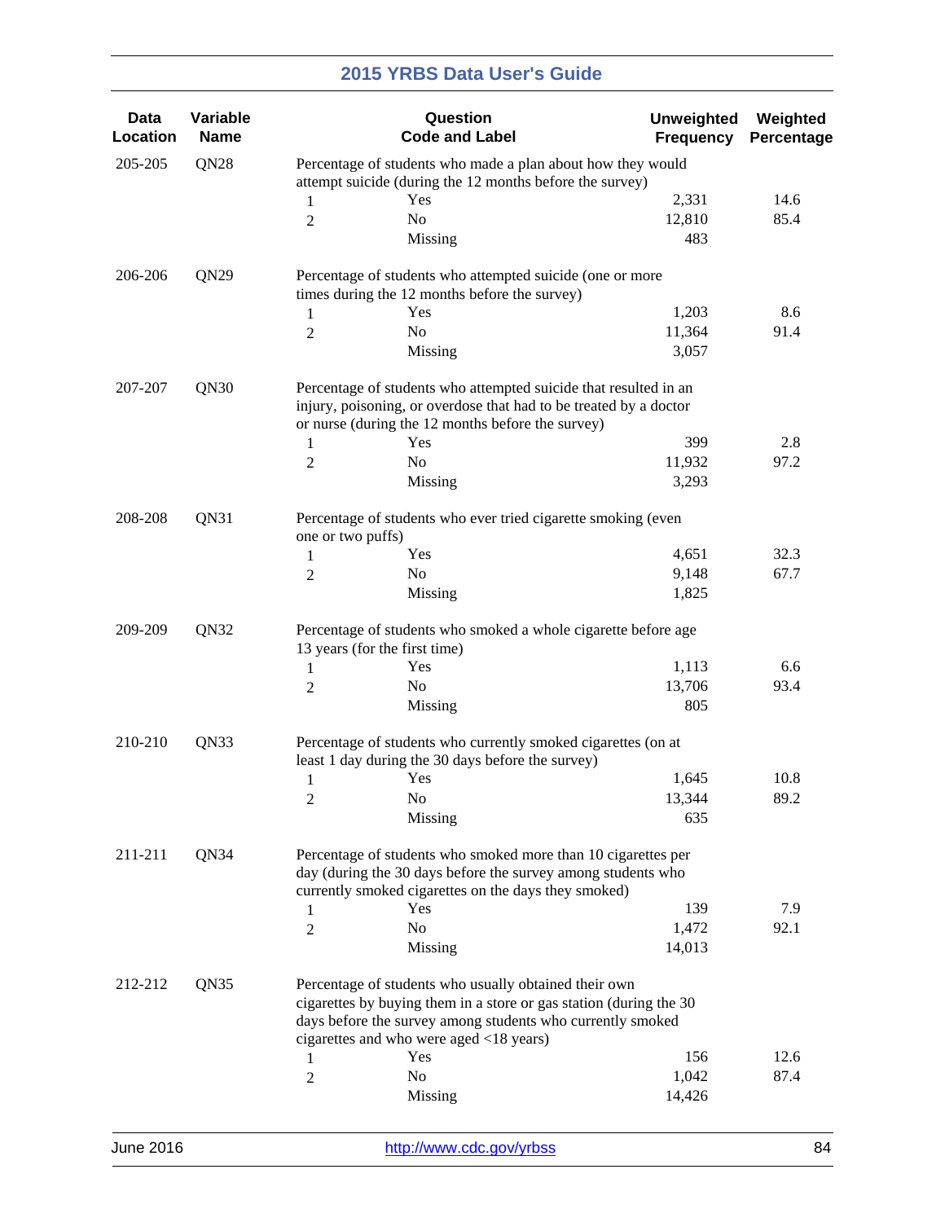| Data Location | Variable Name | Question Code and Label | | Unweighted Frequency | Weighted Percentage |
|---|---|---|---|---|---|
| 205-205 | QN28 | Percentage of students who made a plan about how they would attempt suicide (during the 12 months before the survey) | | | |
| | | 1 | Yes | 2,331 | 14.6 |
| | | 2 | No | 12,810 | 85.4 |
| | | | Missing | 483 | |
| 206-206 | QN29 | Percentage of students who attempted suicide (one or more times during the 12 months before the survey) | | | |
| | | 1 | Yes | 1,203 | 8.6 |
| | | 2 | No | 11,364 | 91.4 |
| | | | Missing | 3,057 | |
| 207-207 | QN30 | Percentage of students who attempted suicide that resulted in an injury, poisoning, or overdose that had to be treated by a doctor or nurse (during the 12 months before the survey) | | | |
| | | 1 | Yes | 399 | 2.8 |
| | | 2 | No | 11,932 | 97.2 |
| | | | Missing | 3,293 | |
| 208-208 | QN31 | Percentage of students who ever tried cigarette smoking (even one or two puffs) | | | |
| | | 1 | Yes | 4,651 | 32.3 |
| | | 2 | No | 9,148 | 67.7 |
| | | | Missing | 1,825 | |
| 209-209 | QN32 | Percentage of students who smoked a whole cigarette before age 13 years (for the first time) | | | |
| | | 1 | Yes | 1,113 | 6.6 |
| | | 2 | No | 13,706 | 93.4 |
| | | | Missing | 805 | |
| 210-210 | QN33 | Percentage of students who currently smoked cigarettes (on at least 1 day during the 30 days before the survey) | | | |
| | | 1 | Yes | 1,645 | 10.8 |
| | | 2 | No | 13,344 | 89.2 |
| | | | Missing | 635 | |
| 211-211 | QN34 | Percentage of students who smoked more than 10 cigarettes per day (during the 30 days before the survey among students who currently smoked cigarettes on the days they smoked) | | | |
| | | 1 | Yes | 139 | 7.9 |
| | | 2 | No | 1,472 | 92.1 |
| | | | Missing | 14,013 | |
| 212-212 | QN35 | Percentage of students who usually obtained their own cigarettes by buying them in a store or gas station (during the 30 days before the survey among students who currently smoked cigarettes and who were aged <18 years) | | | |
| | | 1 | Yes | 156 | 12.6 |
| | | 2 | No | 1,042 | 87.4 |
| | | | Missing | 14,426 | |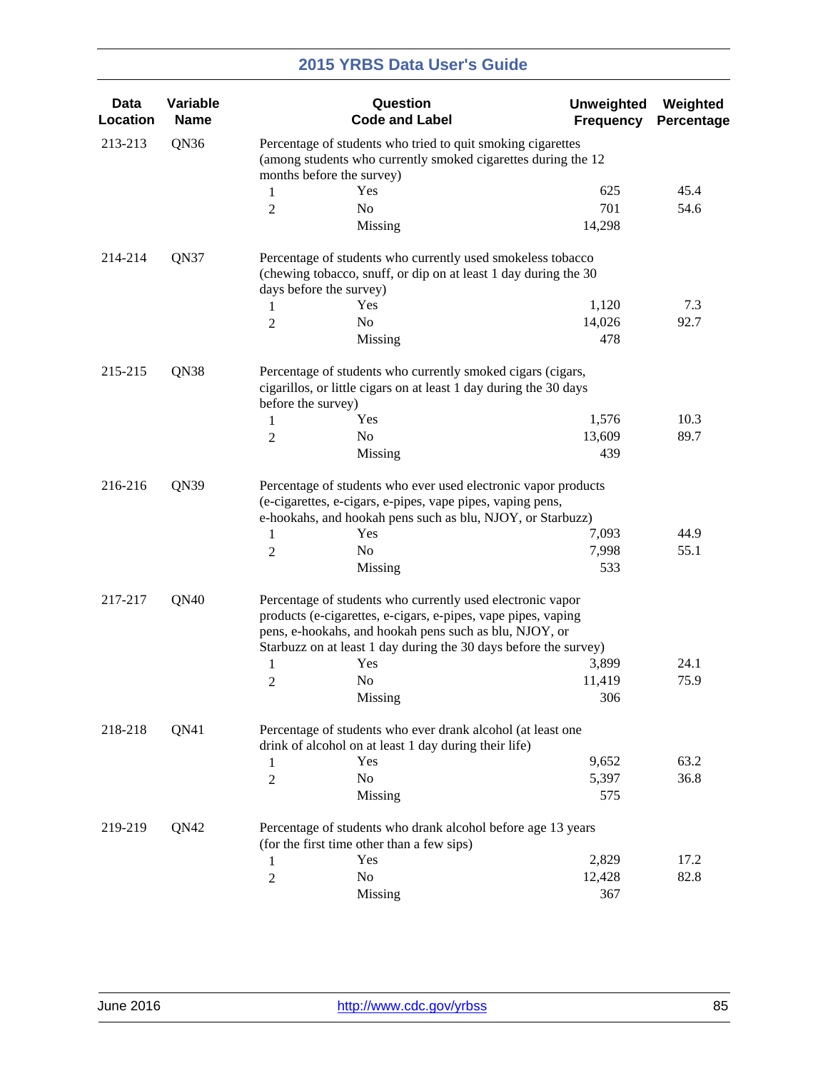| Data Location | Variable Name | Question Code and Label | | Unweighted Frequency | Weighted Percentage |
|---|---|---|---|---|---|
| 213-213 | QN36 | Percentage of students who tried to quit smoking cigarettes (among students who currently smoked cigarettes during the 12 months before the survey) | | | |
| | | 1 | Yes | 625 | 45.4 |
| | | 2 | No | 701 | 54.6 |
| | | | Missing | 14,298 | |
| 214-214 | QN37 | Percentage of students who currently used smokeless tobacco (chewing tobacco, snuff, or dip on at least 1 day during the 30 days before the survey) | | | |
| | | 1 | Yes | 1,120 | 7.3 |
| | | 2 | No | 14,026 | 92.7 |
| | | | Missing | 478 | |
| 215-215 | QN38 | Percentage of students who currently smoked cigars (cigars, cigarillos, or little cigars on at least 1 day during the 30 days before the survey) | | | |
| | | 1 | Yes | 1,576 | 10.3 |
| | | 2 | No | 13,609 | 89.7 |
| | | | Missing | 439 | |
| 216-216 | QN39 | Percentage of students who ever used electronic vapor products (e-cigarettes, e-cigars, e-pipes, vape pipes, vaping pens, e-hookahs, and hookah pens such as blu, NJOY, or Starbuzz) | | | |
| | | 1 | Yes | 7,093 | 44.9 |
| | | 2 | No | 7,998 | 55.1 |
| | | | Missing | 533 | |
| 217-217 | QN40 | Percentage of students who currently used electronic vapor products (e-cigarettes, e-cigars, e-pipes, vape pipes, vaping pens, e-hookahs, and hookah pens such as blu, NJOY, or Starbuzz on at least 1 day during the 30 days before the survey) | | | |
| | | 1 | Yes | 3,899 | 24.1 |
| | | 2 | No | 11,419 | 75.9 |
| | | | Missing | 306 | |
| 218-218 | QN41 | Percentage of students who ever drank alcohol (at least one drink of alcohol on at least 1 day during their life) | | | |
| | | 1 | Yes | 9,652 | 63.2 |
| | | 2 | No | 5,397 | 36.8 |
| | | | Missing | 575 | |
| 219-219 | QN42 | Percentage of students who drank alcohol before age 13 years (for the first time other than a few sips) | | | |
| | | 1 | Yes | 2,829 | 17.2 |
| | | 2 | No | 12,428 | 82.8 |
| | | | Missing | 367 | |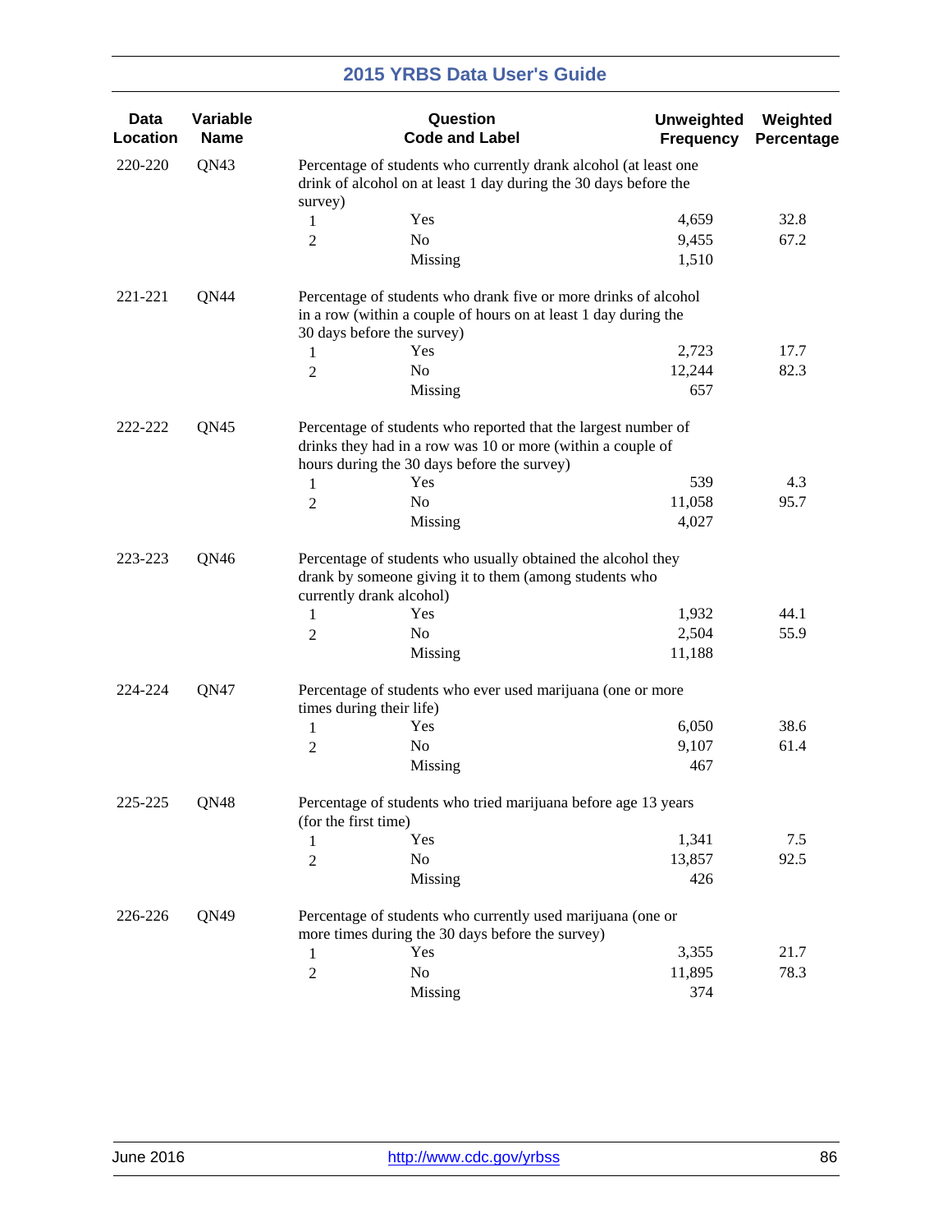| Data Location | Variable Name | Question Code and Label | | Unweighted Frequency | Weighted Percentage |
|---|---|---|---|---|---|
| 220-220 | QN43 | Percentage of students who currently drank alcohol (at least one drink of alcohol on at least 1 day during the 30 days before the survey) | | | |
| | | 1 | Yes | 4,659 | 32.8 |
| | | 2 | No | 9,455 | 67.2 |
| | | | Missing | 1,510 | |
| 221-221 | QN44 | Percentage of students who drank five or more drinks of alcohol in a row (within a couple of hours on at least 1 day during the 30 days before the survey) | | | |
| | | 1 | Yes | 2,723 | 17.7 |
| | | 2 | No | 12,244 | 82.3 |
| | | | Missing | 657 | |
| 222-222 | QN45 | Percentage of students who reported that the largest number of drinks they had in a row was 10 or more (within a couple of hours during the 30 days before the survey) | | | |
| | | 1 | Yes | 539 | 4.3 |
| | | 2 | No | 11,058 | 95.7 |
| | | | Missing | 4,027 | |
| 223-223 | QN46 | Percentage of students who usually obtained the alcohol they drank by someone giving it to them (among students who currently drank alcohol) | | | |
| | | 1 | Yes | 1,932 | 44.1 |
| | | 2 | No | 2,504 | 55.9 |
| | | | Missing | 11,188 | |
| 224-224 | QN47 | Percentage of students who ever used marijuana (one or more times during their life) | | | |
| | | 1 | Yes | 6,050 | 38.6 |
| | | 2 | No | 9,107 | 61.4 |
| | | | Missing | 467 | |
| 225-225 | QN48 | Percentage of students who tried marijuana before age 13 years (for the first time) | | | |
| | | 1 | Yes | 1,341 | 7.5 |
| | | 2 | No | 13,857 | 92.5 |
| | | | Missing | 426 | |
| 226-226 | QN49 | Percentage of students who currently used marijuana (one or more times during the 30 days before the survey) | | | |
| | | 1 | Yes | 3,355 | 21.7 |
| | | 2 | No | 11,895 | 78.3 |
| | | | Missing | 374 | |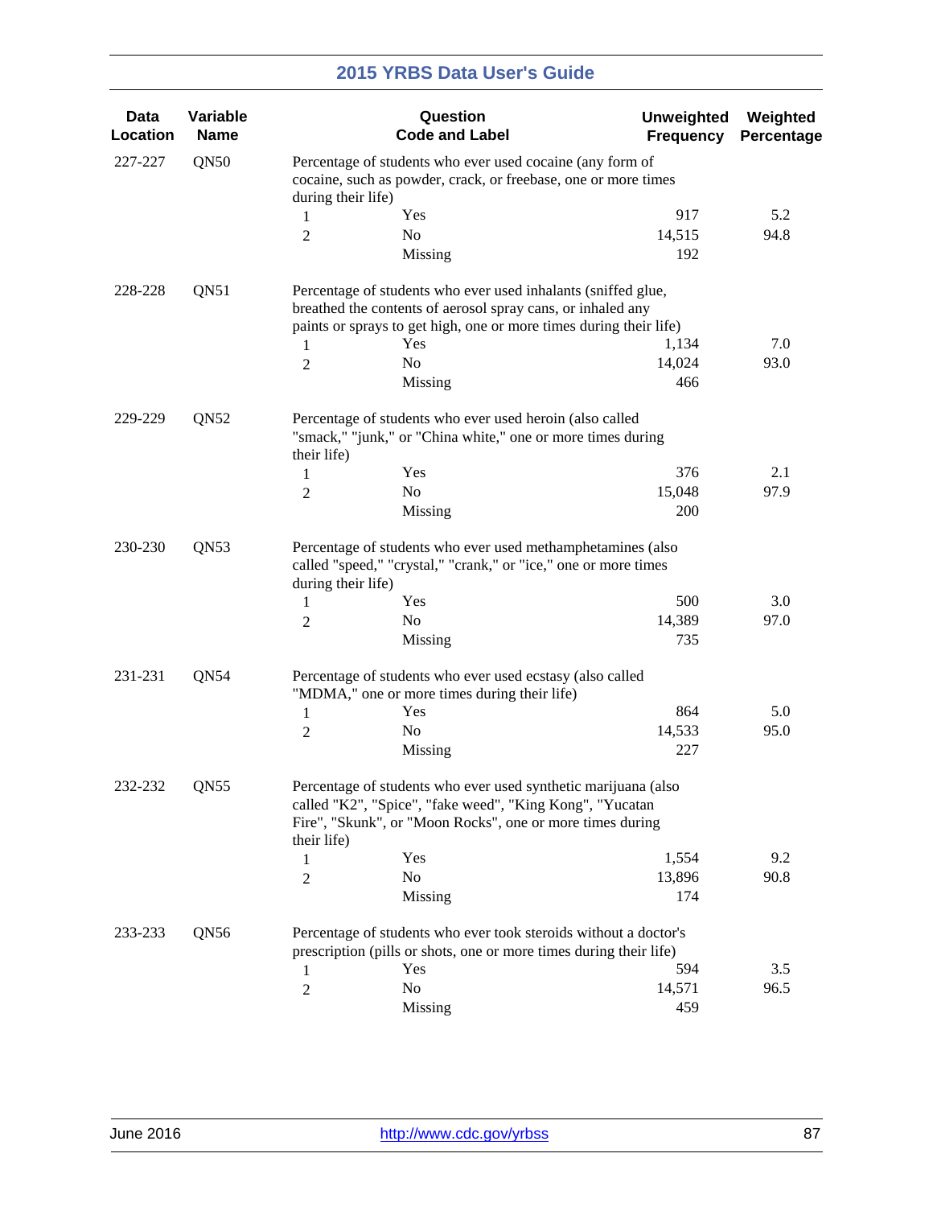| Data Location | Variable Name | Question Code and Label | | Unweighted Frequency | Weighted Percentage |
|---|---|---|---|---|---|
| 227-227 | QN50 | Percentage of students who ever used cocaine (any form of cocaine, such as powder, crack, or freebase, one or more times during their life) | | | |
| | | 1 | Yes | 917 | 5.2 |
| | | 2 | No | 14,515 | 94.8 |
| | | | Missing | 192 | |
| 228-228 | QN51 | Percentage of students who ever used inhalants (sniffed glue, breathed the contents of aerosol spray cans, or inhaled any paints or sprays to get high, one or more times during their life) | | | |
| | | 1 | Yes | 1,134 | 7.0 |
| | | 2 | No | 14,024 | 93.0 |
| | | | Missing | 466 | |
| 229-229 | QN52 | Percentage of students who ever used heroin (also called "smack," "junk," or "China white," one or more times during their life) | | | |
| | | 1 | Yes | 376 | 2.1 |
| | | 2 | No | 15,048 | 97.9 |
| | | | Missing | 200 | |
| 230-230 | QN53 | Percentage of students who ever used methamphetamines (also called "speed," "crystal," "crank," or "ice," one or more times during their life) | | | |
| | | 1 | Yes | 500 | 3.0 |
| | | 2 | No | 14,389 | 97.0 |
| | | | Missing | 735 | |
| 231-231 | QN54 | Percentage of students who ever used ecstasy (also called "MDMA," one or more times during their life) | | | |
| | | 1 | Yes | 864 | 5.0 |
| | | 2 | No | 14,533 | 95.0 |
| | | | Missing | 227 | |
| 232-232 | QN55 | Percentage of students who ever used synthetic marijuana (also called "K2", "Spice", "fake weed", "King Kong", "Yucatan Fire", "Skunk", or "Moon Rocks", one or more times during their life) | | | |
| | | 1 | Yes | 1,554 | 9.2 |
| | | 2 | No | 13,896 | 90.8 |
| | | | Missing | 174 | |
| 233-233 | QN56 | Percentage of students who ever took steroids without a doctor's prescription (pills or shots, one or more times during their life) | | | |
| | | 1 | Yes | 594 | 3.5 |
| | | 2 | No | 14,571 | 96.5 |
| | | | Missing | 459 | |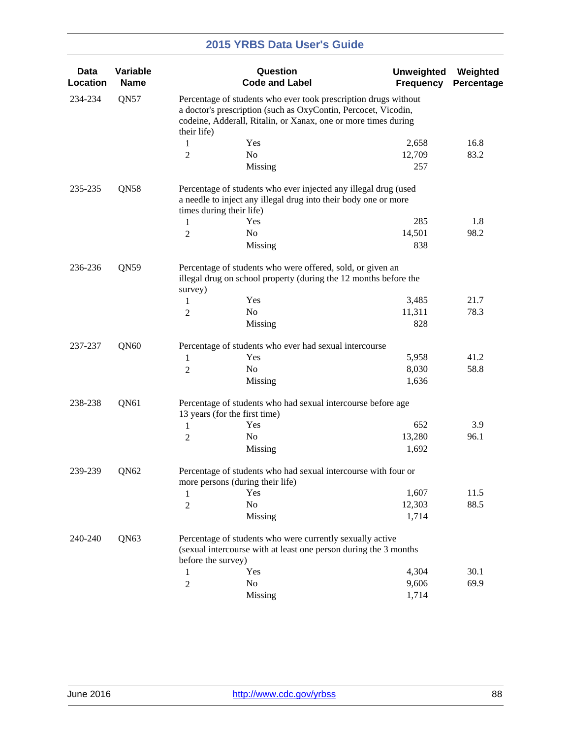| Data Location | Variable Name | Question Code and Label | | Unweighted Frequency | Weighted Percentage |
|---|---|---|---|---|---|
| 234-234 | QN57 | Percentage of students who ever took prescription drugs without a doctor's prescription (such as OxyContin, Percocet, Vicodin, codeine, Adderall, Ritalin, or Xanax, one or more times during their life) | | | |
| | | 1 | Yes | 2,658 | 16.8 |
| | | 2 | No | 12,709 | 83.2 |
| | | | Missing | 257 | |
| 235-235 | QN58 | Percentage of students who ever injected any illegal drug (used a needle to inject any illegal drug into their body one or more times during their life) | | | |
| | | 1 | Yes | 285 | 1.8 |
| | | 2 | No | 14,501 | 98.2 |
| | | | Missing | 838 | |
| 236-236 | QN59 | Percentage of students who were offered, sold, or given an illegal drug on school property (during the 12 months before the survey) | | | |
| | | 1 | Yes | 3,485 | 21.7 |
| | | 2 | No | 11,311 | 78.3 |
| | | | Missing | 828 | |
| 237-237 | QN60 | Percentage of students who ever had sexual intercourse | | | |
| | | 1 | Yes | 5,958 | 41.2 |
| | | 2 | No | 8,030 | 58.8 |
| | | | Missing | 1,636 | |
| 238-238 | QN61 | Percentage of students who had sexual intercourse before age 13 years (for the first time) | | | |
| | | 1 | Yes | 652 | 3.9 |
| | | 2 | No | 13,280 | 96.1 |
| | | | Missing | 1,692 | |
| 239-239 | QN62 | Percentage of students who had sexual intercourse with four or more persons (during their life) | | | |
| | | 1 | Yes | 1,607 | 11.5 |
| | | 2 | No | 12,303 | 88.5 |
| | | | Missing | 1,714 | |
| 240-240 | QN63 | Percentage of students who were currently sexually active (sexual intercourse with at least one person during the 3 months before the survey) | | | |
| | | 1 | Yes | 4,304 | 30.1 |
| | | 2 | No | 9,606 | 69.9 |
| | | | Missing | 1,714 | |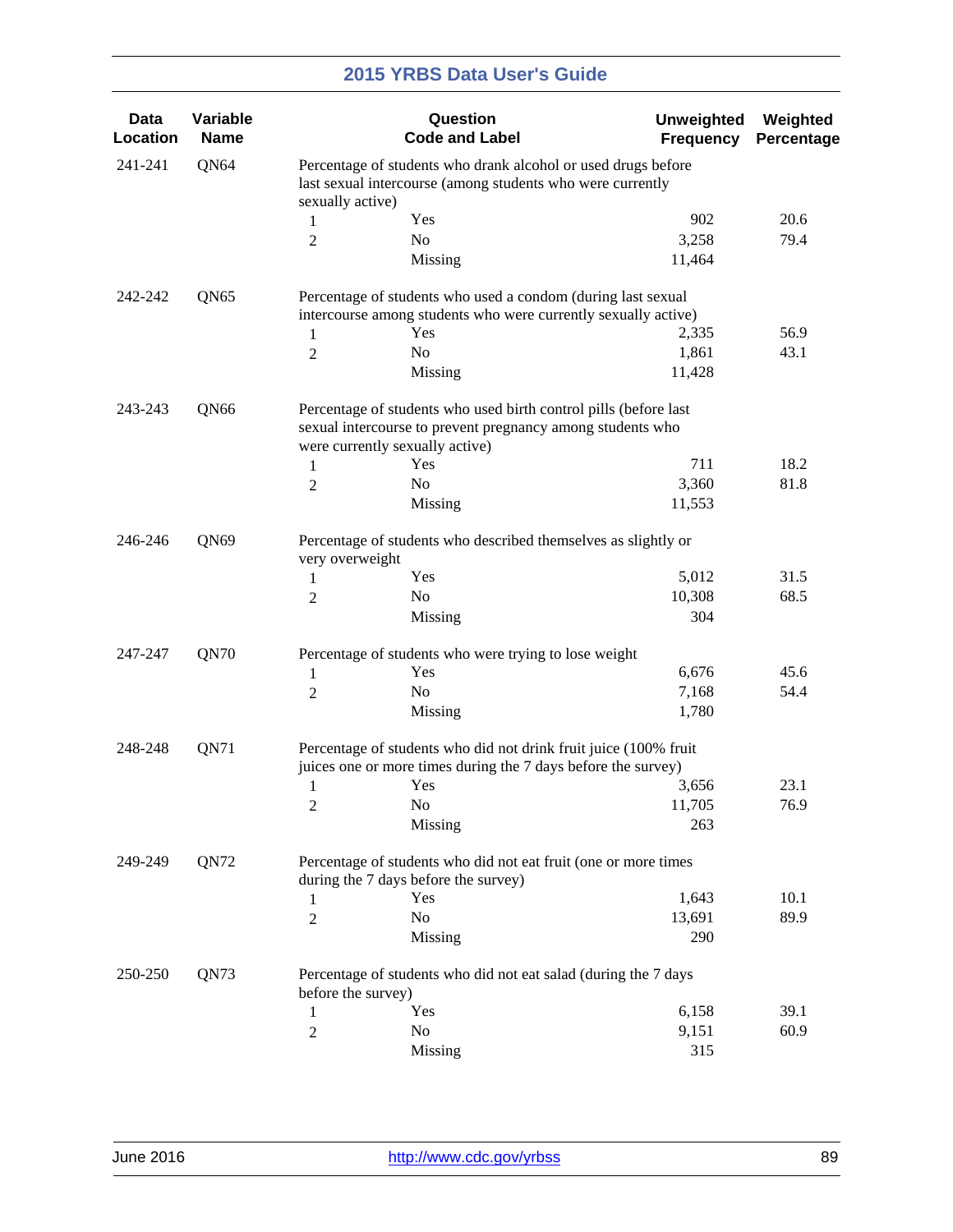| Data Location | Variable Name | Question Code and Label | | Unweighted Frequency | Weighted Percentage |
|---|---|---|---|---|---|
| 241-241 | QN64 | Percentage of students who drank alcohol or used drugs before last sexual intercourse (among students who were currently sexually active) | | | |
| | | 1 | Yes | 902 | 20.6 |
| | | 2 | No | 3,258 | 79.4 |
| | | | Missing | 11,464 | |
| 242-242 | QN65 | Percentage of students who used a condom (during last sexual intercourse among students who were currently sexually active) | | | |
| | | 1 | Yes | 2,335 | 56.9 |
| | | 2 | No | 1,861 | 43.1 |
| | | | Missing | 11,428 | |
| 243-243 | QN66 | Percentage of students who used birth control pills (before last sexual intercourse to prevent pregnancy among students who were currently sexually active) | | | |
| | | 1 | Yes | 711 | 18.2 |
| | | 2 | No | 3,360 | 81.8 |
| | | | Missing | 11,553 | |
| 246-246 | QN69 | Percentage of students who described themselves as slightly or very overweight | | | |
| | | 1 | Yes | 5,012 | 31.5 |
| | | 2 | No | 10,308 | 68.5 |
| | | | Missing | 304 | |
| 247-247 | QN70 | Percentage of students who were trying to lose weight | | | |
| | | 1 | Yes | 6,676 | 45.6 |
| | | 2 | No | 7,168 | 54.4 |
| | | | Missing | 1,780 | |
| 248-248 | QN71 | Percentage of students who did not drink fruit juice (100% fruit juices one or more times during the 7 days before the survey) | | | |
| | | 1 | Yes | 3,656 | 23.1 |
| | | 2 | No | 11,705 | 76.9 |
| | | | Missing | 263 | |
| 249-249 | QN72 | Percentage of students who did not eat fruit (one or more times during the 7 days before the survey) | | | |
| | | 1 | Yes | 1,643 | 10.1 |
| | | 2 | No | 13,691 | 89.9 |
| | | | Missing | 290 | |
| 250-250 | QN73 | Percentage of students who did not eat salad (during the 7 days before the survey) | | | |
| | | 1 | Yes | 6,158 | 39.1 |
| | | 2 | No | 9,151 | 60.9 |
| | | | Missing | 315 | |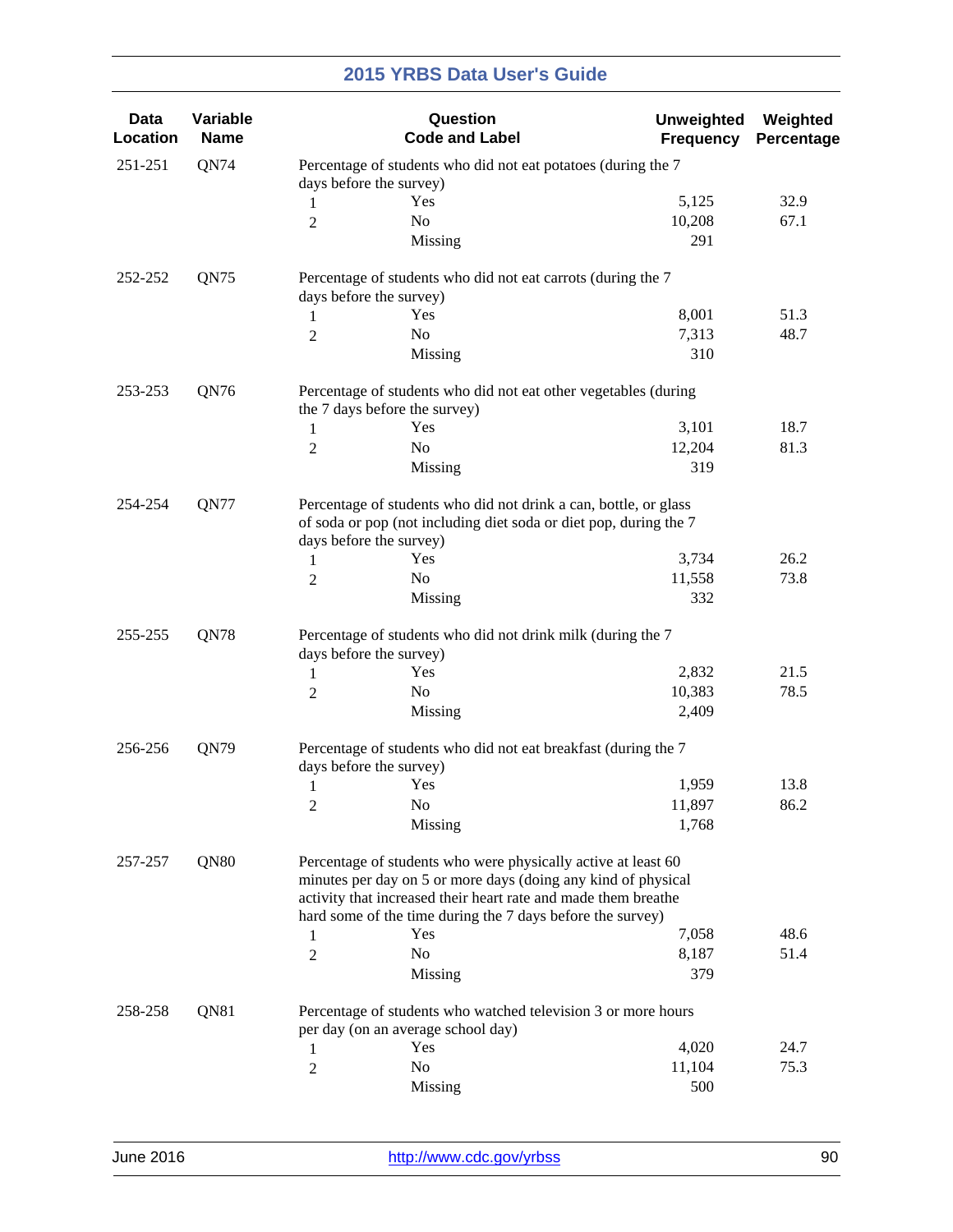| Data Location | Variable Name | Question Code and Label | | Unweighted Frequency | Weighted Percentage |
|---|---|---|---|---|---|
| 251-251 | QN74 | Percentage of students who did not eat potatoes (during the 7 days before the survey) | | | |
| | | 1 | Yes | 5,125 | 32.9 |
| | | 2 | No | 10,208 | 67.1 |
| | | | Missing | 291 | |
| 252-252 | QN75 | Percentage of students who did not eat carrots (during the 7 days before the survey) | | | |
| | | 1 | Yes | 8,001 | 51.3 |
| | | 2 | No | 7,313 | 48.7 |
| | | | Missing | 310 | |
| 253-253 | QN76 | Percentage of students who did not eat other vegetables (during the 7 days before the survey) | | | |
| | | 1 | Yes | 3,101 | 18.7 |
| | | 2 | No | 12,204 | 81.3 |
| | | | Missing | 319 | |
| 254-254 | QN77 | Percentage of students who did not drink a can, bottle, or glass of soda or pop (not including diet soda or diet pop, during the 7 days before the survey) | | | |
| | | 1 | Yes | 3,734 | 26.2 |
| | | 2 | No | 11,558 | 73.8 |
| | | | Missing | 332 | |
| 255-255 | QN78 | Percentage of students who did not drink milk (during the 7 days before the survey) | | | |
| | | 1 | Yes | 2,832 | 21.5 |
| | | 2 | No | 10,383 | 78.5 |
| | | | Missing | 2,409 | |
| 256-256 | QN79 | Percentage of students who did not eat breakfast (during the 7 days before the survey) | | | |
| | | 1 | Yes | 1,959 | 13.8 |
| | | 2 | No | 11,897 | 86.2 |
| | | | Missing | 1,768 | |
| 257-257 | QN80 | Percentage of students who were physically active at least 60 minutes per day on 5 or more days (doing any kind of physical activity that increased their heart rate and made them breathe hard some of the time during the 7 days before the survey) | | | |
| | | 1 | Yes | 7,058 | 48.6 |
| | | 2 | No | 8,187 | 51.4 |
| | | | Missing | 379 | |
| 258-258 | QN81 | Percentage of students who watched television 3 or more hours per day (on an average school day) | | | |
| | | 1 | Yes | 4,020 | 24.7 |
| | | 2 | No | 11,104 | 75.3 |
| | | | Missing | 500 | |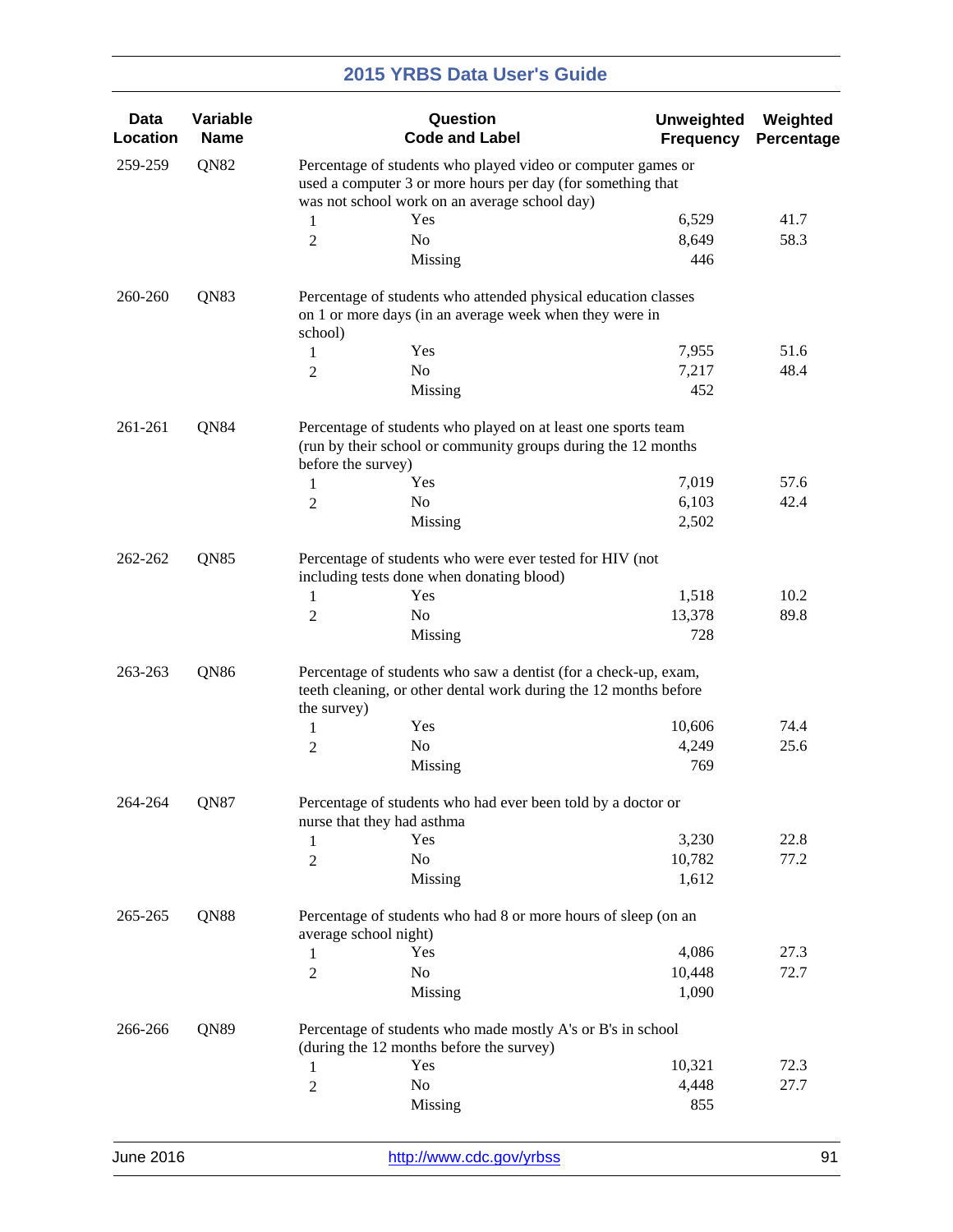| Data Location | Variable Name | Question Code and Label | | Unweighted Frequency | Weighted Percentage |
|---|---|---|---|---|---|
| 259-259 | QN82 | Percentage of students who played video or computer games or used a computer 3 or more hours per day (for something that was not school work on an average school day) | | | |
| | | 1 | Yes | 6,529 | 41.7 |
| | | 2 | No | 8,649 | 58.3 |
| | | | Missing | 446 | |
| 260-260 | QN83 | Percentage of students who attended physical education classes on 1 or more days (in an average week when they were in school) | | | |
| | | 1 | Yes | 7,955 | 51.6 |
| | | 2 | No | 7,217 | 48.4 |
| | | | Missing | 452 | |
| 261-261 | QN84 | Percentage of students who played on at least one sports team (run by their school or community groups during the 12 months before the survey) | | | |
| | | 1 | Yes | 7,019 | 57.6 |
| | | 2 | No | 6,103 | 42.4 |
| | | | Missing | 2,502 | |
| 262-262 | QN85 | Percentage of students who were ever tested for HIV (not including tests done when donating blood) | | | |
| | | 1 | Yes | 1,518 | 10.2 |
| | | 2 | No | 13,378 | 89.8 |
| | | | Missing | 728 | |
| 263-263 | QN86 | Percentage of students who saw a dentist (for a check-up, exam, teeth cleaning, or other dental work during the 12 months before the survey) | | | |
| | | 1 | Yes | 10,606 | 74.4 |
| | | 2 | No | 4,249 | 25.6 |
| | | | Missing | 769 | |
| 264-264 | QN87 | Percentage of students who had ever been told by a doctor or nurse that they had asthma | | | |
| | | 1 | Yes | 3,230 | 22.8 |
| | | 2 | No | 10,782 | 77.2 |
| | | | Missing | 1,612 | |
| 265-265 | QN88 | Percentage of students who had 8 or more hours of sleep (on an average school night) | | | |
| | | 1 | Yes | 4,086 | 27.3 |
| | | 2 | No | 10,448 | 72.7 |
| | | | Missing | 1,090 | |
| 266-266 | QN89 | Percentage of students who made mostly A's or B's in school (during the 12 months before the survey) | | | |
| | | 1 | Yes | 10,321 | 72.3 |
| | | 2 | No | 4,448 | 27.7 |
| | | | Missing | 855 | |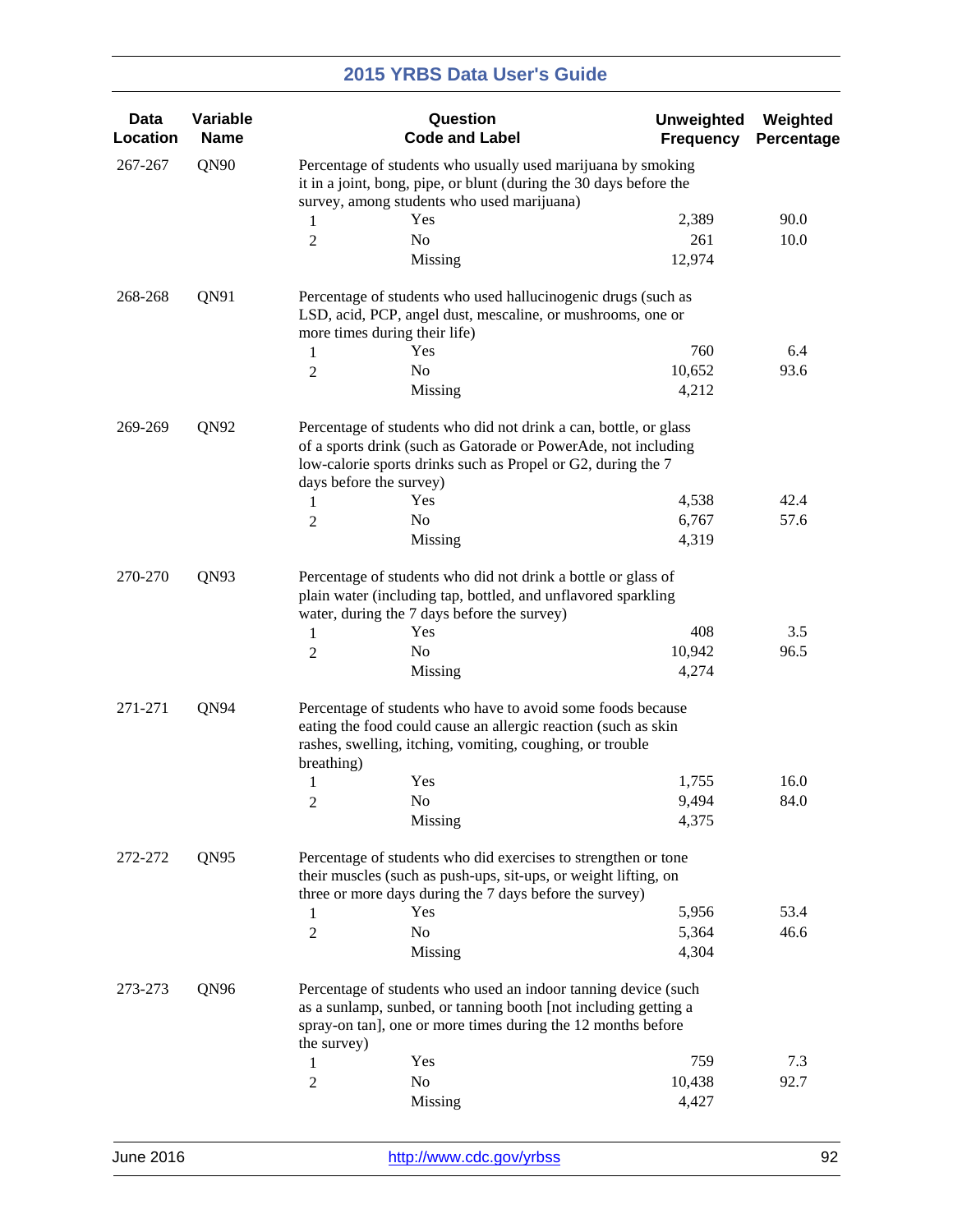| Data Location | Variable Name | Question Code and Label | | Unweighted Frequency | Weighted Percentage |
|---|---|---|---|---|---|
| 267-267 | QN90 | Percentage of students who usually used marijuana by smoking it in a joint, bong, pipe, or blunt (during the 30 days before the survey, among students who used marijuana) | | | |
| | | 1 | Yes | 2,389 | 90.0 |
| | | 2 | No | 261 | 10.0 |
| | | | Missing | 12,974 | |
| 268-268 | QN91 | Percentage of students who used hallucinogenic drugs (such as LSD, acid, PCP, angel dust, mescaline, or mushrooms, one or more times during their life) | | | |
| | | 1 | Yes | 760 | 6.4 |
| | | 2 | No | 10,652 | 93.6 |
| | | | Missing | 4,212 | |
| 269-269 | QN92 | Percentage of students who did not drink a can, bottle, or glass of a sports drink (such as Gatorade or PowerAde, not including low-calorie sports drinks such as Propel or G2, during the 7 days before the survey) | | | |
| | | 1 | Yes | 4,538 | 42.4 |
| | | 2 | No | 6,767 | 57.6 |
| | | | Missing | 4,319 | |
| 270-270 | QN93 | Percentage of students who did not drink a bottle or glass of plain water (including tap, bottled, and unflavored sparkling water, during the 7 days before the survey) | | | |
| | | 1 | Yes | 408 | 3.5 |
| | | 2 | No | 10,942 | 96.5 |
| | | | Missing | 4,274 | |
| 271-271 | QN94 | Percentage of students who have to avoid some foods because eating the food could cause an allergic reaction (such as skin rashes, swelling, itching, vomiting, coughing, or trouble breathing) | | | |
| | | 1 | Yes | 1,755 | 16.0 |
| | | 2 | No | 9,494 | 84.0 |
| | | | Missing | 4,375 | |
| 272-272 | QN95 | Percentage of students who did exercises to strengthen or tone their muscles (such as push-ups, sit-ups, or weight lifting, on three or more days during the 7 days before the survey) | | | |
| | | 1 | Yes | 5,956 | 53.4 |
| | | 2 | No | 5,364 | 46.6 |
| | | | Missing | 4,304 | |
| 273-273 | QN96 | Percentage of students who used an indoor tanning device (such as a sunlamp, sunbed, or tanning booth [not including getting a spray-on tan], one or more times during the 12 months before the survey) | | | |
| | | 1 | Yes | 759 | 7.3 |
| | | 2 | No | 10,438 | 92.7 |
| | | | Missing | 4,427 | |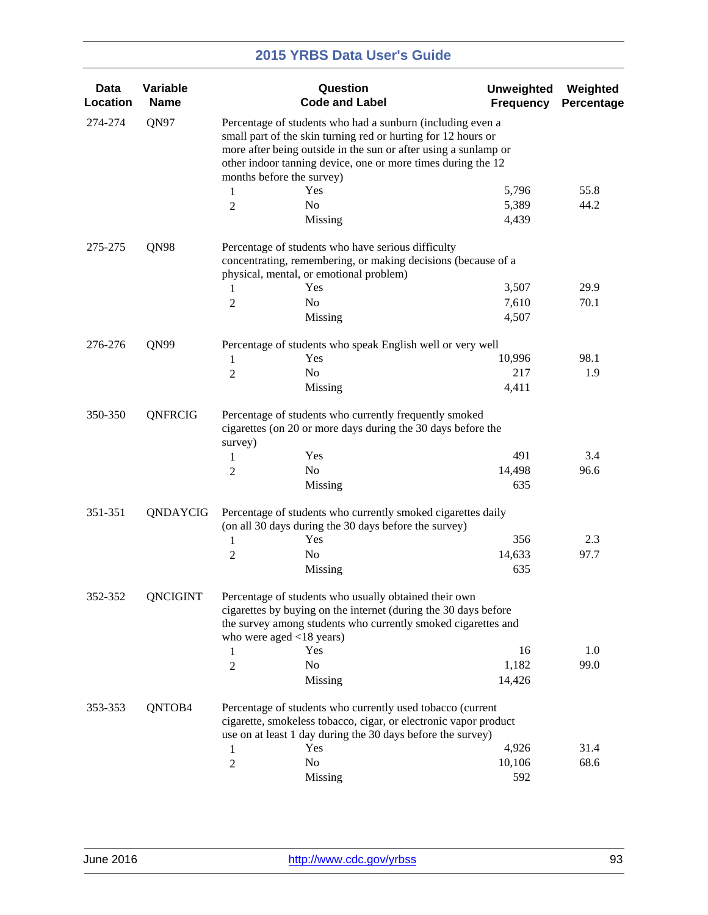| Data Location | Variable Name | Question Code and Label | | Unweighted Frequency | Weighted Percentage |
|---|---|---|---|---|---|
| 274-274 | QN97 | Percentage of students who had a sunburn (including even a small part of the skin turning red or hurting for 12 hours or more after being outside in the sun or after using a sunlamp or other indoor tanning device, one or more times during the 12 months before the survey) | | | |
| | | 1 | Yes | 5,796 | 55.8 |
| | | 2 | No | 5,389 | 44.2 |
| | | | Missing | 4,439 | |
| 275-275 | QN98 | Percentage of students who have serious difficulty concentrating, remembering, or making decisions (because of a physical, mental, or emotional problem) | | | |
| | | 1 | Yes | 3,507 | 29.9 |
| | | 2 | No | 7,610 | 70.1 |
| | | | Missing | 4,507 | |
| 276-276 | QN99 | Percentage of students who speak English well or very well | | | |
| | | 1 | Yes | 10,996 | 98.1 |
| | | 2 | No | 217 | 1.9 |
| | | | Missing | 4,411 | |
| 350-350 | QNFRCIG | Percentage of students who currently frequently smoked cigarettes (on 20 or more days during the 30 days before the survey) | | | |
| | | 1 | Yes | 491 | 3.4 |
| | | 2 | No | 14,498 | 96.6 |
| | | | Missing | 635 | |
| 351-351 | QNDAYCIG | Percentage of students who currently smoked cigarettes daily (on all 30 days during the 30 days before the survey) | | | |
| | | 1 | Yes | 356 | 2.3 |
| | | 2 | No | 14,633 | 97.7 |
| | | | Missing | 635 | |
| 352-352 | QNCIGINT | Percentage of students who usually obtained their own cigarettes by buying on the internet (during the 30 days before the survey among students who currently smoked cigarettes and who were aged <18 years) | | | |
| | | 1 | Yes | 16 | 1.0 |
| | | 2 | No | 1,182 | 99.0 |
| | | | Missing | 14,426 | |
| 353-353 | QNTOB4 | Percentage of students who currently used tobacco (current cigarette, smokeless tobacco, cigar, or electronic vapor product use on at least 1 day during the 30 days before the survey) | | | |
| | | 1 | Yes | 4,926 | 31.4 |
| | | 2 | No | 10,106 | 68.6 |
| | | | Missing | 592 | |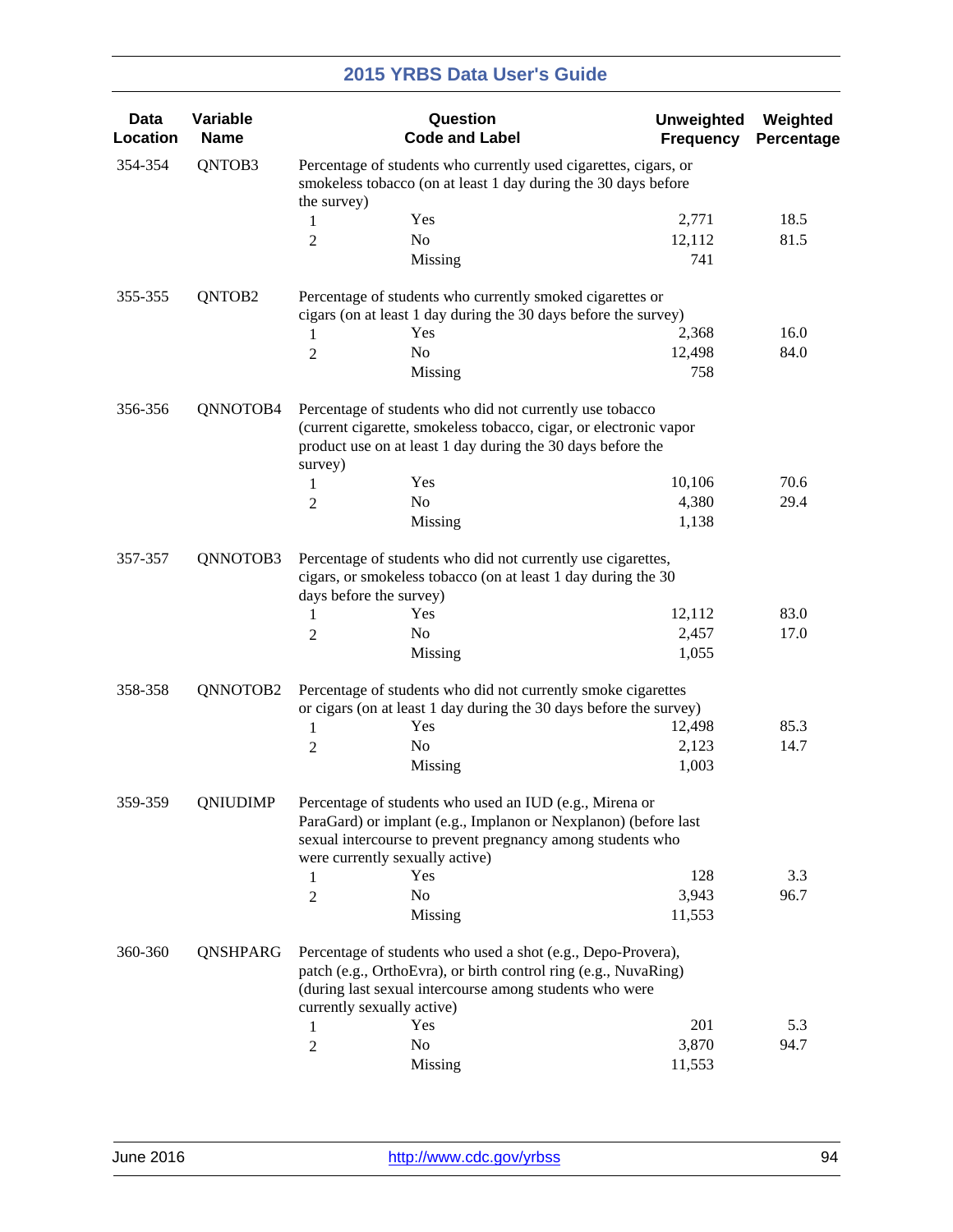| Data Location | Variable Name | Question Code and Label | | Unweighted Frequency | Weighted Percentage |
|---|---|---|---|---|---|
| 354-354 | QNTOB3 | Percentage of students who currently used cigarettes, cigars, or smokeless tobacco (on at least 1 day during the 30 days before the survey) | | | |
| | | 1 | Yes | 2,771 | 18.5 |
| | | 2 | No | 12,112 | 81.5 |
| | | | Missing | 741 | |
| 355-355 | QNTOB2 | Percentage of students who currently smoked cigarettes or cigars (on at least 1 day during the 30 days before the survey) | | | |
| | | 1 | Yes | 2,368 | 16.0 |
| | | 2 | No | 12,498 | 84.0 |
| | | | Missing | 758 | |
| 356-356 | QNNOTOB4 | Percentage of students who did not currently use tobacco (current cigarette, smokeless tobacco, cigar, or electronic vapor product use on at least 1 day during the 30 days before the survey) | | | |
| | | 1 | Yes | 10,106 | 70.6 |
| | | 2 | No | 4,380 | 29.4 |
| | | | Missing | 1,138 | |
| 357-357 | QNNOTOB3 | Percentage of students who did not currently use cigarettes, cigars, or smokeless tobacco (on at least 1 day during the 30 days before the survey) | | | |
| | | 1 | Yes | 12,112 | 83.0 |
| | | 2 | No | 2,457 | 17.0 |
| | | | Missing | 1,055 | |
| 358-358 | QNNOTOB2 | Percentage of students who did not currently smoke cigarettes or cigars (on at least 1 day during the 30 days before the survey) | | | |
| | | 1 | Yes | 12,498 | 85.3 |
| | | 2 | No | 2,123 | 14.7 |
| | | | Missing | 1,003 | |
| 359-359 | QNIUDIMP | Percentage of students who used an IUD (e.g., Mirena or ParaGard) or implant (e.g., Implanon or Nexplanon) (before last sexual intercourse to prevent pregnancy among students who were currently sexually active) | | | |
| | | 1 | Yes | 128 | 3.3 |
| | | 2 | No | 3,943 | 96.7 |
| | | | Missing | 11,553 | |
| 360-360 | QNSHPARG | Percentage of students who used a shot (e.g., Depo-Provera), patch (e.g., OrthoEvra), or birth control ring (e.g., NuvaRing) (during last sexual intercourse among students who were currently sexually active) | | | |
| | | 1 | Yes | 201 | 5.3 |
| | | 2 | No | 3,870 | 94.7 |
| | | | Missing | 11,553 | |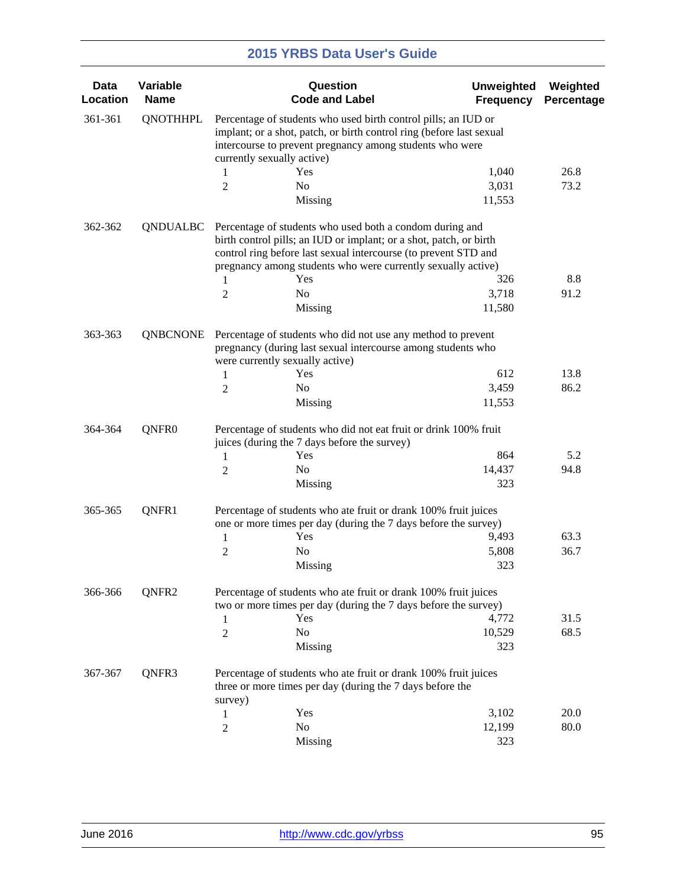| Data Location | Variable Name | Question Code and Label | | Unweighted Frequency | Weighted Percentage |
|---|---|---|---|---|---|
| 361-361 | QNOTHHPL | Percentage of students who used birth control pills; an IUD or implant; or a shot, patch, or birth control ring (before last sexual intercourse to prevent pregnancy among students who were currently sexually active) | | | |
| | | 1 | Yes | 1,040 | 26.8 |
| | | 2 | No | 3,031 | 73.2 |
| | | | Missing | 11,553 | |
| 362-362 | QNDUALBC | Percentage of students who used both a condom during and birth control pills; an IUD or implant; or a shot, patch, or birth control ring before last sexual intercourse (to prevent STD and pregnancy among students who were currently sexually active) | | | |
| | | 1 | Yes | 326 | 8.8 |
| | | 2 | No | 3,718 | 91.2 |
| | | | Missing | 11,580 | |
| 363-363 | QNBCNONE | Percentage of students who did not use any method to prevent pregnancy (during last sexual intercourse among students who were currently sexually active) | | | |
| | | 1 | Yes | 612 | 13.8 |
| | | 2 | No | 3,459 | 86.2 |
| | | | Missing | 11,553 | |
| 364-364 | QNFR0 | Percentage of students who did not eat fruit or drink 100% fruit juices (during the 7 days before the survey) | | | |
| | | 1 | Yes | 864 | 5.2 |
| | | 2 | No | 14,437 | 94.8 |
| | | | Missing | 323 | |
| 365-365 | QNFR1 | Percentage of students who ate fruit or drank 100% fruit juices one or more times per day (during the 7 days before the survey) | | | |
| | | 1 | Yes | 9,493 | 63.3 |
| | | 2 | No | 5,808 | 36.7 |
| | | | Missing | 323 | |
| 366-366 | QNFR2 | Percentage of students who ate fruit or drank 100% fruit juices two or more times per day (during the 7 days before the survey) | | | |
| | | 1 | Yes | 4,772 | 31.5 |
| | | 2 | No | 10,529 | 68.5 |
| | | | Missing | 323 | |
| 367-367 | QNFR3 | Percentage of students who ate fruit or drank 100% fruit juices three or more times per day (during the 7 days before the survey) | | | |
| | | 1 | Yes | 3,102 | 20.0 |
| | | 2 | No | 12,199 | 80.0 |
| | | | Missing | 323 | |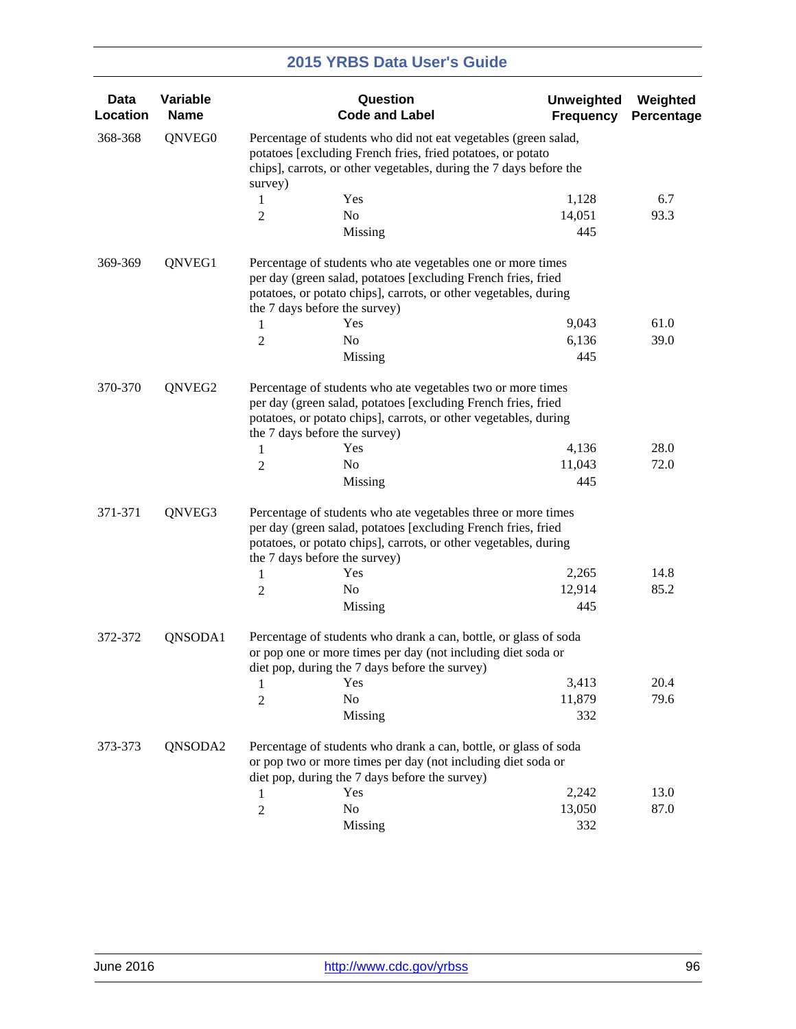| Data Location | Variable Name | Question Code and Label | | Unweighted Frequency | Weighted Percentage |
|---|---|---|---|---|---|
| 368-368 | QNVEG0 | Percentage of students who did not eat vegetables (green salad, potatoes [excluding French fries, fried potatoes, or potato chips], carrots, or other vegetables, during the 7 days before the survey) | | | |
| | | 1 | Yes | 1,128 | 6.7 |
| | | 2 | No | 14,051 | 93.3 |
| | | | Missing | 445 | |
| 369-369 | QNVEG1 | Percentage of students who ate vegetables one or more times per day (green salad, potatoes [excluding French fries, fried potatoes, or potato chips], carrots, or other vegetables, during the 7 days before the survey) | | | |
| | | 1 | Yes | 9,043 | 61.0 |
| | | 2 | No | 6,136 | 39.0 |
| | | | Missing | 445 | |
| 370-370 | QNVEG2 | Percentage of students who ate vegetables two or more times per day (green salad, potatoes [excluding French fries, fried potatoes, or potato chips], carrots, or other vegetables, during the 7 days before the survey) | | | |
| | | 1 | Yes | 4,136 | 28.0 |
| | | 2 | No | 11,043 | 72.0 |
| | | | Missing | 445 | |
| 371-371 | QNVEG3 | Percentage of students who ate vegetables three or more times per day (green salad, potatoes [excluding French fries, fried potatoes, or potato chips], carrots, or other vegetables, during the 7 days before the survey) | | | |
| | | 1 | Yes | 2,265 | 14.8 |
| | | 2 | No | 12,914 | 85.2 |
| | | | Missing | 445 | |
| 372-372 | QNSODA1 | Percentage of students who drank a can, bottle, or glass of soda or pop one or more times per day (not including diet soda or diet pop, during the 7 days before the survey) | | | |
| | | 1 | Yes | 3,413 | 20.4 |
| | | 2 | No | 11,879 | 79.6 |
| | | | Missing | 332 | |
| 373-373 | QNSODA2 | Percentage of students who drank a can, bottle, or glass of soda or pop two or more times per day (not including diet soda or diet pop, during the 7 days before the survey) | | | |
| | | 1 | Yes | 2,242 | 13.0 |
| | | 2 | No | 13,050 | 87.0 |
| | | | Missing | 332 | |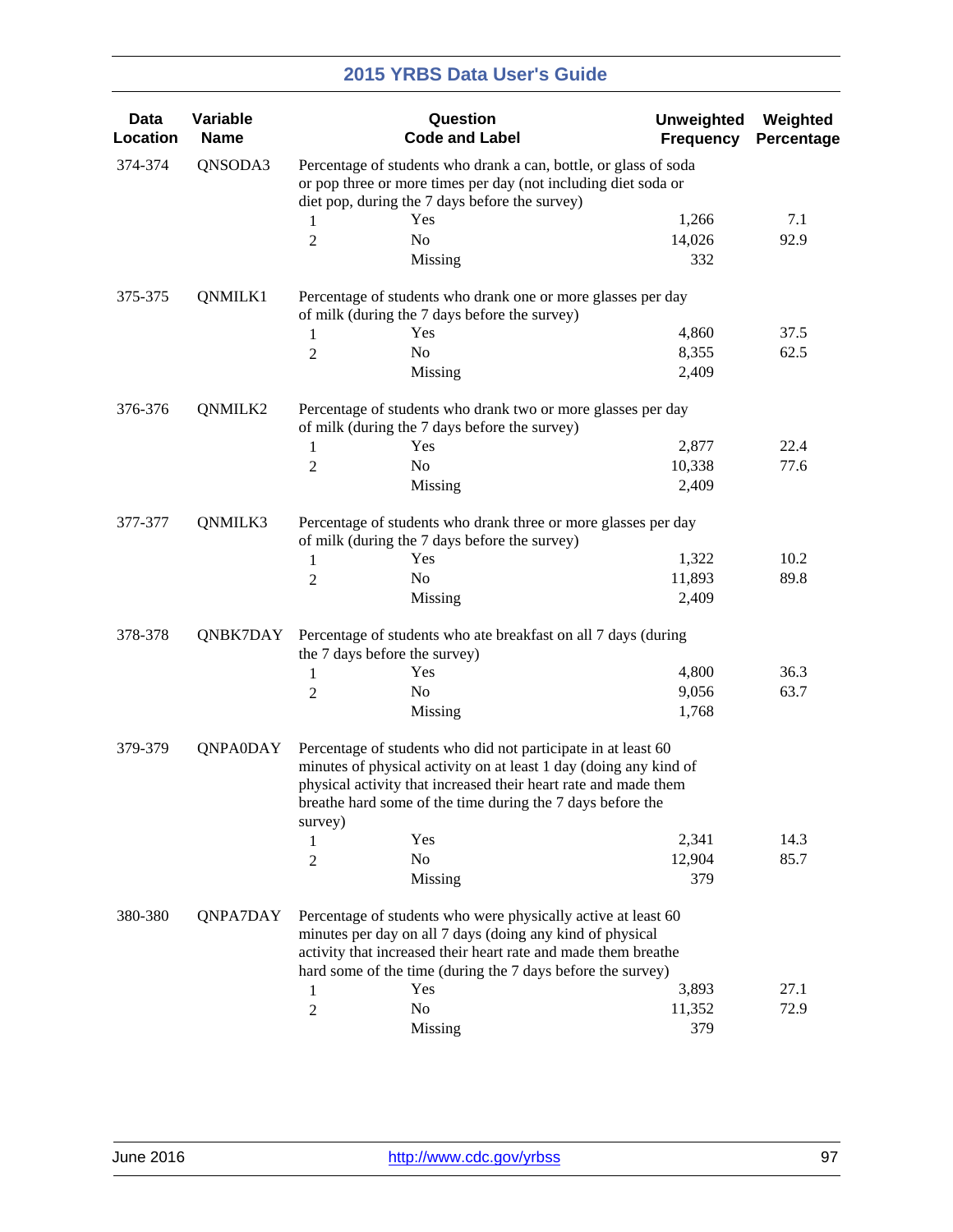| Data Location | Variable Name | Question Code and Label | | Unweighted Frequency | Weighted Percentage |
|---|---|---|---|---|---|
| 374-374 | QNSODA3 | Percentage of students who drank a can, bottle, or glass of soda or pop three or more times per day (not including diet soda or diet pop, during the 7 days before the survey) | | | |
| | | 1 | Yes | 1,266 | 7.1 |
| | | 2 | No | 14,026 | 92.9 |
| | | | Missing | 332 | |
| 375-375 | QNMILK1 | Percentage of students who drank one or more glasses per day of milk (during the 7 days before the survey) | | | |
| | | 1 | Yes | 4,860 | 37.5 |
| | | 2 | No | 8,355 | 62.5 |
| | | | Missing | 2,409 | |
| 376-376 | QNMILK2 | Percentage of students who drank two or more glasses per day of milk (during the 7 days before the survey) | | | |
| | | 1 | Yes | 2,877 | 22.4 |
| | | 2 | No | 10,338 | 77.6 |
| | | | Missing | 2,409 | |
| 377-377 | QNMILK3 | Percentage of students who drank three or more glasses per day of milk (during the 7 days before the survey) | | | |
| | | 1 | Yes | 1,322 | 10.2 |
| | | 2 | No | 11,893 | 89.8 |
| | | | Missing | 2,409 | |
| 378-378 | QNBK7DAY | Percentage of students who ate breakfast on all 7 days (during the 7 days before the survey) | | | |
| | | 1 | Yes | 4,800 | 36.3 |
| | | 2 | No | 9,056 | 63.7 |
| | | | Missing | 1,768 | |
| 379-379 | QNPA0DAY | Percentage of students who did not participate in at least 60 minutes of physical activity on at least 1 day (doing any kind of physical activity that increased their heart rate and made them breathe hard some of the time during the 7 days before the survey) | | | |
| | | 1 | Yes | 2,341 | 14.3 |
| | | 2 | No | 12,904 | 85.7 |
| | | | Missing | 379 | |
| 380-380 | QNPA7DAY | Percentage of students who were physically active at least 60 minutes per day on all 7 days (doing any kind of physical activity that increased their heart rate and made them breathe hard some of the time (during the 7 days before the survey) | | | |
| | | 1 | Yes | 3,893 | 27.1 |
| | | 2 | No | 11,352 | 72.9 |
| | | | Missing | 379 | |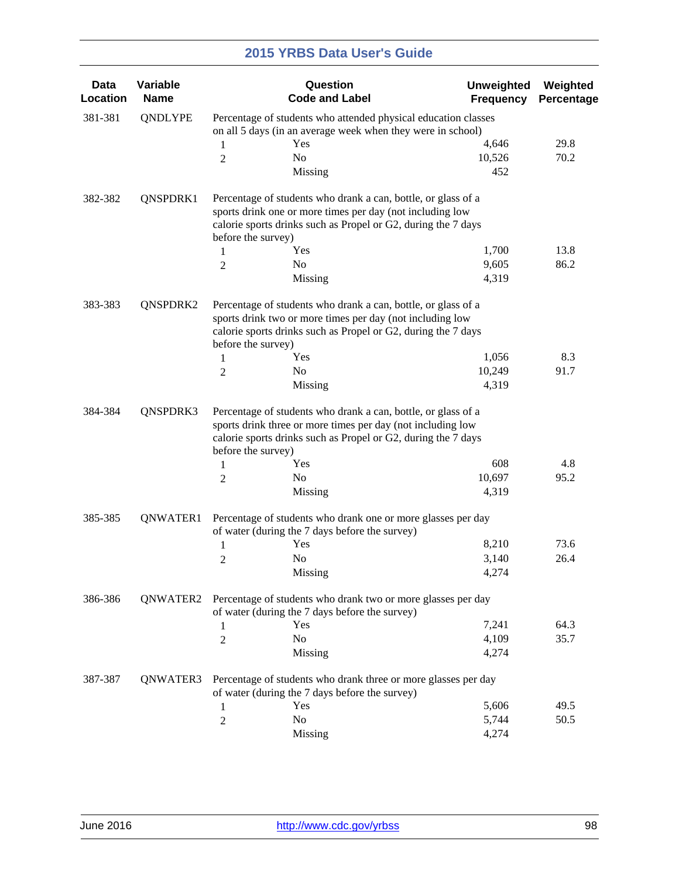| Data Location | Variable Name | Question Code and Label | | Unweighted Frequency | Weighted Percentage |
|---|---|---|---|---|---|
| 381-381 | QNDLYPE | Percentage of students who attended physical education classes on all 5 days (in an average week when they were in school) | | | |
| | | 1 | Yes | 4,646 | 29.8 |
| | | 2 | No | 10,526 | 70.2 |
| | | | Missing | 452 | |
| 382-382 | QNSPDRK1 | Percentage of students who drank a can, bottle, or glass of a sports drink one or more times per day (not including low calorie sports drinks such as Propel or G2, during the 7 days before the survey) | | | |
| | | 1 | Yes | 1,700 | 13.8 |
| | | 2 | No | 9,605 | 86.2 |
| | | | Missing | 4,319 | |
| 383-383 | QNSPDRK2 | Percentage of students who drank a can, bottle, or glass of a sports drink two or more times per day (not including low calorie sports drinks such as Propel or G2, during the 7 days before the survey) | | | |
| | | 1 | Yes | 1,056 | 8.3 |
| | | 2 | No | 10,249 | 91.7 |
| | | | Missing | 4,319 | |
| 384-384 | QNSPDRK3 | Percentage of students who drank a can, bottle, or glass of a sports drink three or more times per day (not including low calorie sports drinks such as Propel or G2, during the 7 days before the survey) | | | |
| | | 1 | Yes | 608 | 4.8 |
| | | 2 | No | 10,697 | 95.2 |
| | | | Missing | 4,319 | |
| 385-385 | QNWATER1 | Percentage of students who drank one or more glasses per day of water (during the 7 days before the survey) | | | |
| | | 1 | Yes | 8,210 | 73.6 |
| | | 2 | No | 3,140 | 26.4 |
| | | | Missing | 4,274 | |
| 386-386 | QNWATER2 | Percentage of students who drank two or more glasses per day of water (during the 7 days before the survey) | | | |
| | | 1 | Yes | 7,241 | 64.3 |
| | | 2 | No | 4,109 | 35.7 |
| | | | Missing | 4,274 | |
| 387-387 | QNWATER3 | Percentage of students who drank three or more glasses per day of water (during the 7 days before the survey) | | | |
| | | 1 | Yes | 5,606 | 49.5 |
| | | 2 | No | 5,744 | 50.5 |
| | | | Missing | 4,274 | |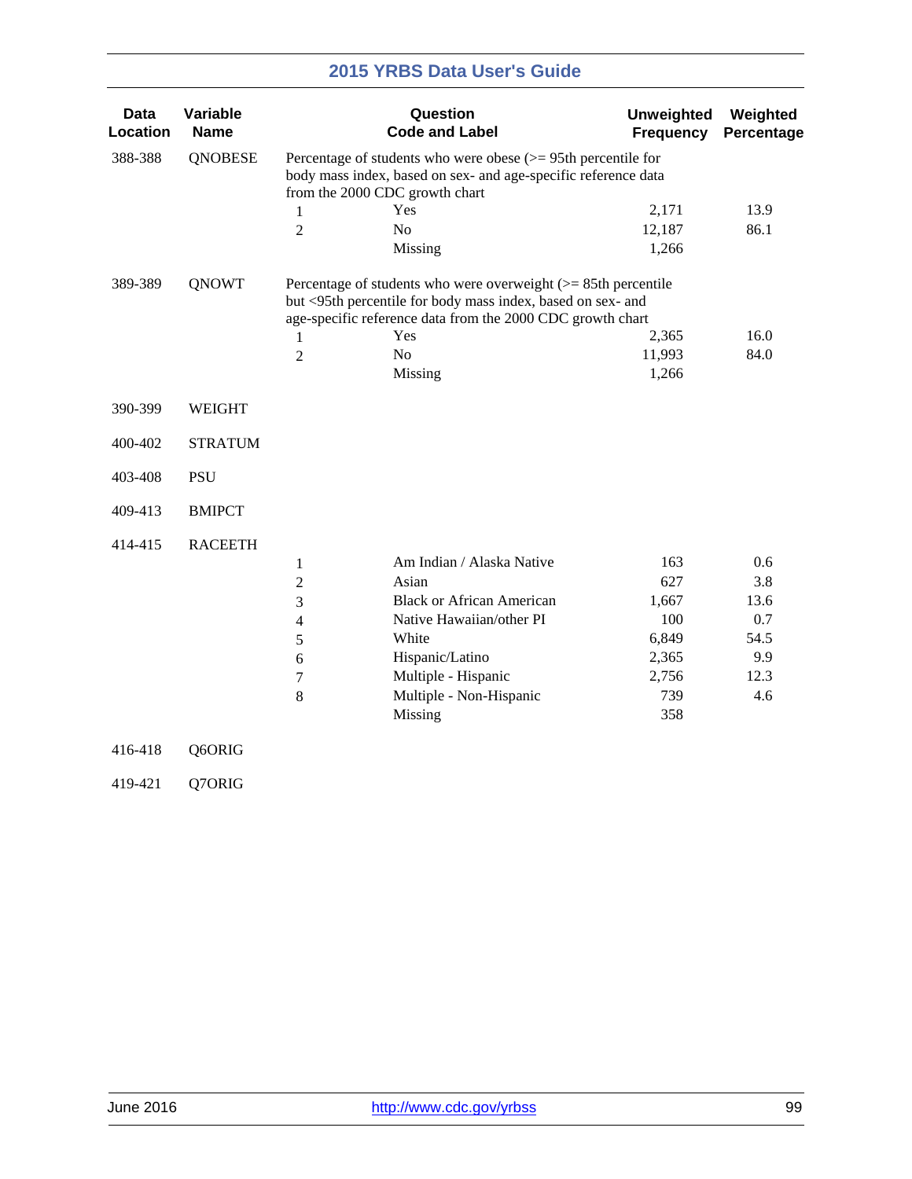| Data Location | Variable Name | Question Code and Label | | Unweighted Frequency | Weighted Percentage |
|---|---|---|---|---|---|
| 388-388 | QNOBESE | Percentage of students who were obese (>= 95th percentile for body mass index, based on sex- and age-specific reference data from the 2000 CDC growth chart | | | |
| | | 1 | Yes | 2,171 | 13.9 |
| | | 2 | No | 12,187 | 86.1 |
| | | | Missing | 1,266 | |
| 389-389 | QNOWT | Percentage of students who were overweight (>= 85th percentile but <95th percentile for body mass index, based on sex- and age-specific reference data from the 2000 CDC growth chart | | | |
| | | 1 | Yes | 2,365 | 16.0 |
| | | 2 | No | 11,993 | 84.0 |
| | | | Missing | 1,266 | |
| 390-399 | WEIGHT | | | | |
| 400-402 | STRATUM | | | | |
| 403-408 | PSU | | | | |
| 409-413 | BMIPCT | | | | |
| 414-415 | RACEETH | | | | |
| | | 1 | Am Indian / Alaska Native | 163 | 0.6 |
| | | 2 | Asian | 627 | 3.8 |
| | | 3 | Black or African American | 1,667 | 13.6 |
| | | 4 | Native Hawaiian/other PI | 100 | 0.7 |
| | | 5 | White | 6,849 | 54.5 |
| | | 6 | Hispanic/Latino | 2,365 | 9.9 |
| | | 7 | Multiple - Hispanic | 2,756 | 12.3 |
| | | 8 | Multiple - Non-Hispanic | 739 | 4.6 |
| | | | Missing | 358 | |
| 416-418 | Q6ORIG | | | | |
| 419-421 | Q7ORIG | | | | |